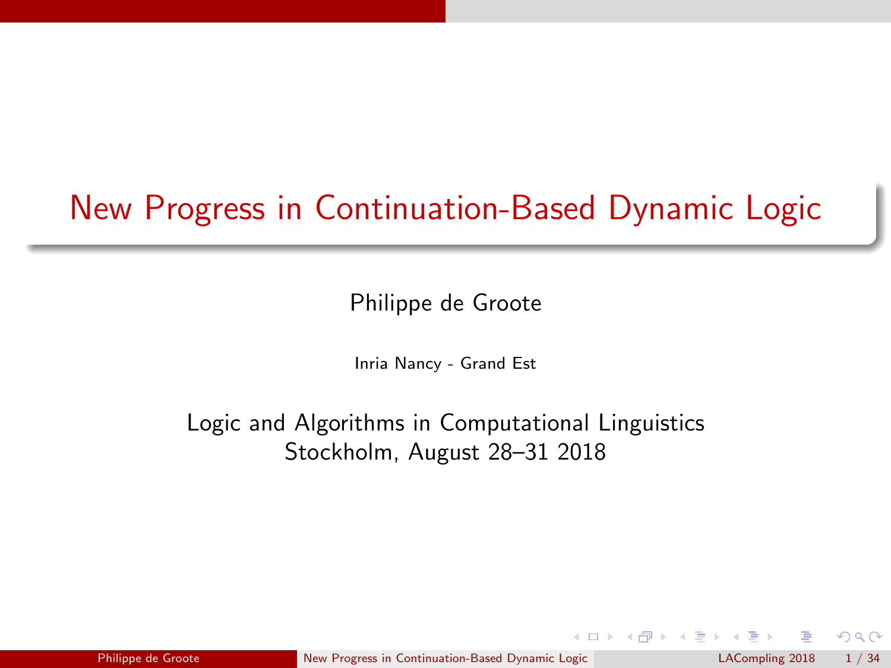# New Progress in Continuation-Based Dynamic Logic

Philippe de Groote

Inria Nancy - Grand Est

Logic and Algorithms in Computational Linguistics
Stockholm, August 28–31 2018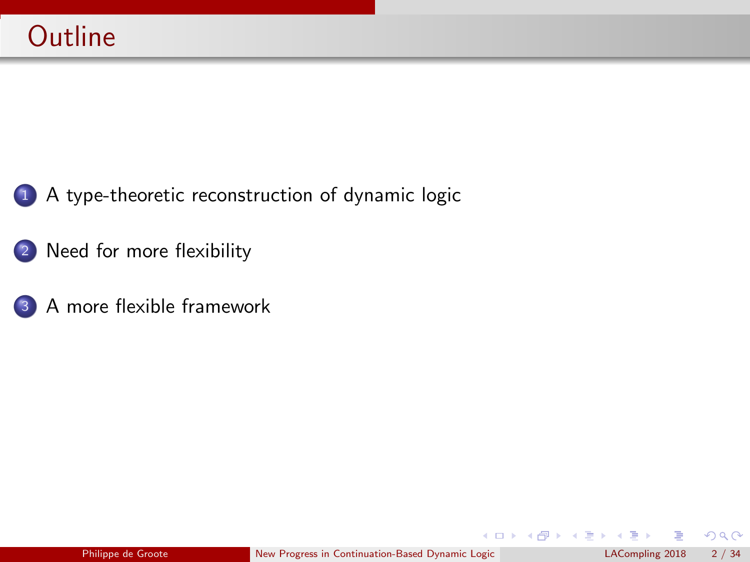# Outline

1. A type-theoretic reconstruction of dynamic logic
2. Need for more flexibility
3. A more flexible framework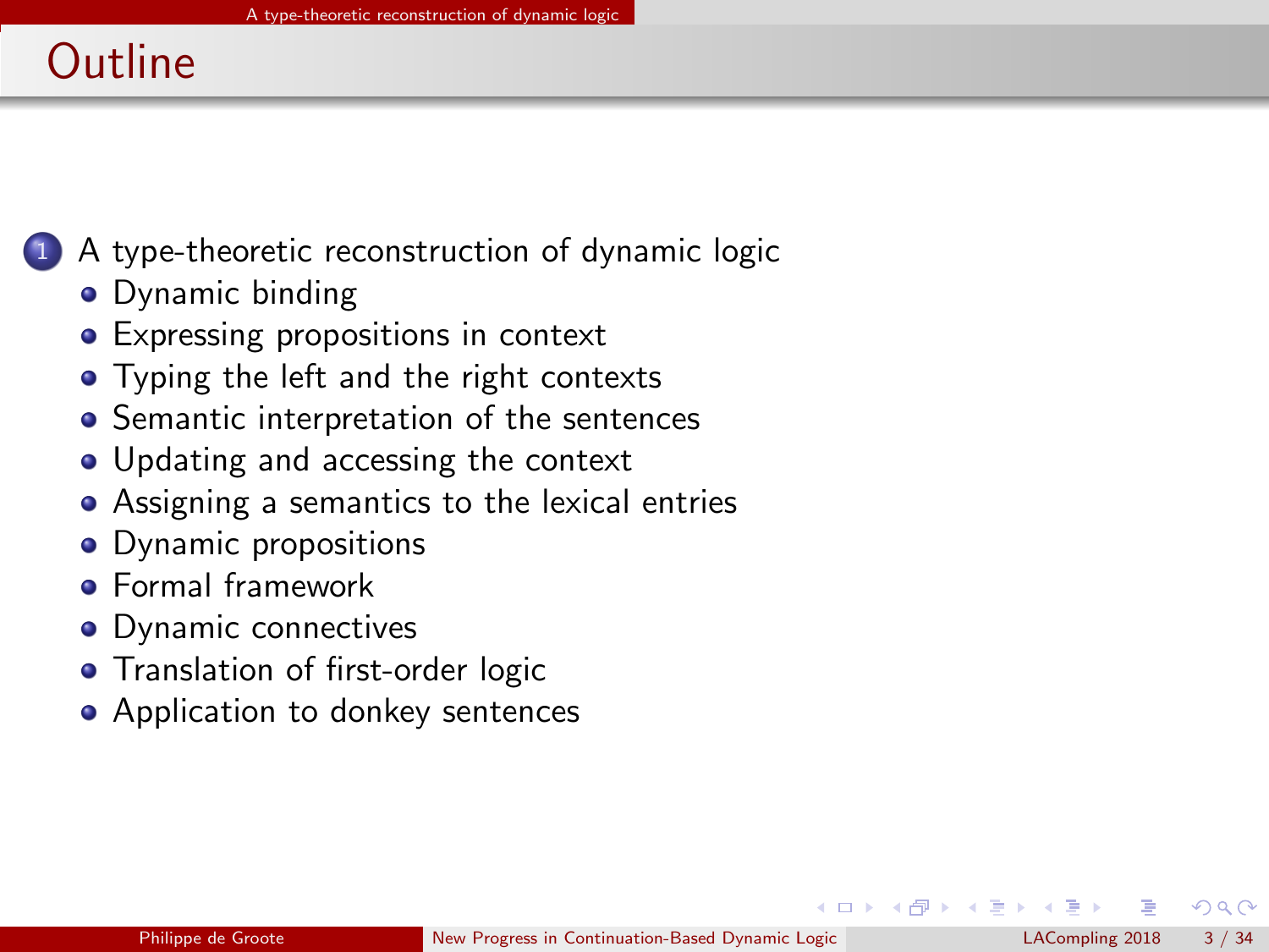# Outline

1. A type-theoretic reconstruction of dynamic logic
   - Dynamic binding
   - Expressing propositions in context
   - Typing the left and the right contexts
   - Semantic interpretation of the sentences
   - Updating and accessing the context
   - Assigning a semantics to the lexical entries
   - Dynamic propositions
   - Formal framework
   - Dynamic connectives
   - Translation of first-order logic
   - Application to donkey sentences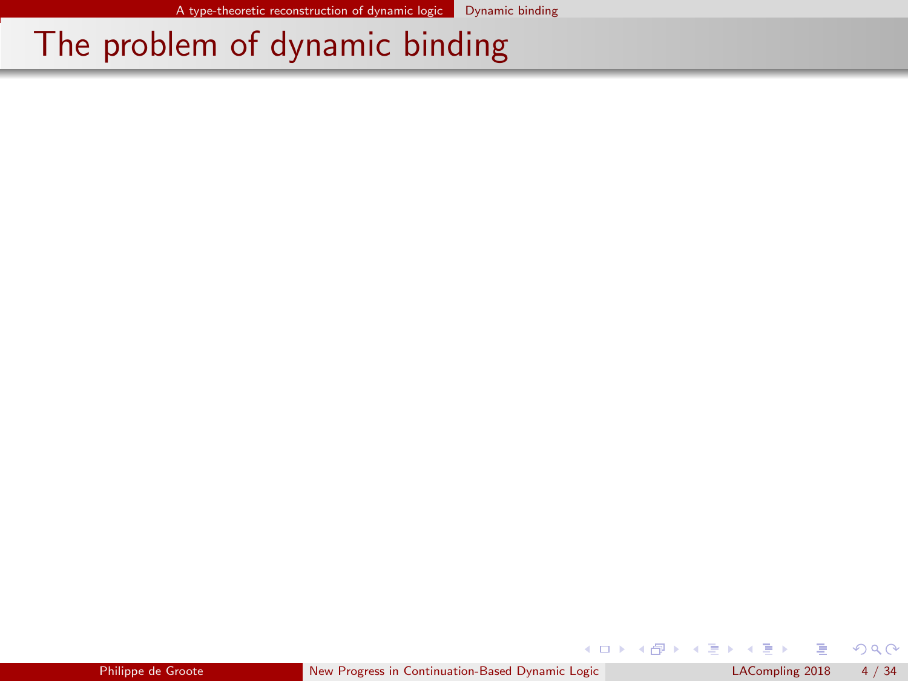# The problem of dynamic binding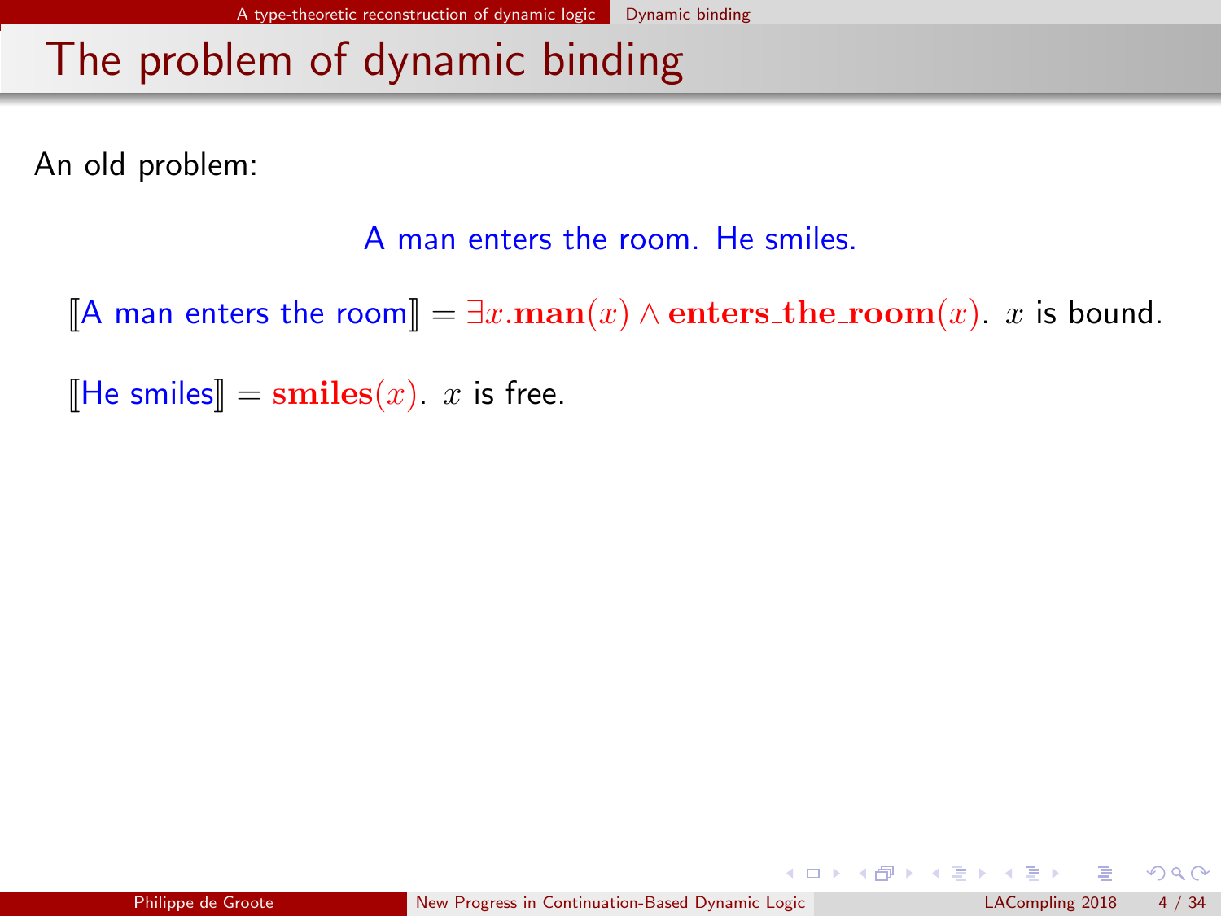# The problem of dynamic binding

An old problem:

A man enters the room. He smiles.

$[\![$A man enters the room$]\!] = \exists x.\mathbf{man}(x) \wedge \mathbf{enters\_the\_room}(x)$. $x$ is bound.

$[\![$He smiles$]\!] = \mathbf{smiles}(x)$. $x$ is free.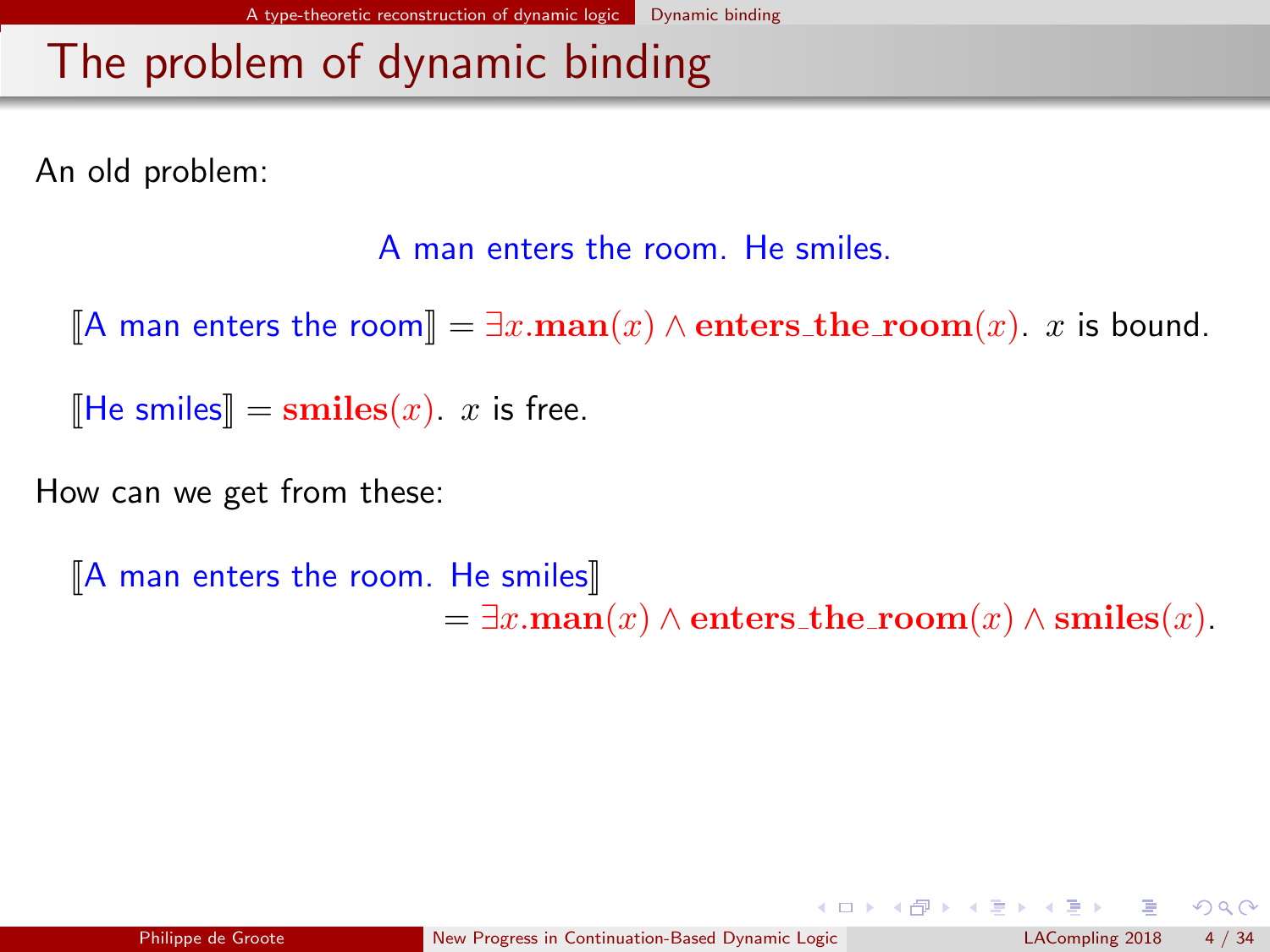# The problem of dynamic binding

An old problem:

A man enters the room. He smiles.

$[\![\text{A man enters the room}]\!] = \exists x.\mathbf{man}(x) \wedge \mathbf{enters\_the\_room}(x)$. $x$ is bound.

$[\![\text{He smiles}]\!] = \mathbf{smiles}(x)$. $x$ is free.

How can we get from these:

$$[\![\text{A man enters the room. He smiles}]\!] = \exists x.\mathbf{man}(x) \wedge \mathbf{enters\_the\_room}(x) \wedge \mathbf{smiles}(x).$$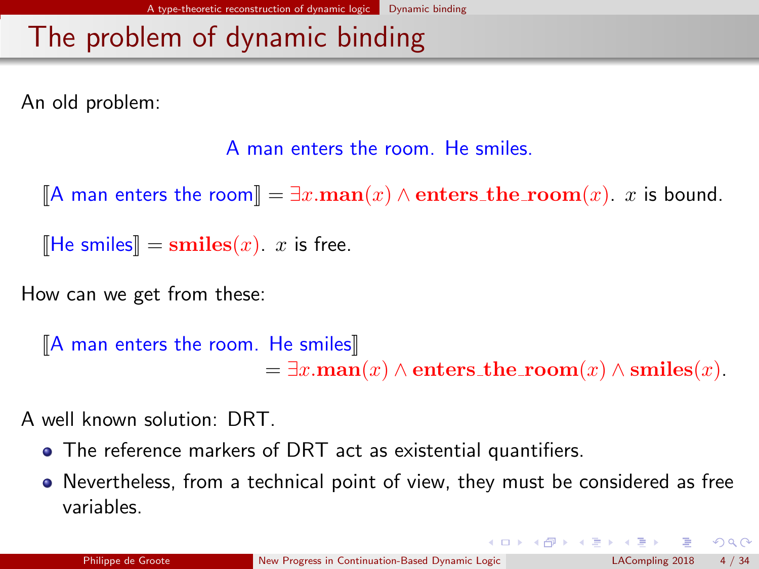# The problem of dynamic binding

An old problem:

A man enters the room. He smiles.

$[\![$A man enters the room$]\!] = \exists x.\mathbf{man}(x) \wedge \mathbf{enters\_the\_room}(x)$. $x$ is bound.

$[\![$He smiles$]\!] = \mathbf{smiles}(x)$. $x$ is free.

How can we get from these:

$[\![$A man enters the room. He smiles$]\!]$

$$= \exists x.\mathbf{man}(x) \wedge \mathbf{enters\_the\_room}(x) \wedge \mathbf{smiles}(x).$$

A well known solution: DRT.

- The reference markers of DRT act as existential quantifiers.
- Nevertheless, from a technical point of view, they must be considered as free variables.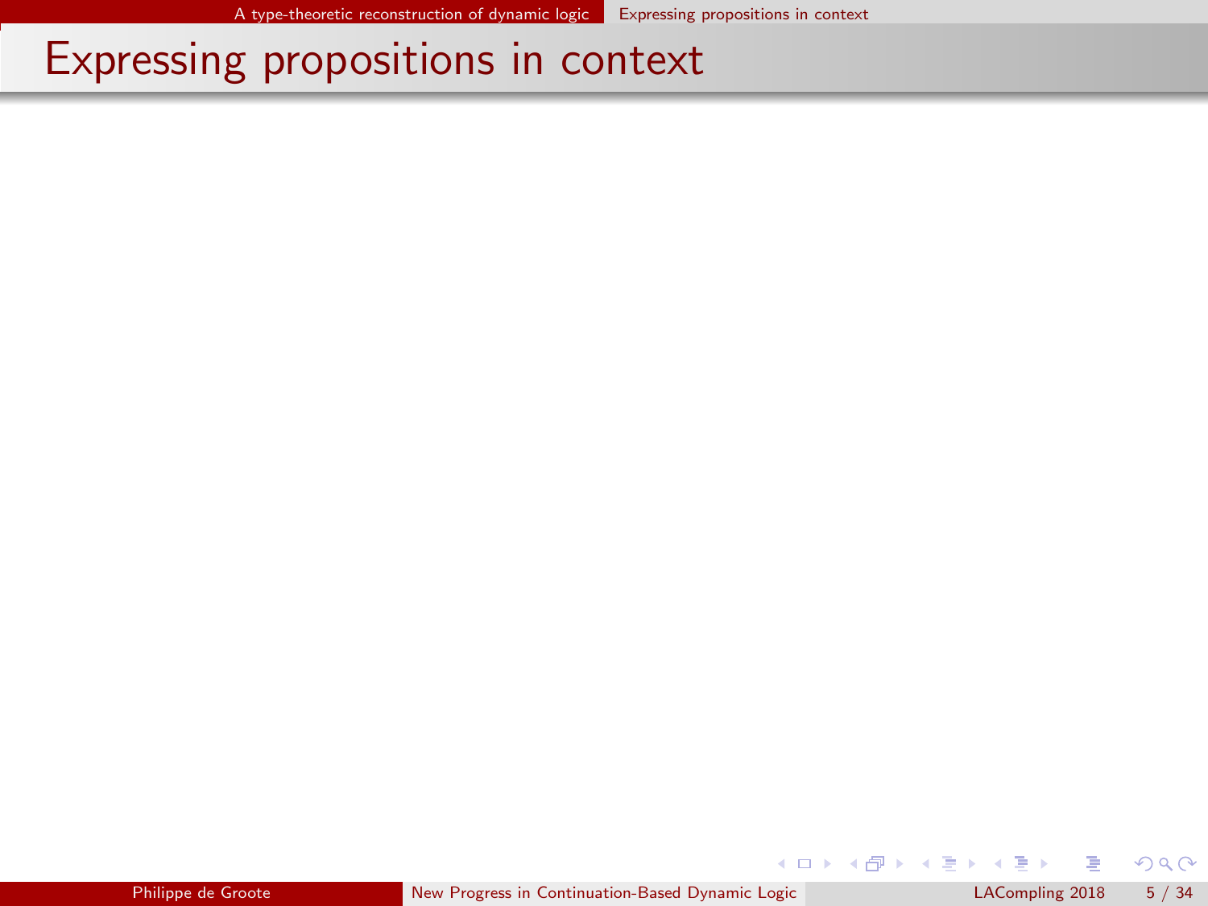# Expressing propositions in context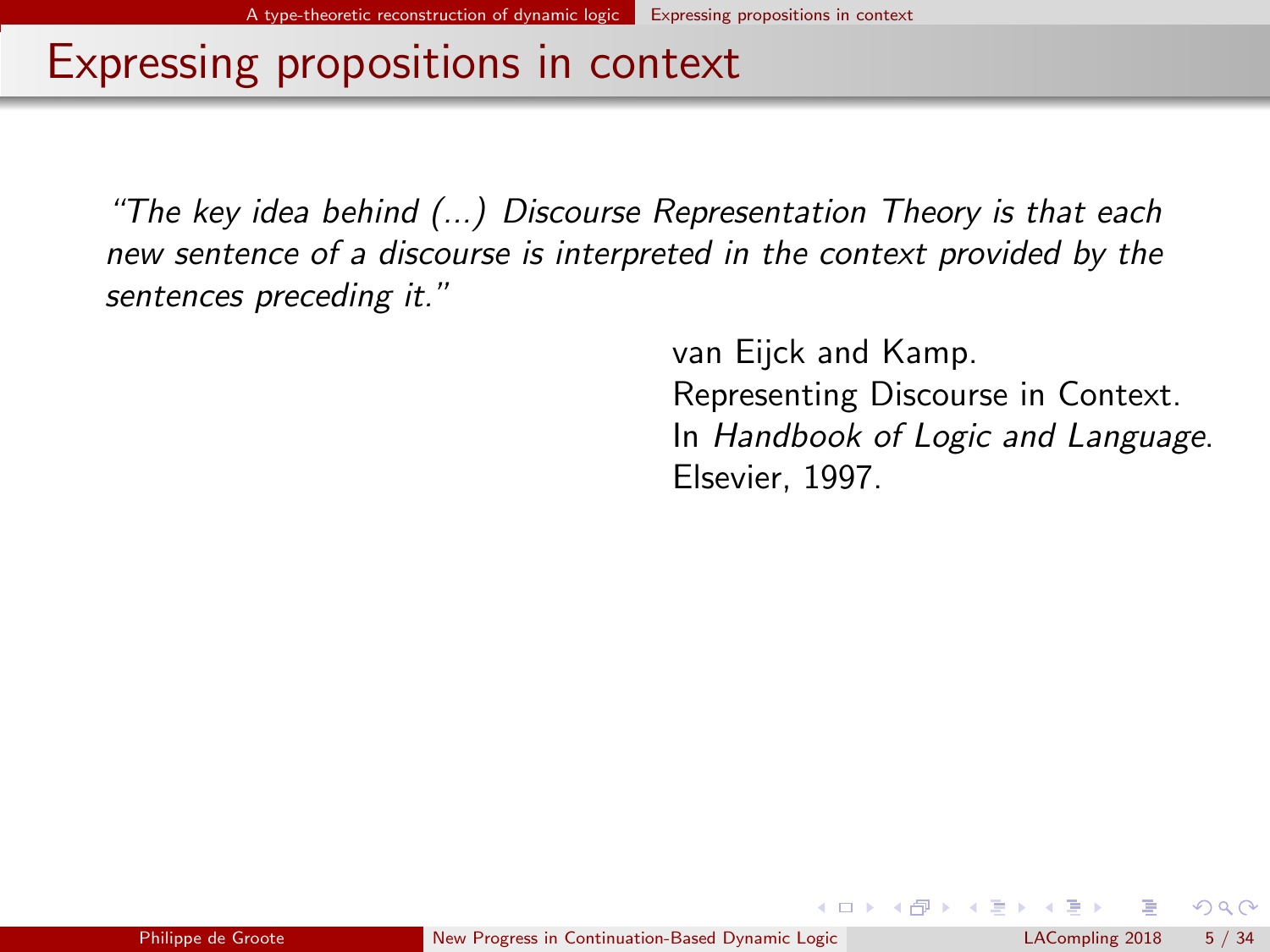# Expressing propositions in context

*"The key idea behind (...) Discourse Representation Theory is that each new sentence of a discourse is interpreted in the context provided by the sentences preceding it."*

van Eijck and Kamp.
Representing Discourse in Context.
In *Handbook of Logic and Language*.
Elsevier, 1997.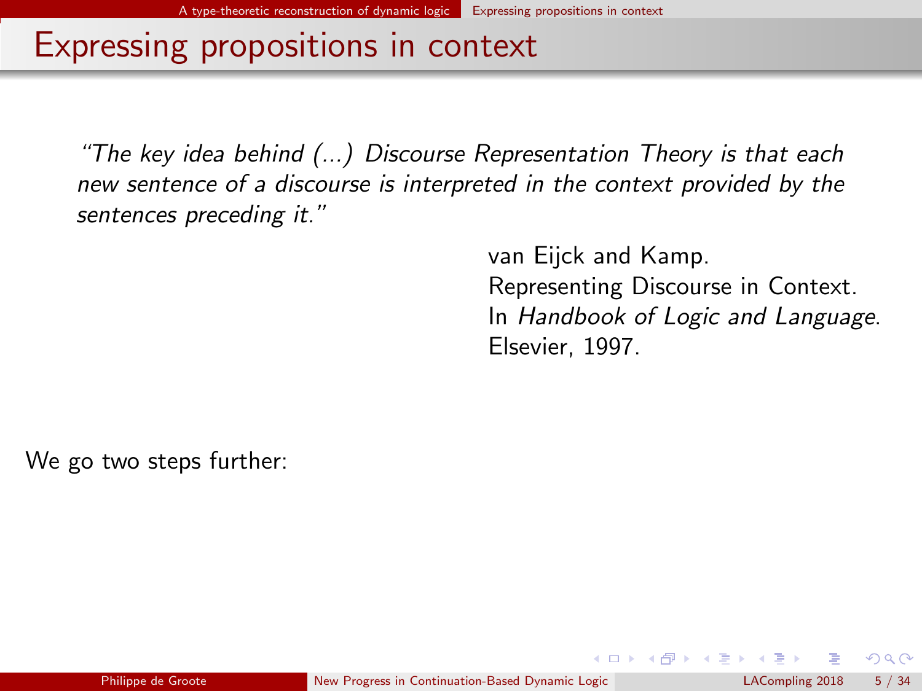# Expressing propositions in context

*"The key idea behind (...) Discourse Representation Theory is that each new sentence of a discourse is interpreted in the context provided by the sentences preceding it."*

van Eijck and Kamp.
Representing Discourse in Context.
In *Handbook of Logic and Language*.
Elsevier, 1997.

We go two steps further: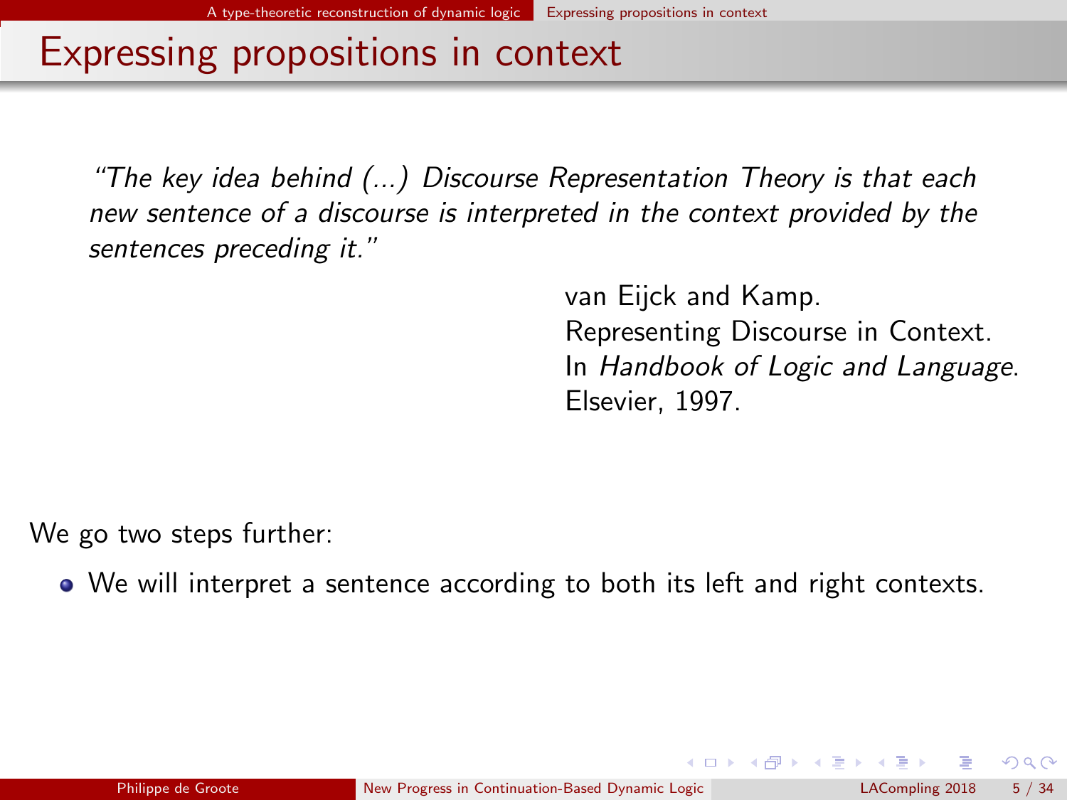# Expressing propositions in context

*"The key idea behind (...) Discourse Representation Theory is that each new sentence of a discourse is interpreted in the context provided by the sentences preceding it."*

> van Eijck and Kamp.
> Representing Discourse in Context.
> In *Handbook of Logic and Language*.
> Elsevier, 1997.

We go two steps further:

- We will interpret a sentence according to both its left and right contexts.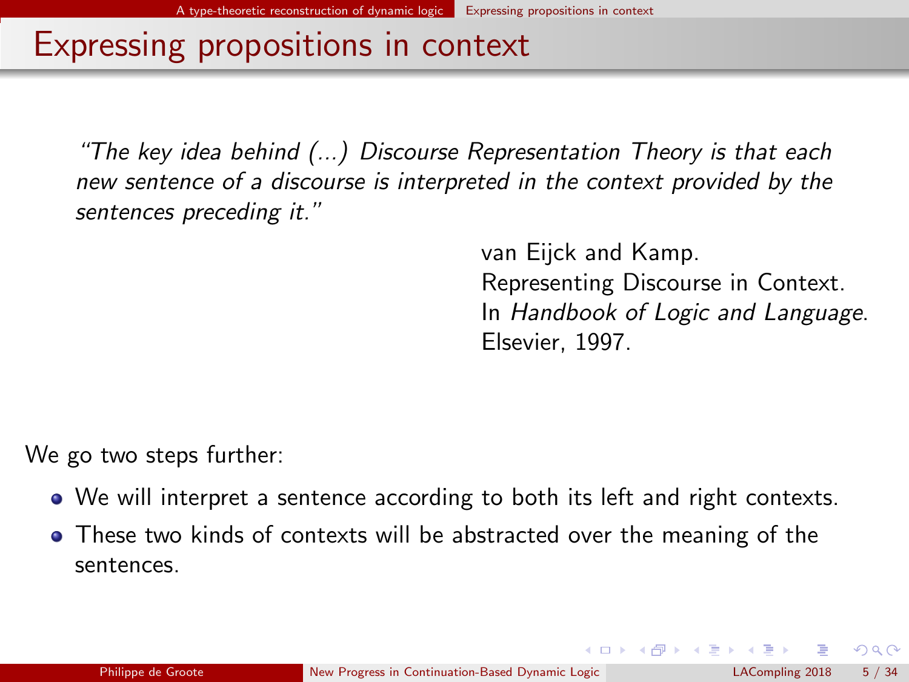# Expressing propositions in context

> *"The key idea behind (...) Discourse Representation Theory is that each new sentence of a discourse is interpreted in the context provided by the sentences preceding it."*
>
> van Eijck and Kamp.
> Representing Discourse in Context.
> In *Handbook of Logic and Language*.
> Elsevier, 1997.

We go two steps further:

- We will interpret a sentence according to both its left and right contexts.
- These two kinds of contexts will be abstracted over the meaning of the sentences.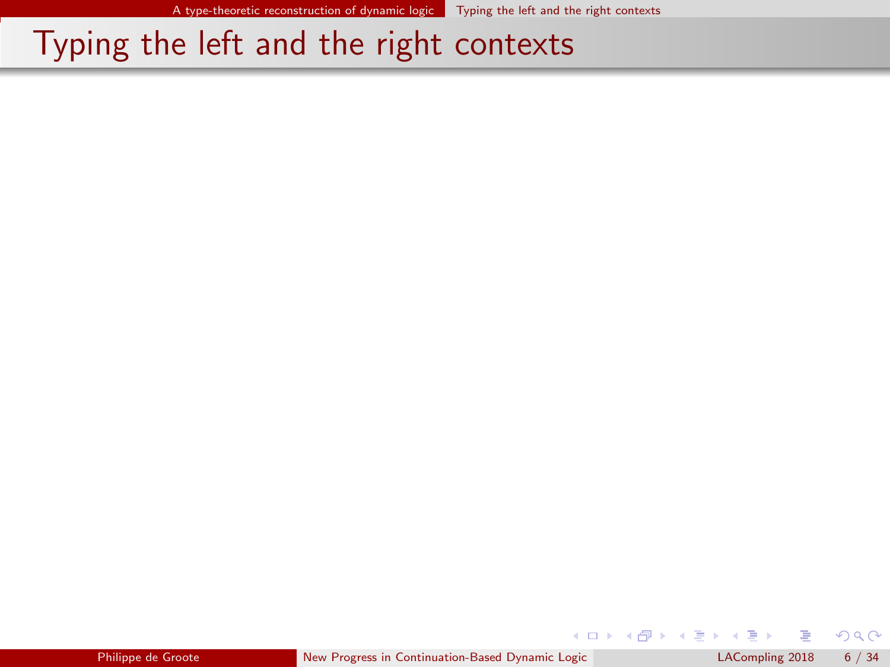# Typing the left and the right contexts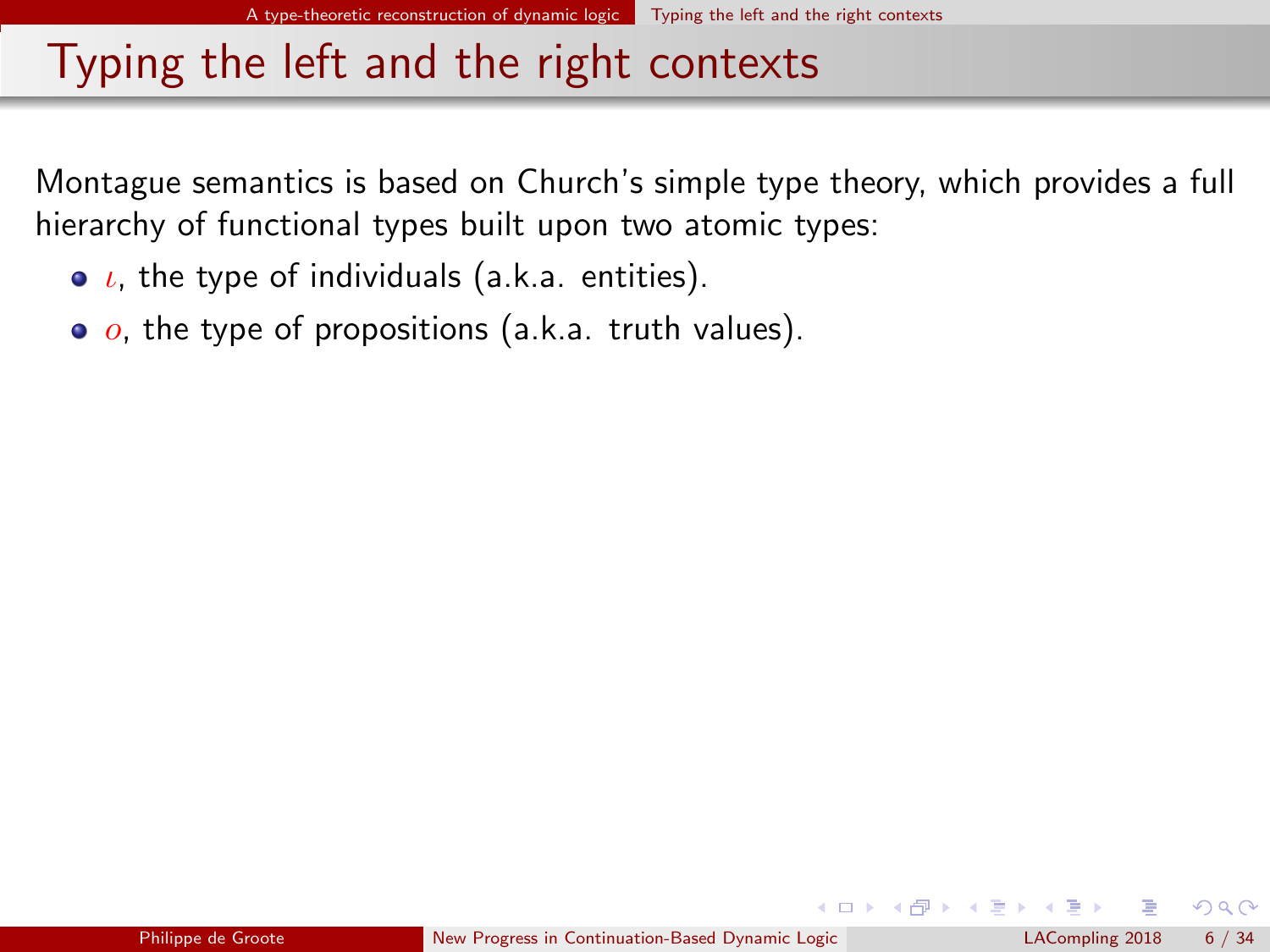# Typing the left and the right contexts

Montague semantics is based on Church's simple type theory, which provides a full hierarchy of functional types built upon two atomic types:

- $\iota$, the type of individuals (a.k.a. entities).
- $o$, the type of propositions (a.k.a. truth values).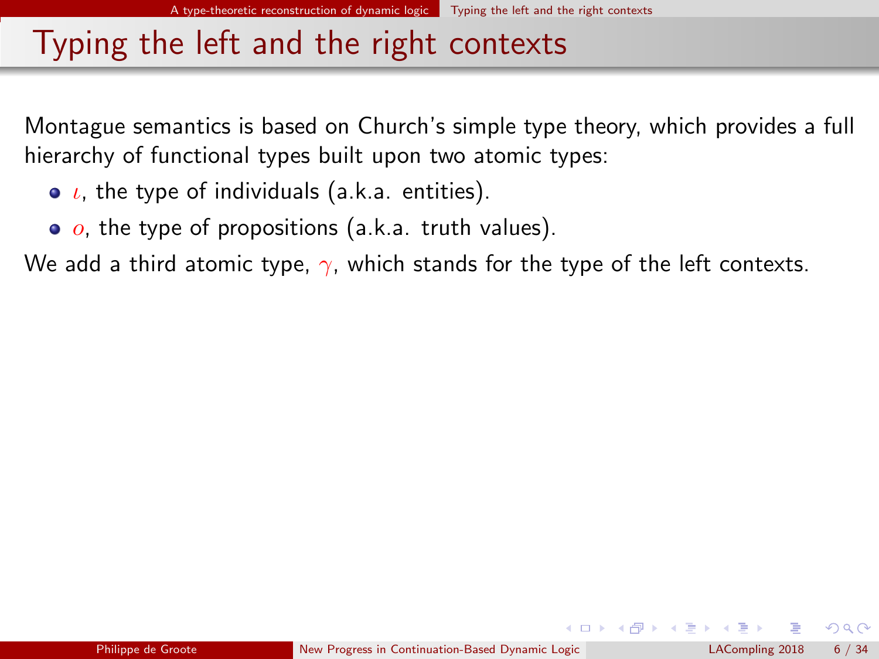# Typing the left and the right contexts

Montague semantics is based on Church's simple type theory, which provides a full hierarchy of functional types built upon two atomic types:

- $\iota$, the type of individuals (a.k.a. entities).
- $o$, the type of propositions (a.k.a. truth values).

We add a third atomic type, $\gamma$, which stands for the type of the left contexts.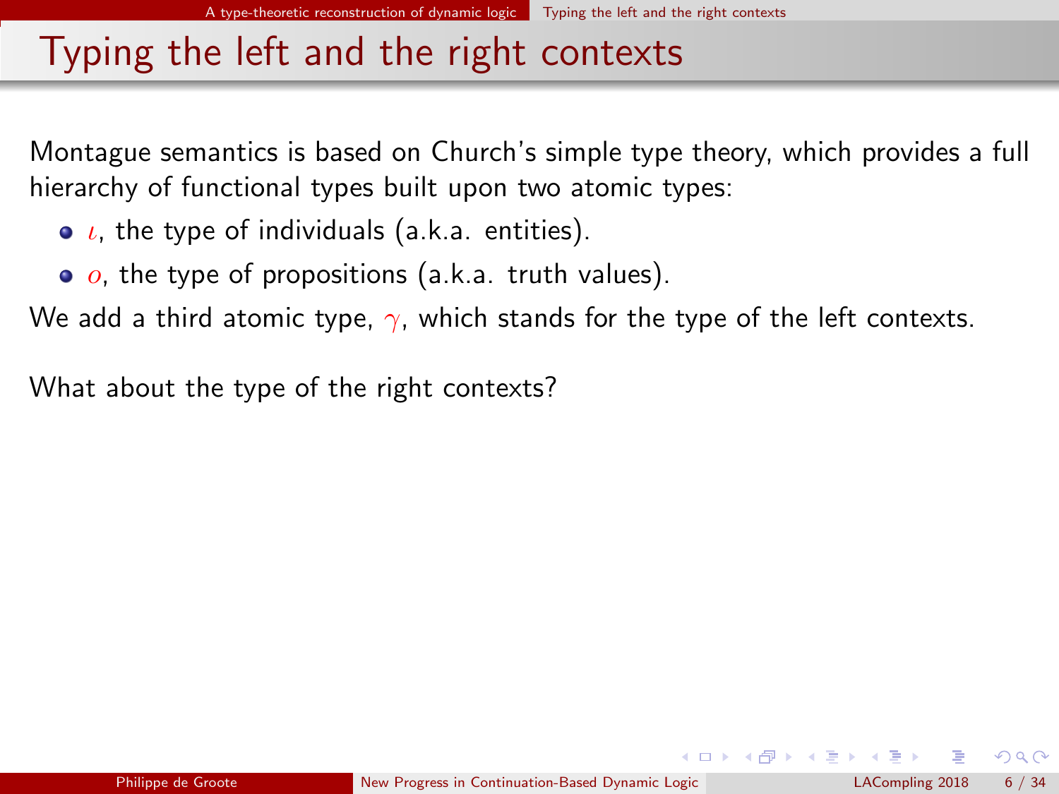# Typing the left and the right contexts

Montague semantics is based on Church's simple type theory, which provides a full hierarchy of functional types built upon two atomic types:

- $\iota$, the type of individuals (a.k.a. entities).
- $o$, the type of propositions (a.k.a. truth values).

We add a third atomic type, $\gamma$, which stands for the type of the left contexts.

What about the type of the right contexts?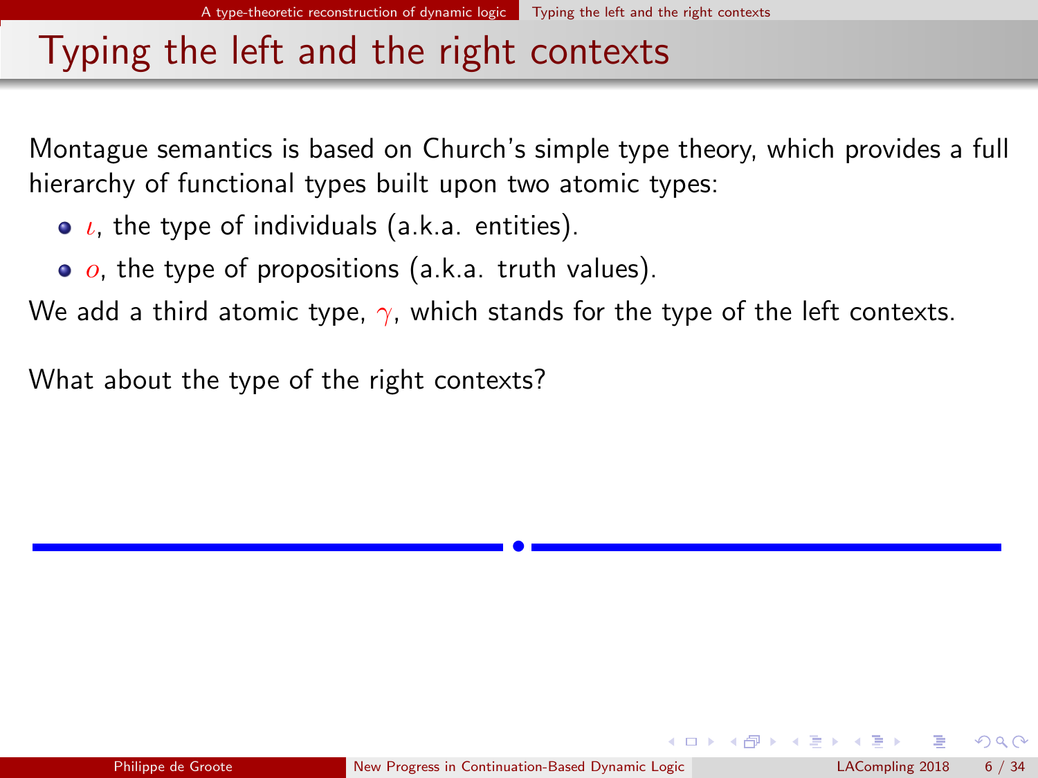# Typing the left and the right contexts

Montague semantics is based on Church's simple type theory, which provides a full hierarchy of functional types built upon two atomic types:

- $\iota$, the type of individuals (a.k.a. entities).
- $o$, the type of propositions (a.k.a. truth values).

We add a third atomic type, $\gamma$, which stands for the type of the left contexts.

What about the type of the right contexts?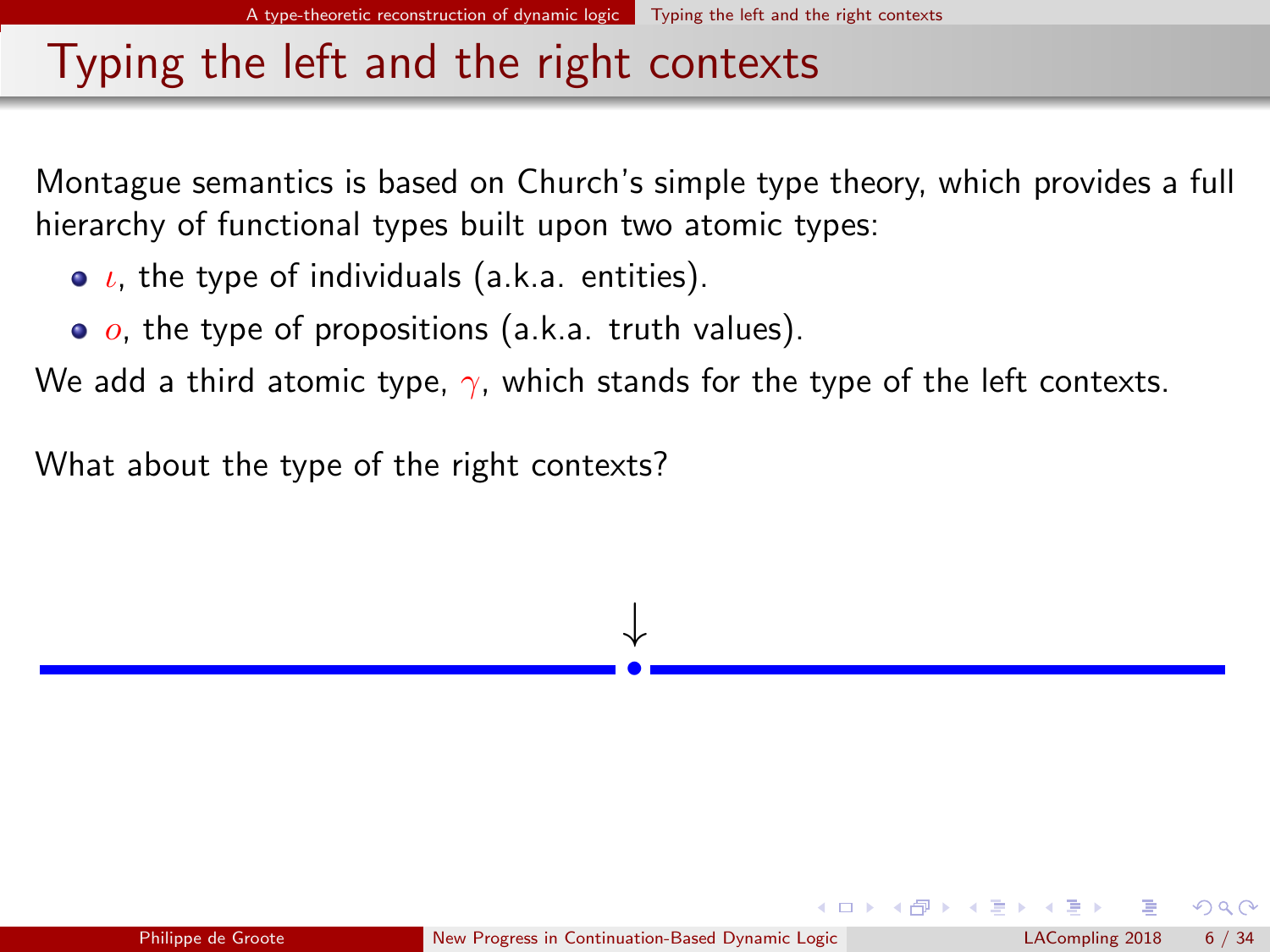# Typing the left and the right contexts

Montague semantics is based on Church's simple type theory, which provides a full hierarchy of functional types built upon two atomic types:

- $\iota$, the type of individuals (a.k.a. entities).
- $o$, the type of propositions (a.k.a. truth values).

We add a third atomic type, $\gamma$, which stands for the type of the left contexts.

What about the type of the right contexts?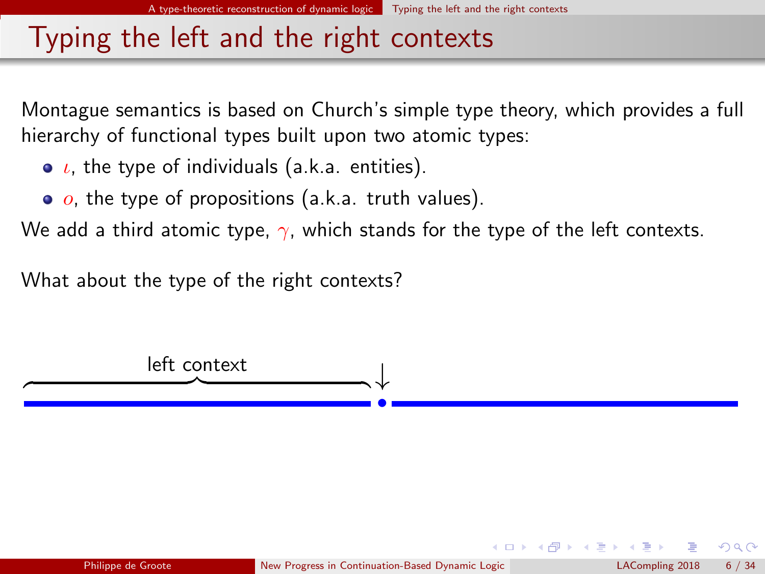# Typing the left and the right contexts

Montague semantics is based on Church's simple type theory, which provides a full hierarchy of functional types built upon two atomic types:

- $\iota$, the type of individuals (a.k.a. entities).
- $o$, the type of propositions (a.k.a. truth values).

We add a third atomic type, $\gamma$, which stands for the type of the left contexts.

What about the type of the right contexts?

left context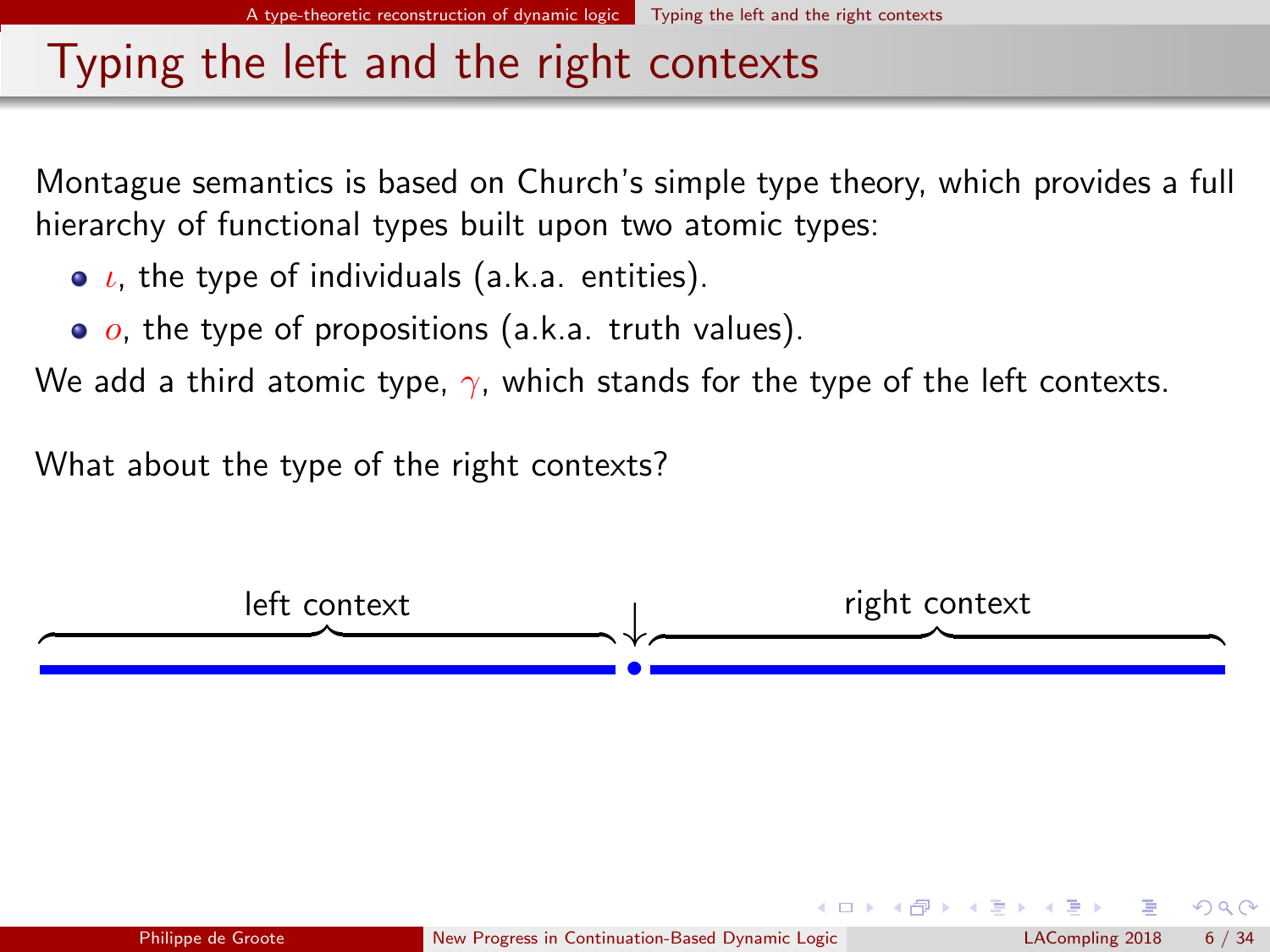# Typing the left and the right contexts

Montague semantics is based on Church's simple type theory, which provides a full hierarchy of functional types built upon two atomic types:

- $\iota$, the type of individuals (a.k.a. entities).
- $o$, the type of propositions (a.k.a. truth values).

We add a third atomic type, $\gamma$, which stands for the type of the left contexts.

What about the type of the right contexts?

left context

right context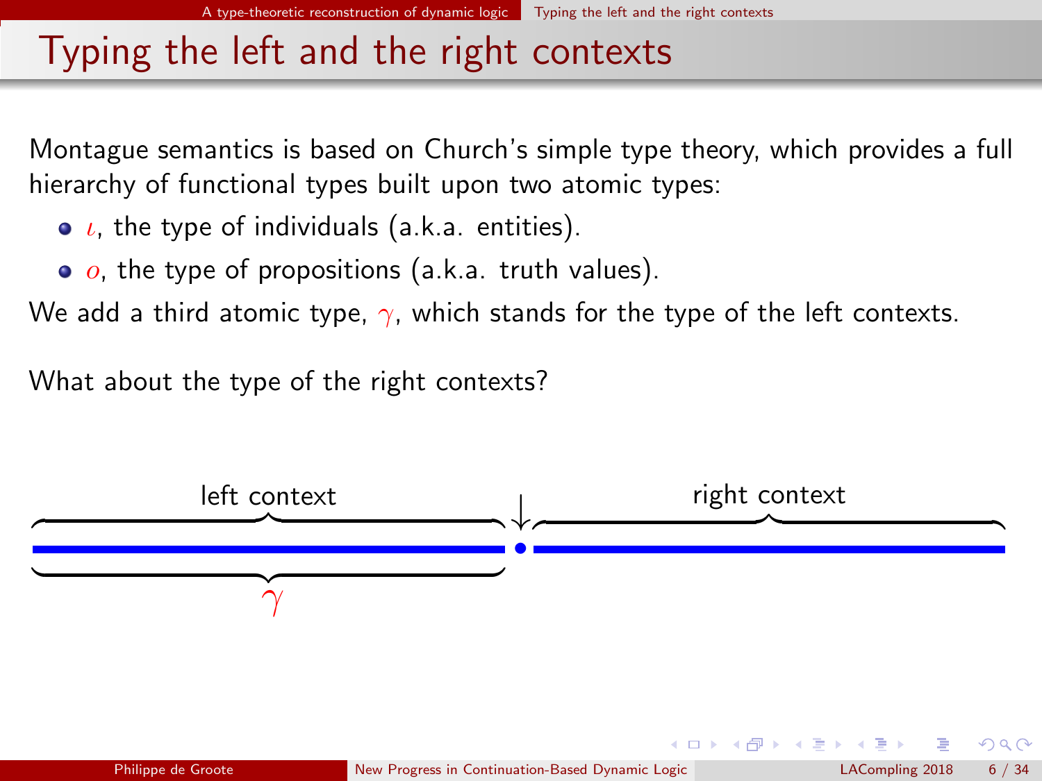# Typing the left and the right contexts

Montague semantics is based on Church's simple type theory, which provides a full hierarchy of functional types built upon two atomic types:

- $\iota$, the type of individuals (a.k.a. entities).
- $o$, the type of propositions (a.k.a. truth values).

We add a third atomic type, $\gamma$, which stands for the type of the left contexts.

What about the type of the right contexts?

left context

right context

$\gamma$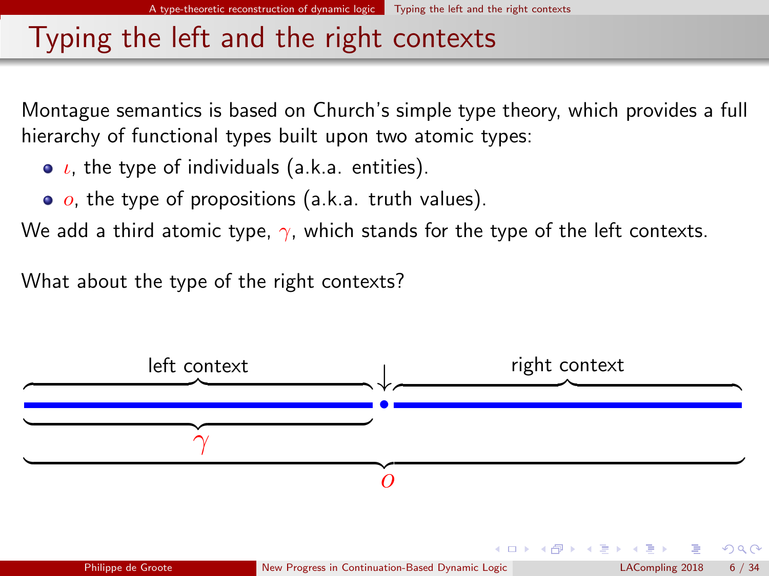# Typing the left and the right contexts

Montague semantics is based on Church's simple type theory, which provides a full hierarchy of functional types built upon two atomic types:

- $\iota$, the type of individuals (a.k.a. entities).
- $o$, the type of propositions (a.k.a. truth values).

We add a third atomic type, $\gamma$, which stands for the type of the left contexts.

What about the type of the right contexts?

left context

right context

$\gamma$

$o$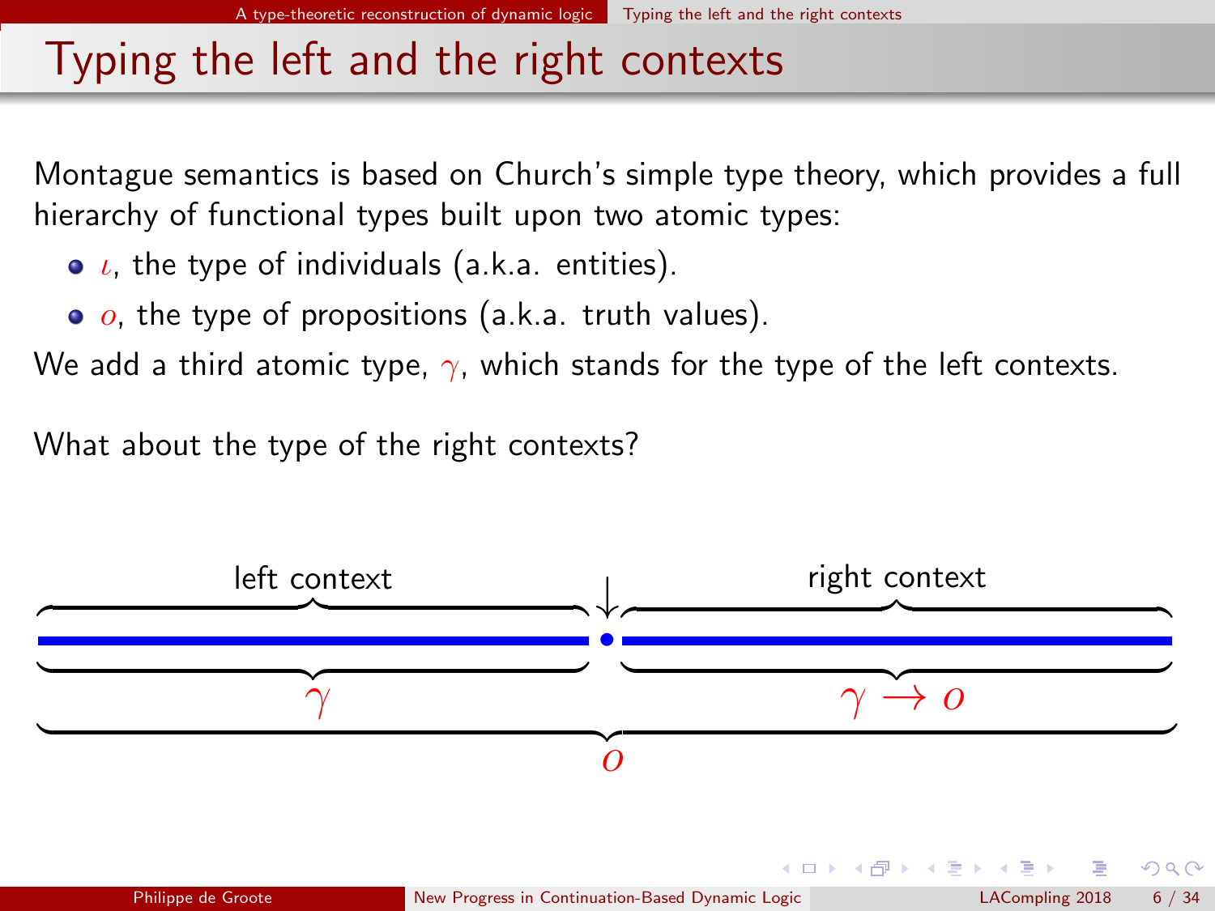# Typing the left and the right contexts

Montague semantics is based on Church's simple type theory, which provides a full hierarchy of functional types built upon two atomic types:

- $\iota$, the type of individuals (a.k.a. entities).
- $o$, the type of propositions (a.k.a. truth values).

We add a third atomic type, $\gamma$, which stands for the type of the left contexts.

What about the type of the right contexts?

left context

right context

$\gamma$

$\gamma \to o$

$o$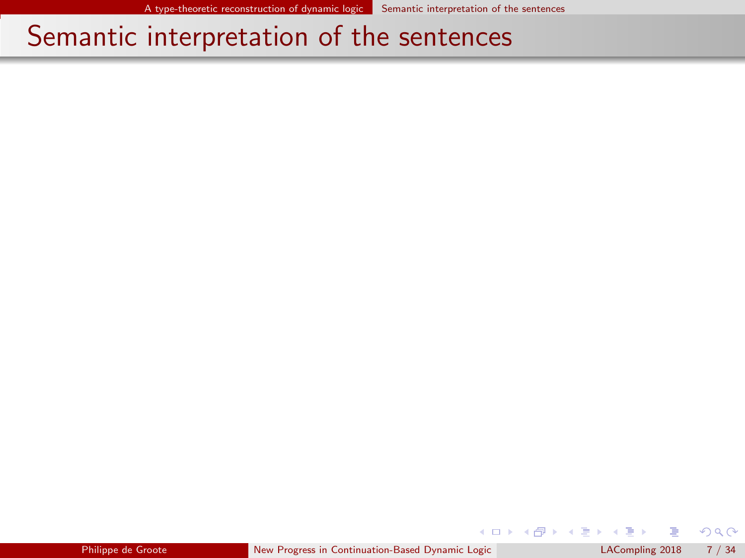# Semantic interpretation of the sentences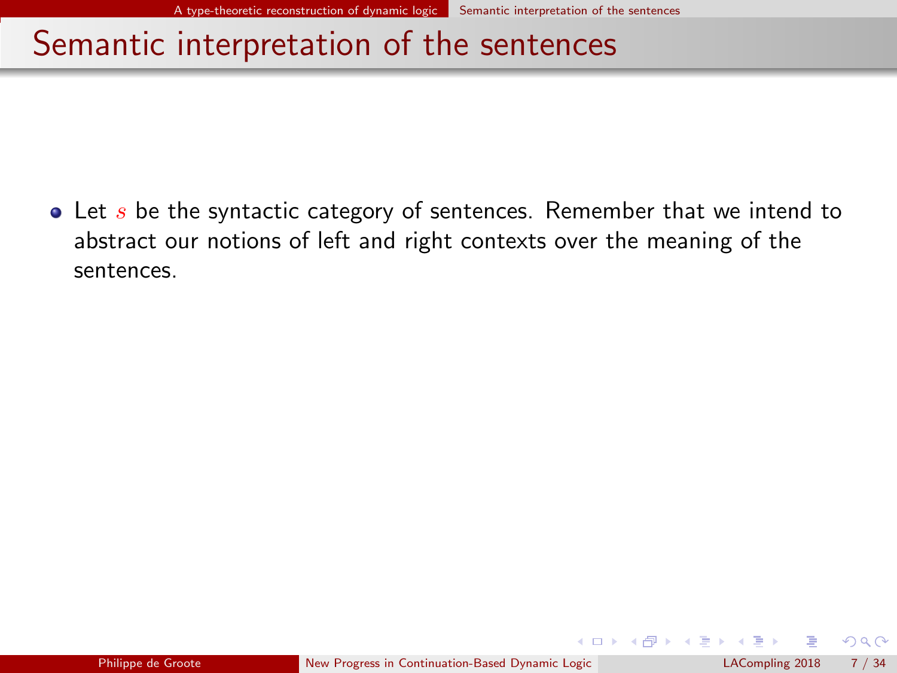# Semantic interpretation of the sentences

- Let $s$ be the syntactic category of sentences. Remember that we intend to abstract our notions of left and right contexts over the meaning of the sentences.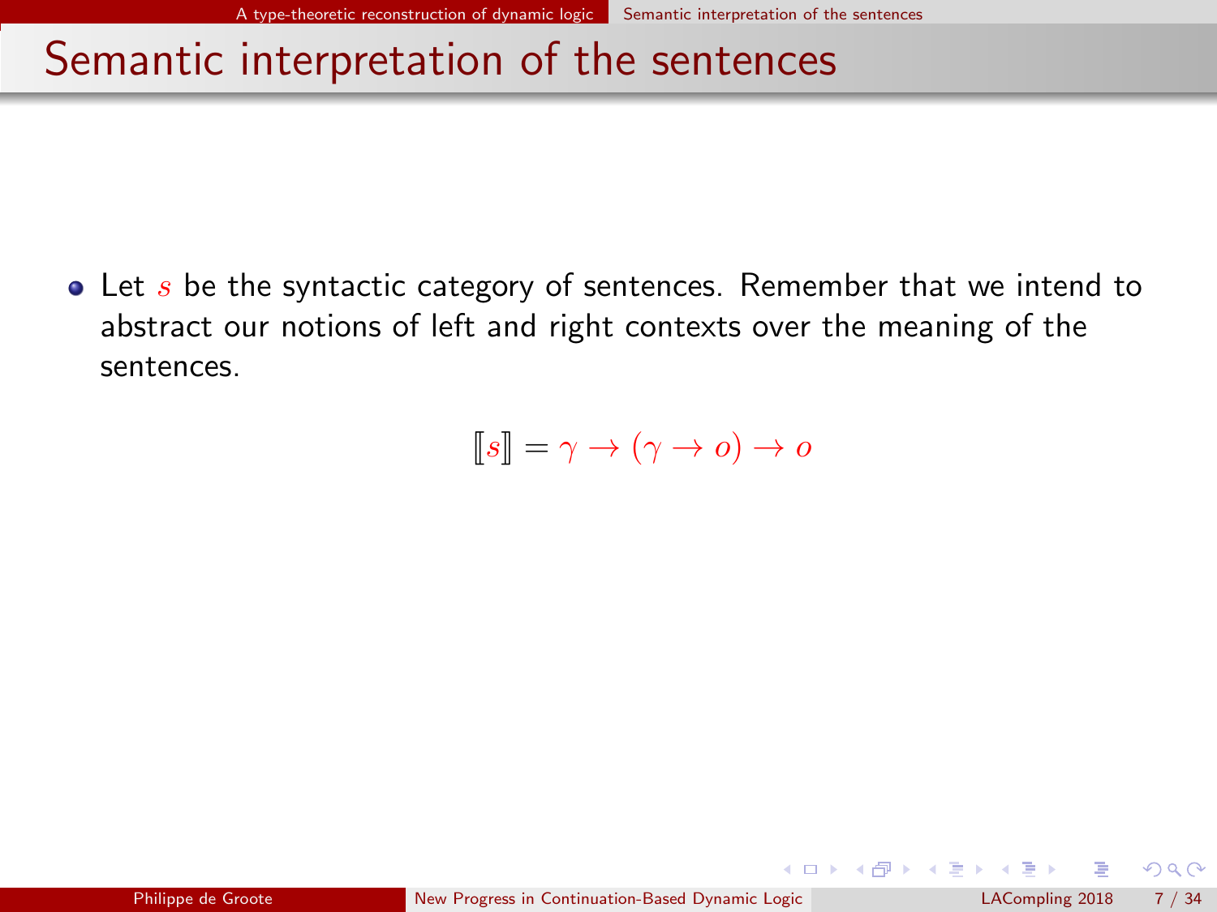# Semantic interpretation of the sentences

- Let $s$ be the syntactic category of sentences. Remember that we intend to abstract our notions of left and right contexts over the meaning of the sentences.

$$[\![s]\!] = \gamma \rightarrow (\gamma \rightarrow o) \rightarrow o$$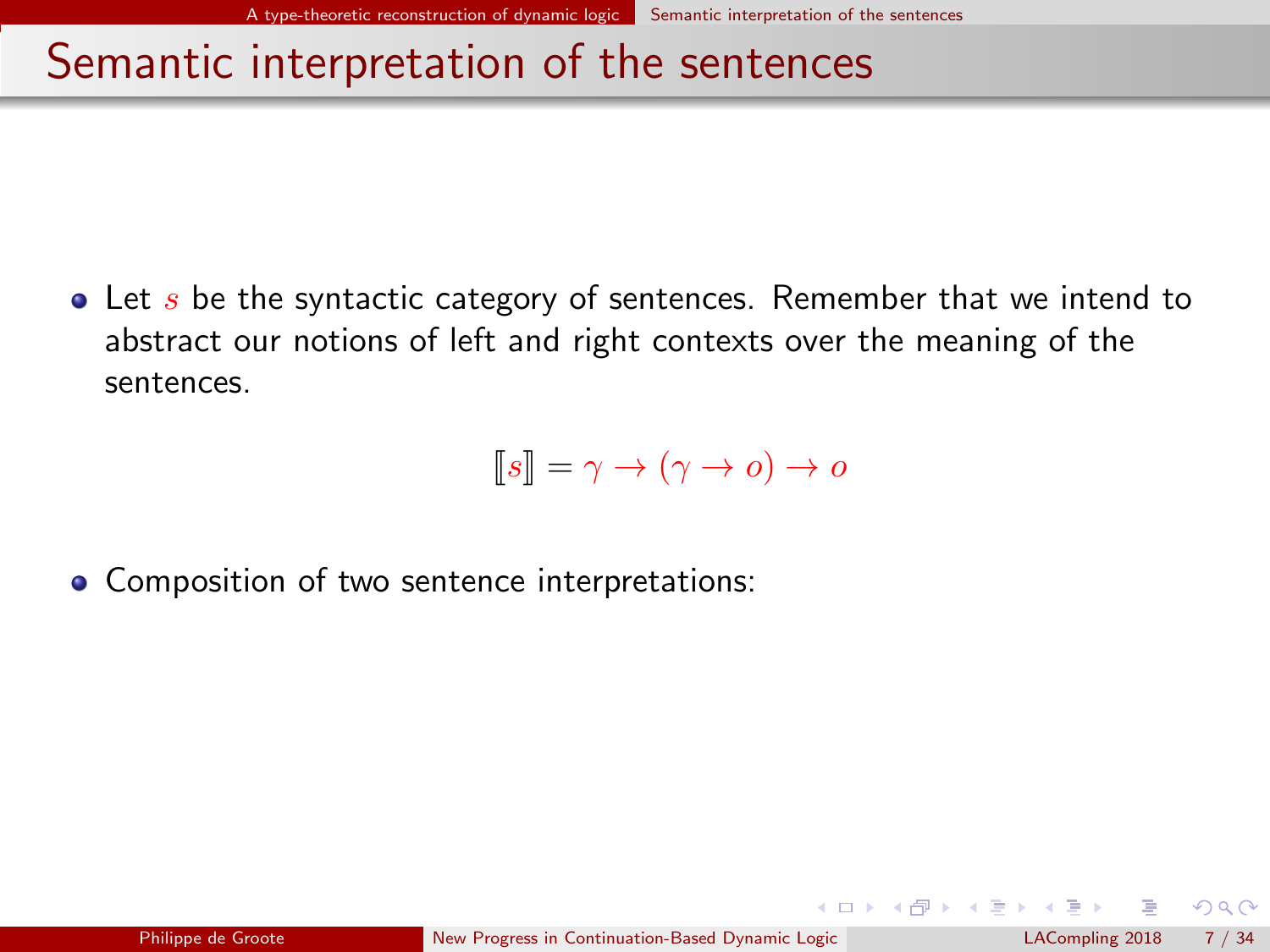# Semantic interpretation of the sentences

- Let $s$ be the syntactic category of sentences. Remember that we intend to abstract our notions of left and right contexts over the meaning of the sentences.

$$[\![s]\!] = \gamma \rightarrow (\gamma \rightarrow o) \rightarrow o$$

- Composition of two sentence interpretations: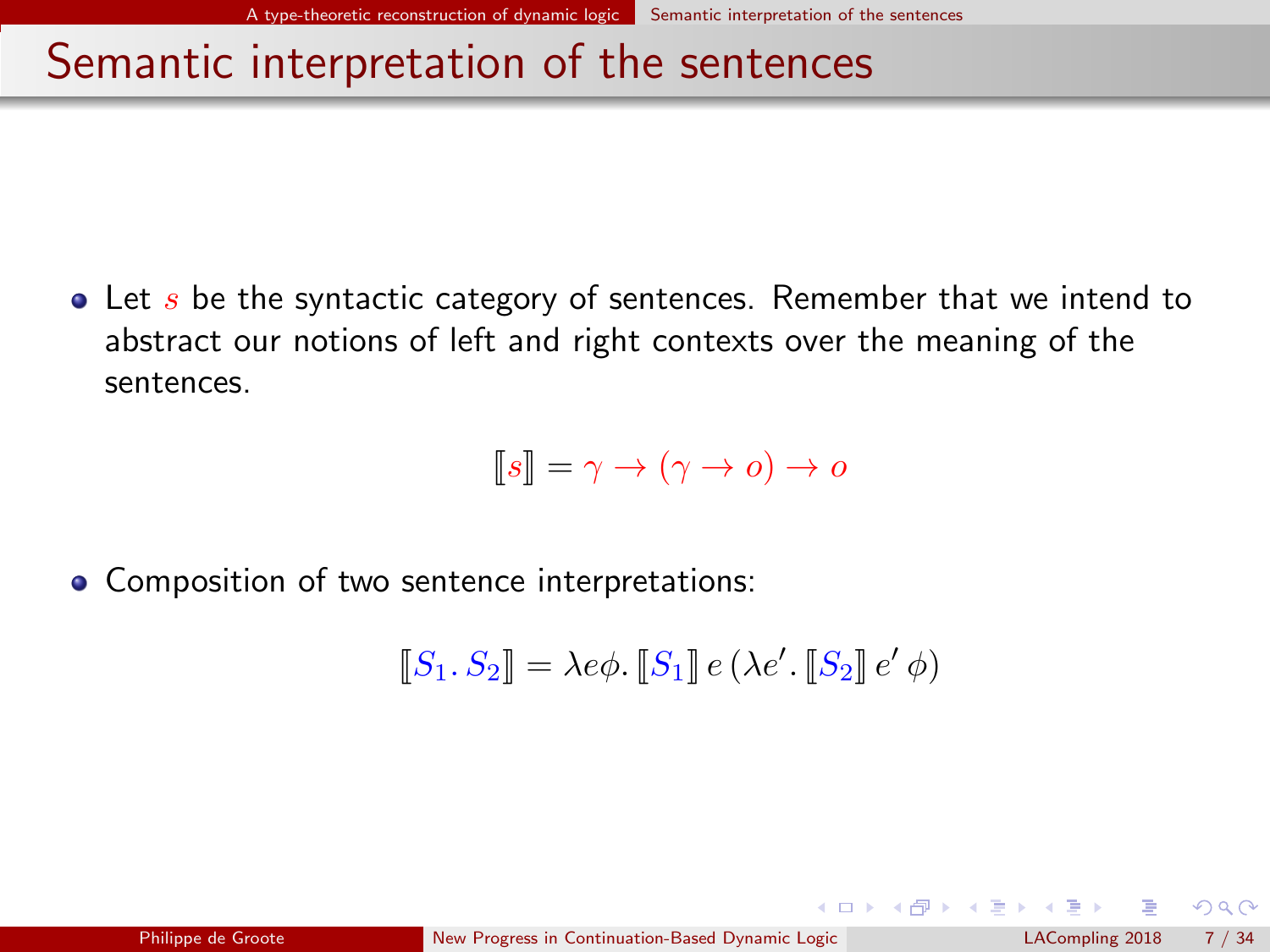# Semantic interpretation of the sentences

- Let $s$ be the syntactic category of sentences. Remember that we intend to abstract our notions of left and right contexts over the meaning of the sentences.

$$[\![s]\!] = \gamma \rightarrow (\gamma \rightarrow o) \rightarrow o$$

- Composition of two sentence interpretations:

$$[\![S_1 . S_2]\!] = \lambda e \phi . [\![S_1]\!] \, e \, (\lambda e' . [\![S_2]\!] \, e' \, \phi)$$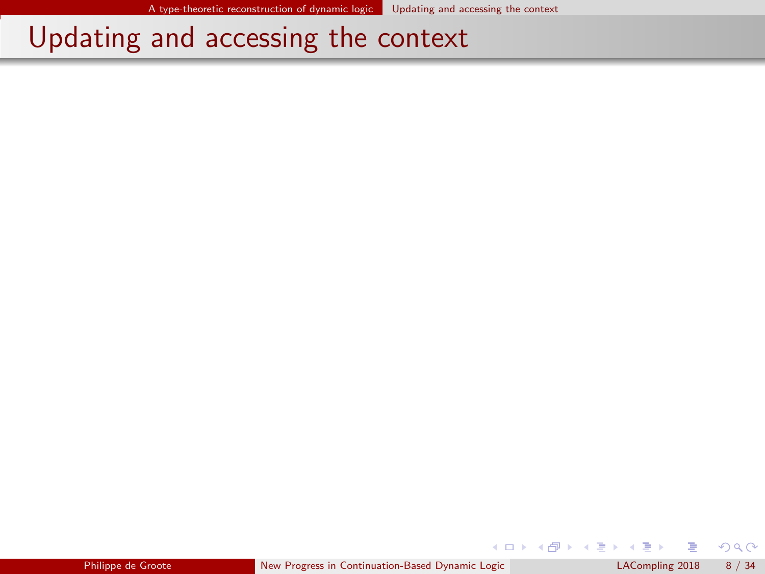# Updating and accessing the context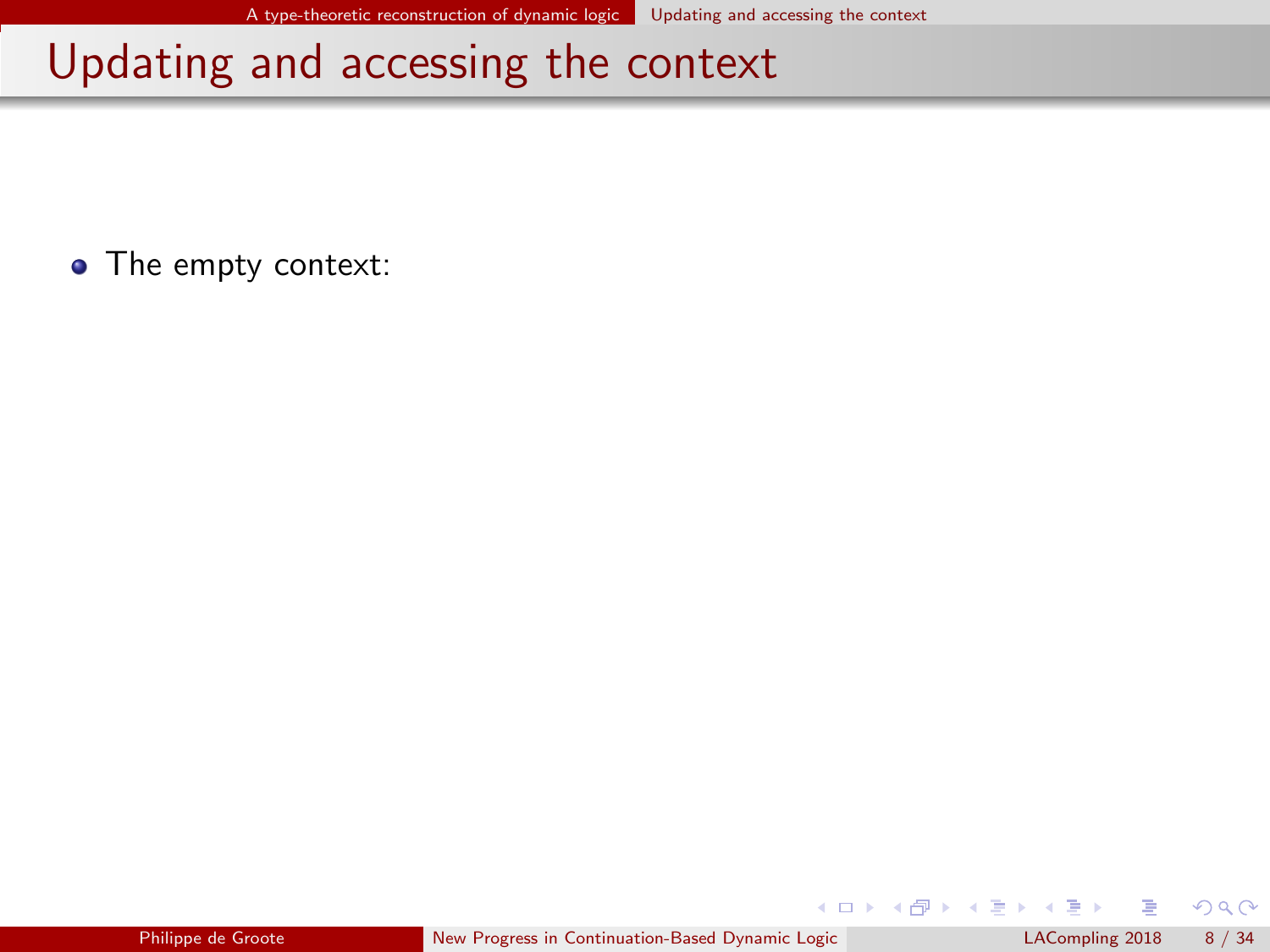# Updating and accessing the context

- The empty context: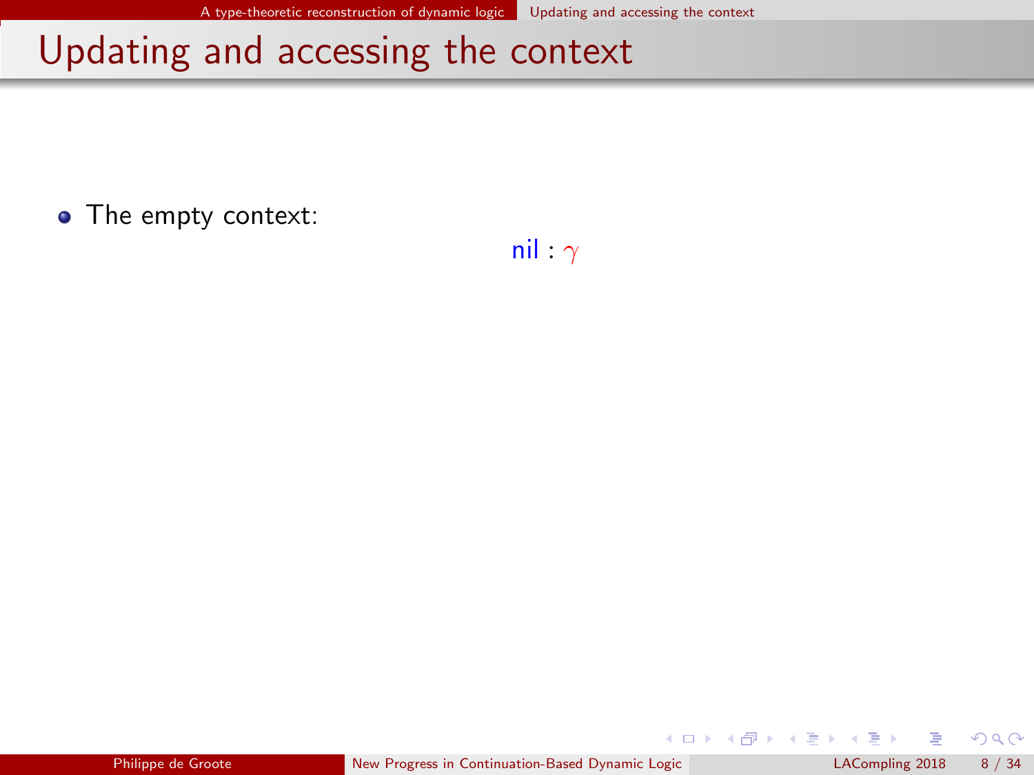# Updating and accessing the context

- The empty context:

$$\mathsf{nil} : \gamma$$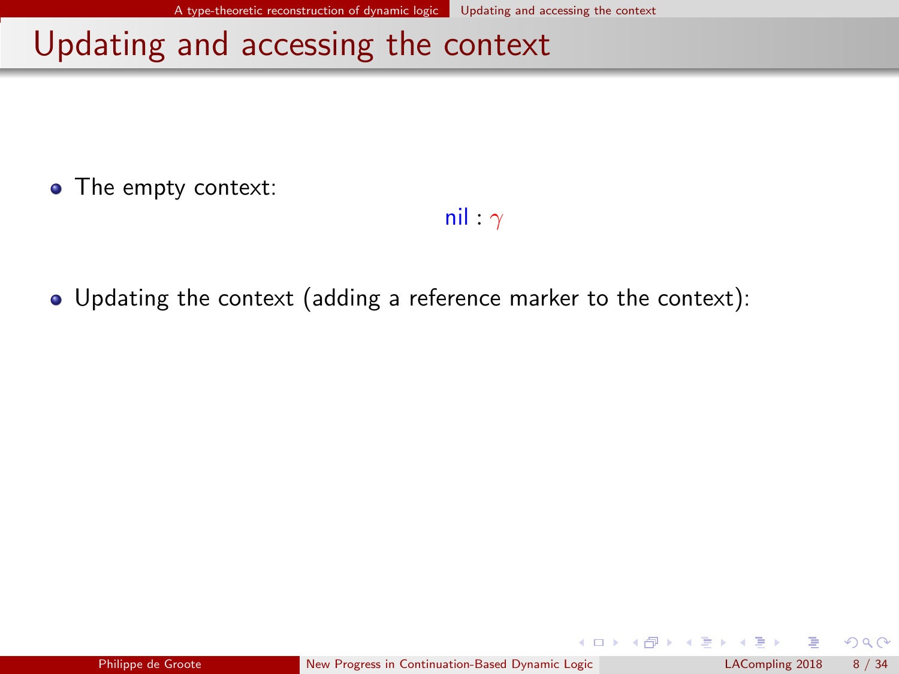# Updating and accessing the context

- The empty context:

$$\mathsf{nil} : \gamma$$

- Updating the context (adding a reference marker to the context):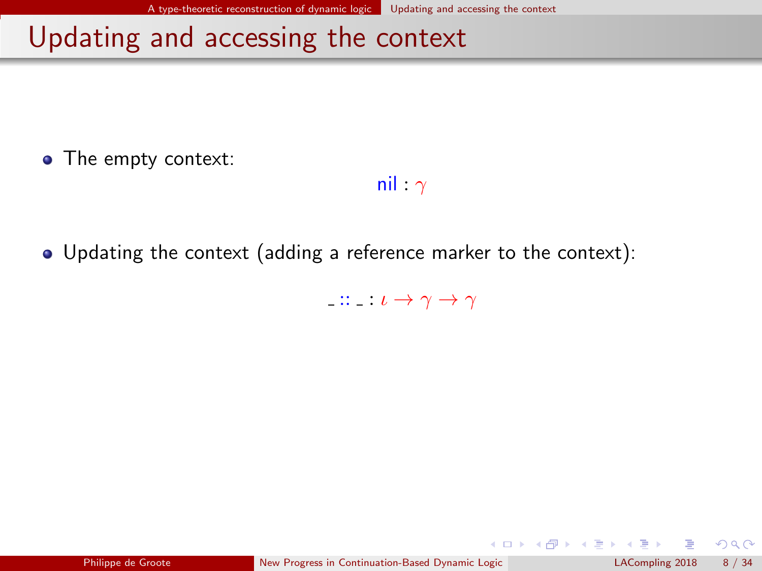# Updating and accessing the context

- The empty context:

$$\mathsf{nil} : \gamma$$

- Updating the context (adding a reference marker to the context):

$$\_ :: \_ : \iota \to \gamma \to \gamma$$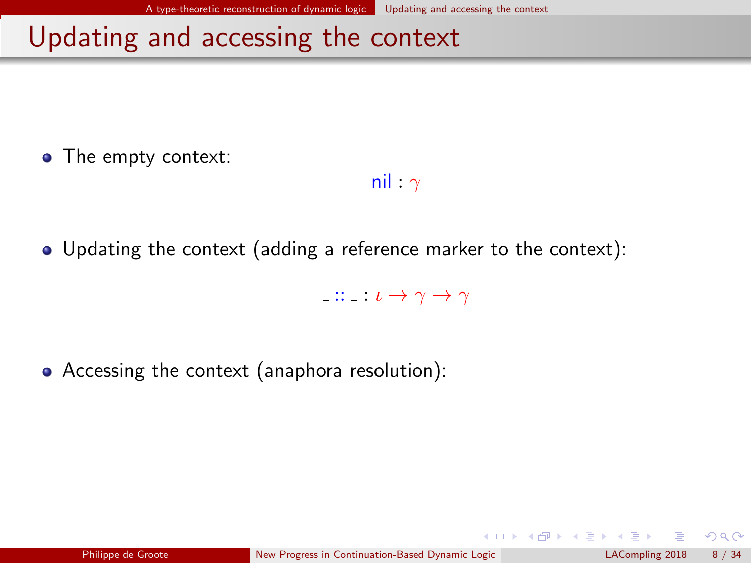# Updating and accessing the context

- The empty context:

$$\text{nil} : \gamma$$

- Updating the context (adding a reference marker to the context):

$$\_ :: \_ : \iota \rightarrow \gamma \rightarrow \gamma$$

- Accessing the context (anaphora resolution):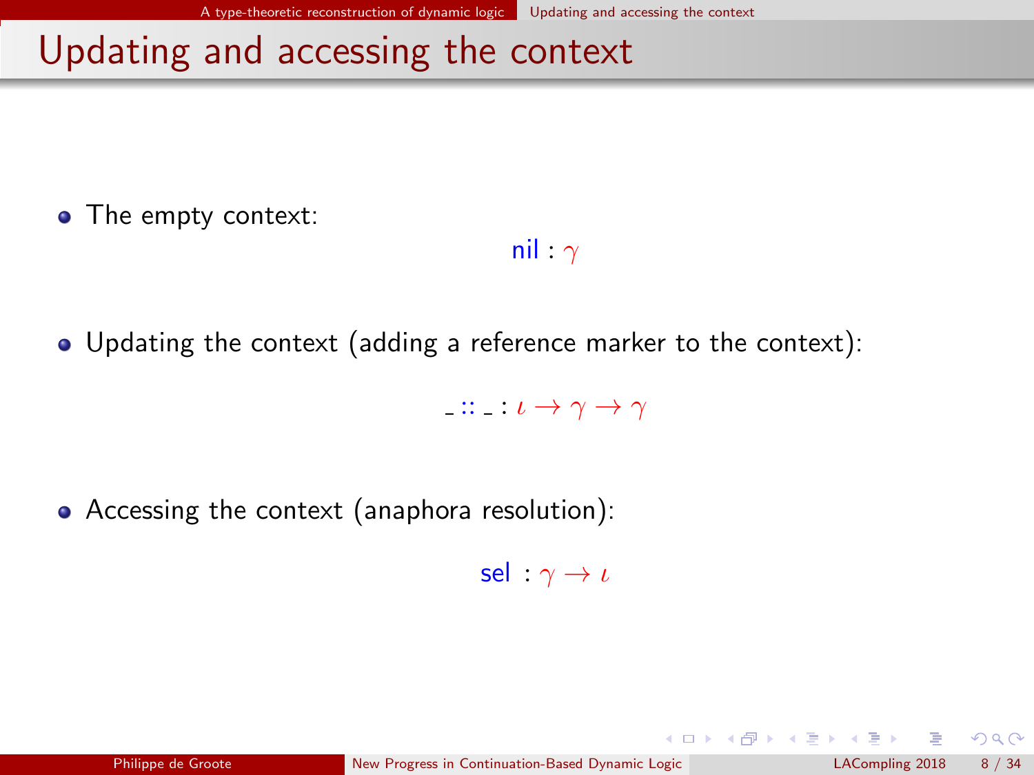# Updating and accessing the context

- The empty context:

$$\mathsf{nil} : \gamma$$

- Updating the context (adding a reference marker to the context):

$$\_ :: \_ : \iota \rightarrow \gamma \rightarrow \gamma$$

- Accessing the context (anaphora resolution):

$$\mathsf{sel} : \gamma \rightarrow \iota$$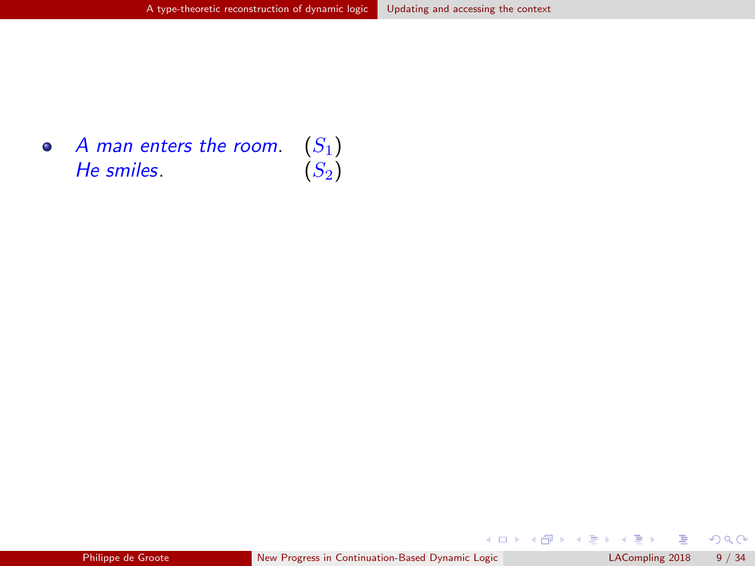- *A man enters the room.* $(S_1)$
  *He smiles.* $(S_2)$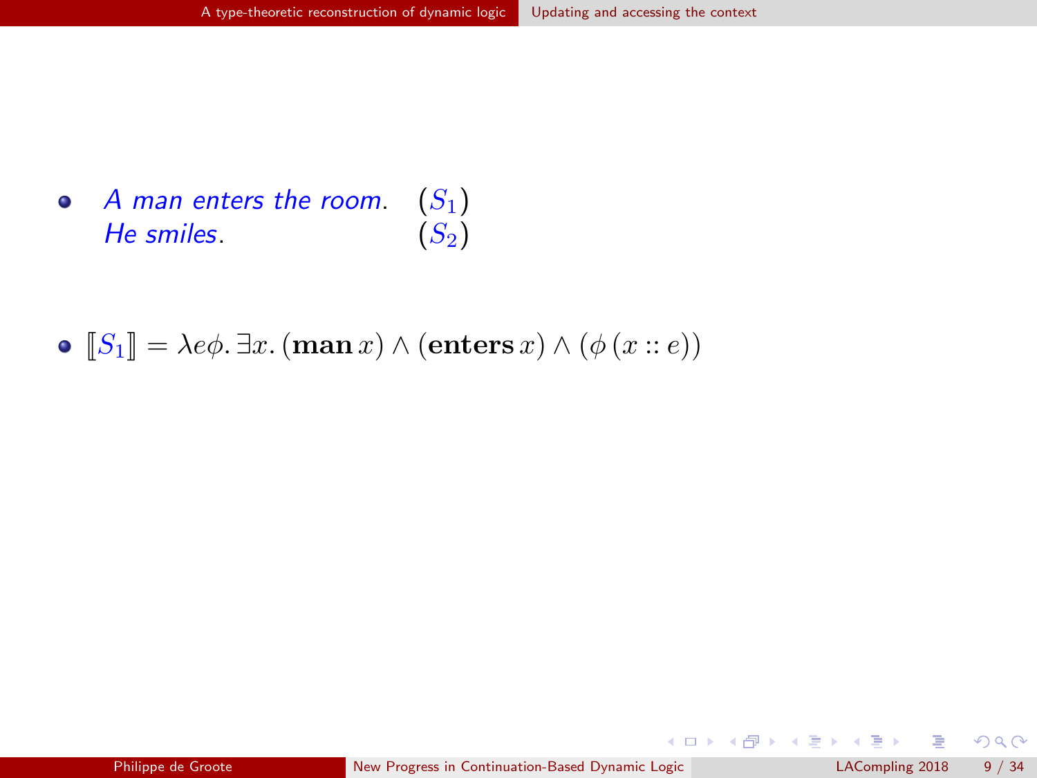- *A man enters the room.* $(S_1)$
  *He smiles.* $(S_2)$

- $[\![S_1]\!] = \lambda e\phi.\, \exists x.\, (\mathbf{man}\, x) \wedge (\mathbf{enters}\, x) \wedge (\phi\, (x :: e))$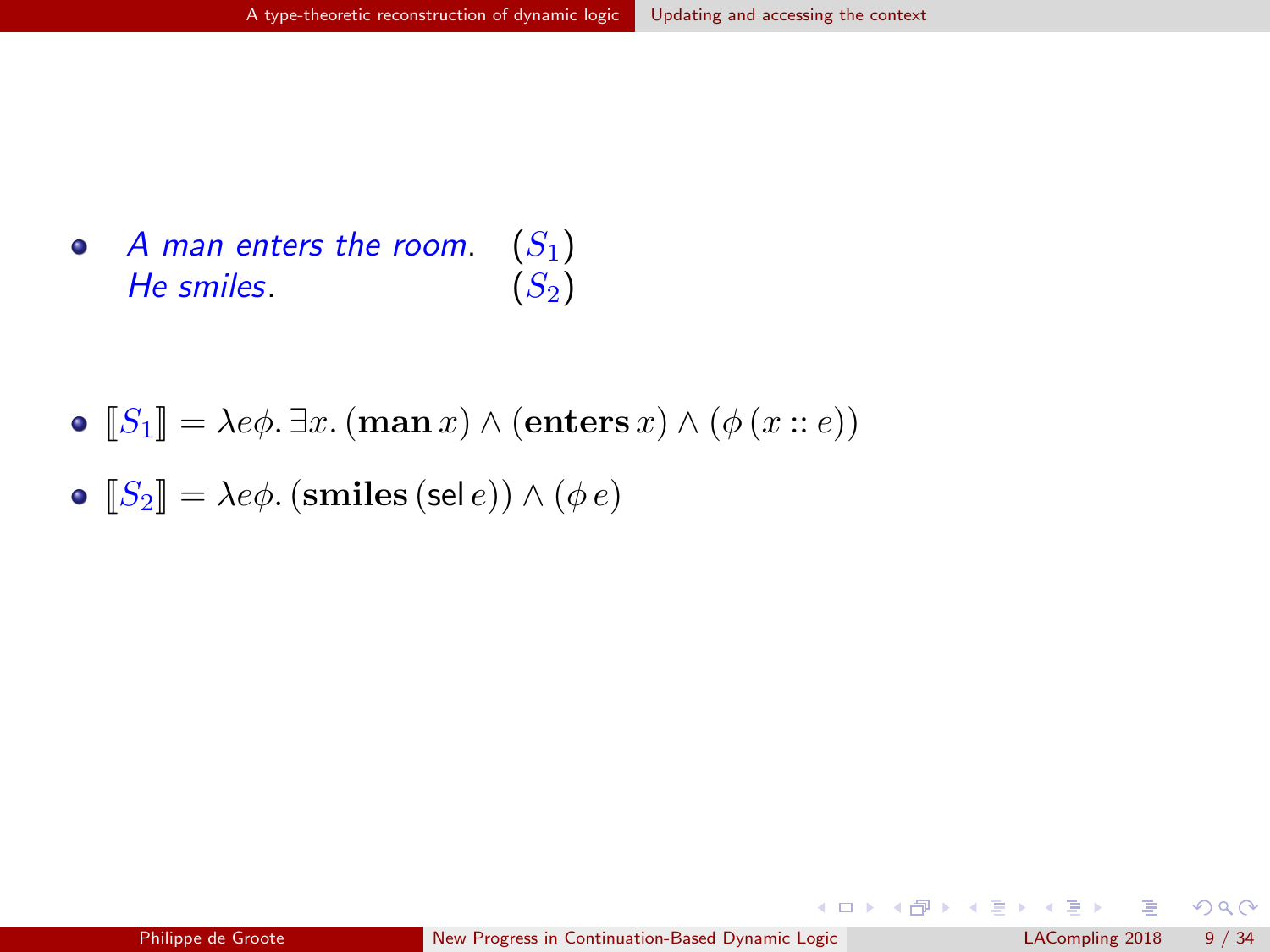- *A man enters the room.* ($S_1$)
  *He smiles.* ($S_2$)

- $[\![S_1]\!] = \lambda e\phi.\, \exists x.\, (\mathbf{man}\, x) \land (\mathbf{enters}\, x) \land (\phi\, (x :: e))$

- $[\![S_2]\!] = \lambda e\phi.\, (\mathbf{smiles}\, (\mathsf{sel}\, e)) \land (\phi\, e)$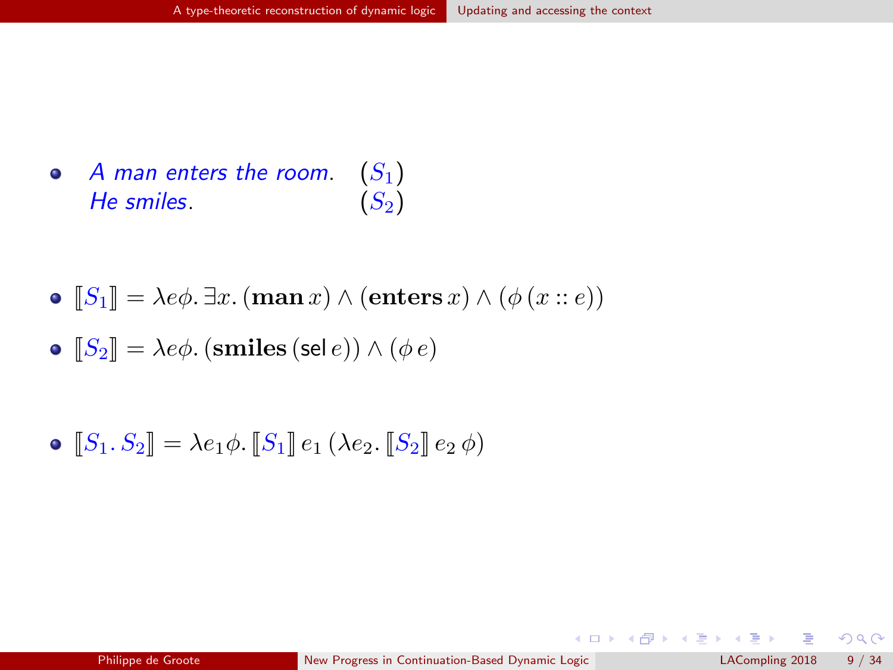- *A man enters the room.* ($S_1$)
  *He smiles.* ($S_2$)

- $[\![S_1]\!] = \lambda e\phi.\, \exists x.\, (\mathbf{man}\, x) \wedge (\mathbf{enters}\, x) \wedge (\phi\, (x :: e))$

- $[\![S_2]\!] = \lambda e\phi.\, (\mathbf{smiles}\, (\mathsf{sel}\, e)) \wedge (\phi\, e)$

- $[\![S_1 .\, S_2]\!] = \lambda e_1\phi.\, [\![S_1]\!]\, e_1\, (\lambda e_2.\, [\![S_2]\!]\, e_2\, \phi)$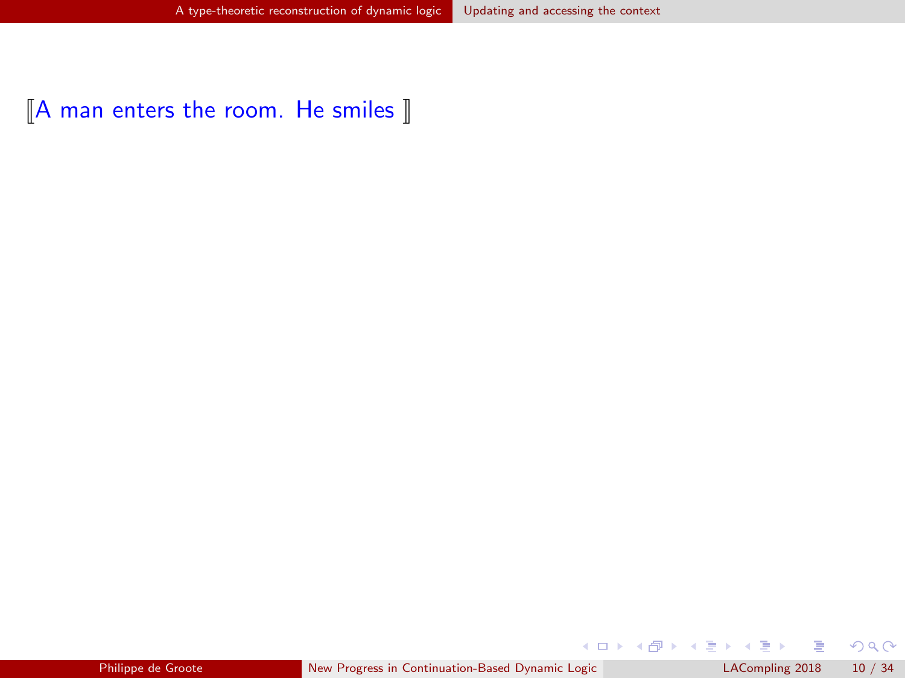$[\![$A man enters the room. He smiles$]\!]$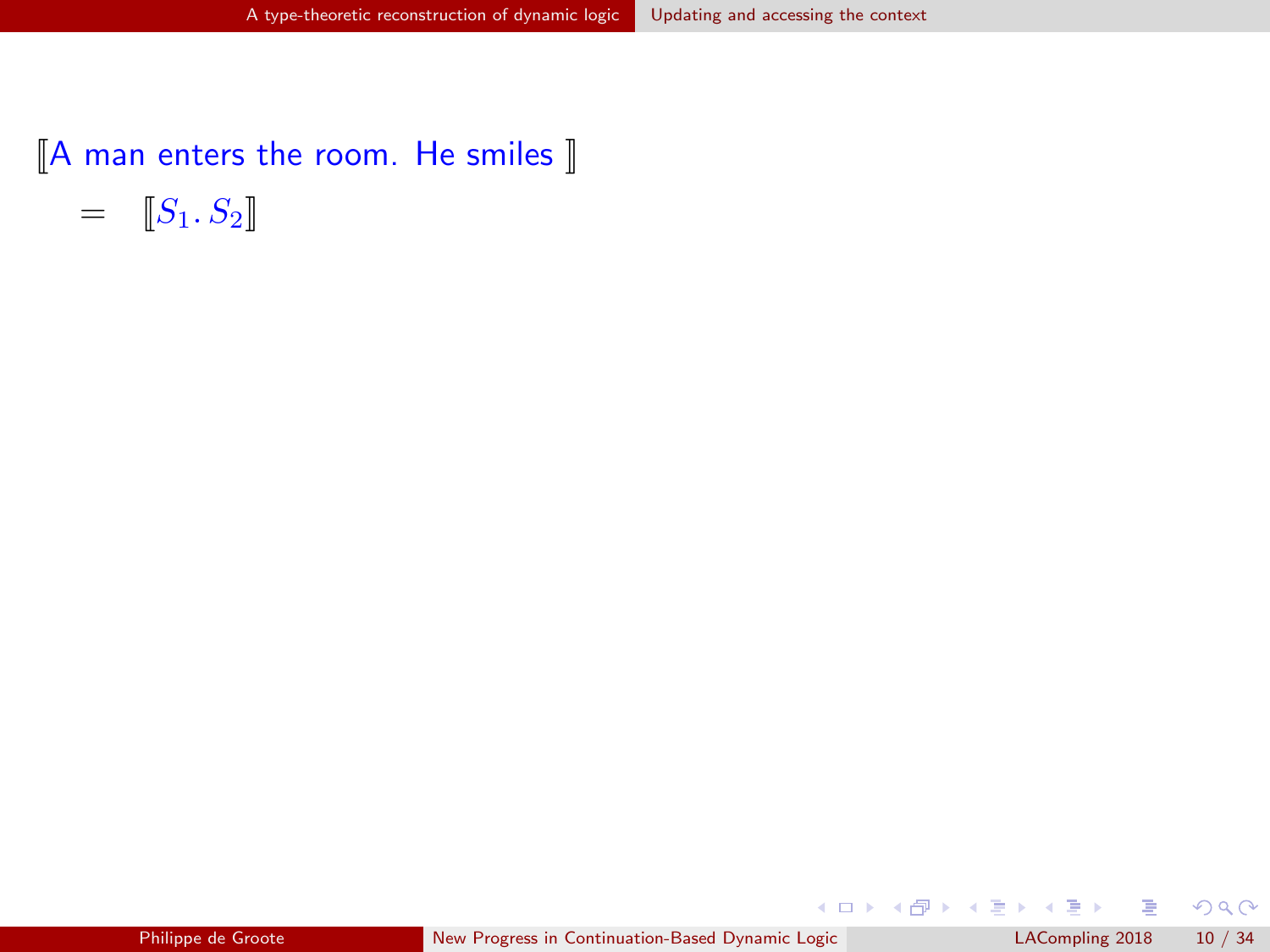⟦A man enters the room. He smiles ⟧

$$= \quad [\![ S_1 \,.\, S_2 ]\!]$$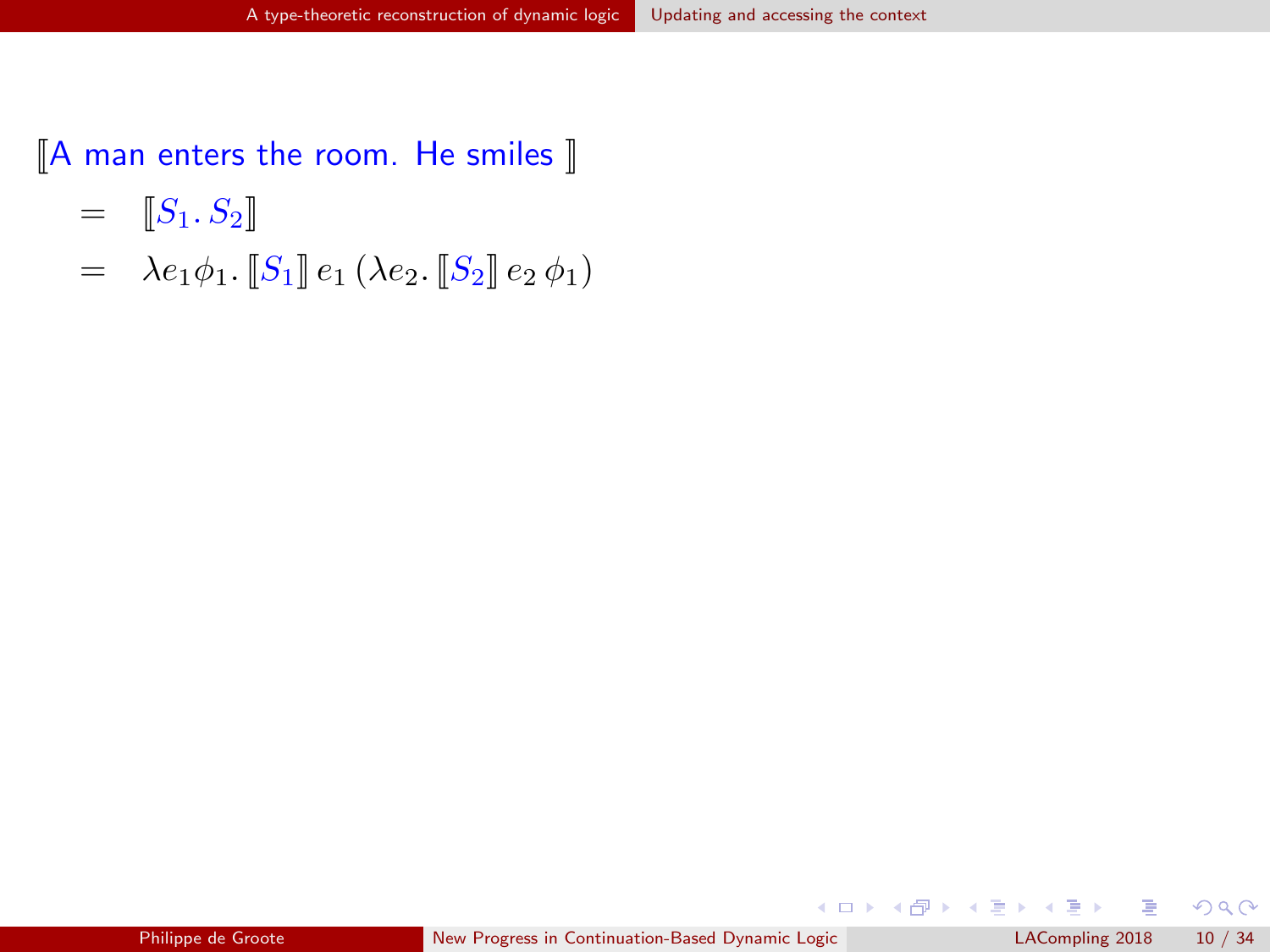$$
\begin{aligned}
&[\![\text{A man enters the room. He smiles }]\!] \\
&\quad = \quad [\![S_1 . \, S_2]\!] \\
&\quad = \quad \lambda e_1 \phi_1 . \, [\![S_1]\!] \, e_1 \, (\lambda e_2 . \, [\![S_2]\!] \, e_2 \, \phi_1)
\end{aligned}
$$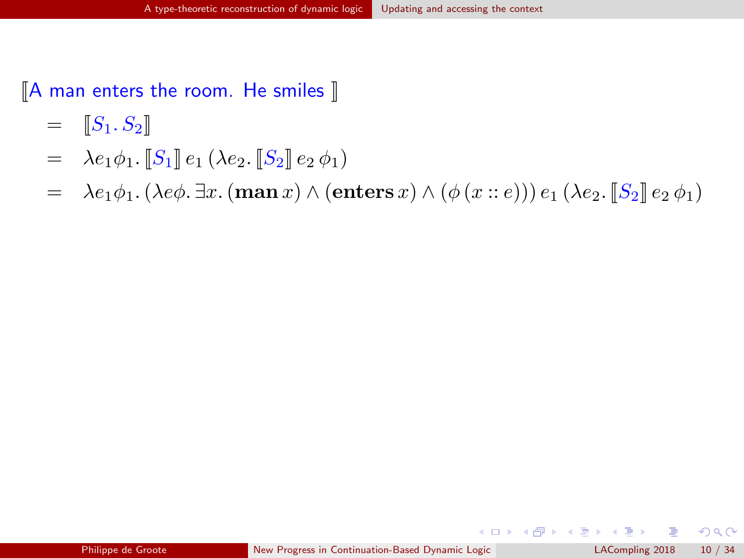$$
\begin{aligned}
&[\![\text{A man enters the room. He smiles}\,]\!] \\
&= \; [\![S_1 . \, S_2]\!] \\
&= \; \lambda e_1 \phi_1 . \, [\![S_1]\!] \, e_1 \, (\lambda e_2 . \, [\![S_2]\!] \, e_2 \, \phi_1) \\
&= \; \lambda e_1 \phi_1 . \, (\lambda e \phi . \, \exists x . \, (\mathbf{man} \, x) \wedge (\mathbf{enters} \, x) \wedge (\phi \, (x :: e))) \, e_1 \, (\lambda e_2 . \, [\![S_2]\!] \, e_2 \, \phi_1)
\end{aligned}
$$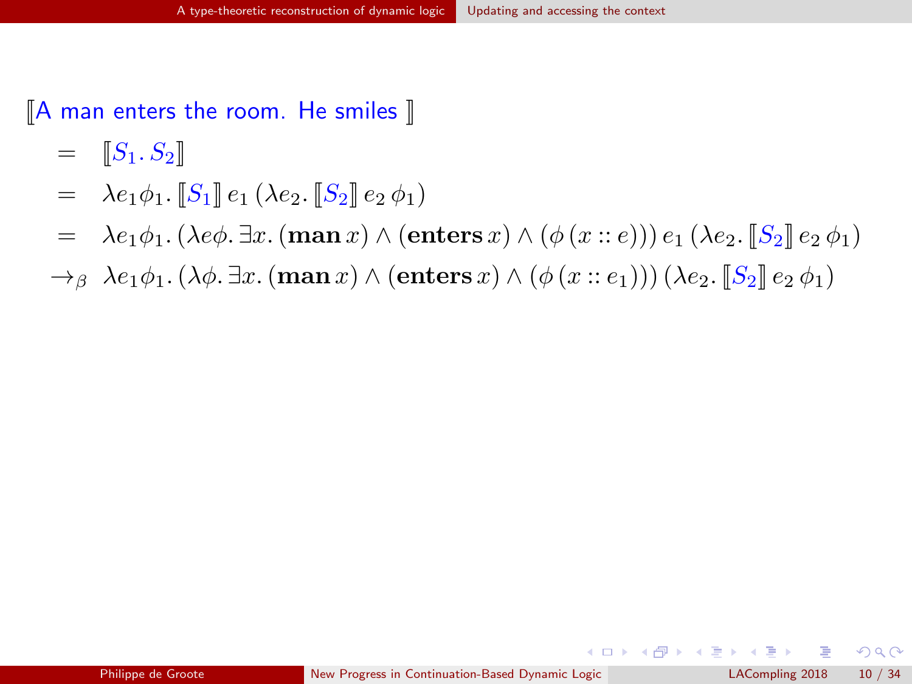$$
\begin{aligned}
&[\![\text{A man enters the room. He smiles}]\!] \\
&= [\![S_1 . S_2]\!] \\
&= \lambda e_1 \phi_1 . [\![S_1]\!]\, e_1\, (\lambda e_2 . [\![S_2]\!]\, e_2\, \phi_1) \\
&= \lambda e_1 \phi_1 . (\lambda e \phi . \exists x . (\mathbf{man}\, x) \wedge (\mathbf{enters}\, x) \wedge (\phi\, (x :: e)))\, e_1\, (\lambda e_2 . [\![S_2]\!]\, e_2\, \phi_1) \\
&\rightarrow_\beta \lambda e_1 \phi_1 . (\lambda \phi . \exists x . (\mathbf{man}\, x) \wedge (\mathbf{enters}\, x) \wedge (\phi\, (x :: e_1)))\, (\lambda e_2 . [\![S_2]\!]\, e_2\, \phi_1)
\end{aligned}
$$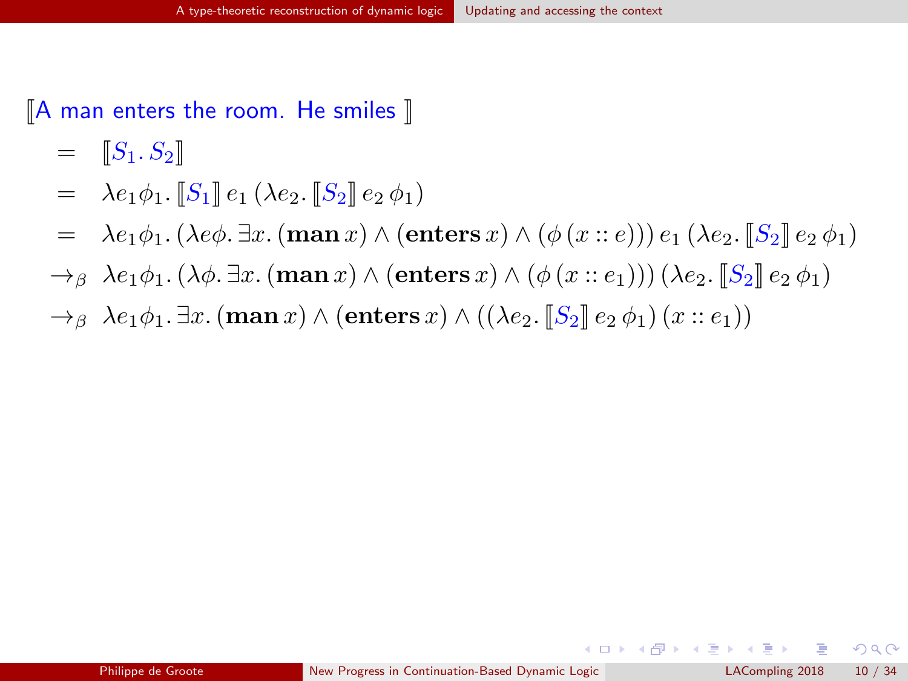$$
\begin{aligned}
&[\![\text{A man enters the room. He smiles}\,]\!] \\
&\quad = \;\; [\![S_1 \,.\, S_2]\!] \\
&\quad = \;\; \lambda e_1 \phi_1 .\, [\![S_1]\!]\, e_1\, (\lambda e_2 .\, [\![S_2]\!]\, e_2\, \phi_1) \\
&\quad = \;\; \lambda e_1 \phi_1 .\, (\lambda e \phi .\, \exists x .\, (\mathbf{man}\, x) \wedge (\mathbf{enters}\, x) \wedge (\phi\, (x :: e)))\, e_1\, (\lambda e_2 .\, [\![S_2]\!]\, e_2\, \phi_1) \\
&\quad \rightarrow_\beta \;\; \lambda e_1 \phi_1 .\, (\lambda \phi .\, \exists x .\, (\mathbf{man}\, x) \wedge (\mathbf{enters}\, x) \wedge (\phi\, (x :: e_1)))\, (\lambda e_2 .\, [\![S_2]\!]\, e_2\, \phi_1) \\
&\quad \rightarrow_\beta \;\; \lambda e_1 \phi_1 .\, \exists x .\, (\mathbf{man}\, x) \wedge (\mathbf{enters}\, x) \wedge ((\lambda e_2 .\, [\![S_2]\!]\, e_2\, \phi_1)\, (x :: e_1))
\end{aligned}
$$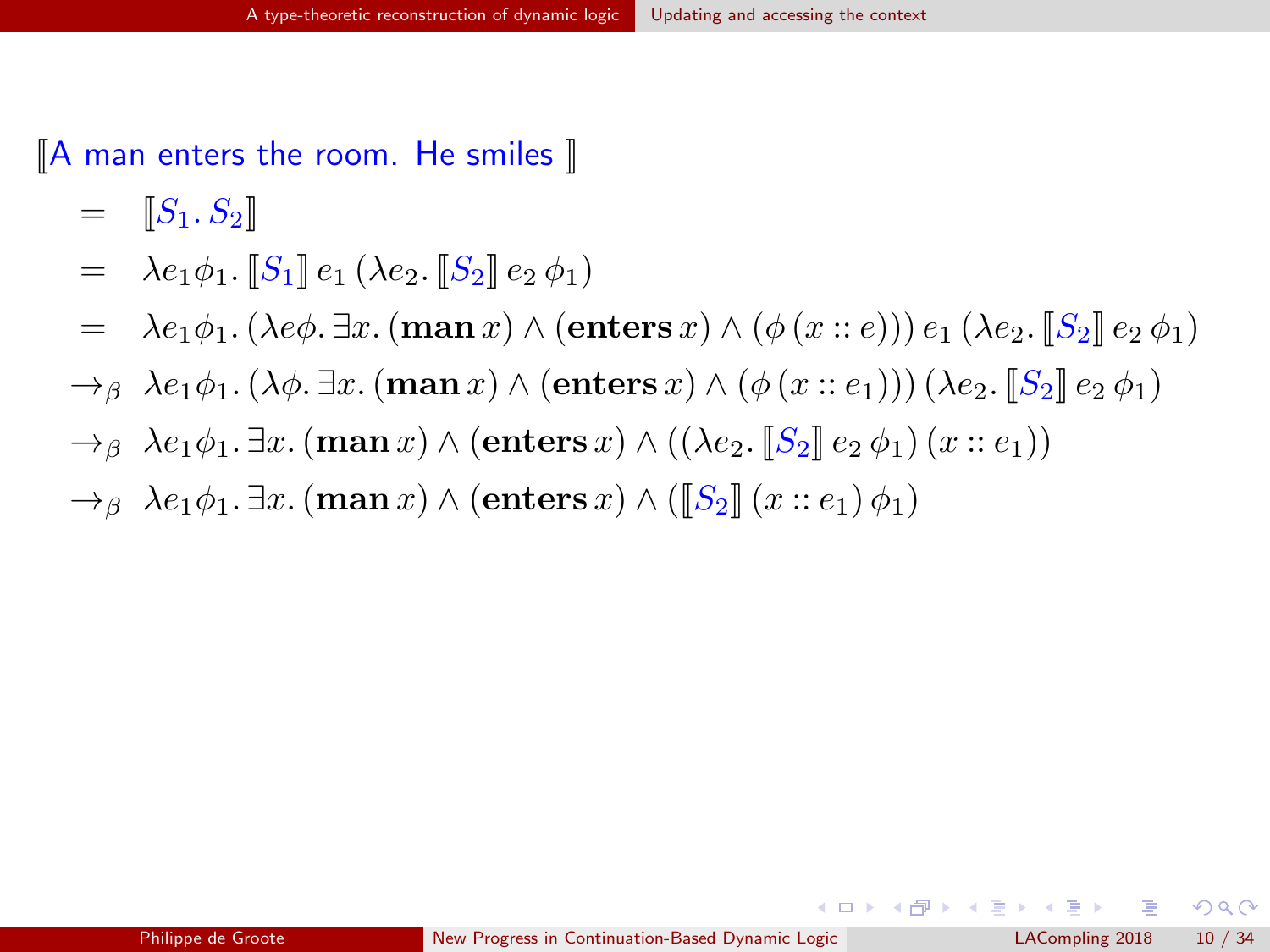$$
\begin{aligned}
&[\![\text{A man enters the room. He smiles}]\!] \\
&= [\![S_1 . S_2]\!] \\
&= \lambda e_1 \phi_1 . [\![S_1]\!]\, e_1\, (\lambda e_2 . [\![S_2]\!]\, e_2\, \phi_1) \\
&= \lambda e_1 \phi_1 . (\lambda e \phi . \exists x . (\mathbf{man}\, x) \wedge (\mathbf{enters}\, x) \wedge (\phi\, (x :: e)))\, e_1\, (\lambda e_2 . [\![S_2]\!]\, e_2\, \phi_1) \\
&\to_\beta \lambda e_1 \phi_1 . (\lambda \phi . \exists x . (\mathbf{man}\, x) \wedge (\mathbf{enters}\, x) \wedge (\phi\, (x :: e_1)))\, (\lambda e_2 . [\![S_2]\!]\, e_2\, \phi_1) \\
&\to_\beta \lambda e_1 \phi_1 . \exists x . (\mathbf{man}\, x) \wedge (\mathbf{enters}\, x) \wedge ((\lambda e_2 . [\![S_2]\!]\, e_2\, \phi_1)\, (x :: e_1)) \\
&\to_\beta \lambda e_1 \phi_1 . \exists x . (\mathbf{man}\, x) \wedge (\mathbf{enters}\, x) \wedge ([\![S_2]\!]\, (x :: e_1)\, \phi_1)
\end{aligned}
$$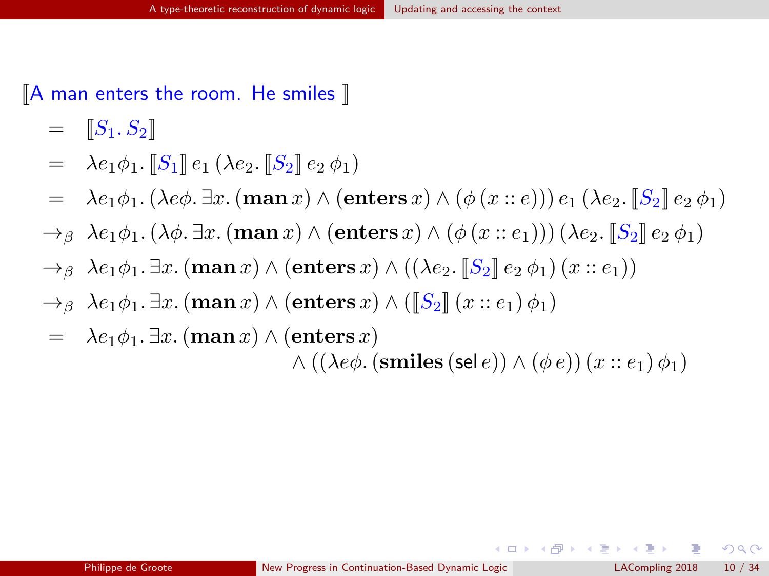⟦A man enters the room. He smiles ⟧

$$
\begin{array}{ll}
= & [\![S_1\,.\,S_2]\!] \\
= & \lambda e_1 \phi_1.\, [\![S_1]\!]\, e_1\, (\lambda e_2.\, [\![S_2]\!]\, e_2\, \phi_1) \\
= & \lambda e_1 \phi_1.\, (\lambda e \phi.\, \exists x.\, (\mathbf{man}\, x) \wedge (\mathbf{enters}\, x) \wedge (\phi\, (x :: e)))\, e_1\, (\lambda e_2.\, [\![S_2]\!]\, e_2\, \phi_1) \\
\rightarrow_\beta & \lambda e_1 \phi_1.\, (\lambda \phi.\, \exists x.\, (\mathbf{man}\, x) \wedge (\mathbf{enters}\, x) \wedge (\phi\, (x :: e_1)))\, (\lambda e_2.\, [\![S_2]\!]\, e_2\, \phi_1) \\
\rightarrow_\beta & \lambda e_1 \phi_1.\, \exists x.\, (\mathbf{man}\, x) \wedge (\mathbf{enters}\, x) \wedge ((\lambda e_2.\, [\![S_2]\!]\, e_2\, \phi_1)\, (x :: e_1)) \\
\rightarrow_\beta & \lambda e_1 \phi_1.\, \exists x.\, (\mathbf{man}\, x) \wedge (\mathbf{enters}\, x) \wedge ([\![S_2]\!]\, (x :: e_1)\, \phi_1) \\
= & \lambda e_1 \phi_1.\, \exists x.\, (\mathbf{man}\, x) \wedge (\mathbf{enters}\, x) \\
 & \qquad \wedge\, ((\lambda e \phi.\, (\mathbf{smiles}\, (\mathsf{sel}\, e)) \wedge (\phi\, e))\, (x :: e_1)\, \phi_1)
\end{array}
$$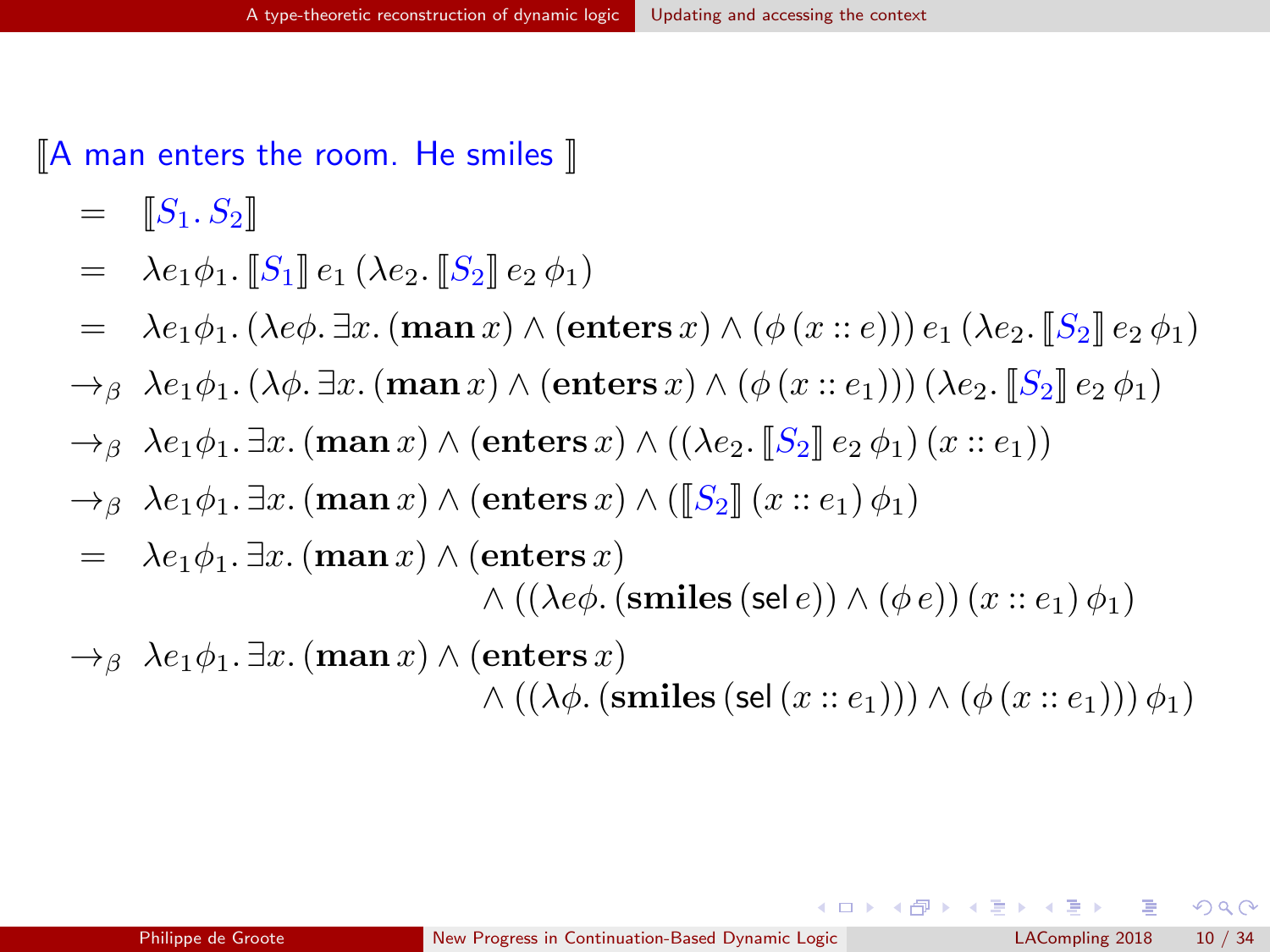$$
\begin{aligned}
&[\![\text{A man enters the room. He smiles }]\!] \\
&= [\![S_1 . S_2]\!] \\
&= \lambda e_1 \phi_1 . [\![S_1]\!]\, e_1\, (\lambda e_2 . [\![S_2]\!]\, e_2\, \phi_1) \\
&= \lambda e_1 \phi_1 . (\lambda e \phi . \exists x . (\mathbf{man}\, x) \wedge (\mathbf{enters}\, x) \wedge (\phi\, (x :: e)))\, e_1\, (\lambda e_2 . [\![S_2]\!]\, e_2\, \phi_1) \\
&\to_\beta \lambda e_1 \phi_1 . (\lambda \phi . \exists x . (\mathbf{man}\, x) \wedge (\mathbf{enters}\, x) \wedge (\phi\, (x :: e_1)))\, (\lambda e_2 . [\![S_2]\!]\, e_2\, \phi_1) \\
&\to_\beta \lambda e_1 \phi_1 . \exists x . (\mathbf{man}\, x) \wedge (\mathbf{enters}\, x) \wedge ((\lambda e_2 . [\![S_2]\!]\, e_2\, \phi_1)\, (x :: e_1)) \\
&\to_\beta \lambda e_1 \phi_1 . \exists x . (\mathbf{man}\, x) \wedge (\mathbf{enters}\, x) \wedge ([\![S_2]\!]\, (x :: e_1)\, \phi_1) \\
&= \lambda e_1 \phi_1 . \exists x . (\mathbf{man}\, x) \wedge (\mathbf{enters}\, x) \\
&\qquad \wedge ((\lambda e \phi . (\mathbf{smiles}\, (\mathsf{sel}\, e)) \wedge (\phi\, e))\, (x :: e_1)\, \phi_1) \\
&\to_\beta \lambda e_1 \phi_1 . \exists x . (\mathbf{man}\, x) \wedge (\mathbf{enters}\, x) \\
&\qquad \wedge ((\lambda \phi . (\mathbf{smiles}\, (\mathsf{sel}\, (x :: e_1))) \wedge (\phi\, (x :: e_1)))\, \phi_1)
\end{aligned}
$$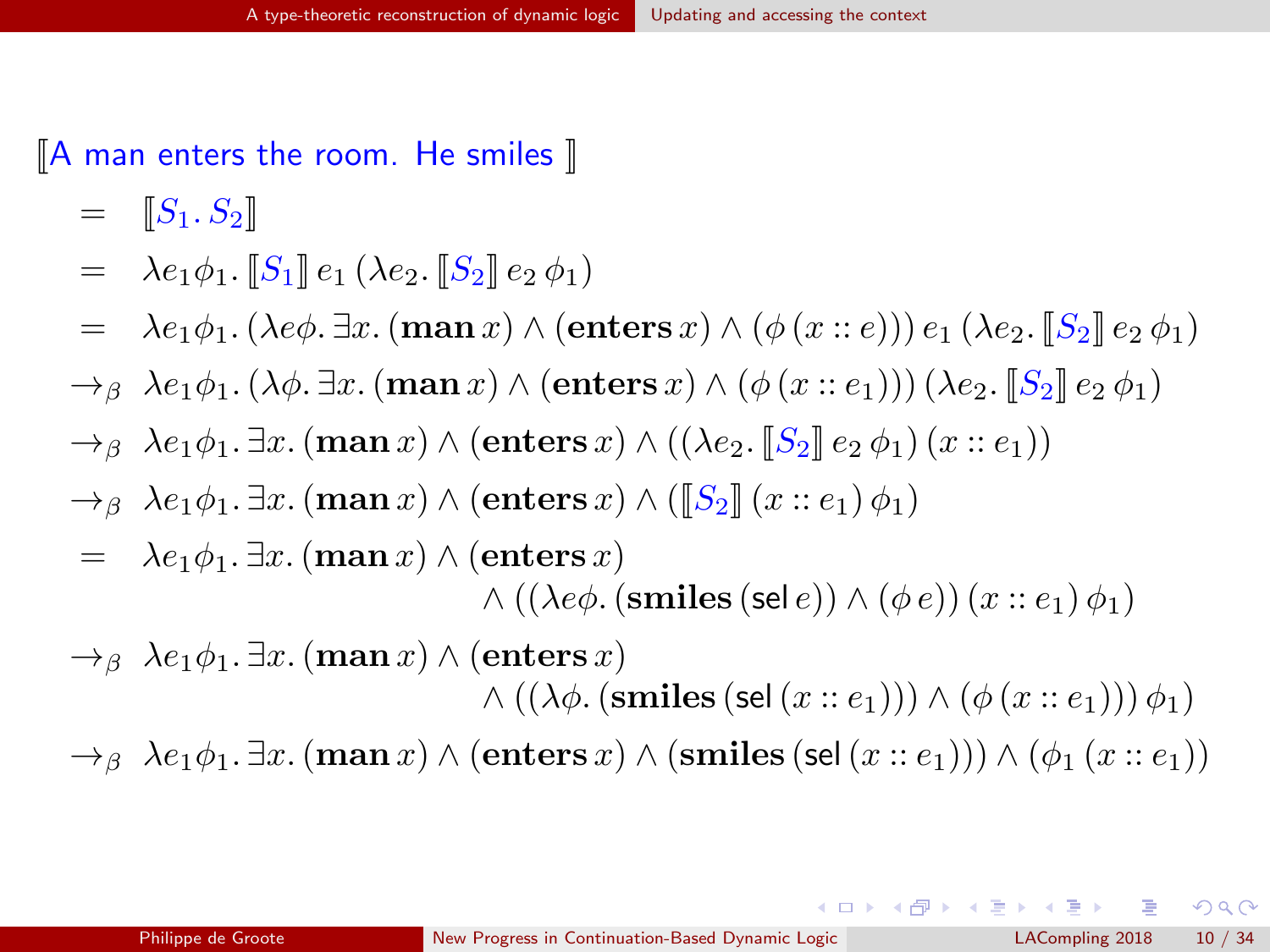$$
\begin{aligned}
&[\![\text{A man enters the room. He smiles}]\!] \\
&= [\![S_1 .\, S_2]\!] \\
&= \lambda e_1 \phi_1 .\, [\![S_1]\!]\, e_1\, (\lambda e_2 .\, [\![S_2]\!]\, e_2\, \phi_1) \\
&= \lambda e_1 \phi_1 .\, (\lambda e \phi .\, \exists x .\, (\mathbf{man}\, x) \land (\mathbf{enters}\, x) \land (\phi\, (x :: e)))\, e_1\, (\lambda e_2 .\, [\![S_2]\!]\, e_2\, \phi_1) \\
&\to_\beta \lambda e_1 \phi_1 .\, (\lambda \phi .\, \exists x .\, (\mathbf{man}\, x) \land (\mathbf{enters}\, x) \land (\phi\, (x :: e_1)))\, (\lambda e_2 .\, [\![S_2]\!]\, e_2\, \phi_1) \\
&\to_\beta \lambda e_1 \phi_1 .\, \exists x .\, (\mathbf{man}\, x) \land (\mathbf{enters}\, x) \land ((\lambda e_2 .\, [\![S_2]\!]\, e_2\, \phi_1)\, (x :: e_1)) \\
&\to_\beta \lambda e_1 \phi_1 .\, \exists x .\, (\mathbf{man}\, x) \land (\mathbf{enters}\, x) \land ([\![S_2]\!]\, (x :: e_1)\, \phi_1) \\
&= \lambda e_1 \phi_1 .\, \exists x .\, (\mathbf{man}\, x) \land (\mathbf{enters}\, x) \\
&\qquad \land ((\lambda e \phi .\, (\mathbf{smiles}\, (\mathsf{sel}\, e)) \land (\phi\, e))\, (x :: e_1)\, \phi_1) \\
&\to_\beta \lambda e_1 \phi_1 .\, \exists x .\, (\mathbf{man}\, x) \land (\mathbf{enters}\, x) \\
&\qquad \land ((\lambda \phi .\, (\mathbf{smiles}\, (\mathsf{sel}\, (x :: e_1))) \land (\phi\, (x :: e_1)))\, \phi_1) \\
&\to_\beta \lambda e_1 \phi_1 .\, \exists x .\, (\mathbf{man}\, x) \land (\mathbf{enters}\, x) \land (\mathbf{smiles}\, (\mathsf{sel}\, (x :: e_1))) \land (\phi_1\, (x :: e_1))
\end{aligned}
$$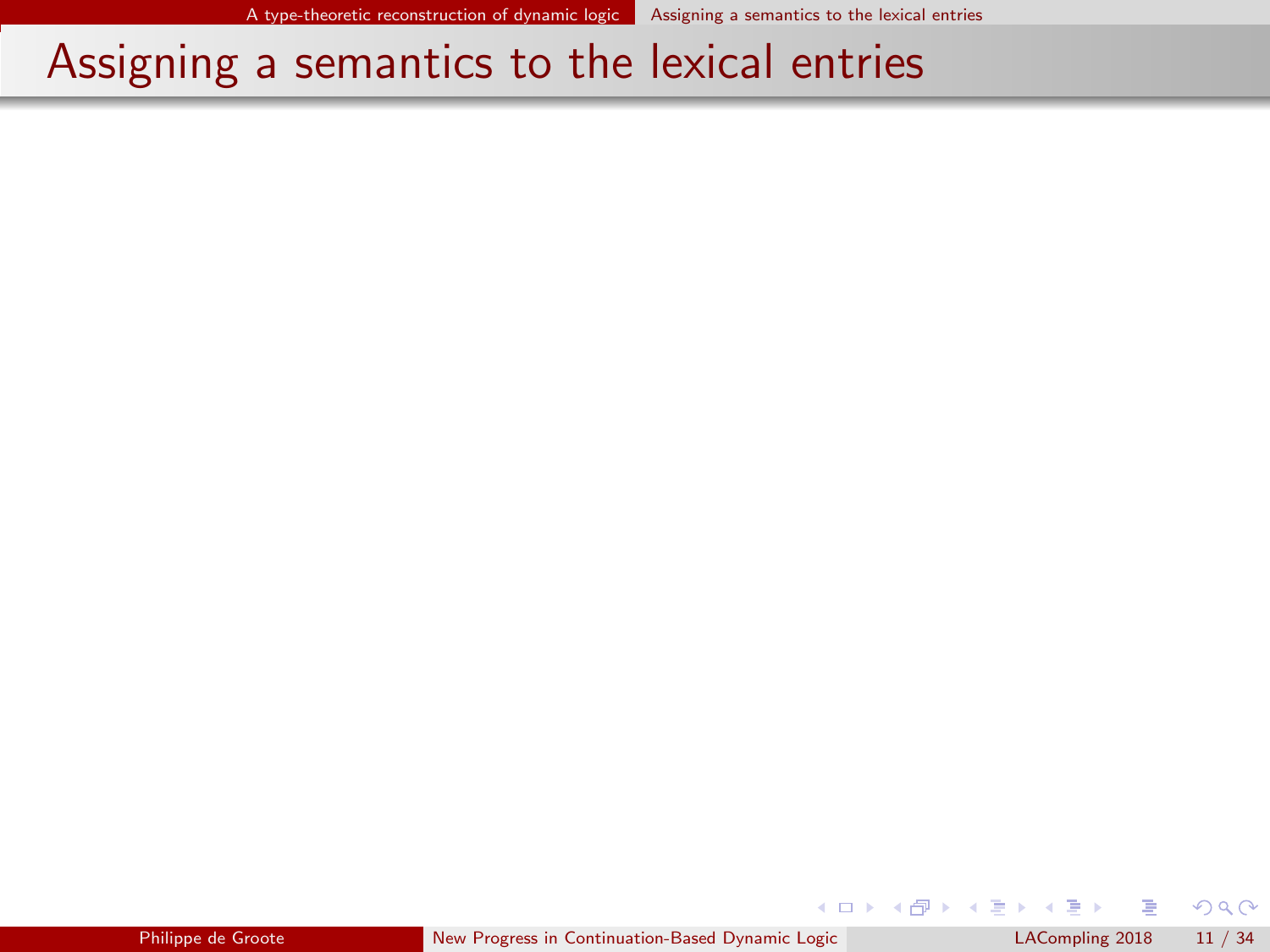# Assigning a semantics to the lexical entries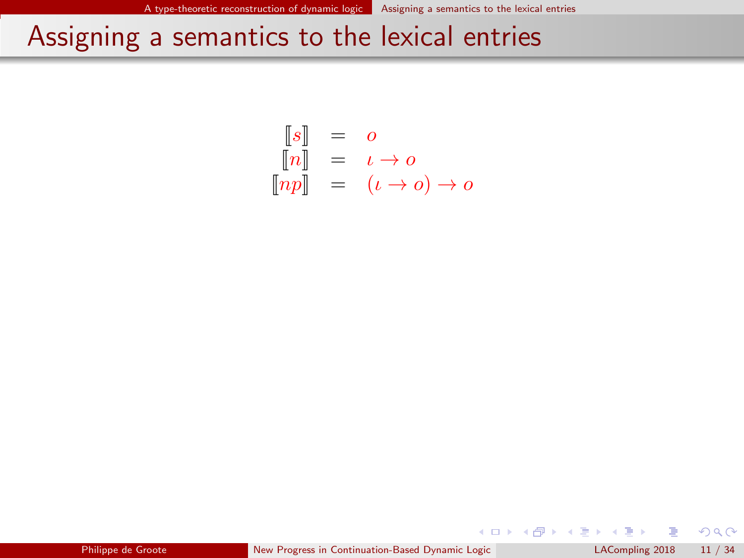# Assigning a semantics to the lexical entries

$$
\begin{array}{rcl}
[\![s]\!] & = & o \\
[\![n]\!] & = & \iota \to o \\
[\![np]\!] & = & (\iota \to o) \to o
\end{array}
$$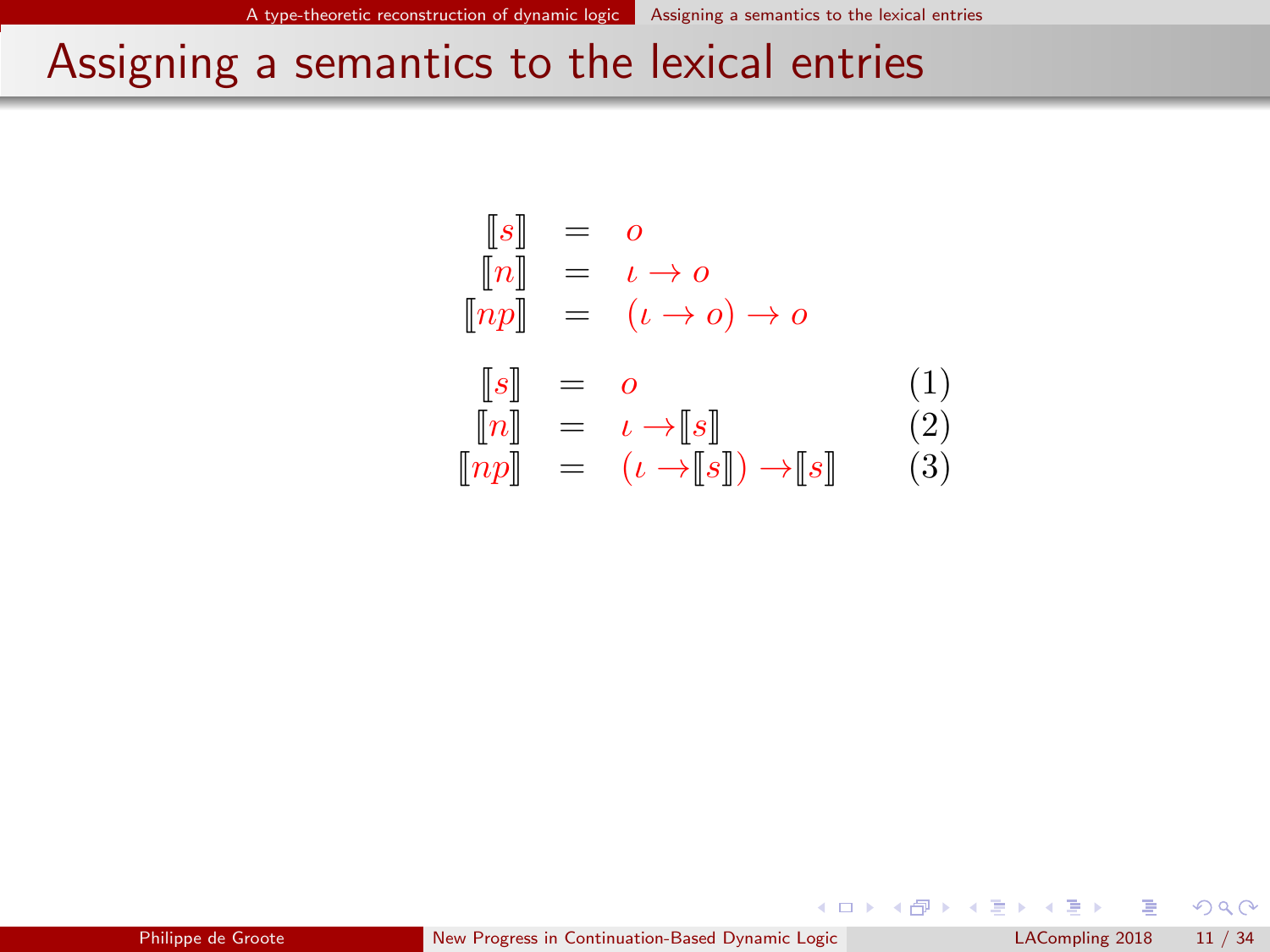# Assigning a semantics to the lexical entries

$$
\begin{aligned}
[\![s]\!] &= o \\
[\![n]\!] &= \iota \rightarrow o \\
[\![np]\!] &= (\iota \rightarrow o) \rightarrow o
\end{aligned}
$$

$$
\begin{aligned}
[\![s]\!] &= o & (1) \\
[\![n]\!] &= \iota \rightarrow [\![s]\!] & (2) \\
[\![np]\!] &= (\iota \rightarrow [\![s]\!]) \rightarrow [\![s]\!] & (3)
\end{aligned}
$$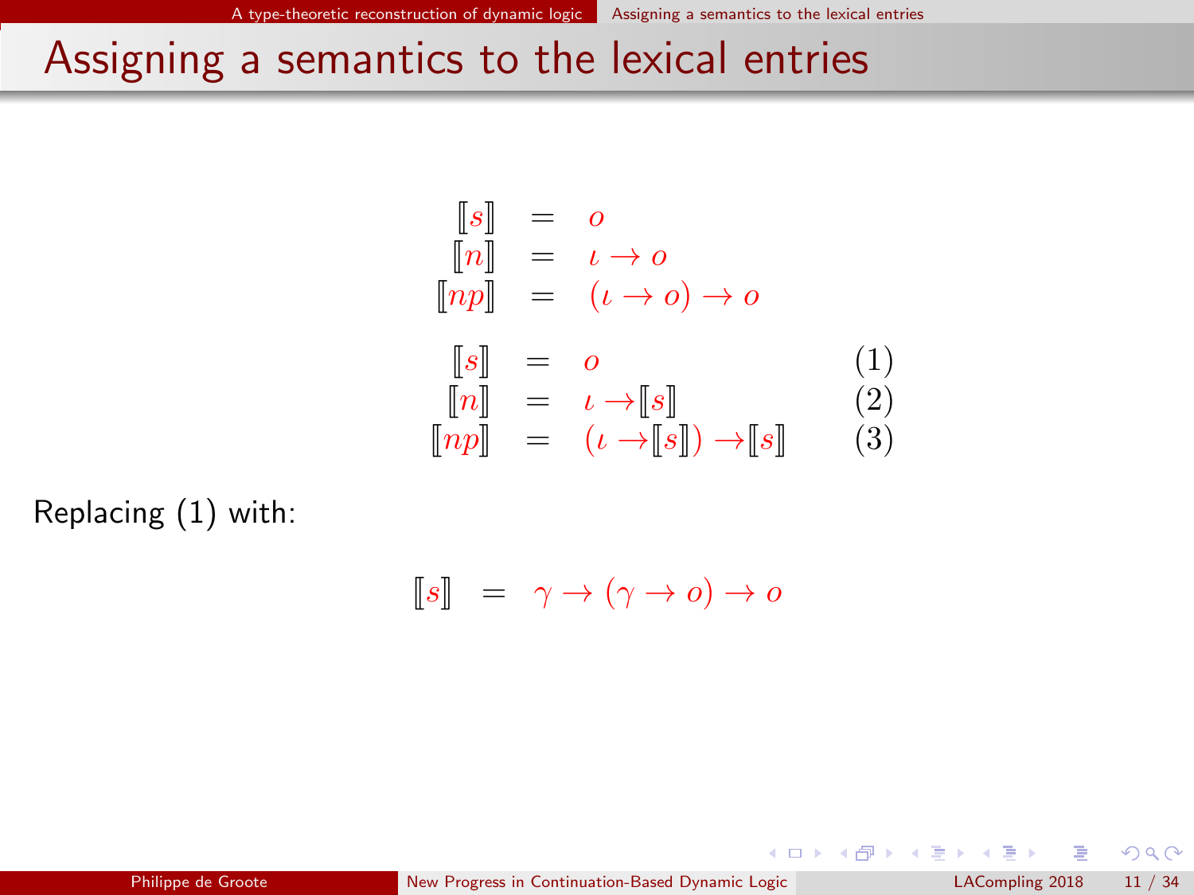# Assigning a semantics to the lexical entries

$$
\begin{aligned}
[\![s]\!] &= o \\
[\![n]\!] &= \iota \to o \\
[\![np]\!] &= (\iota \to o) \to o
\end{aligned}
$$

$$
\begin{aligned}
[\![s]\!] &= o & (1) \\
[\![n]\!] &= \iota \to [\![s]\!] & (2) \\
[\![np]\!] &= (\iota \to [\![s]\!]) \to [\![s]\!] & (3)
\end{aligned}
$$

Replacing (1) with:

$$
[\![s]\!] = \gamma \to (\gamma \to o) \to o
$$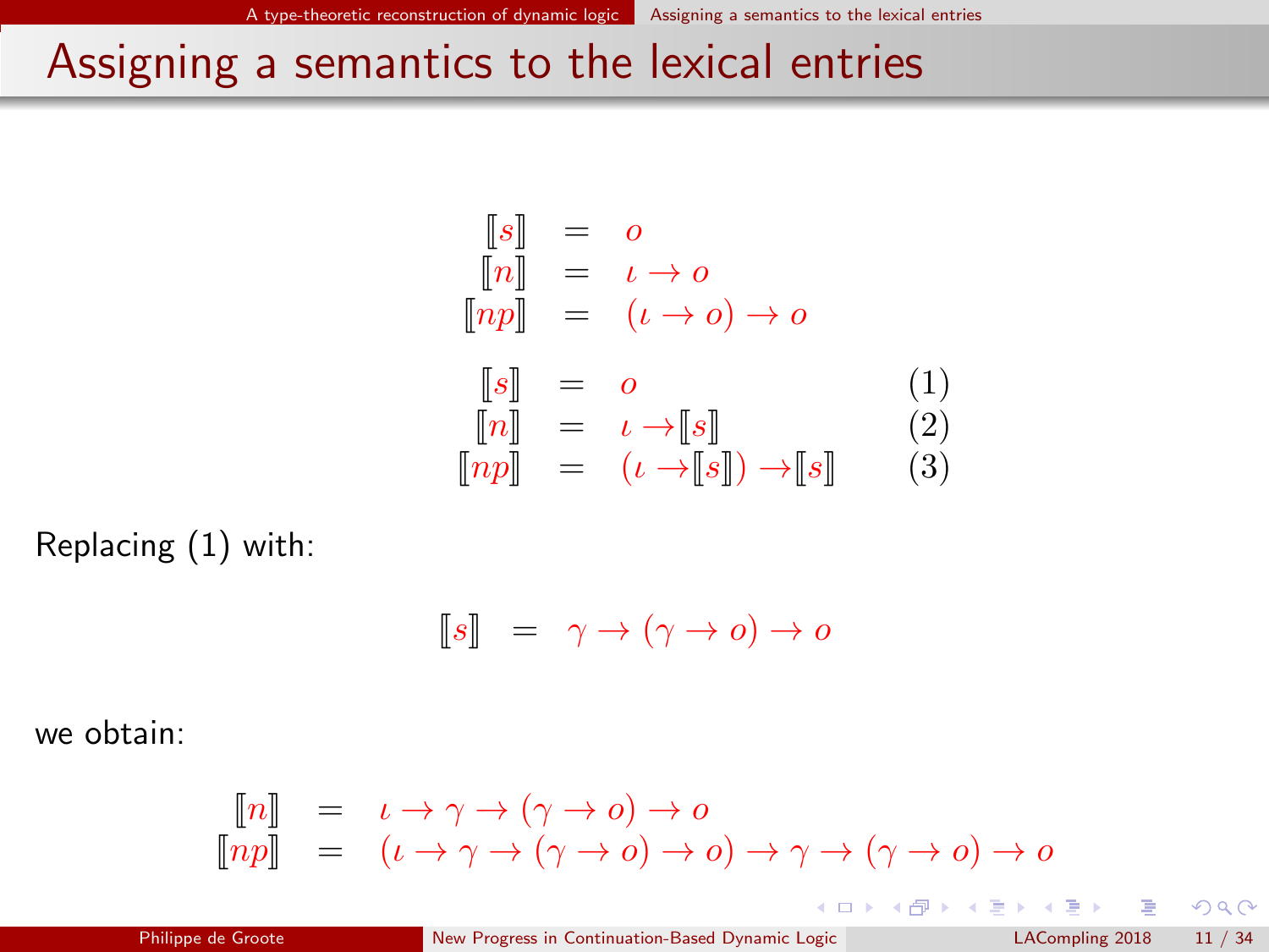# Assigning a semantics to the lexical entries

$$
\begin{aligned}
[\![s]\!] &= o \\
[\![n]\!] &= \iota \rightarrow o \\
[\![np]\!] &= (\iota \rightarrow o) \rightarrow o
\end{aligned}
$$

$$
\begin{aligned}
[\![s]\!] &= o & (1) \\
[\![n]\!] &= \iota \rightarrow [\![s]\!] & (2) \\
[\![np]\!] &= (\iota \rightarrow [\![s]\!]) \rightarrow [\![s]\!] & (3)
\end{aligned}
$$

Replacing (1) with:

$$
[\![s]\!] = \gamma \rightarrow (\gamma \rightarrow o) \rightarrow o
$$

we obtain:

$$
\begin{aligned}
[\![n]\!] &= \iota \rightarrow \gamma \rightarrow (\gamma \rightarrow o) \rightarrow o \\
[\![np]\!] &= (\iota \rightarrow \gamma \rightarrow (\gamma \rightarrow o) \rightarrow o) \rightarrow \gamma \rightarrow (\gamma \rightarrow o) \rightarrow o
\end{aligned}
$$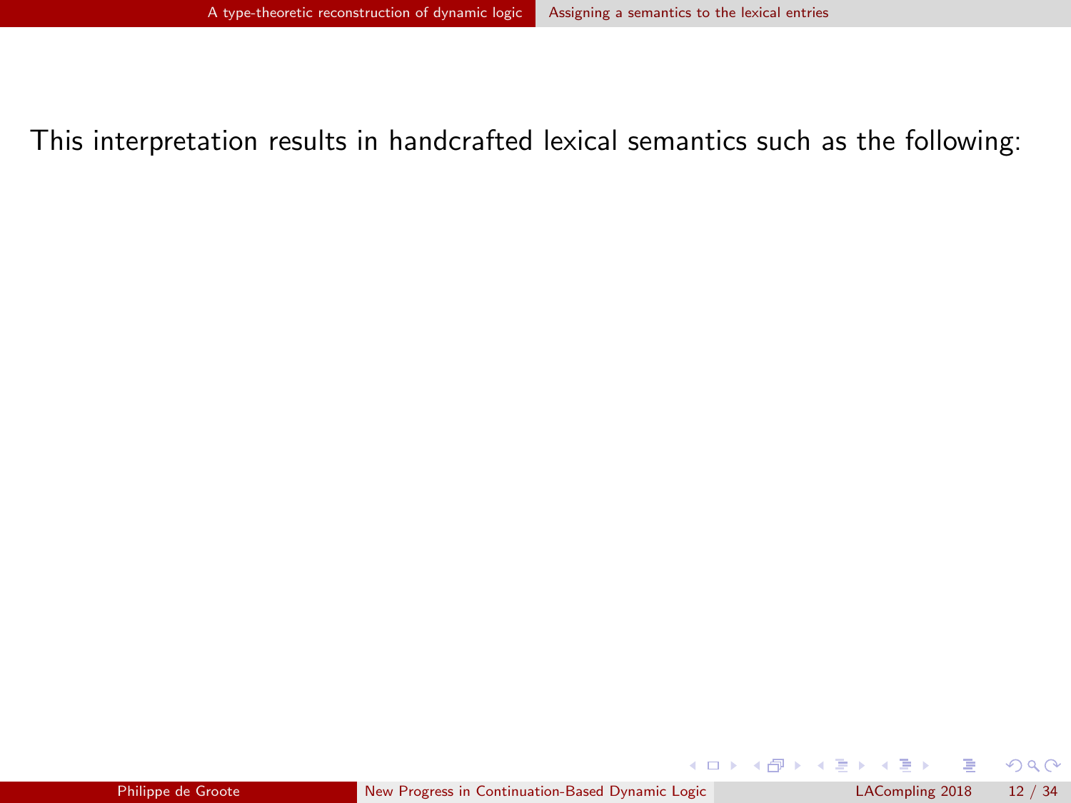This interpretation results in handcrafted lexical semantics such as the following: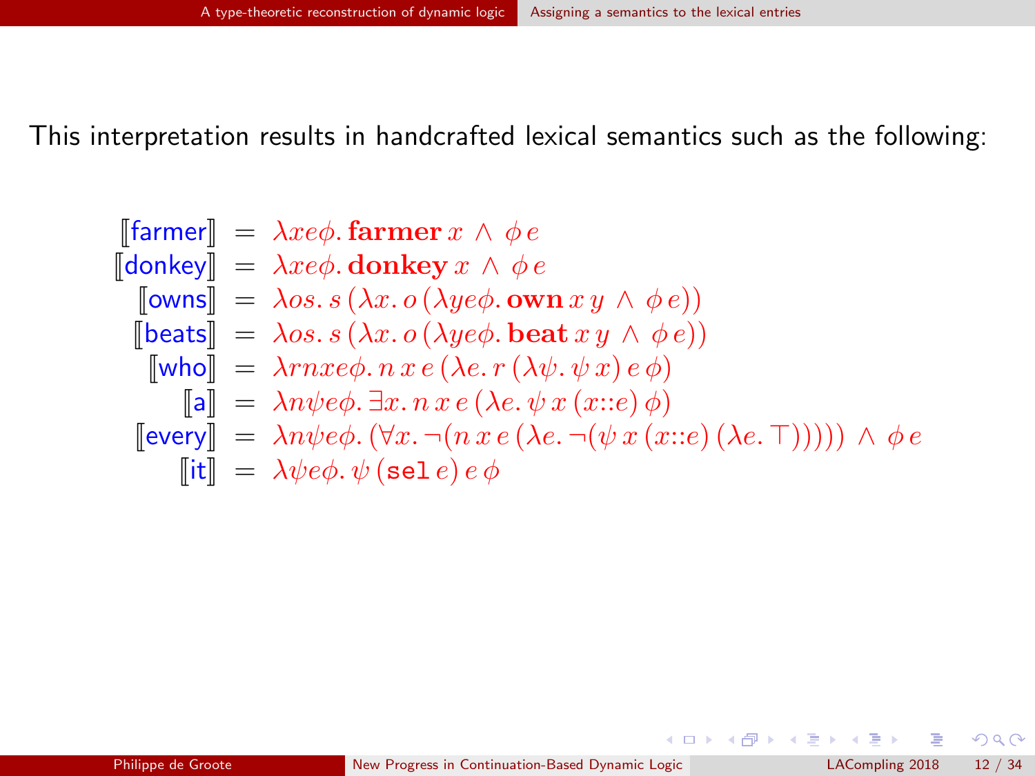This interpretation results in handcrafted lexical semantics such as the following:

$$
\begin{aligned}
[\![\text{farmer}]\!] &= \lambda x e \phi.\, \mathbf{farmer}\, x \wedge \phi\, e \\
[\![\text{donkey}]\!] &= \lambda x e \phi.\, \mathbf{donkey}\, x \wedge \phi\, e \\
[\![\text{owns}]\!] &= \lambda o s.\, s\, (\lambda x.\, o\, (\lambda y e \phi.\, \mathbf{own}\, x\, y \wedge \phi\, e)) \\
[\![\text{beats}]\!] &= \lambda o s.\, s\, (\lambda x.\, o\, (\lambda y e \phi.\, \mathbf{beat}\, x\, y \wedge \phi\, e)) \\
[\![\text{who}]\!] &= \lambda r n x e \phi.\, n\, x\, e\, (\lambda e.\, r\, (\lambda \psi.\, \psi\, x)\, e\, \phi) \\
[\![\text{a}]\!] &= \lambda n \psi e \phi.\, \exists x.\, n\, x\, e\, (\lambda e.\, \psi\, x\, (x{::}e)\, \phi) \\
[\![\text{every}]\!] &= \lambda n \psi e \phi.\, (\forall x.\, \neg(n\, x\, e\, (\lambda e.\, \neg(\psi\, x\, (x{::}e)\, (\lambda e.\, \top))))) \wedge \phi\, e \\
[\![\text{it}]\!] &= \lambda \psi e \phi.\, \psi\, (\mathtt{sel}\, e)\, e\, \phi
\end{aligned}
$$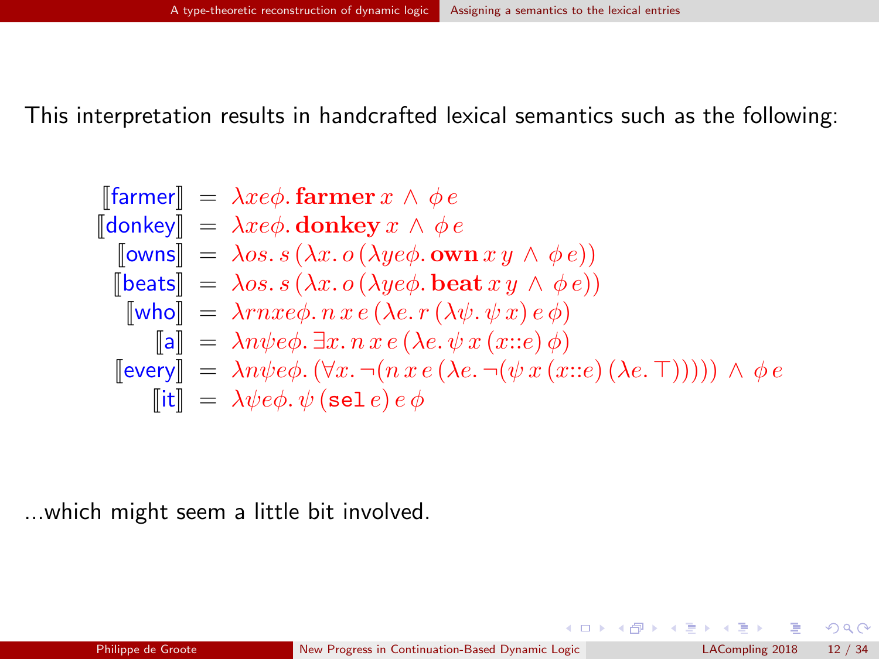This interpretation results in handcrafted lexical semantics such as the following:

$$
\begin{aligned}
[\![\text{farmer}]\!] &= \lambda x e \phi.\, \mathbf{farmer}\, x \wedge \phi\, e \\
[\![\text{donkey}]\!] &= \lambda x e \phi.\, \mathbf{donkey}\, x \wedge \phi\, e \\
[\![\text{owns}]\!] &= \lambda o s.\, s\, (\lambda x.\, o\, (\lambda y e \phi.\, \mathbf{own}\, x\, y \wedge \phi\, e)) \\
[\![\text{beats}]\!] &= \lambda o s.\, s\, (\lambda x.\, o\, (\lambda y e \phi.\, \mathbf{beat}\, x\, y \wedge \phi\, e)) \\
[\![\text{who}]\!] &= \lambda r n x e \phi.\, n\, x\, e\, (\lambda e.\, r\, (\lambda \psi.\, \psi\, x)\, e\, \phi) \\
[\![\text{a}]\!] &= \lambda n \psi e \phi.\, \exists x.\, n\, x\, e\, (\lambda e.\, \psi\, x\, (x{::}e)\, \phi) \\
[\![\text{every}]\!] &= \lambda n \psi e \phi.\, (\forall x.\, \neg(n\, x\, e\, (\lambda e.\, \neg(\psi\, x\, (x{::}e)\, (\lambda e.\, \top))))) \wedge \phi\, e \\
[\![\text{it}]\!] &= \lambda \psi e \phi.\, \psi\, (\mathtt{sel}\, e)\, e\, \phi
\end{aligned}
$$

...which might seem a little bit involved.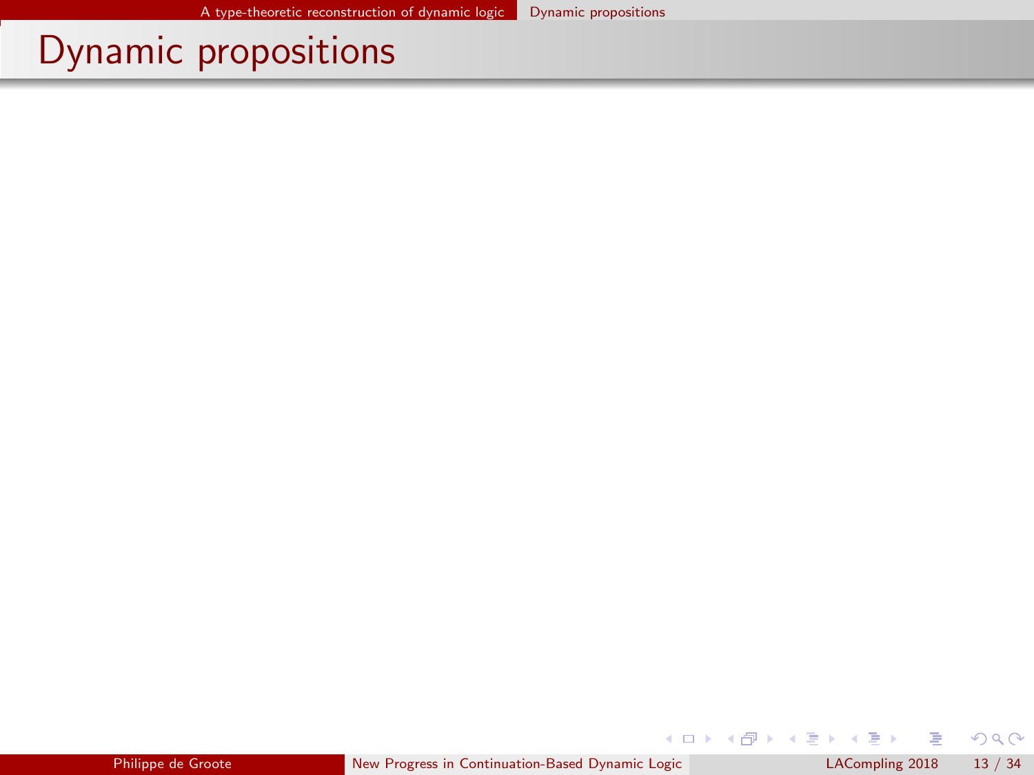# Dynamic propositions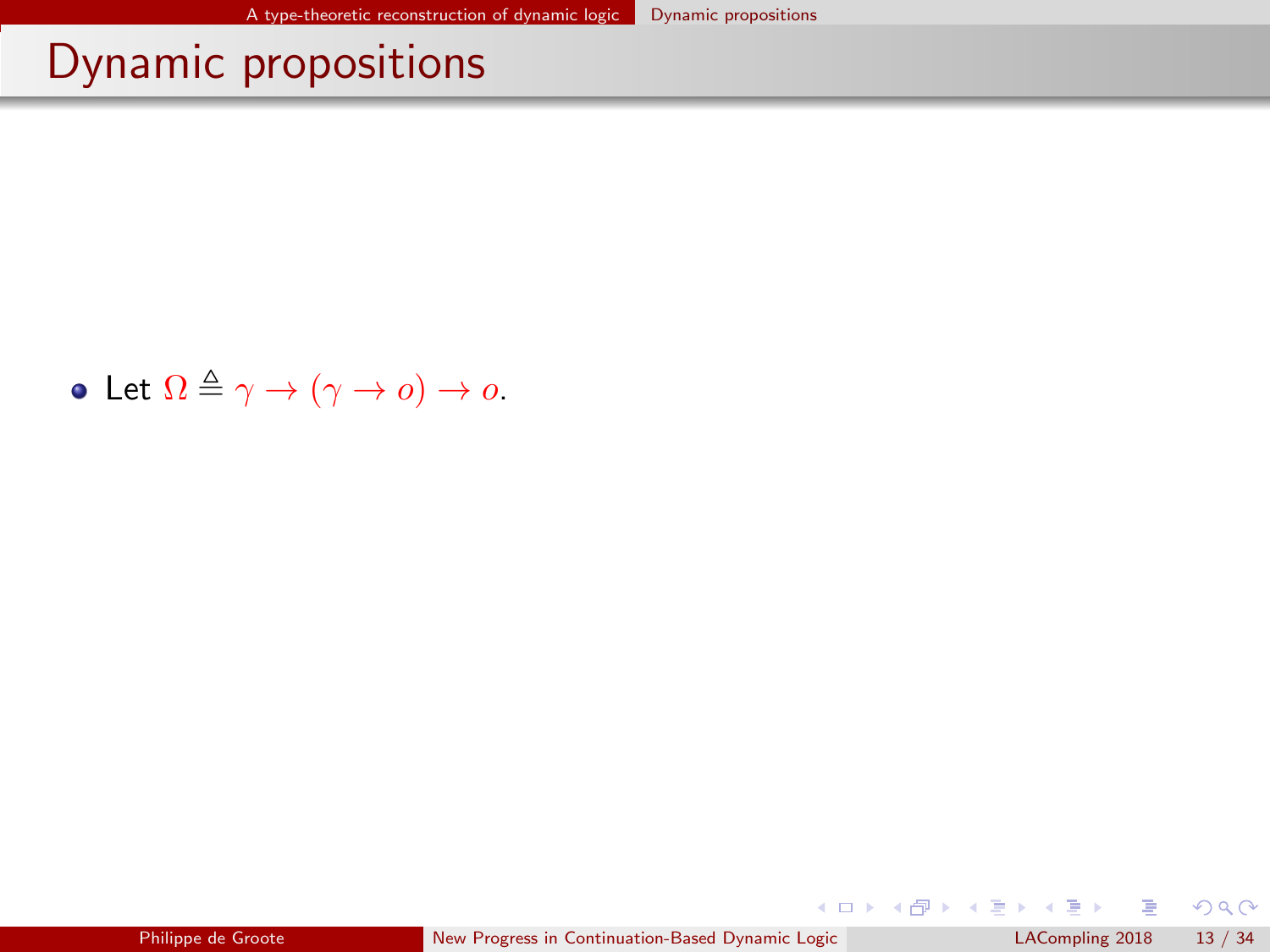# Dynamic propositions

- Let $\Omega \triangleq \gamma \rightarrow (\gamma \rightarrow o) \rightarrow o$.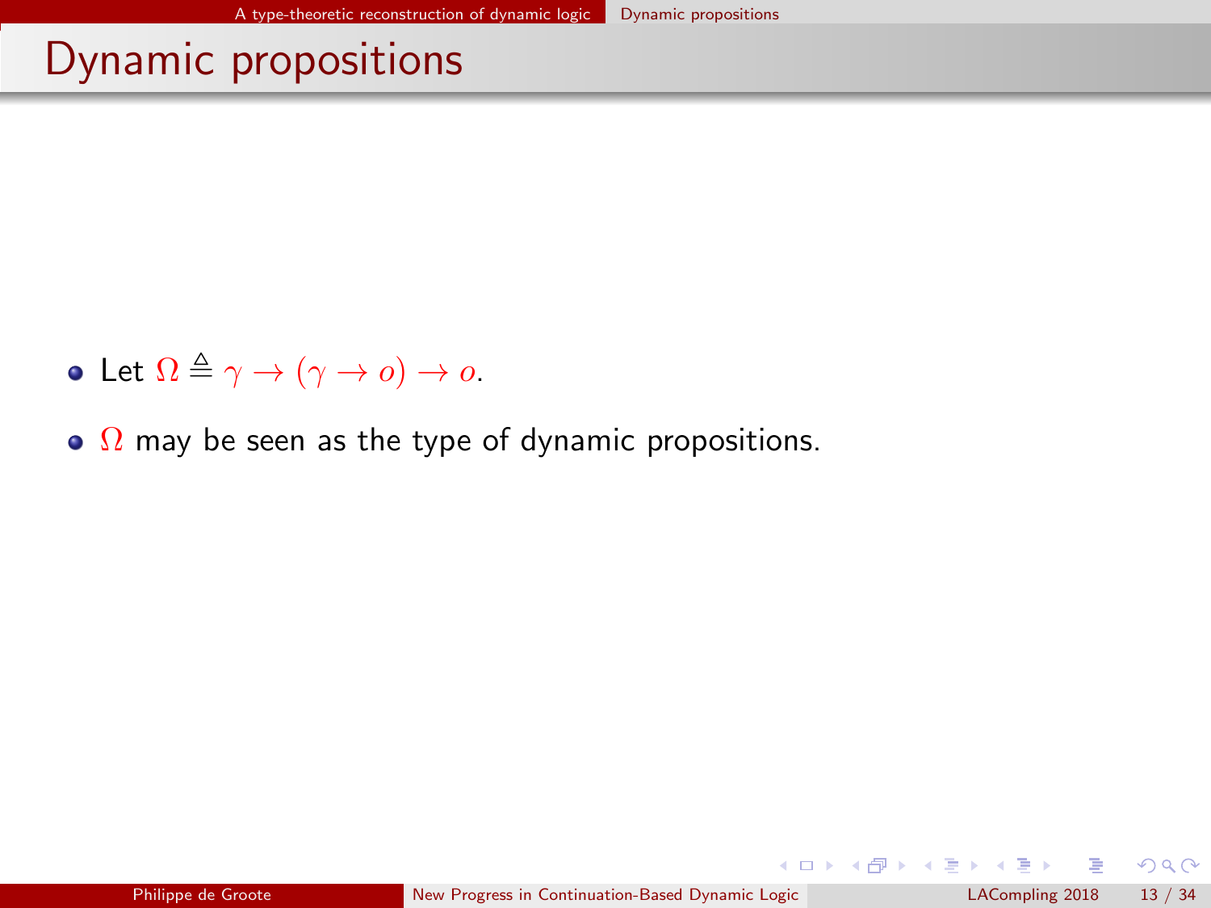# Dynamic propositions

- Let $\Omega \triangleq \gamma \rightarrow (\gamma \rightarrow o) \rightarrow o$.
- $\Omega$ may be seen as the type of dynamic propositions.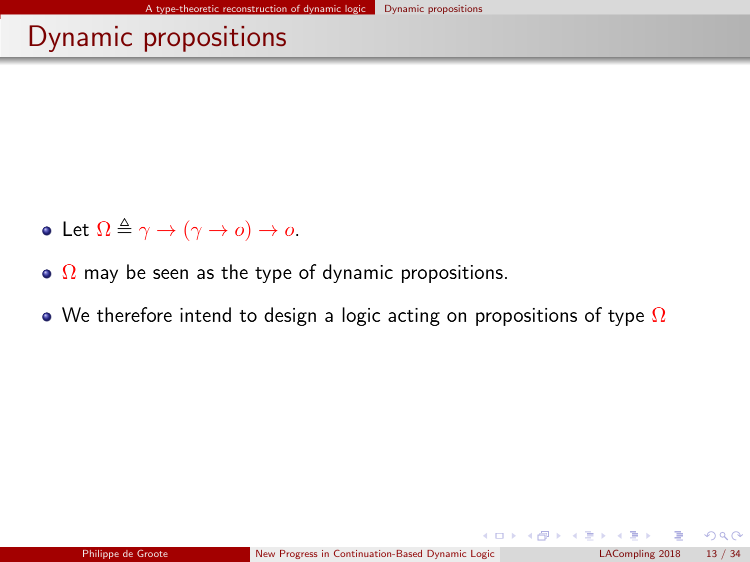# Dynamic propositions

- Let $\Omega \triangleq \gamma \rightarrow (\gamma \rightarrow o) \rightarrow o$.
- $\Omega$ may be seen as the type of dynamic propositions.
- We therefore intend to design a logic acting on propositions of type $\Omega$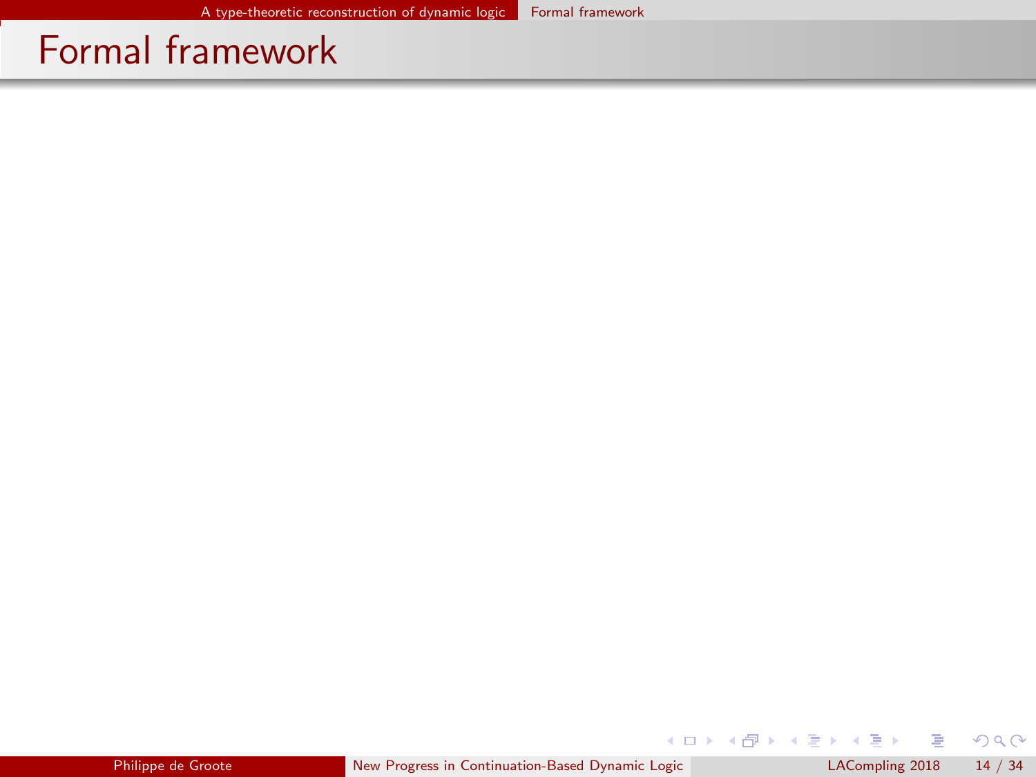# Formal framework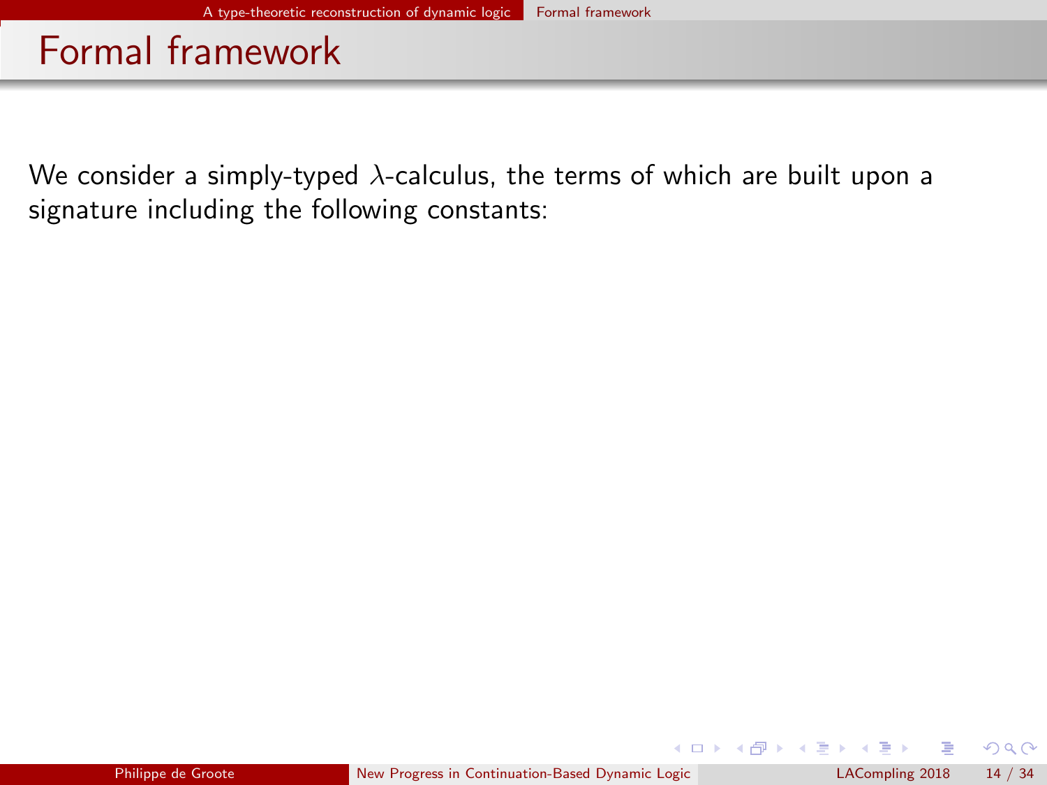# Formal framework

We consider a simply-typed $\lambda$-calculus, the terms of which are built upon a signature including the following constants: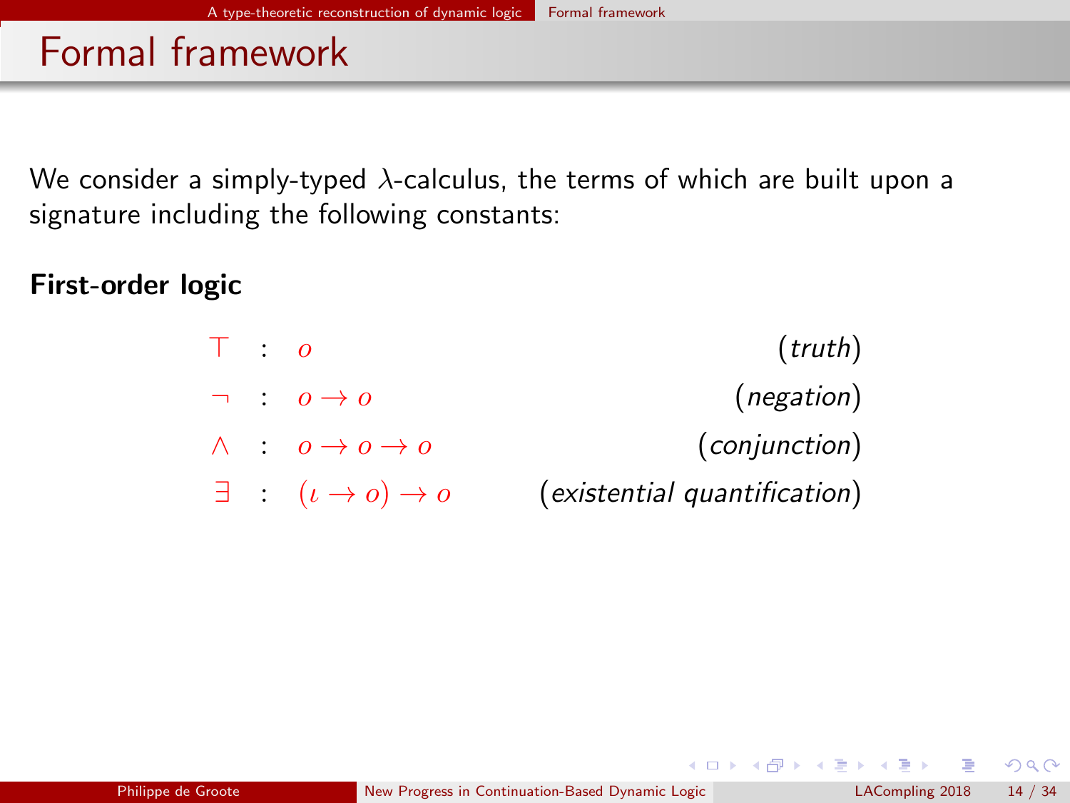# Formal framework

We consider a simply-typed $\lambda$-calculus, the terms of which are built upon a signature including the following constants:

**First-order logic**

| | | |
|---|---|---|
| $\top$ | $: o$ | (*truth*) |
| $\neg$ | $: o \to o$ | (*negation*) |
| $\wedge$ | $: o \to o \to o$ | (*conjunction*) |
| $\exists$ | $: (\iota \to o) \to o$ | (*existential quantification*) |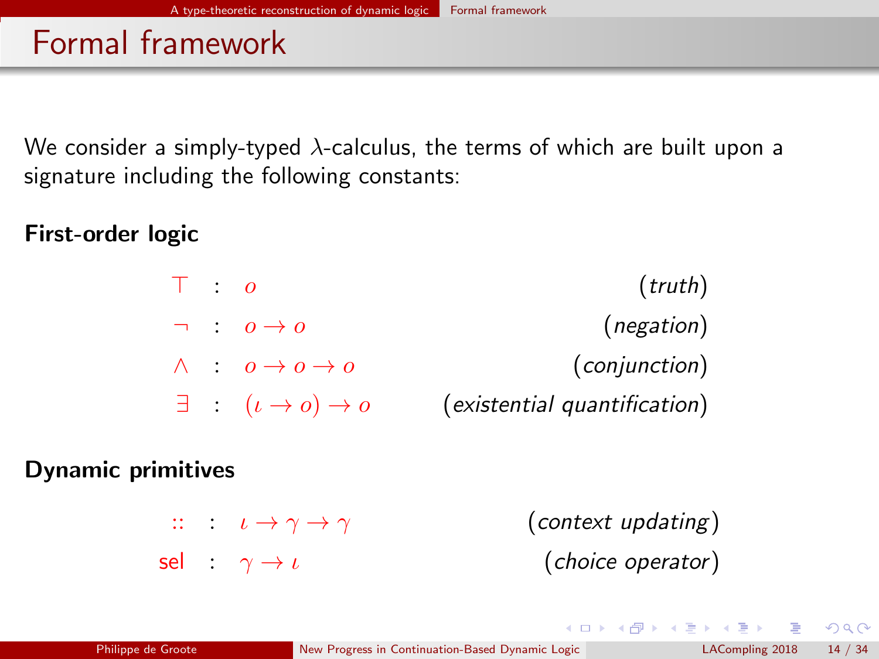# Formal framework

We consider a simply-typed $\lambda$-calculus, the terms of which are built upon a signature including the following constants:

**First-order logic**

$$\top \;:\; o \qquad \textit{(truth)}$$

$$\neg \;:\; o \rightarrow o \qquad \textit{(negation)}$$

$$\wedge \;:\; o \rightarrow o \rightarrow o \qquad \textit{(conjunction)}$$

$$\exists \;:\; (\iota \rightarrow o) \rightarrow o \qquad \textit{(existential quantification)}$$

**Dynamic primitives**

$$:: \;:\; \iota \rightarrow \gamma \rightarrow \gamma \qquad \textit{(context updating)}$$

$$\mathsf{sel} \;:\; \gamma \rightarrow \iota \qquad \textit{(choice operator)}$$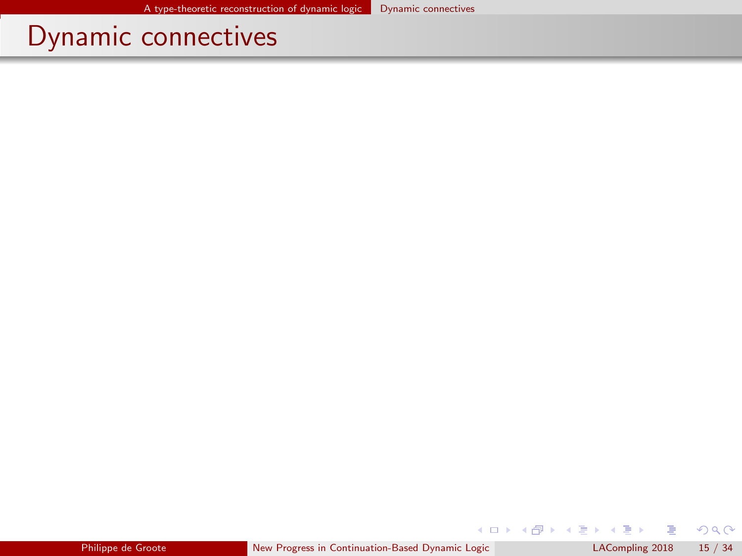# Dynamic connectives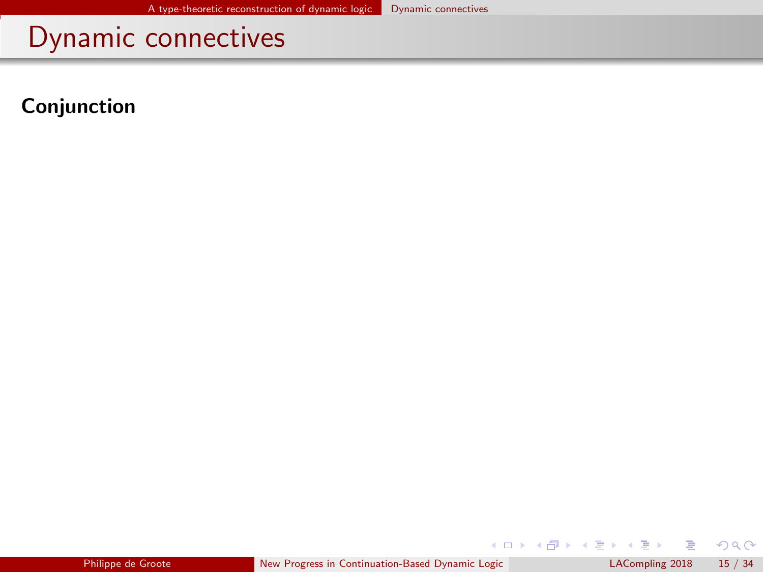# Dynamic connectives

**Conjunction**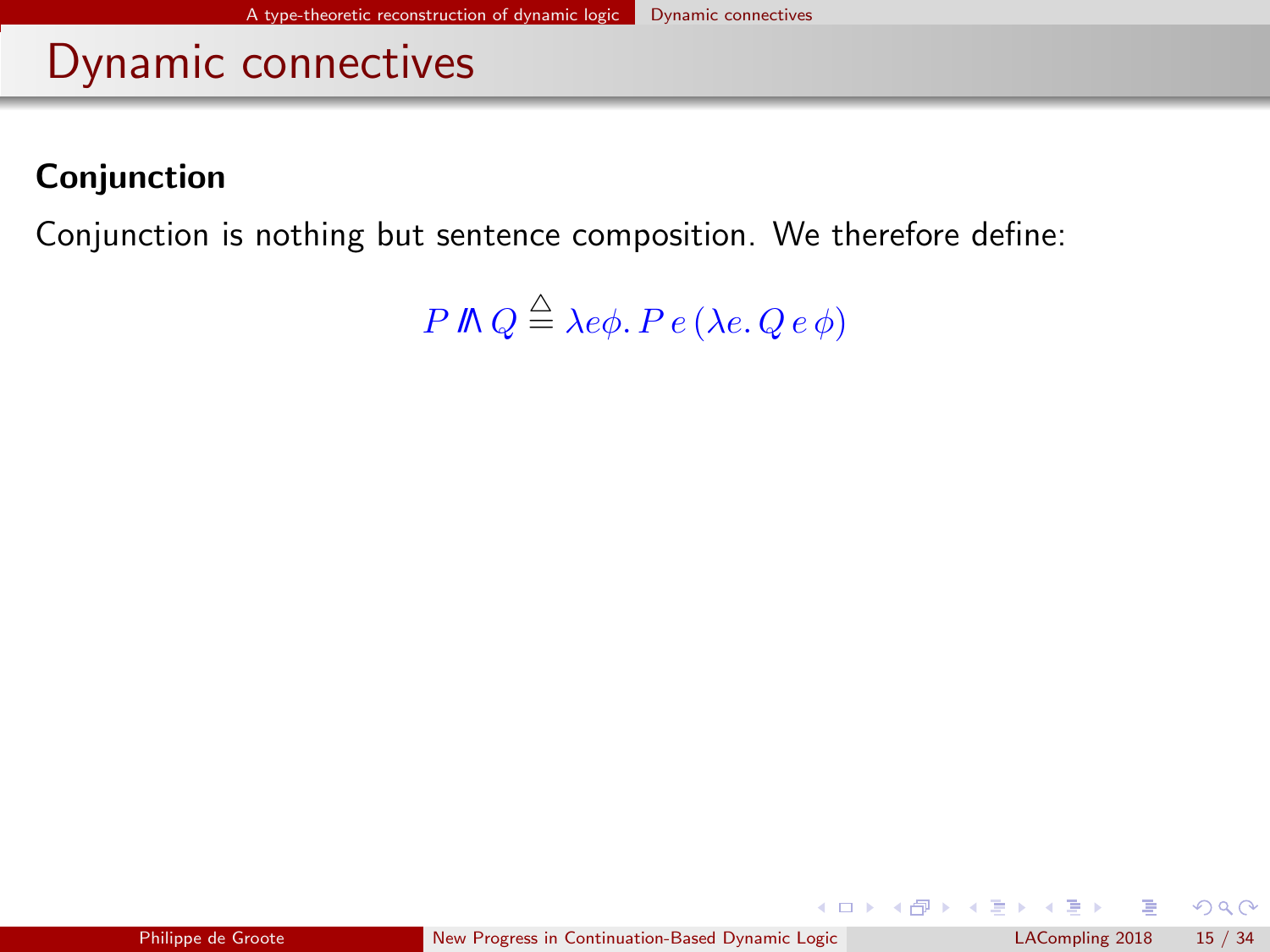# Dynamic connectives

**Conjunction**

Conjunction is nothing but sentence composition. We therefore define:

$$P \mathbin{/\!\!\!\wedge} Q \triangleq \lambda e\phi.\, P\, e\, (\lambda e.\, Q\, e\, \phi)$$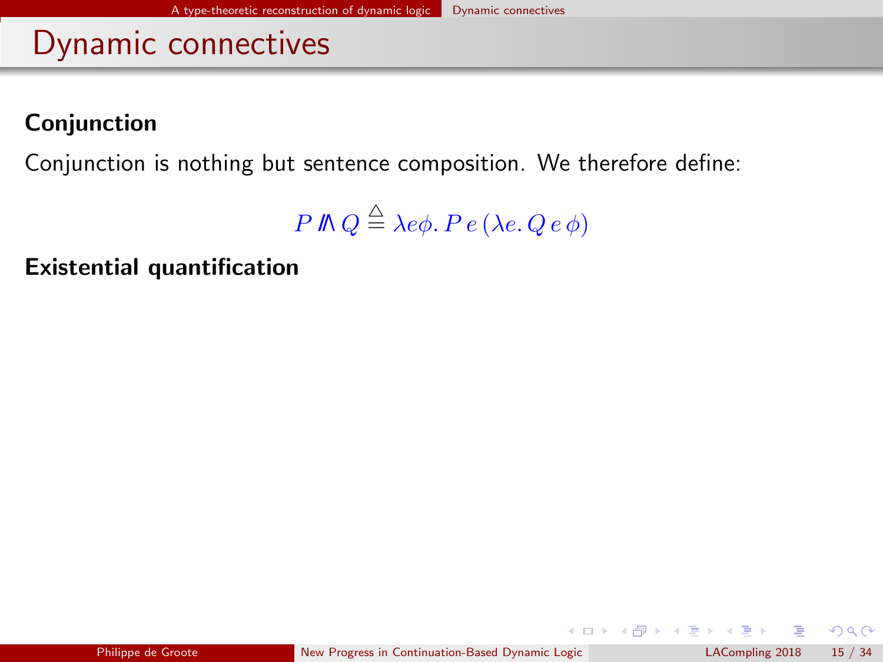# Dynamic connectives

**Conjunction**

Conjunction is nothing but sentence composition. We therefore define:

$$P \mathbin{/\!\!\!\wedge} Q \triangleq \lambda e\phi.\, P\, e\, (\lambda e.\, Q\, e\, \phi)$$

**Existential quantification**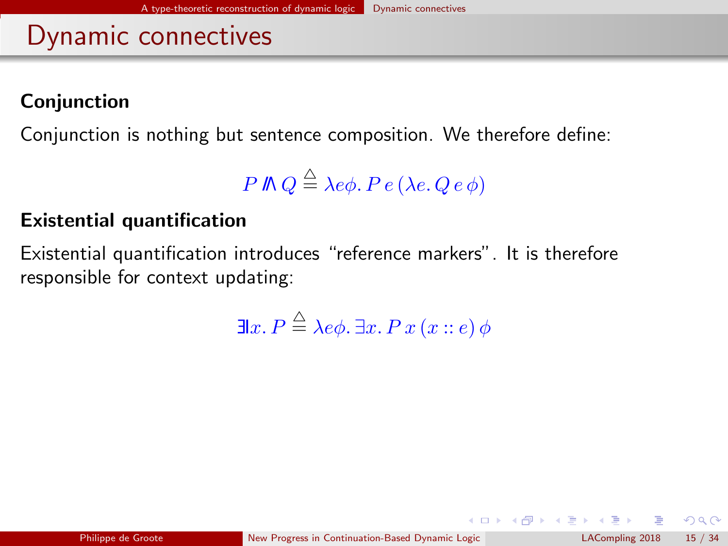# Dynamic connectives

## Conjunction

Conjunction is nothing but sentence composition. We therefore define:

$$P \mathbin{/\!\!\!\wedge} Q \triangleq \lambda e\phi.\, P\, e\, (\lambda e.\, Q\, e\, \phi)$$

## Existential quantification

Existential quantification introduces "reference markers". It is therefore responsible for context updating:

$$\exists\!\!\mathrm{I} x.\, P \triangleq \lambda e\phi.\, \exists x.\, P\, x\, (x :: e)\, \phi$$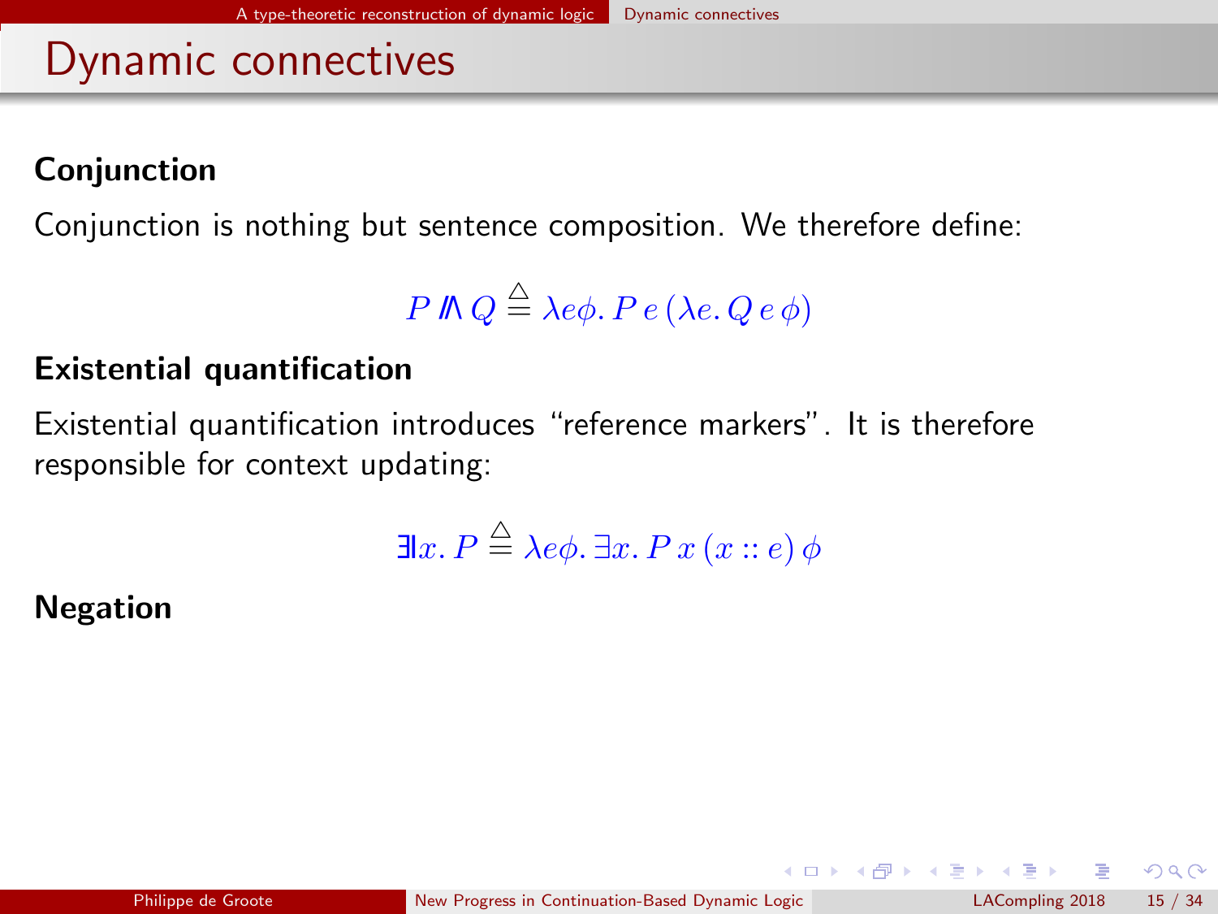# Dynamic connectives

**Conjunction**

Conjunction is nothing but sentence composition. We therefore define:

$$P \mathbin{/\!\!\!\wedge} Q \triangleq \lambda e \phi.\, P\, e\, (\lambda e.\, Q\, e\, \phi)$$

**Existential quantification**

Existential quantification introduces “reference markers”. It is therefore responsible for context updating:

$$\exists\!\!\!\exists x.\, P \triangleq \lambda e \phi.\, \exists x.\, P\, x\, (x :: e)\, \phi$$

**Negation**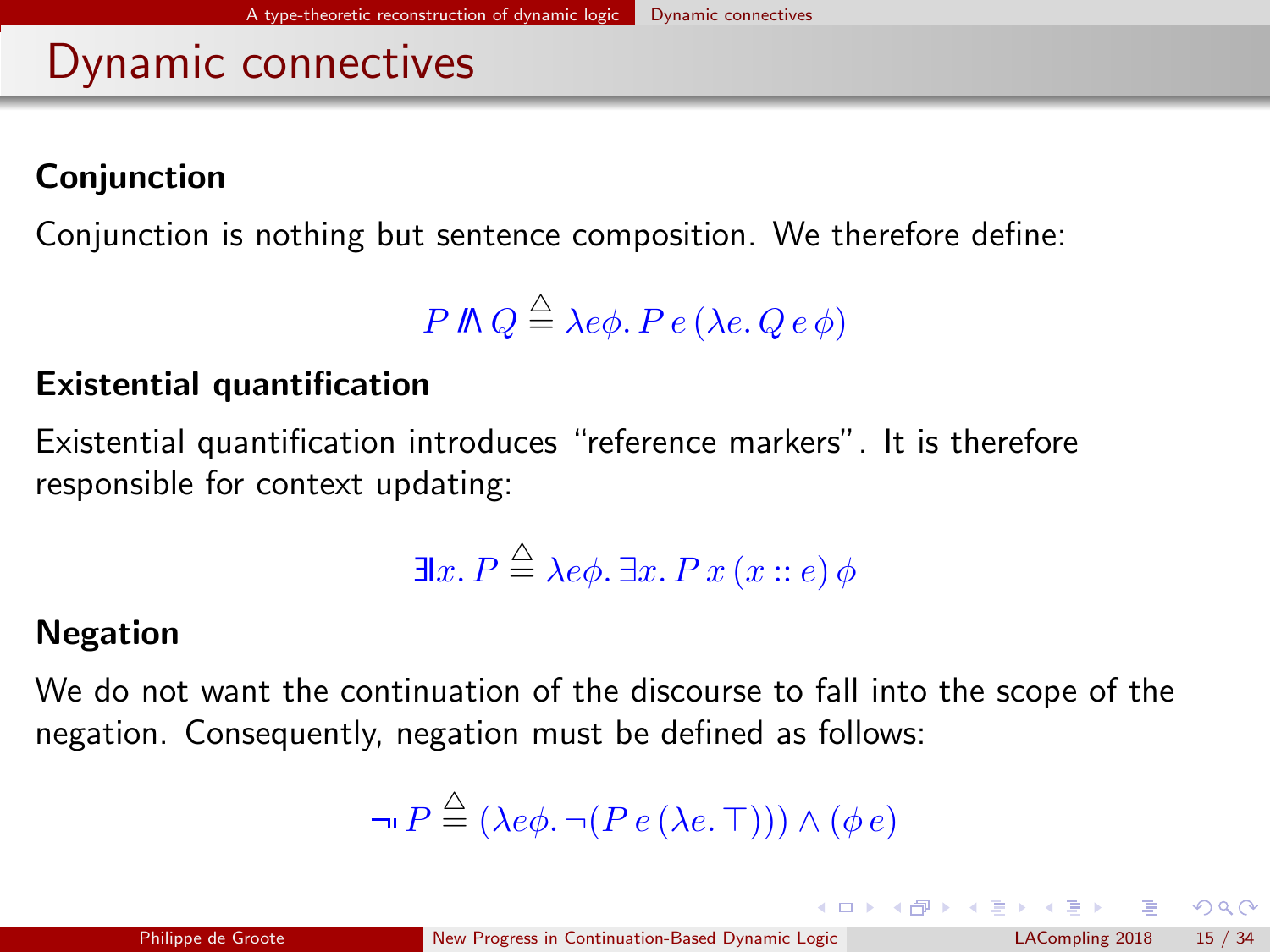# Dynamic connectives

**Conjunction**

Conjunction is nothing but sentence composition. We therefore define:

$$P \mathbin{/\!\!\!\wedge} Q \stackrel{\triangle}{=} \lambda e\phi.\, P\, e\, (\lambda e.\, Q\, e\, \phi)$$

**Existential quantification**

Existential quantification introduces "reference markers". It is therefore responsible for context updating:

$$\exists\!\!\exists x.\, P \stackrel{\triangle}{=} \lambda e\phi.\, \exists x.\, P\, x\, (x :: e)\, \phi$$

**Negation**

We do not want the continuation of the discourse to fall into the scope of the negation. Consequently, negation must be defined as follows:

$$\neg\!\!\neg\, P \stackrel{\triangle}{=} (\lambda e\phi.\, \neg(P\, e\, (\lambda e.\, \top))) \wedge (\phi\, e)$$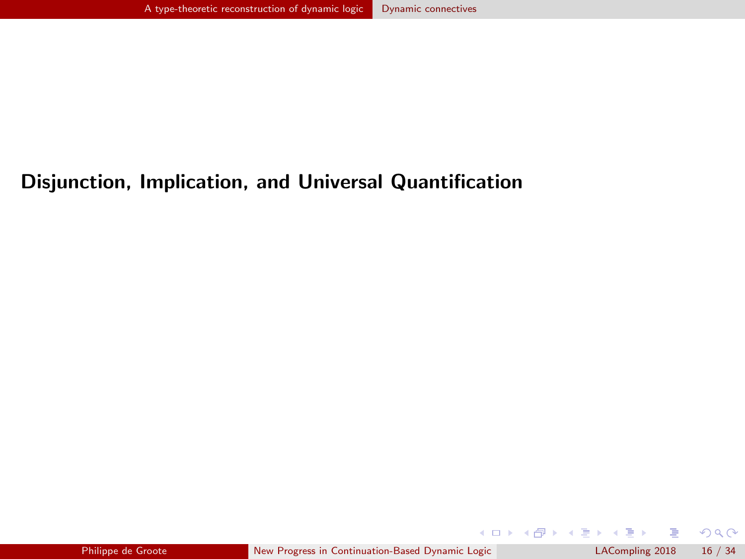# Disjunction, Implication, and Universal Quantification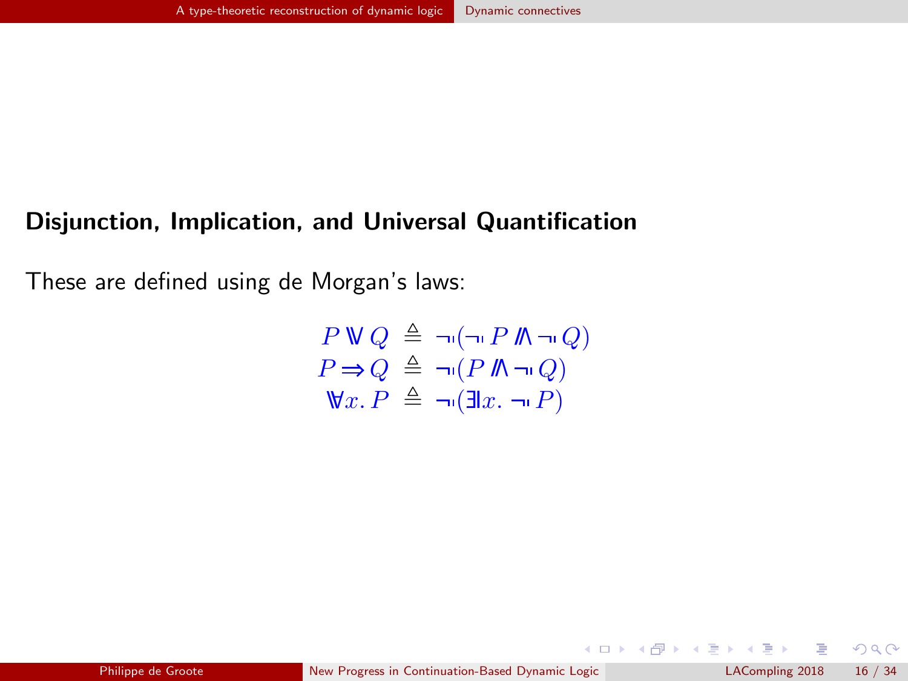## Disjunction, Implication, and Universal Quantification

These are defined using de Morgan's laws:

$$
\begin{aligned}
P \mathbin{\mathbb{V}} Q &\triangleq \neg\!\!\!\neg (\neg\!\!\!\neg P \mathbin{/\!\!\!\wedge} \neg\!\!\!\neg Q) \\
P \Rightarrow Q &\triangleq \neg\!\!\!\neg (P \mathbin{/\!\!\!\wedge} \neg\!\!\!\neg Q) \\
\forall\!\!\!\forall x.\, P &\triangleq \neg\!\!\!\neg (\exists\!\!\!\exists x.\, \neg\!\!\!\neg P)
\end{aligned}
$$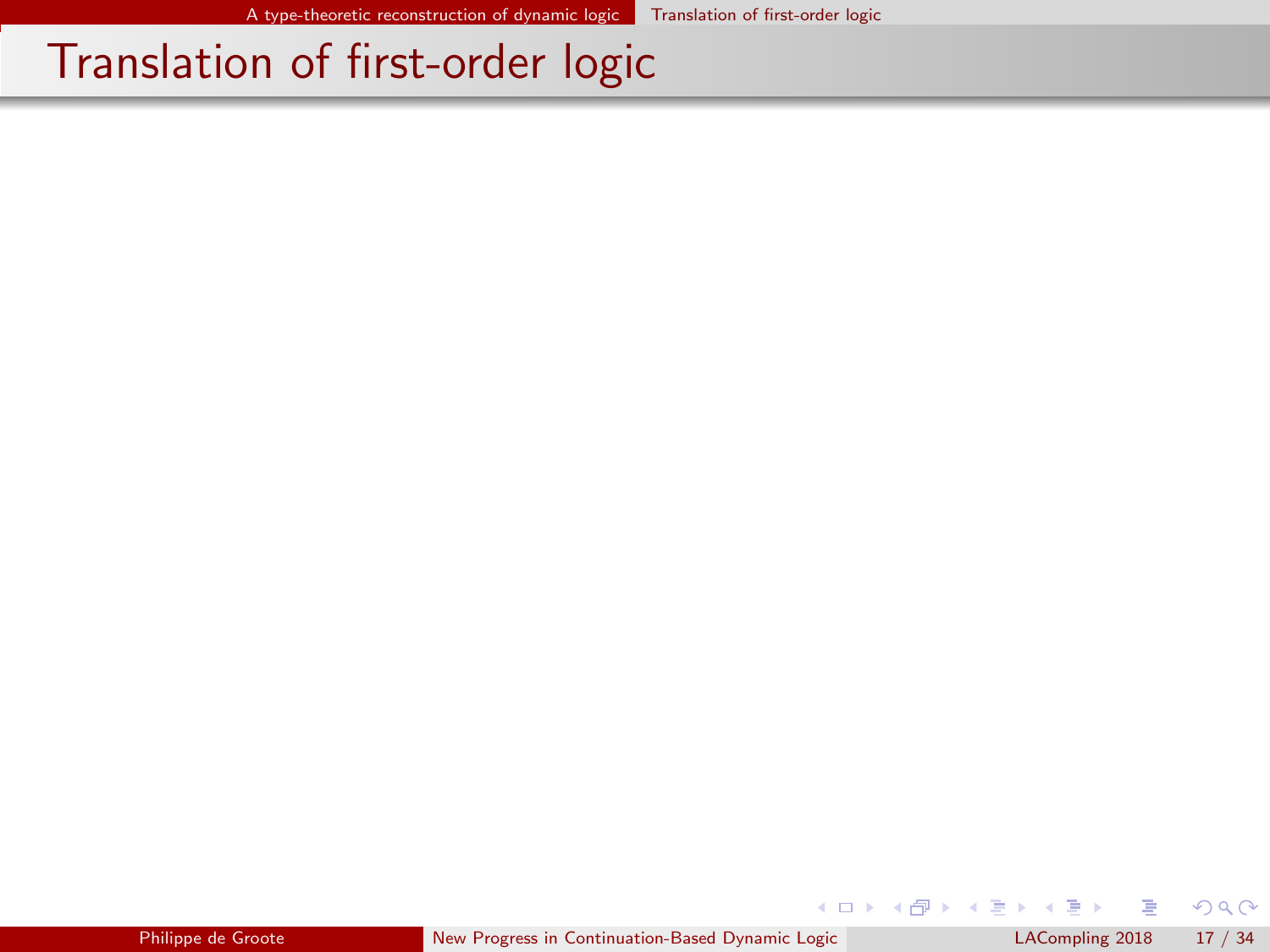# Translation of first-order logic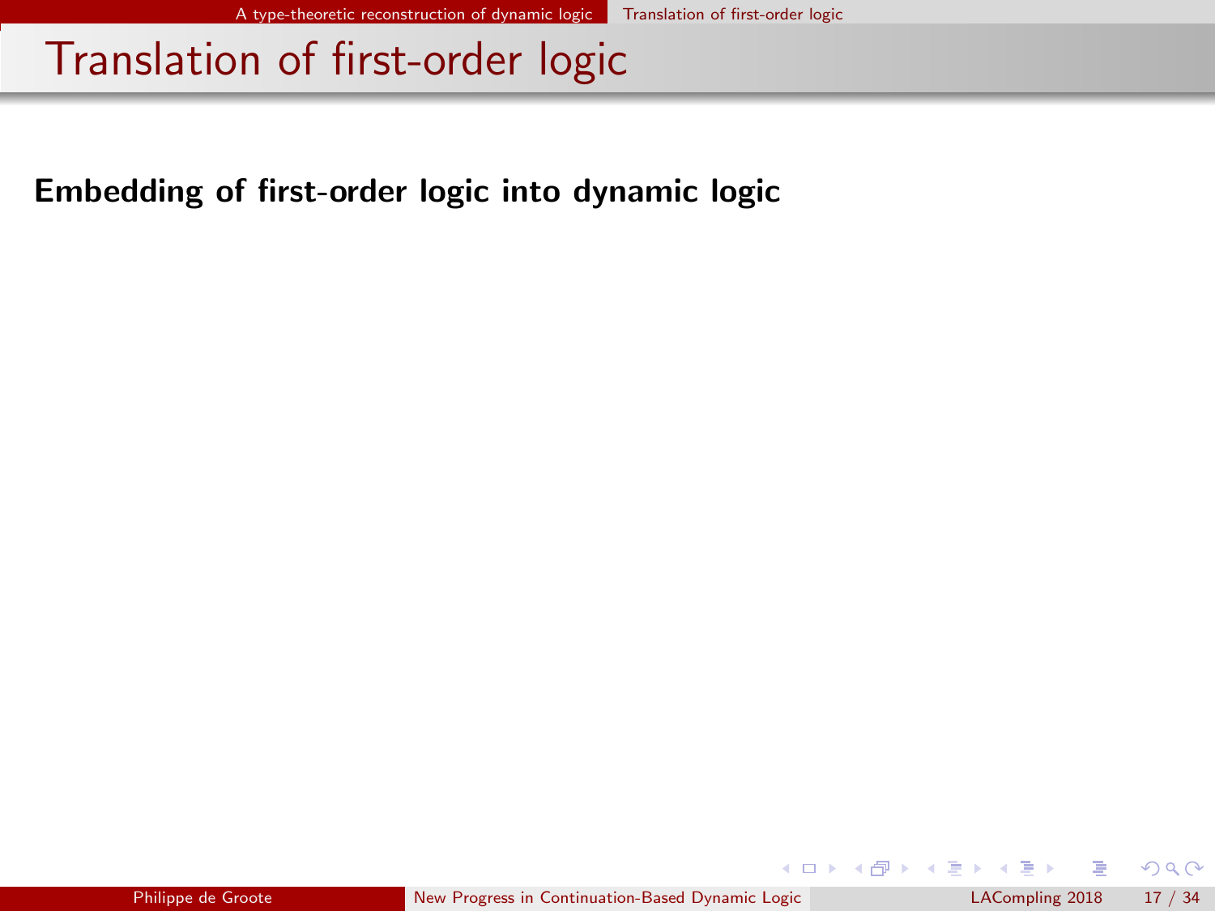# Translation of first-order logic

**Embedding of first-order logic into dynamic logic**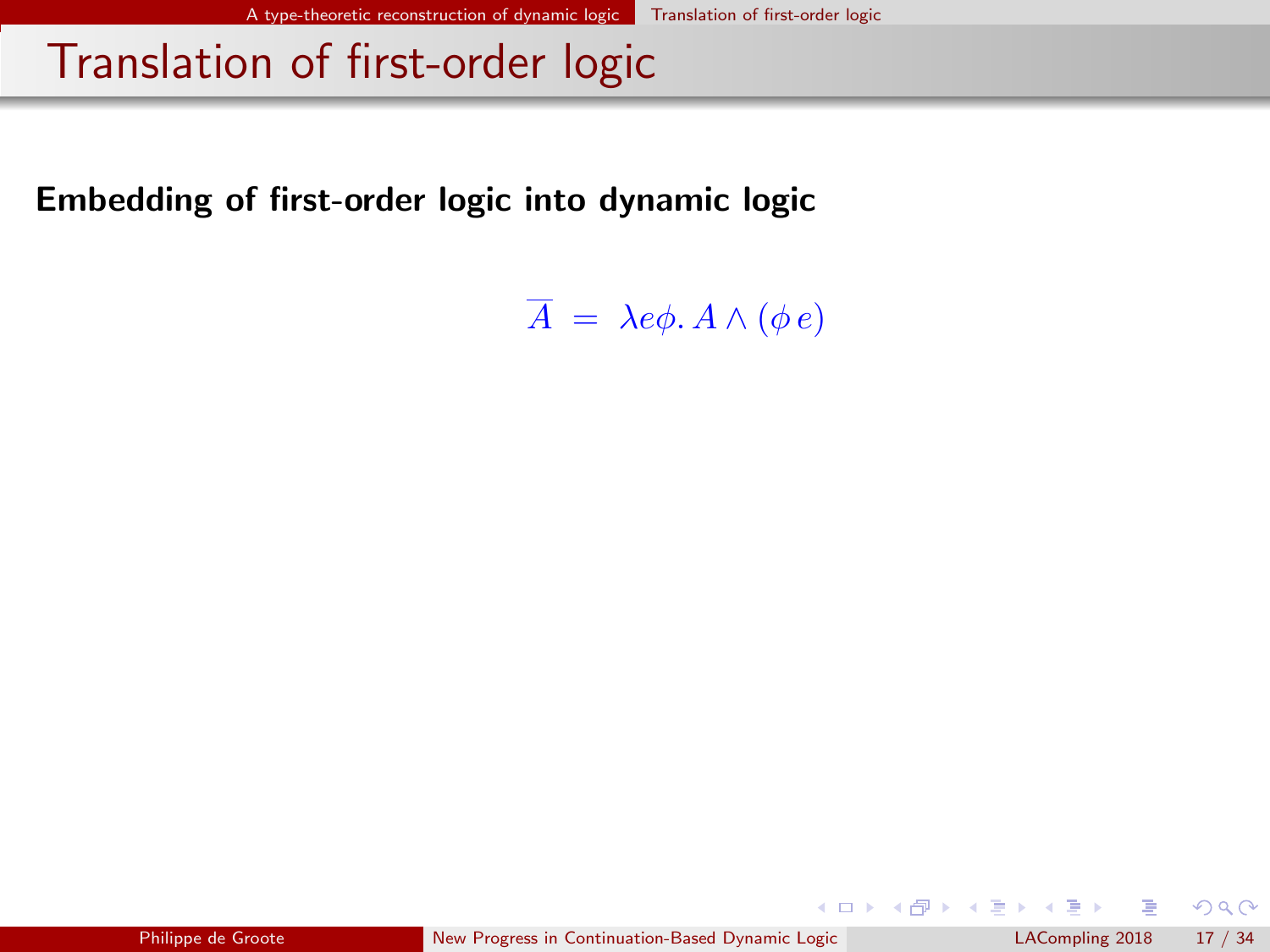# Translation of first-order logic

**Embedding of first-order logic into dynamic logic**

$$\overline{A} \;=\; \lambda e\phi.\, A \wedge (\phi\, e)$$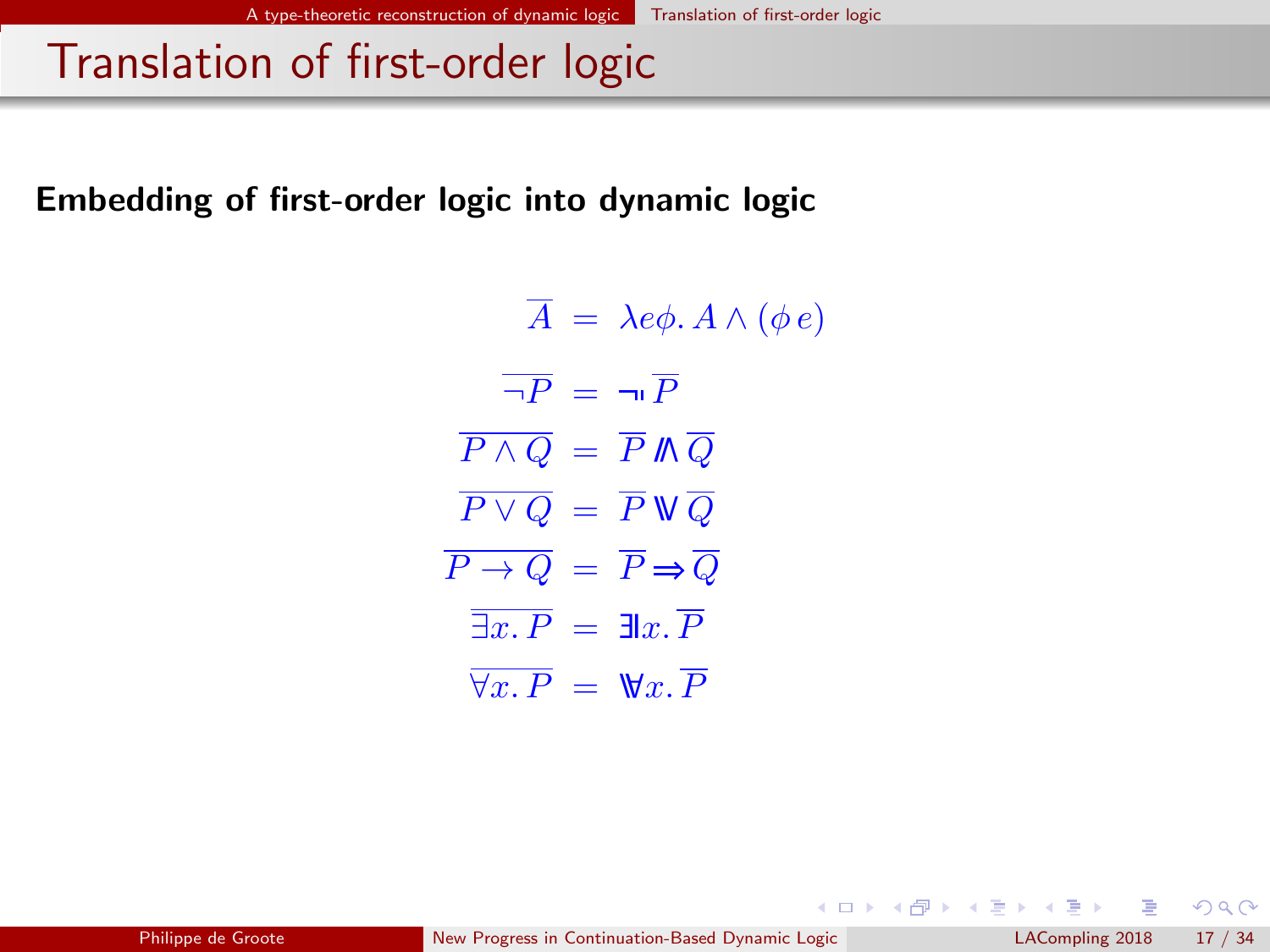# Translation of first-order logic

**Embedding of first-order logic into dynamic logic**

$$\begin{aligned}
\overline{A} &= \lambda e\phi.\, A \wedge (\phi\, e) \\
\overline{\neg P} &= \neg\!\!\!\neg\, \overline{P} \\
\overline{P \wedge Q} &= \overline{P} \mathbin{/\!\!\!\wedge} \overline{Q} \\
\overline{P \vee Q} &= \overline{P} \mathbin{\vee\!\!\!\vee} \overline{Q} \\
\overline{P \rightarrow Q} &= \overline{P} \Rightarrow \overline{Q} \\
\overline{\exists x.\, P} &= \exists\!\!\!\exists x.\, \overline{P} \\
\overline{\forall x.\, P} &= \forall\!\!\!\forall x.\, \overline{P}
\end{aligned}$$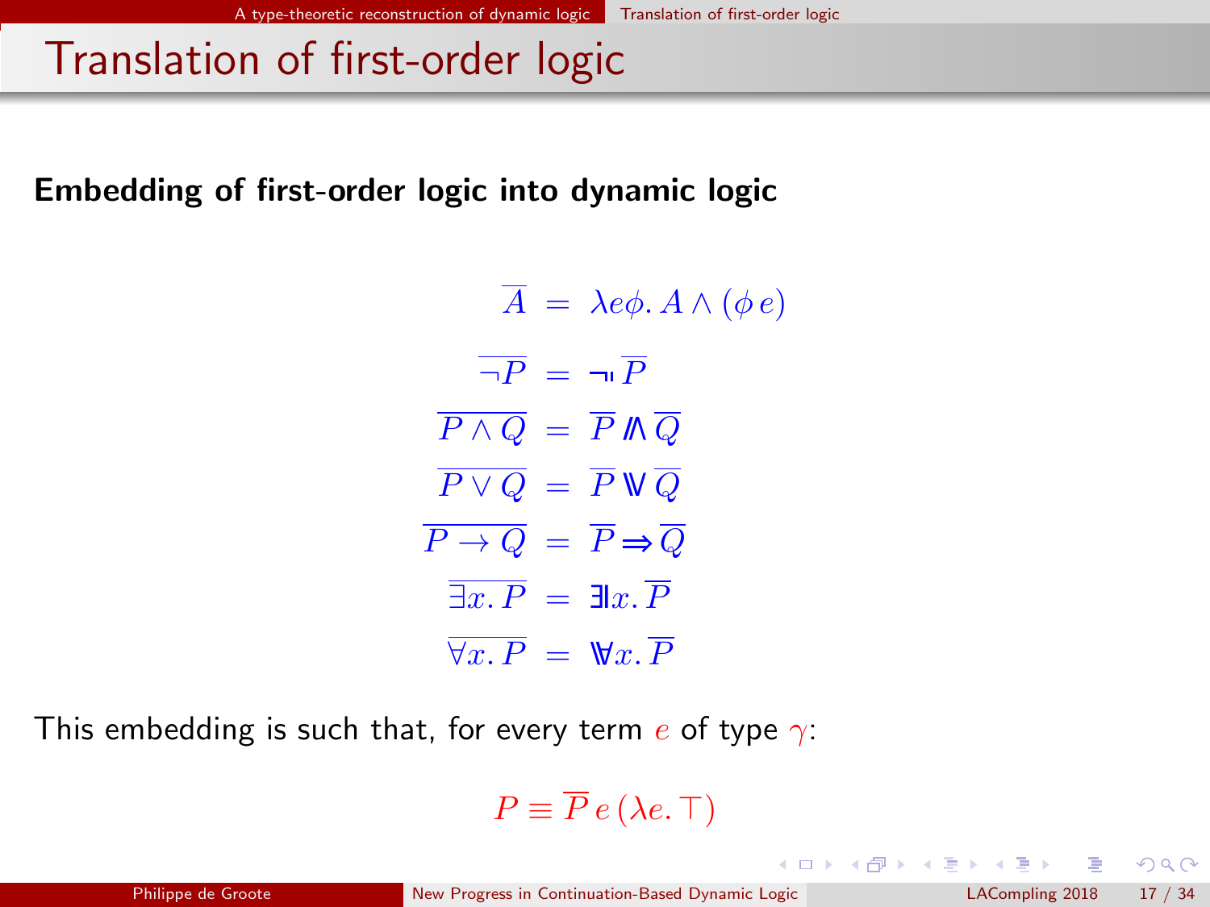# Translation of first-order logic

**Embedding of first-order logic into dynamic logic**

$$
\begin{aligned}
\overline{A} &= \lambda e\phi.\, A \wedge (\phi\, e) \\
\overline{\neg P} &= \mathord{\neg\!\!\!\neg}\, \overline{P} \\
\overline{P \wedge Q} &= \overline{P} \mathbin{\wedge\!\!\!\wedge} \overline{Q} \\
\overline{P \vee Q} &= \overline{P} \mathbin{\vee\!\!\!\vee} \overline{Q} \\
\overline{P \rightarrow Q} &= \overline{P} \Rrightarrow \overline{Q} \\
\overline{\exists x.\, P} &= \mathord{\exists\!\!\!\exists} x.\, \overline{P} \\
\overline{\forall x.\, P} &= \mathord{\forall\!\!\!\forall} x.\, \overline{P}
\end{aligned}
$$

This embedding is such that, for every term $e$ of type $\gamma$:

$$P \equiv \overline{P}\, e\, (\lambda e.\, \top)$$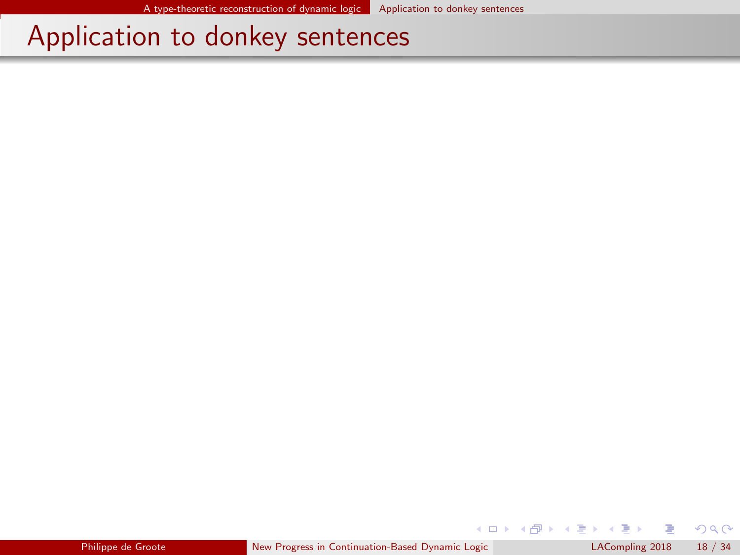# Application to donkey sentences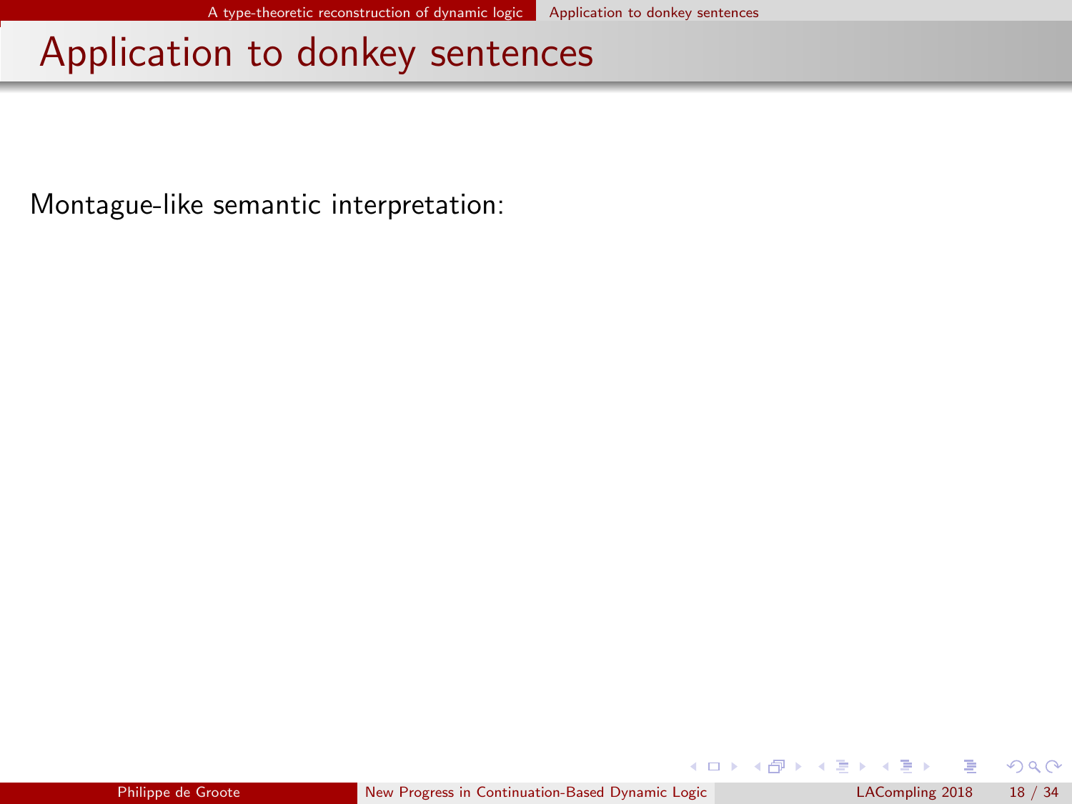# Application to donkey sentences

Montague-like semantic interpretation: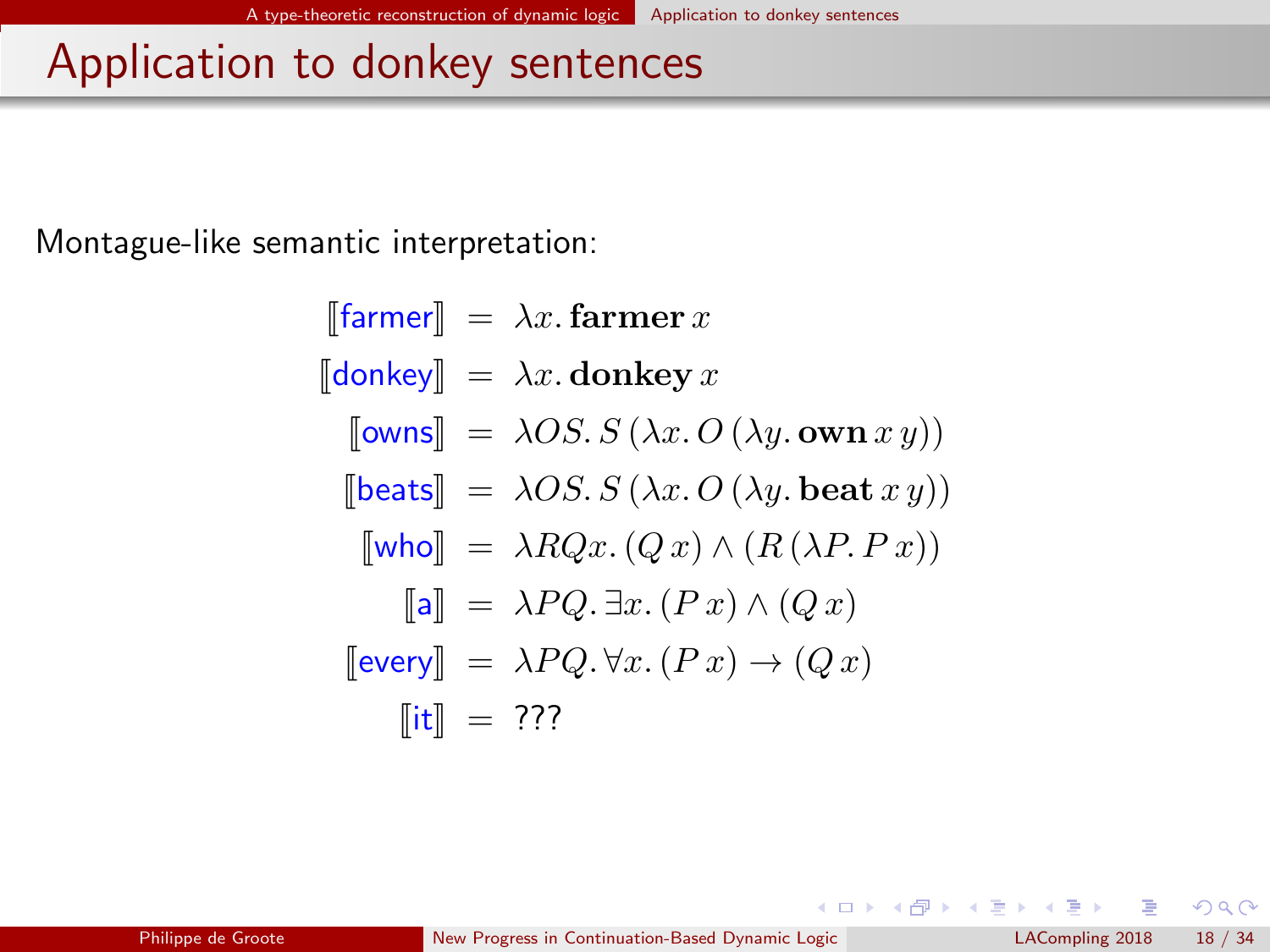# Application to donkey sentences

Montague-like semantic interpretation:

$$
\begin{aligned}
[\![\text{farmer}]\!] &= \lambda x.\, \mathbf{farmer}\, x \\
[\![\text{donkey}]\!] &= \lambda x.\, \mathbf{donkey}\, x \\
[\![\text{owns}]\!] &= \lambda O S.\, S\,(\lambda x.\, O\,(\lambda y.\, \mathbf{own}\, x\, y)) \\
[\![\text{beats}]\!] &= \lambda O S.\, S\,(\lambda x.\, O\,(\lambda y.\, \mathbf{beat}\, x\, y)) \\
[\![\text{who}]\!] &= \lambda R Q x.\, (Q\, x) \wedge (R\,(\lambda P.\, P\, x)) \\
[\![\text{a}]\!] &= \lambda P Q.\, \exists x.\, (P\, x) \wedge (Q\, x) \\
[\![\text{every}]\!] &= \lambda P Q.\, \forall x.\, (P\, x) \rightarrow (Q\, x) \\
[\![\text{it}]\!] &= \text{???}
\end{aligned}
$$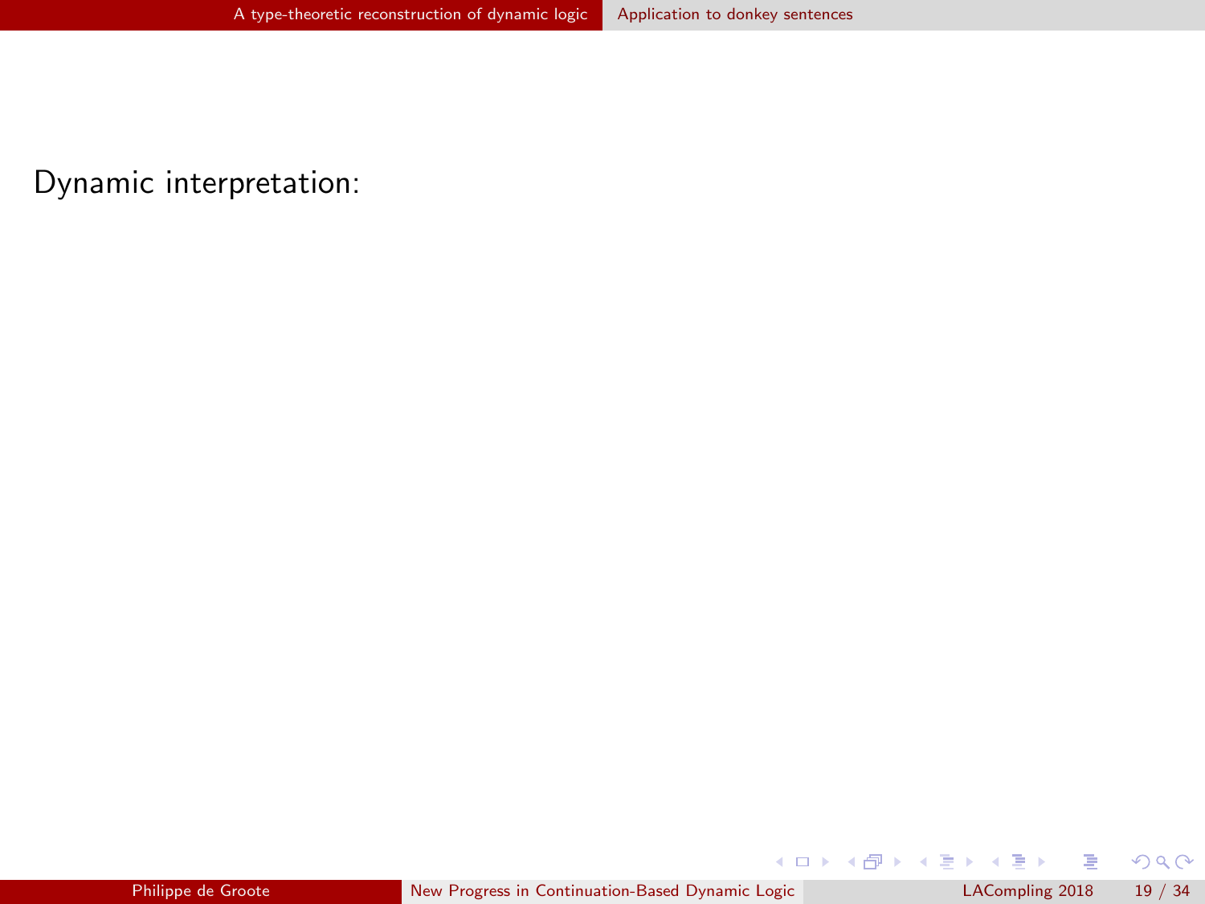Dynamic interpretation: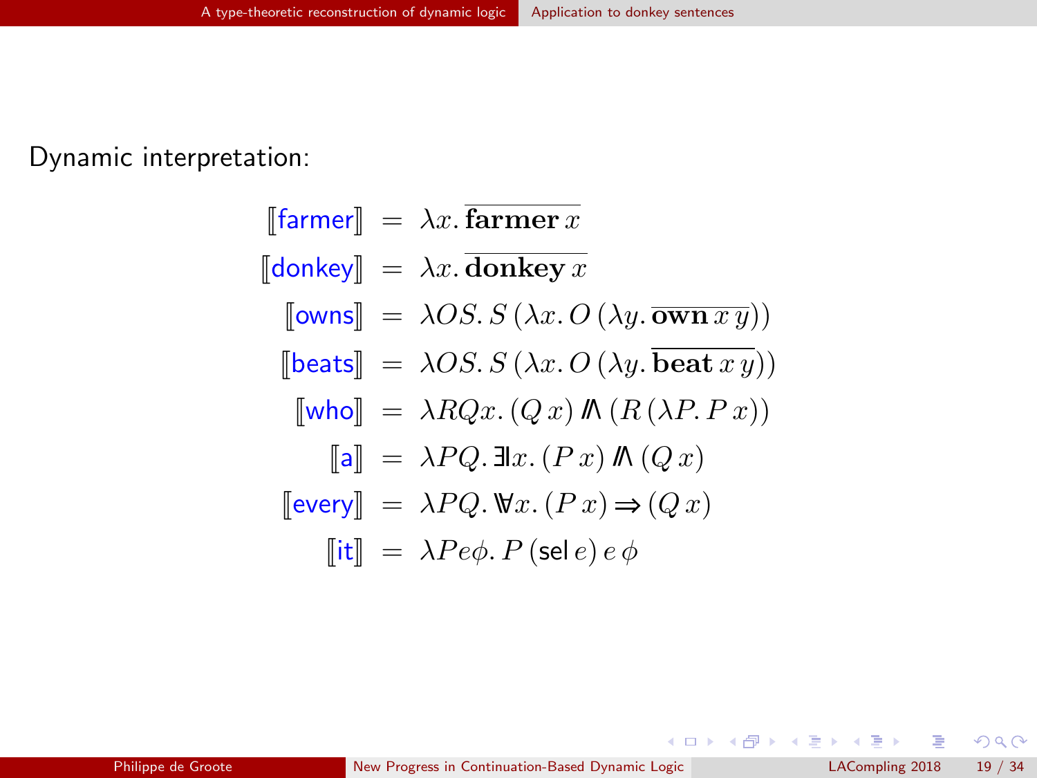Dynamic interpretation:

$$
\begin{aligned}
[\![\text{farmer}]\!] &= \lambda x.\, \overline{\mathbf{farmer}\, x} \\
[\![\text{donkey}]\!] &= \lambda x.\, \overline{\mathbf{donkey}\, x} \\
[\![\text{owns}]\!] &= \lambda OS.\, S\,(\lambda x.\, O\,(\lambda y.\, \overline{\mathbf{own}\, x\, y})) \\
[\![\text{beats}]\!] &= \lambda OS.\, S\,(\lambda x.\, O\,(\lambda y.\, \overline{\mathbf{beat}\, x\, y})) \\
[\![\text{who}]\!] &= \lambda RQx.\, (Q\, x) \mathbin{/\!\!\!\wedge} (R\,(\lambda P.\, P\, x)) \\
[\![\text{a}]\!] &= \lambda PQ.\, \exists\!\!\exists x.\, (P\, x) \mathbin{/\!\!\!\wedge} (Q\, x) \\
[\![\text{every}]\!] &= \lambda PQ.\, \forall\!\!\forall x.\, (P\, x) \Rrightarrow (Q\, x) \\
[\![\text{it}]\!] &= \lambda Pe\phi.\, P\,(\mathsf{sel}\, e)\, e\, \phi
\end{aligned}
$$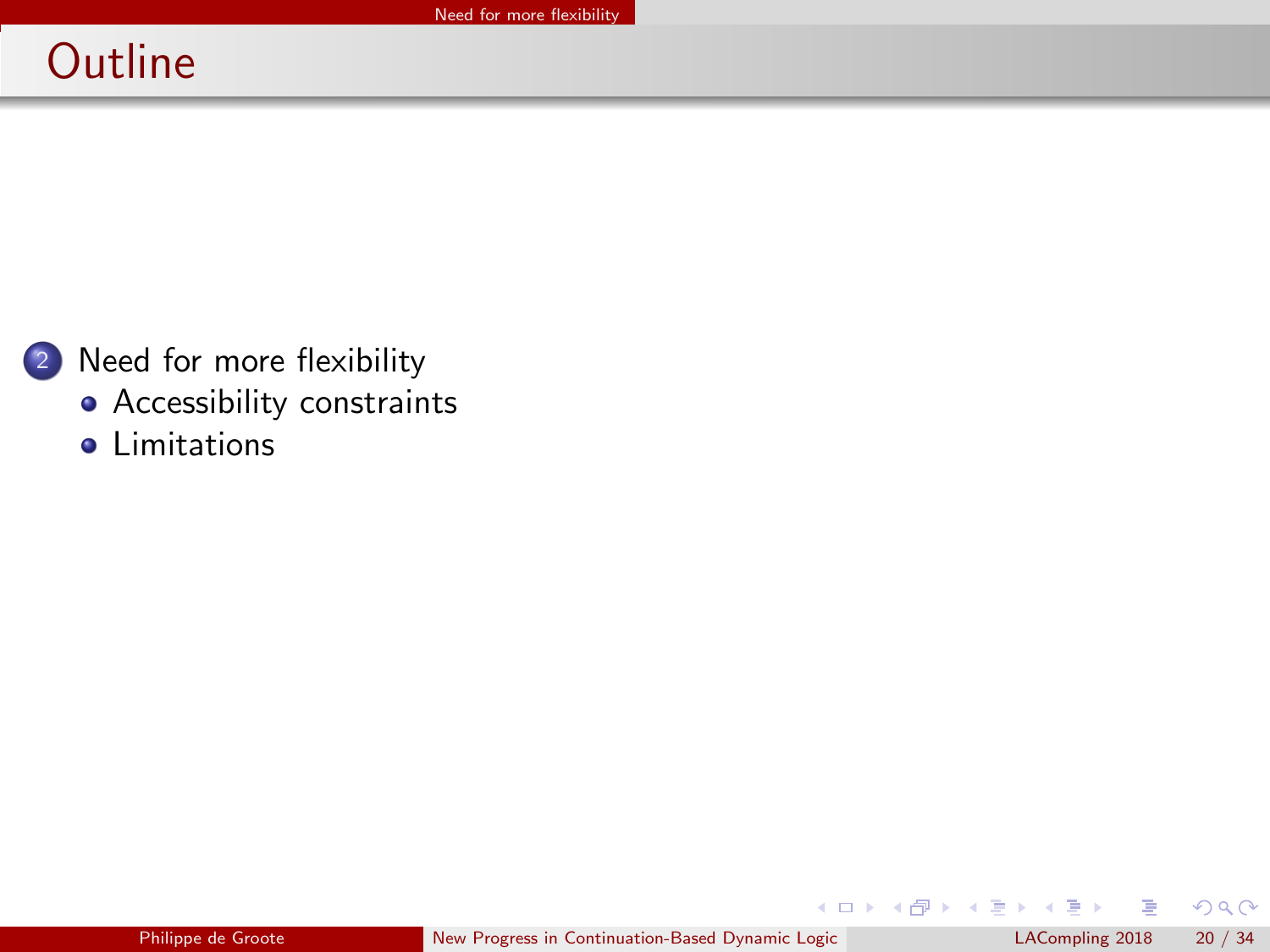# Outline

2. Need for more flexibility
   - Accessibility constraints
   - Limitations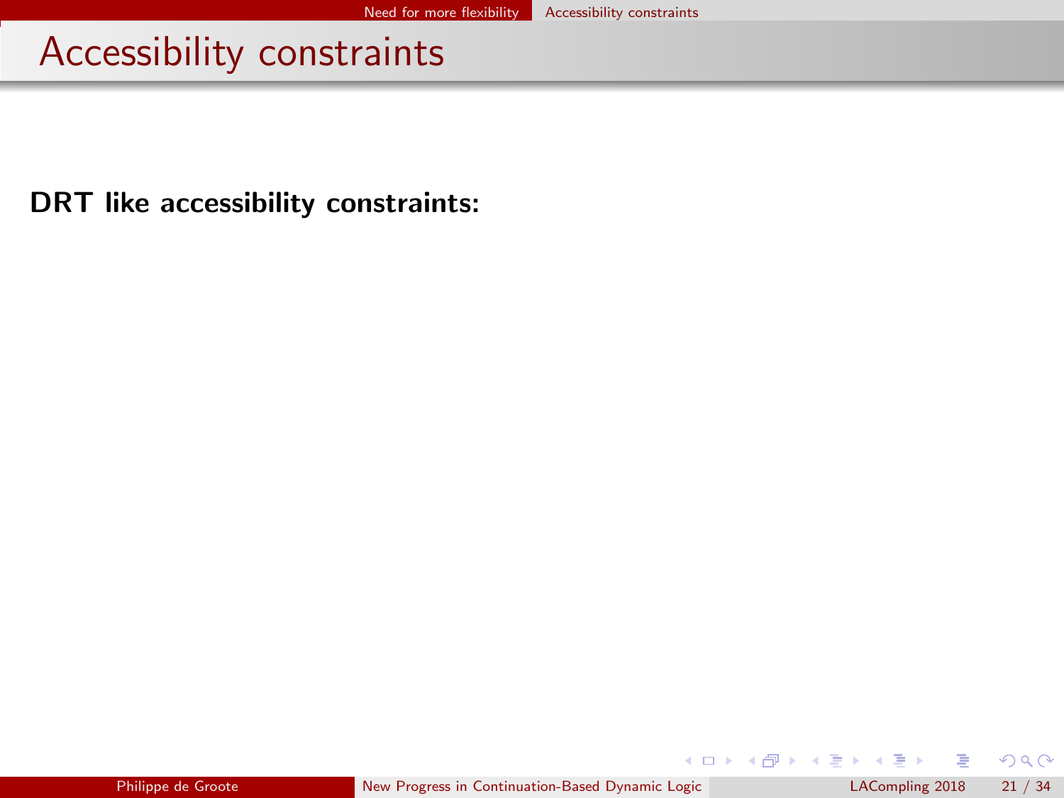# Accessibility constraints

**DRT like accessibility constraints:**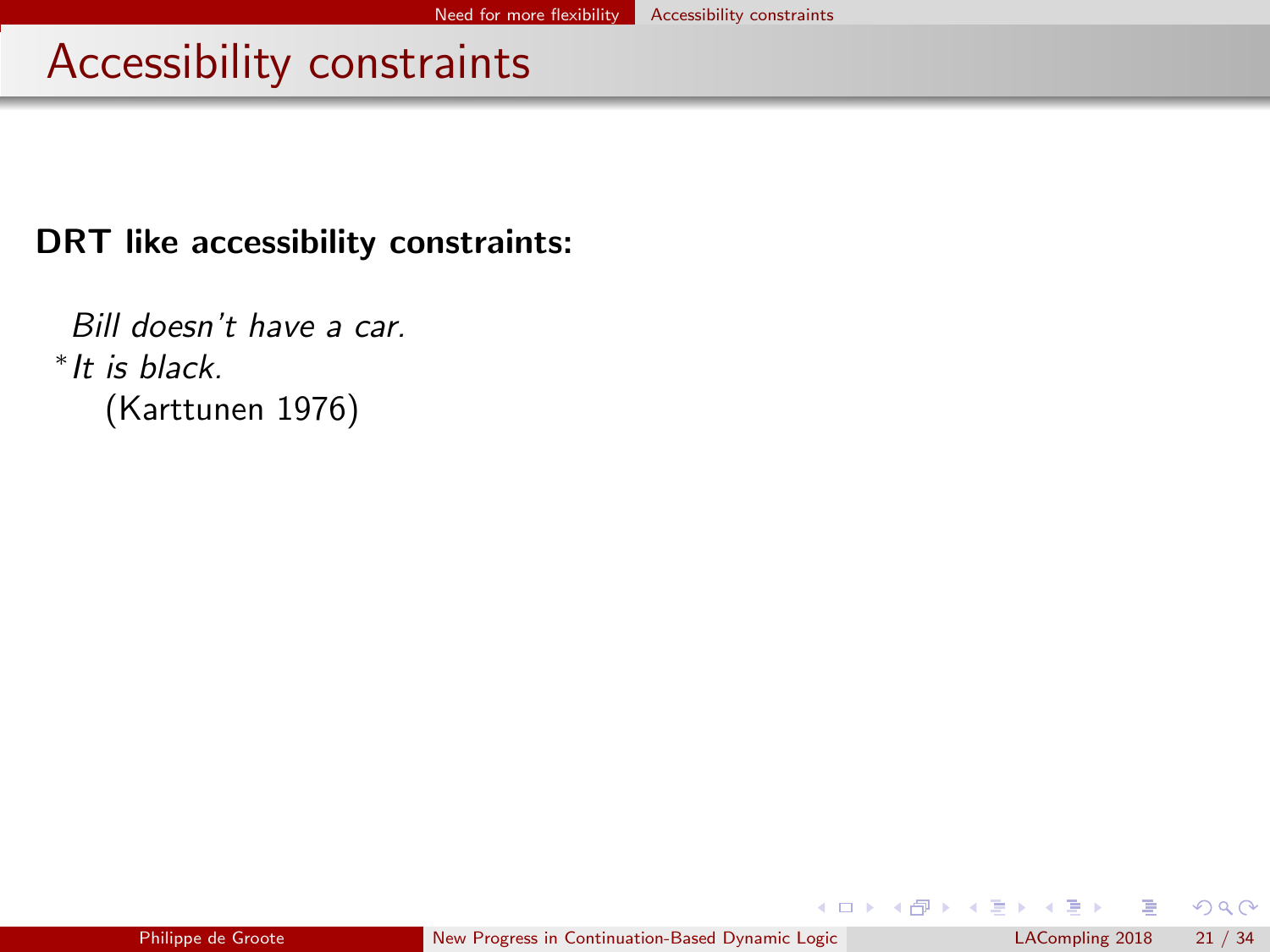# Accessibility constraints

**DRT like accessibility constraints:**

*Bill doesn't have a car.*
*It is black.

(Karttunen 1976)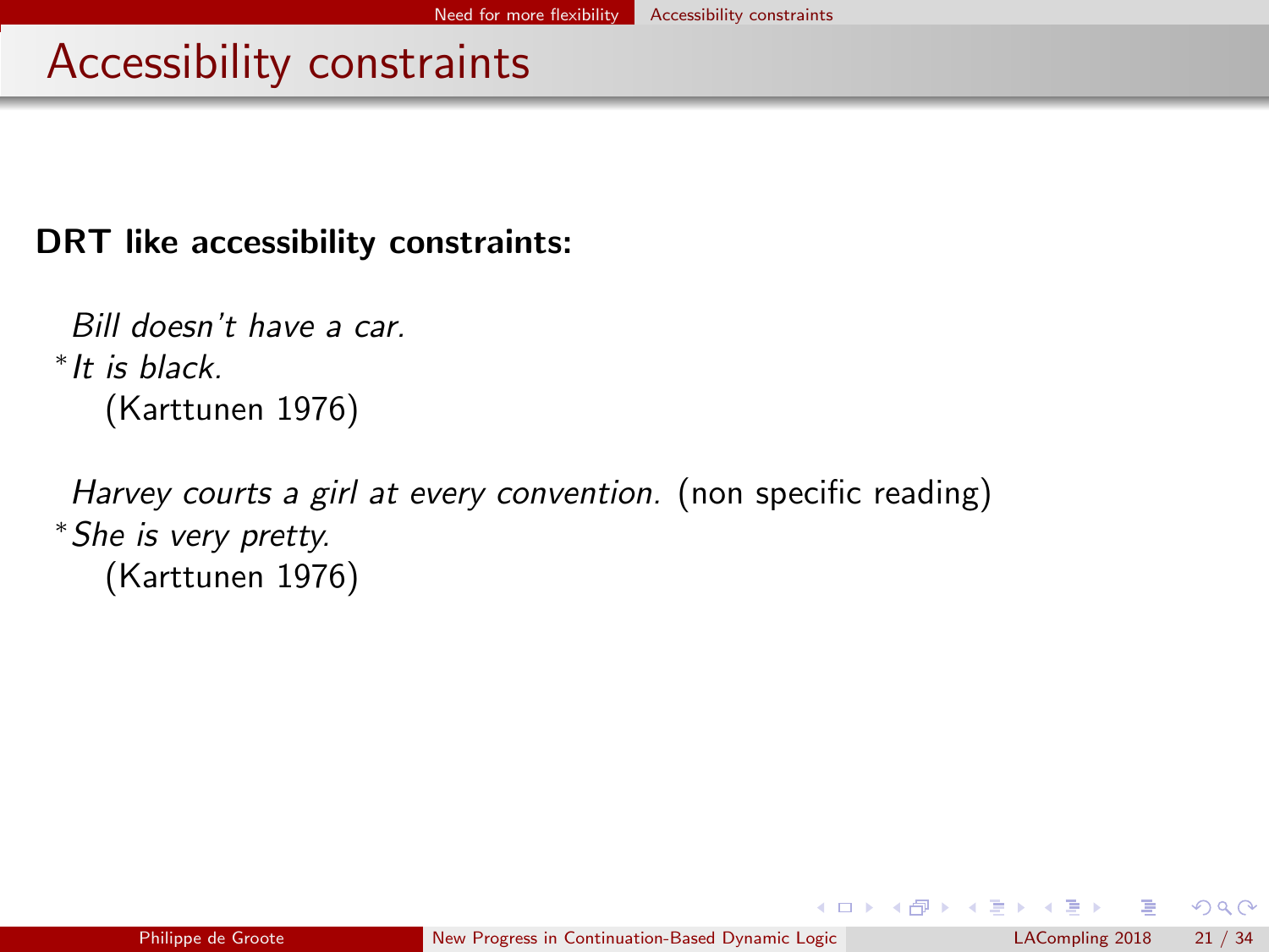# Accessibility constraints

**DRT like accessibility constraints:**

*Bill doesn't have a car.*
$^{*}$*It is black.*
(Karttunen 1976)

*Harvey courts a girl at every convention.* (non specific reading)
$^{*}$*She is very pretty.*
(Karttunen 1976)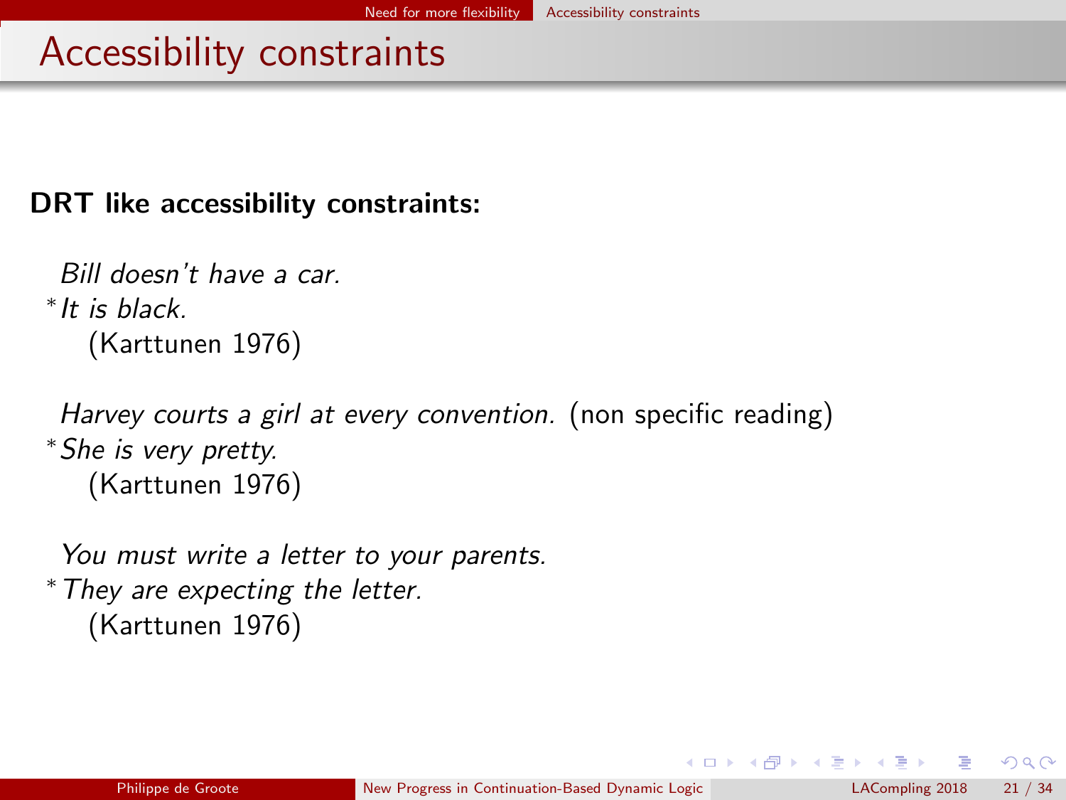# Accessibility constraints

**DRT like accessibility constraints:**

*Bill doesn't have a car.*
*It is black.* (marked with a leading asterisk)
(Karttunen 1976)

*Harvey courts a girl at every convention.* (non specific reading)
*She is very pretty.* (marked with a leading asterisk)
(Karttunen 1976)

*You must write a letter to your parents.*
*They are expecting the letter.* (marked with a leading asterisk)
(Karttunen 1976)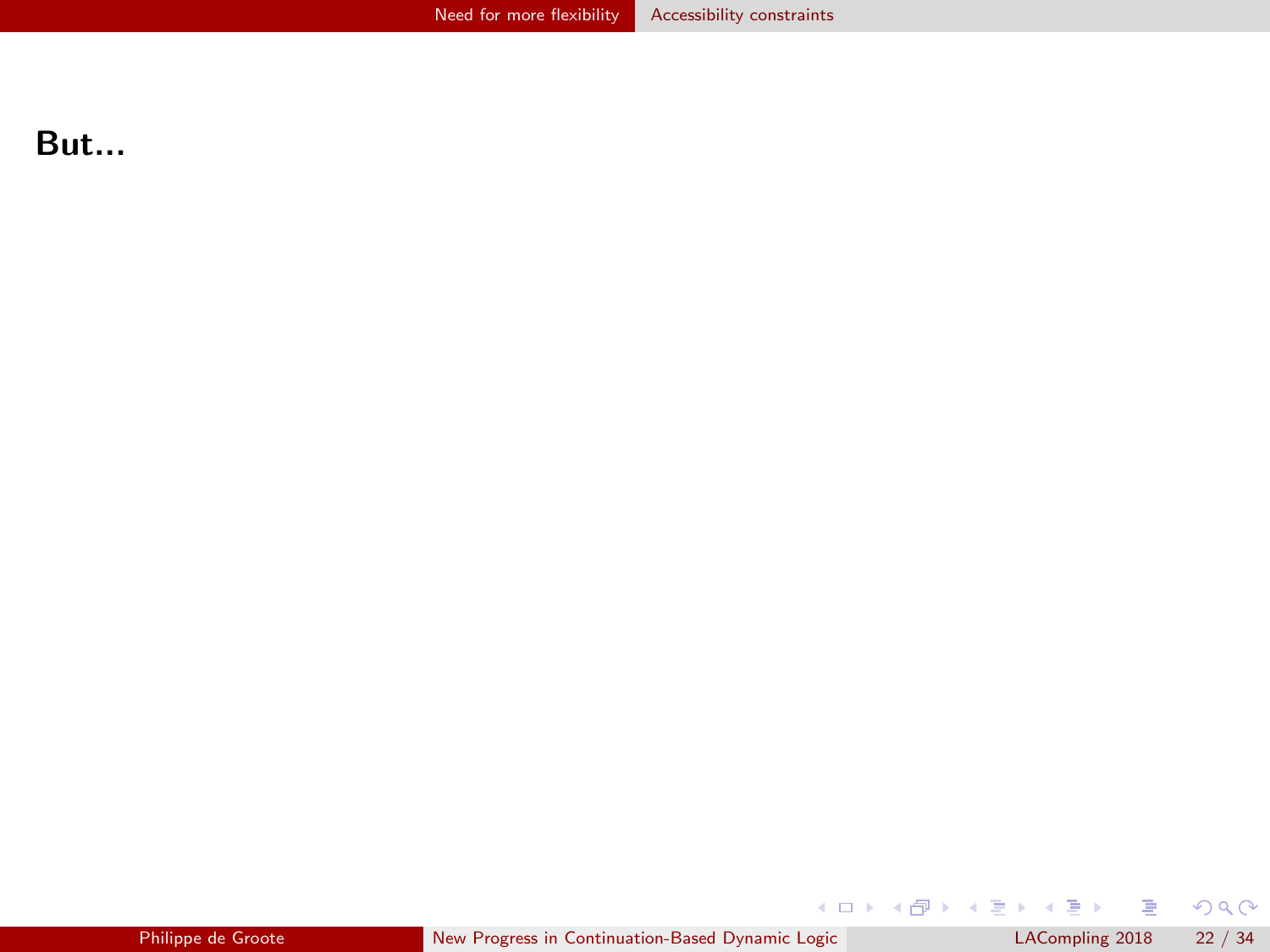**But...**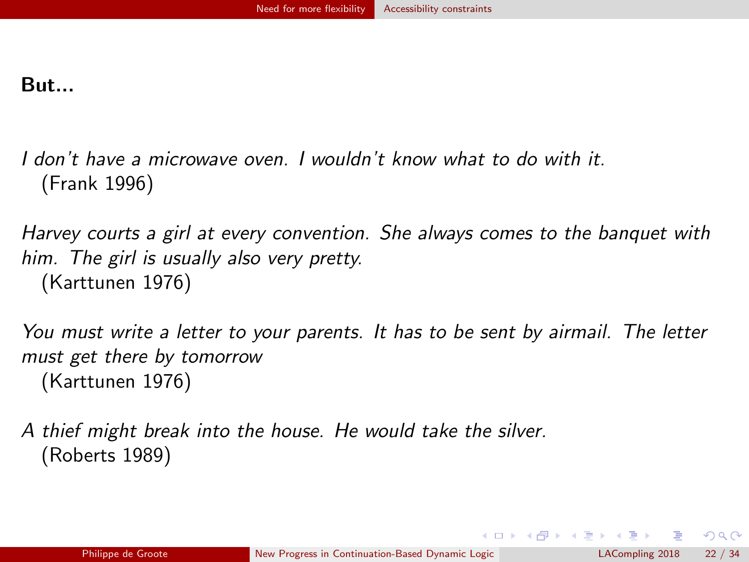**But...**

*I don't have a microwave oven. I wouldn't know what to do with it.*
(Frank 1996)

*Harvey courts a girl at every convention. She always comes to the banquet with him. The girl is usually also very pretty.*
(Karttunen 1976)

*You must write a letter to your parents. It has to be sent by airmail. The letter must get there by tomorrow*
(Karttunen 1976)

*A thief might break into the house. He would take the silver.*
(Roberts 1989)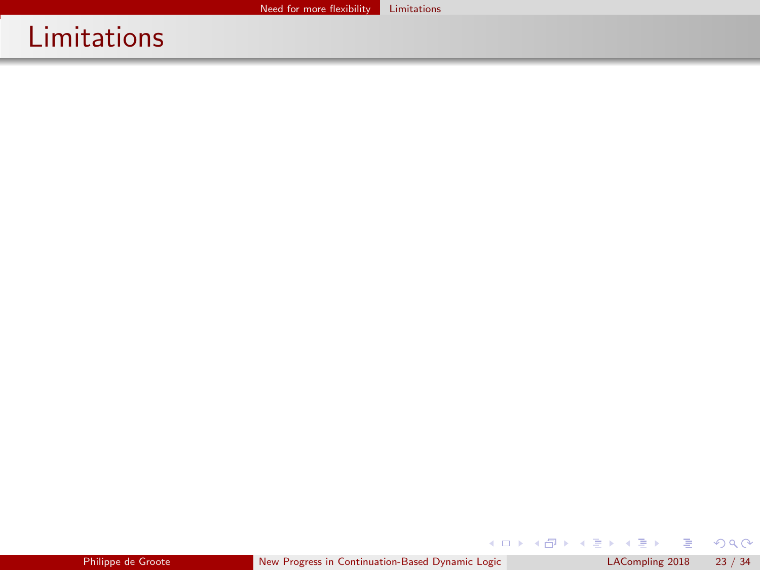# Limitations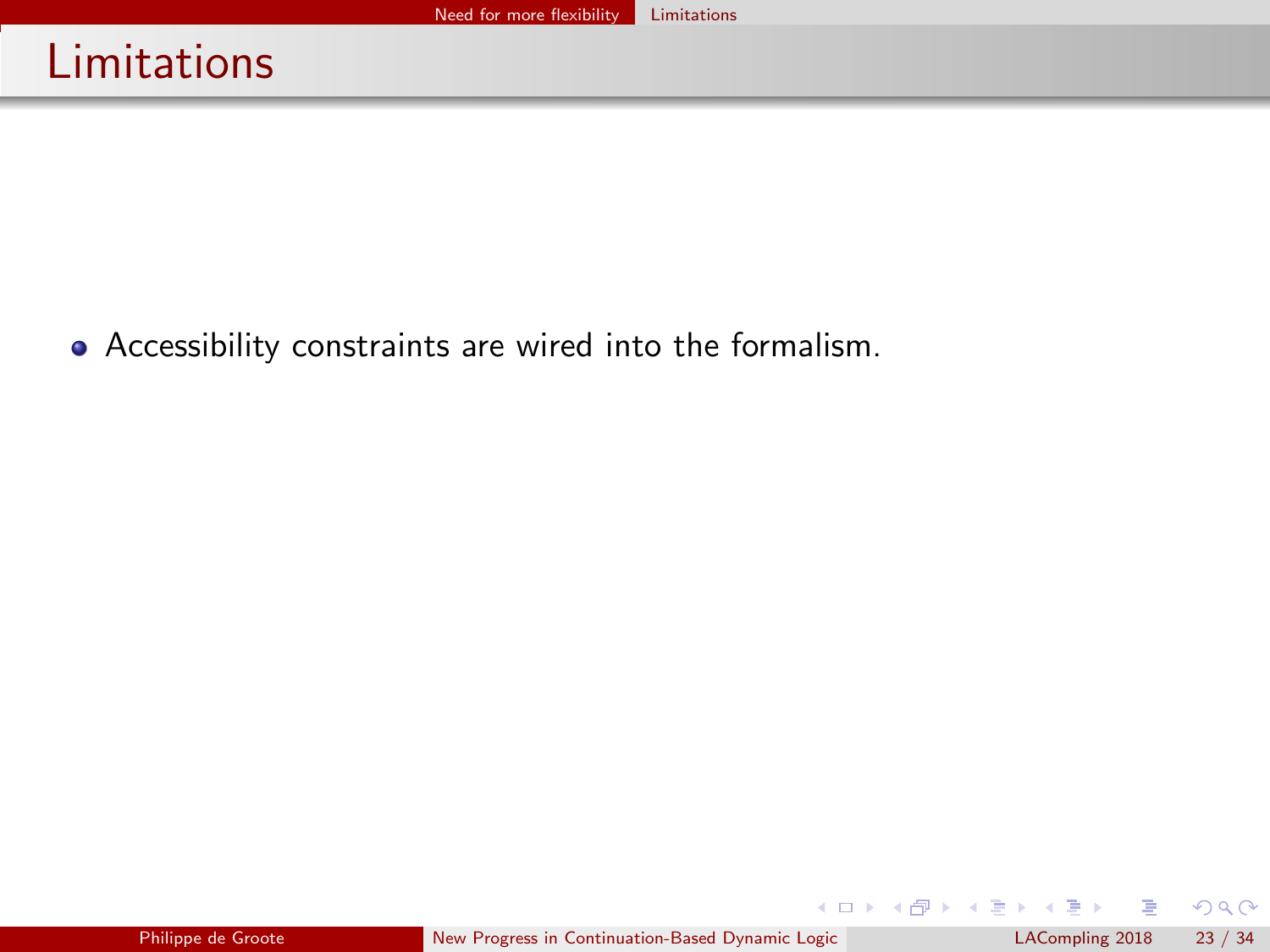# Limitations

- Accessibility constraints are wired into the formalism.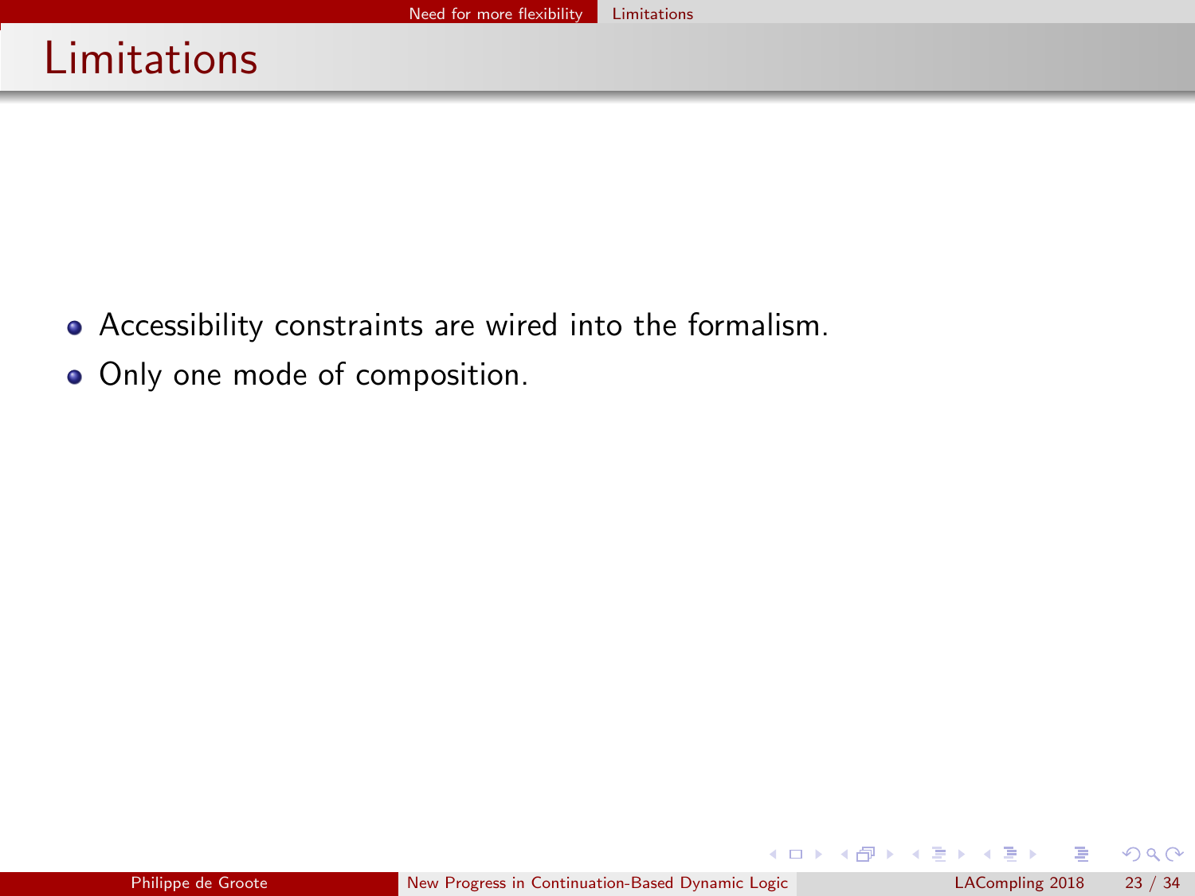# Limitations

- Accessibility constraints are wired into the formalism.
- Only one mode of composition.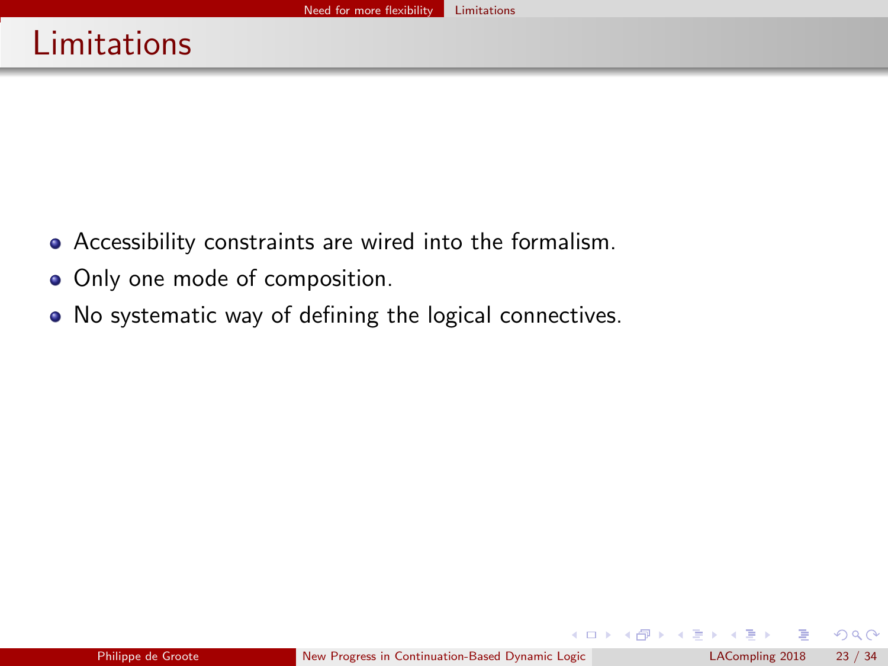# Limitations

- Accessibility constraints are wired into the formalism.
- Only one mode of composition.
- No systematic way of defining the logical connectives.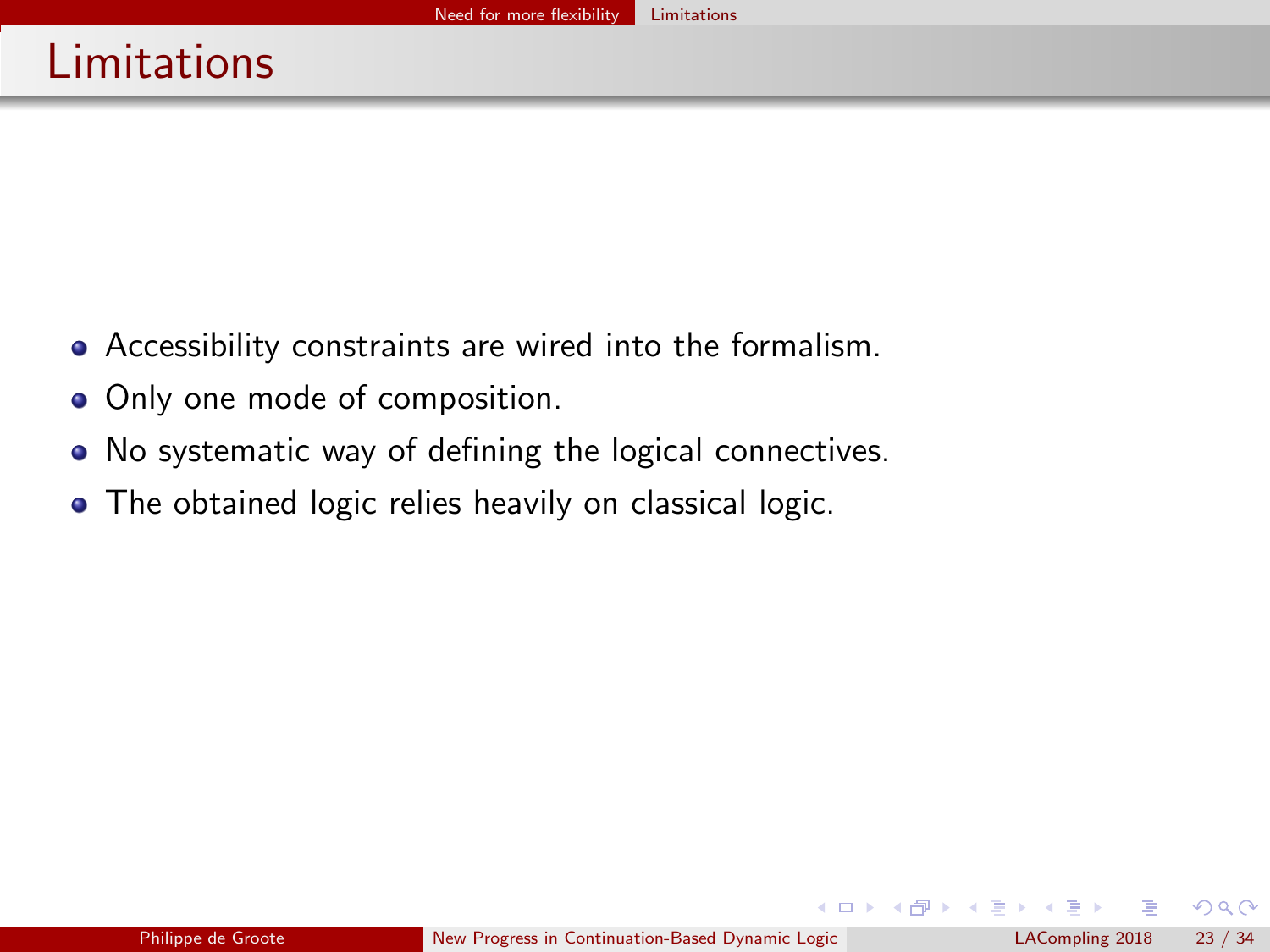# Limitations

- Accessibility constraints are wired into the formalism.
- Only one mode of composition.
- No systematic way of defining the logical connectives.
- The obtained logic relies heavily on classical logic.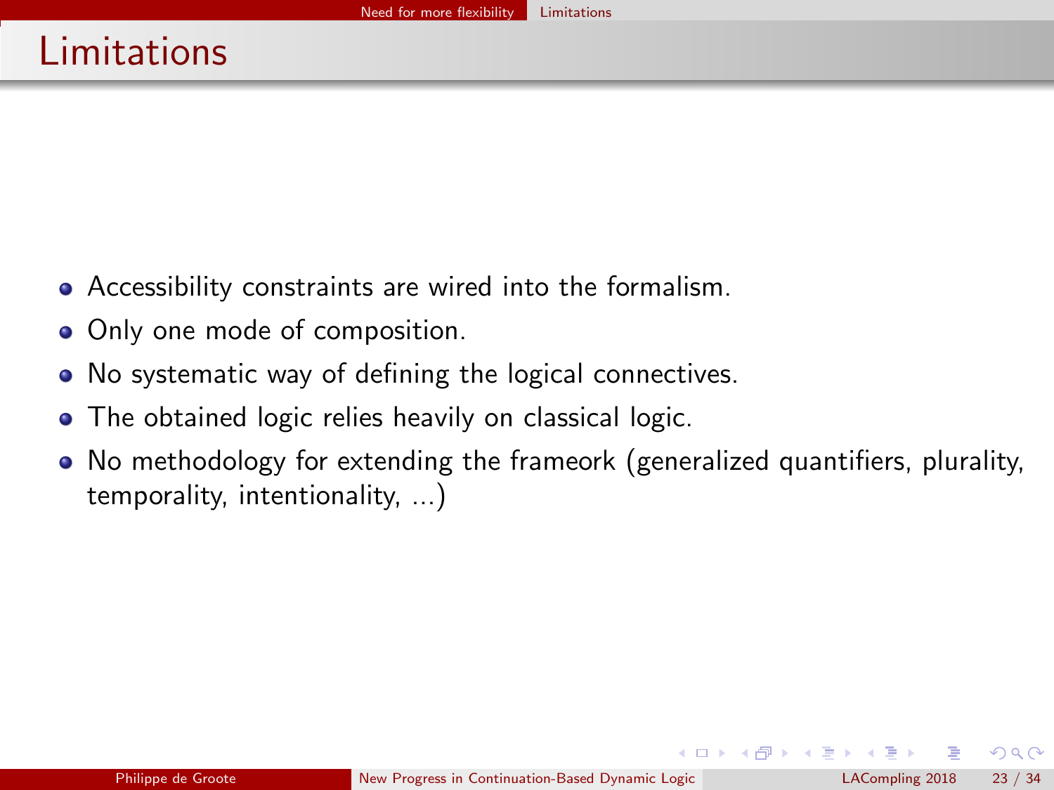# Limitations

- Accessibility constraints are wired into the formalism.
- Only one mode of composition.
- No systematic way of defining the logical connectives.
- The obtained logic relies heavily on classical logic.
- No methodology for extending the frameork (generalized quantifiers, plurality, temporality, intentionality, ...)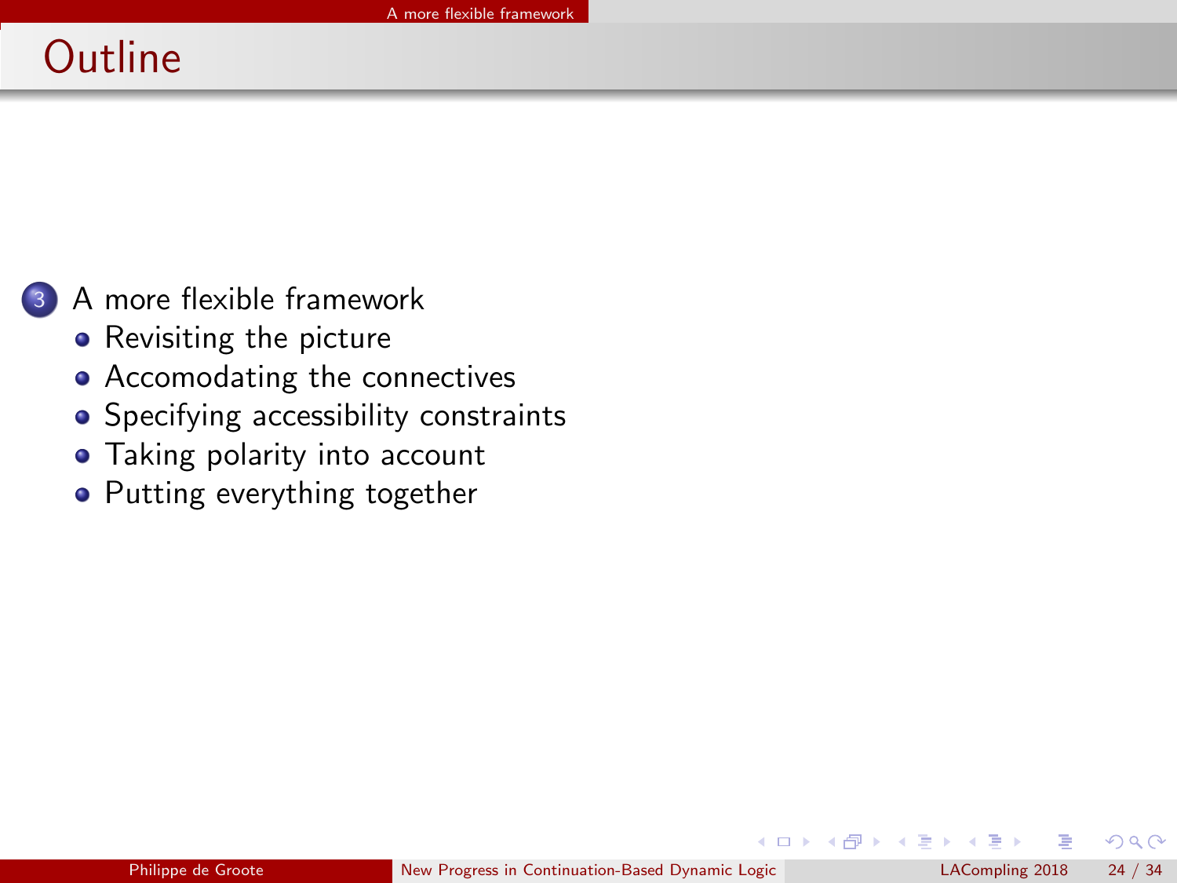# Outline

3. A more flexible framework
   - Revisiting the picture
   - Accomodating the connectives
   - Specifying accessibility constraints
   - Taking polarity into account
   - Putting everything together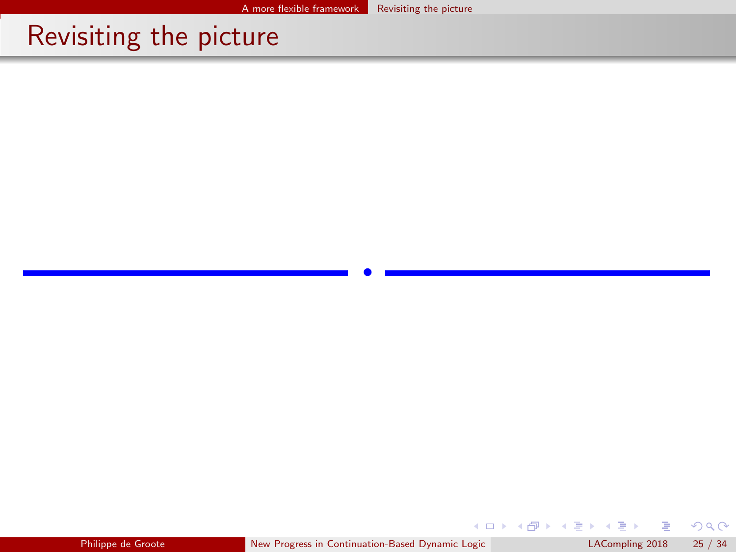# Revisiting the picture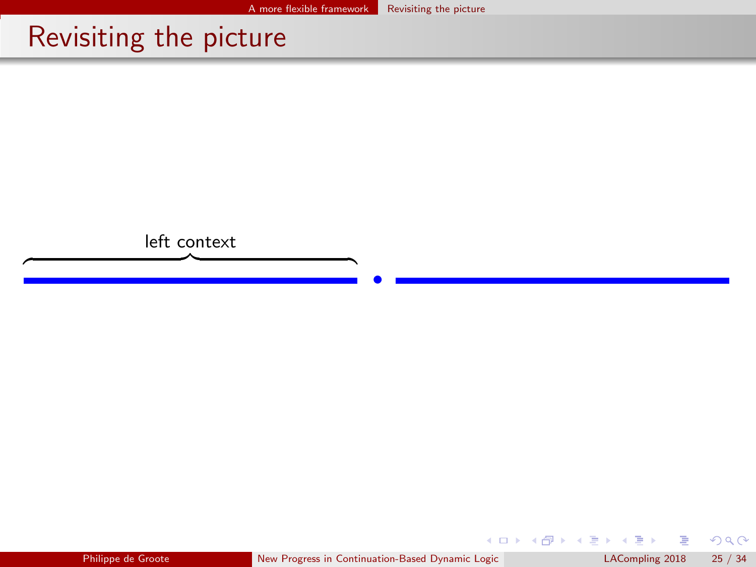# Revisiting the picture

left context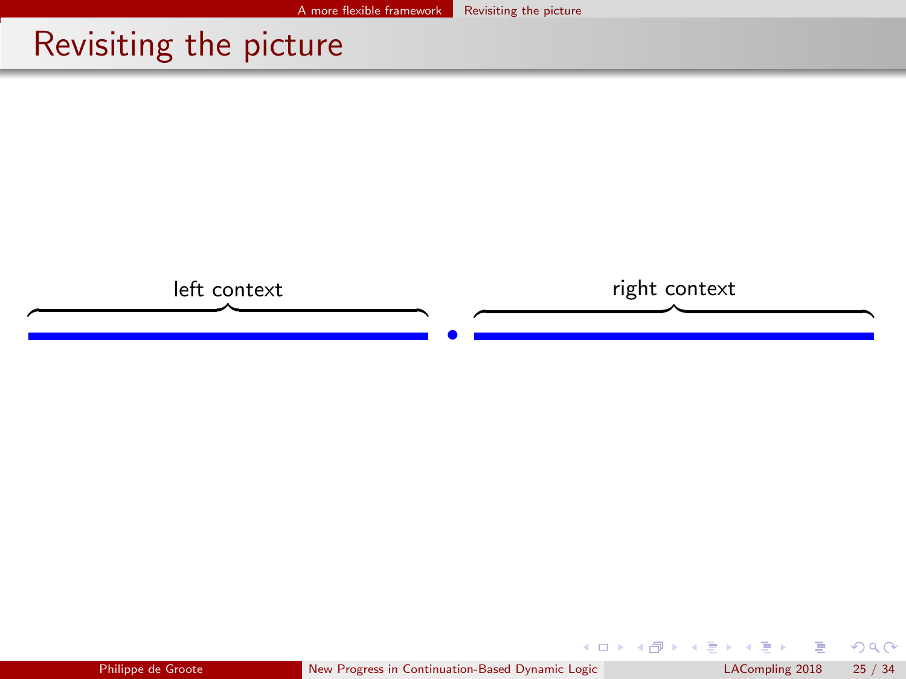# Revisiting the picture

left context

right context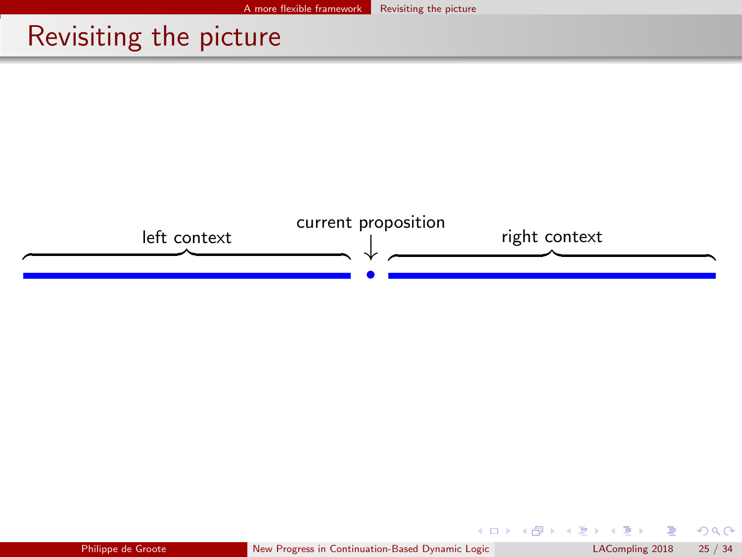# Revisiting the picture

left context

current proposition

right context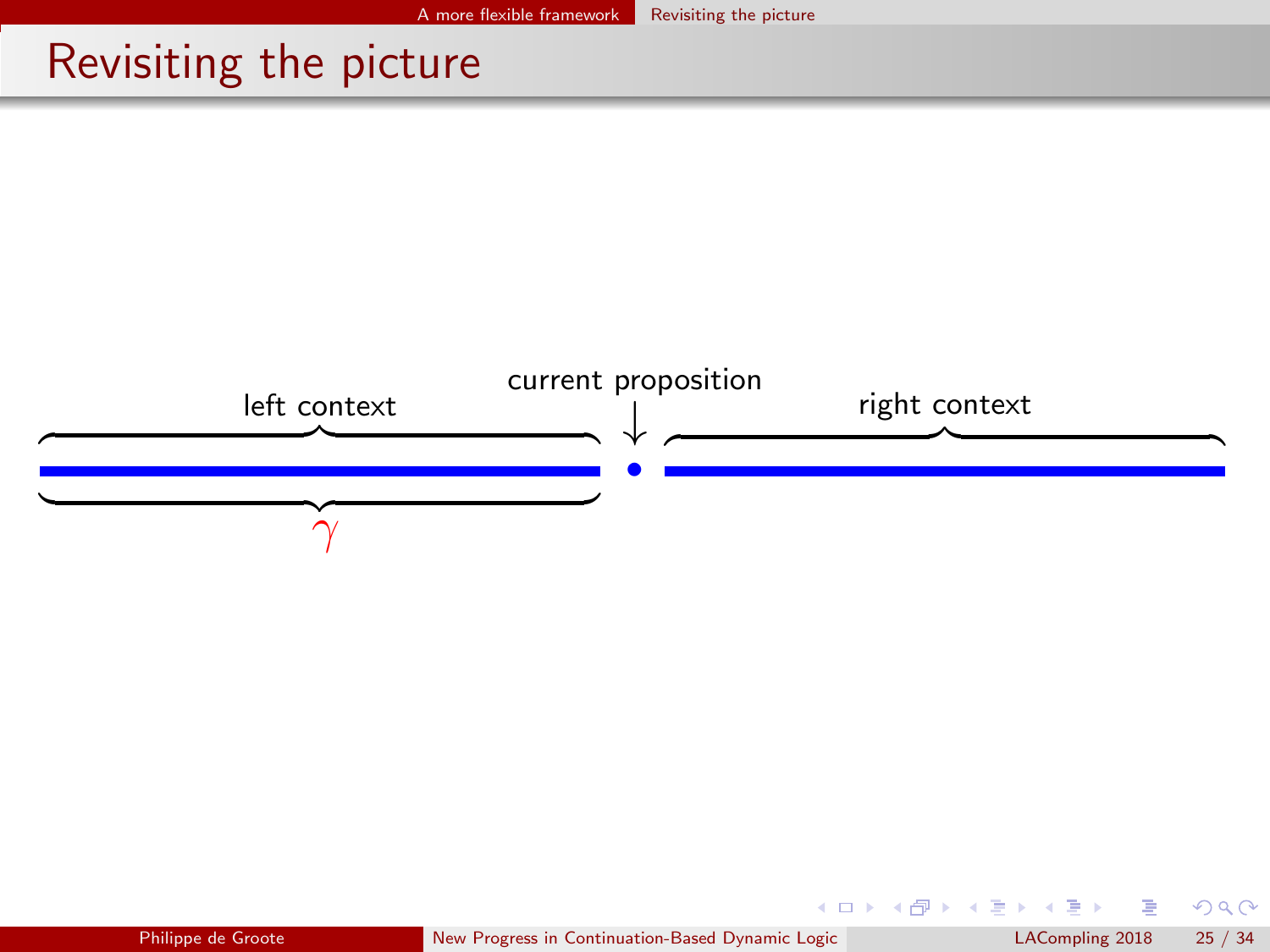# Revisiting the picture

left context

current proposition

right context

$\gamma$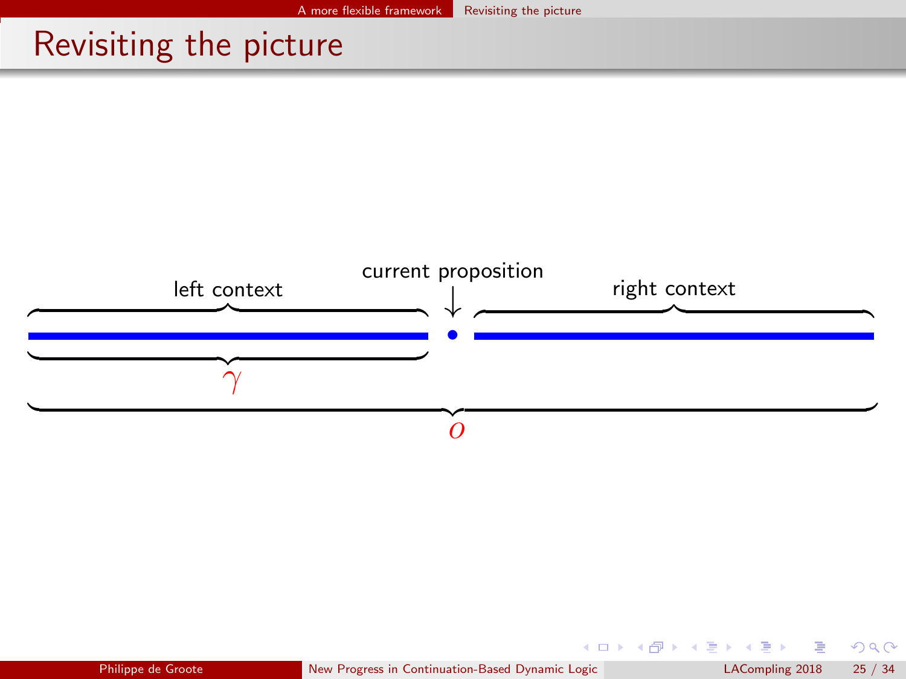# Revisiting the picture

left context

current proposition

right context

$\gamma$

$o$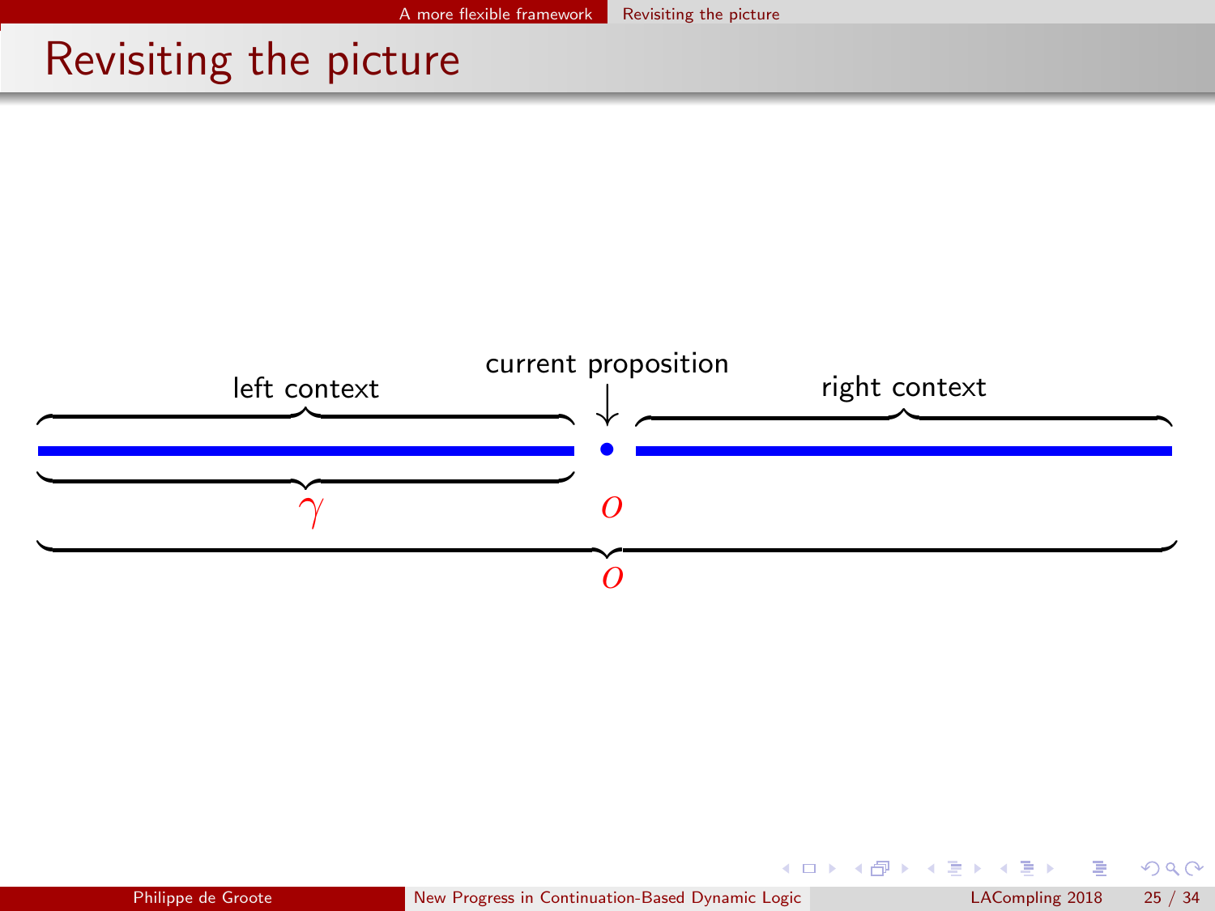# Revisiting the picture

current proposition

left context

right context

$\gamma$

$o$

$o$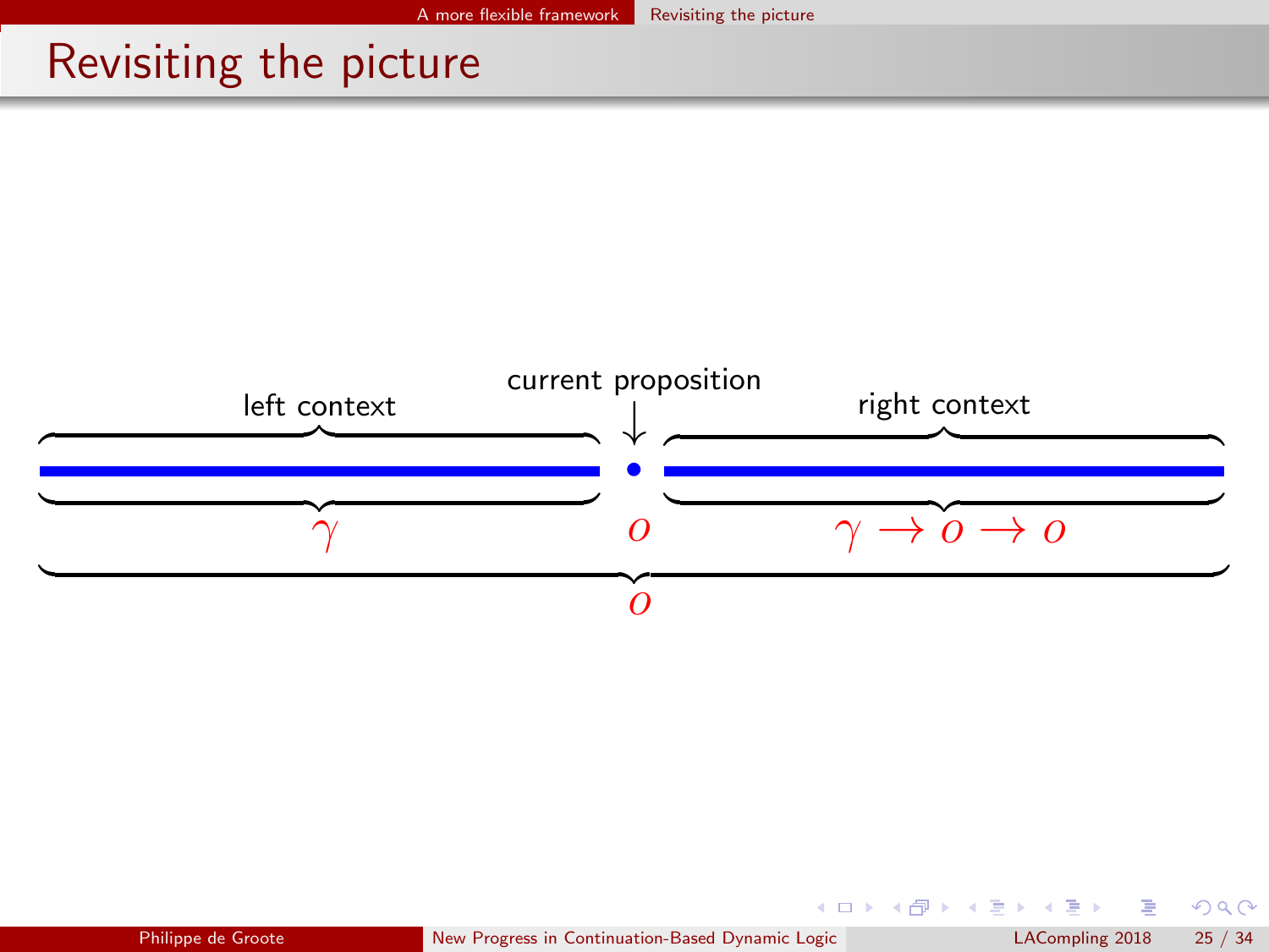# Revisiting the picture

left context

current proposition

right context

$\gamma$

$o$

$\gamma \rightarrow o \rightarrow o$

$o$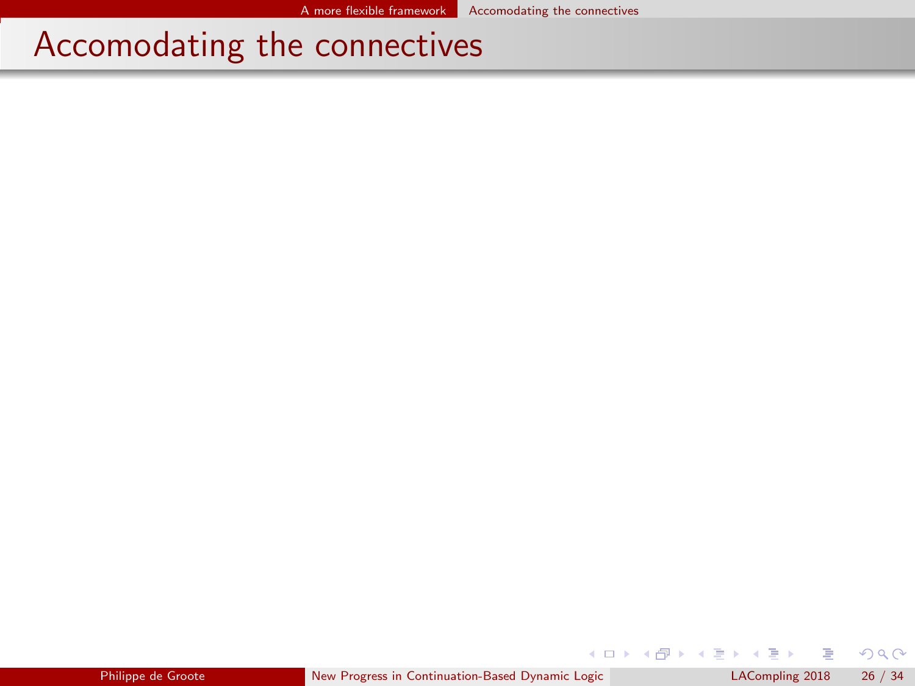# Accomodating the connectives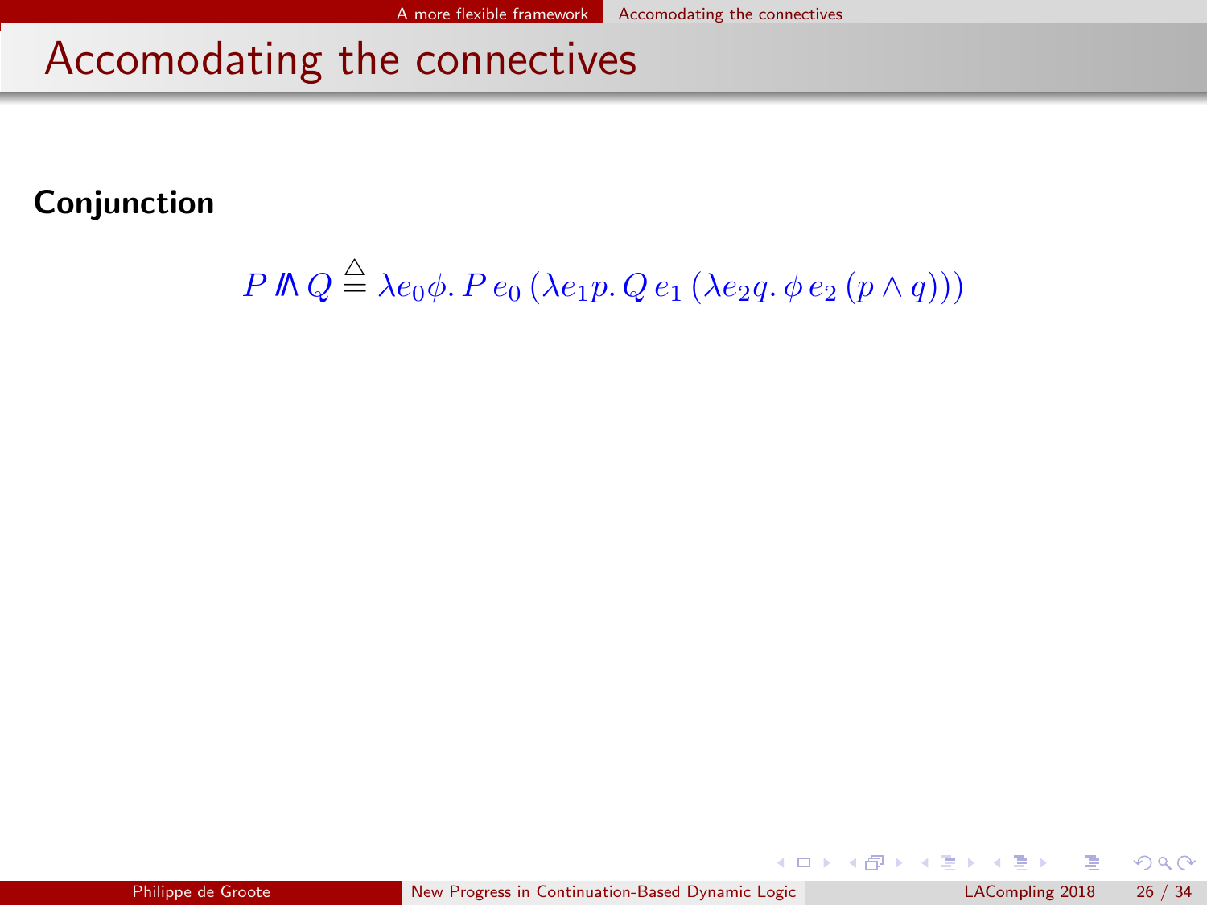# Accomodating the connectives

**Conjunction**

$$P \mathbin{/\!\!\!\wedge} Q \stackrel{\triangle}{=} \lambda e_0 \phi.\, P\, e_0\, (\lambda e_1 p.\, Q\, e_1\, (\lambda e_2 q.\, \phi\, e_2\, (p \wedge q)))$$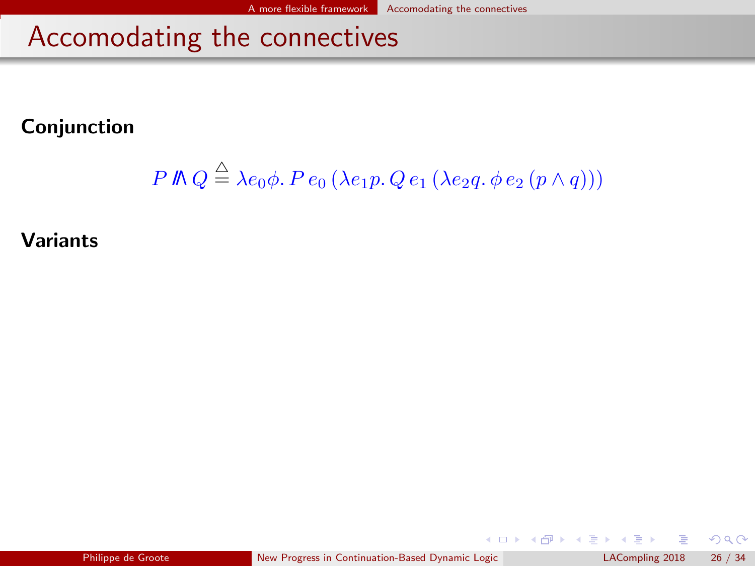# Accomodating the connectives

**Conjunction**

$$P \mathbin{/\!\!\!\wedge} Q \triangleq \lambda e_0 \phi.\, P\, e_0\, (\lambda e_1 p.\, Q\, e_1\, (\lambda e_2 q.\, \phi\, e_2\, (p \wedge q)))$$

**Variants**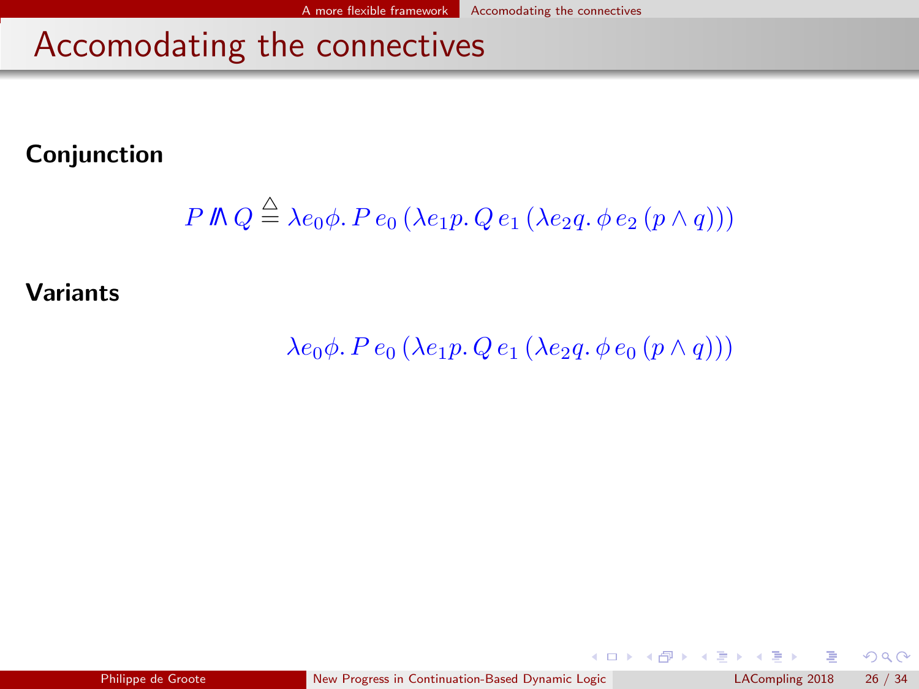# Accomodating the connectives

**Conjunction**

$$P \mathbin{/\!\!\!\wedge} Q \triangleq \lambda e_0 \phi.\, P\, e_0\, (\lambda e_1 p.\, Q\, e_1\, (\lambda e_2 q.\, \phi\, e_2\, (p \wedge q)))$$

**Variants**

$$\lambda e_0 \phi.\, P\, e_0\, (\lambda e_1 p.\, Q\, e_1\, (\lambda e_2 q.\, \phi\, e_0\, (p \wedge q)))$$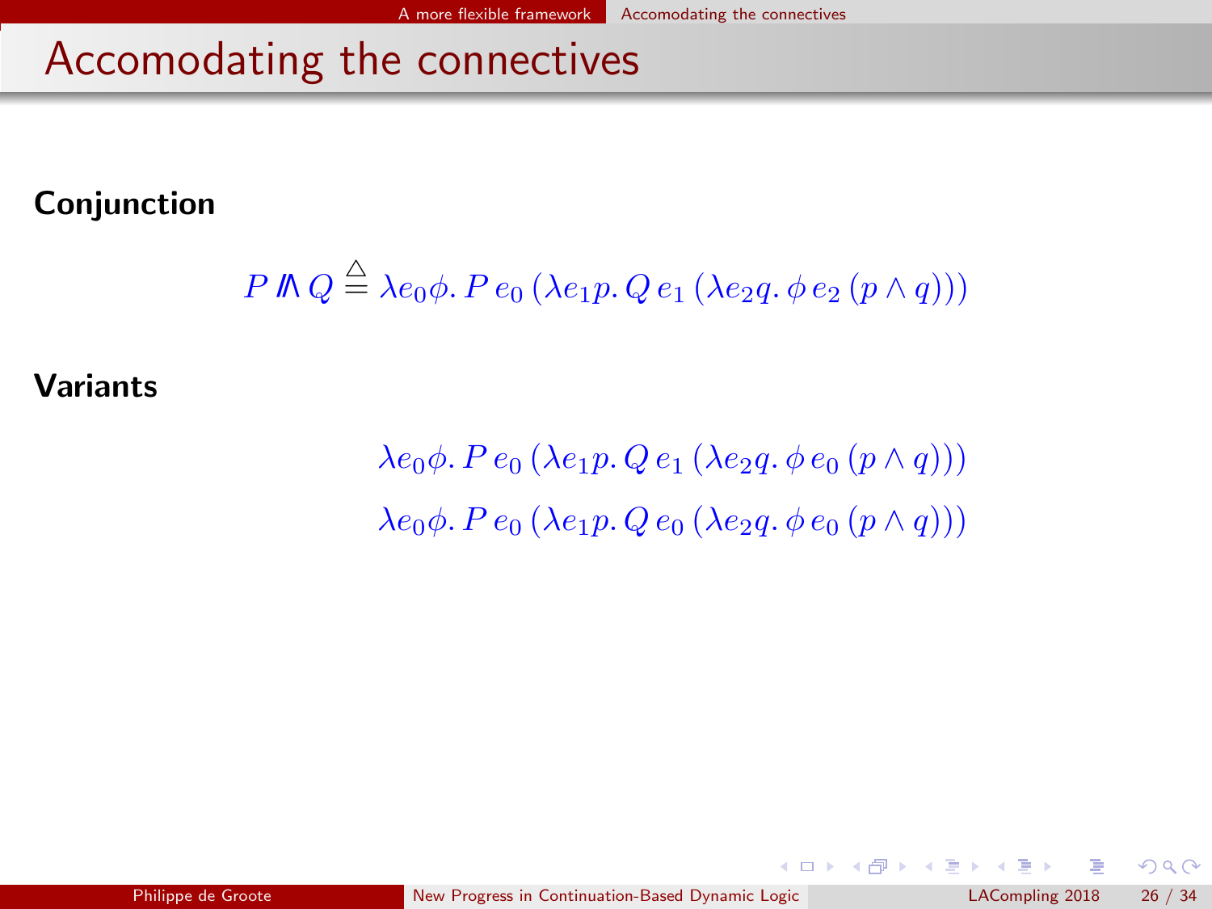# Accomodating the connectives

**Conjunction**

$$P \mathbin{/\!\!\!\wedge} Q \triangleq \lambda e_0 \phi.\, P\, e_0\, (\lambda e_1 p.\, Q\, e_1\, (\lambda e_2 q.\, \phi\, e_2\, (p \wedge q)))$$

**Variants**

$$\lambda e_0 \phi.\, P\, e_0\, (\lambda e_1 p.\, Q\, e_1\, (\lambda e_2 q.\, \phi\, e_0\, (p \wedge q)))$$

$$\lambda e_0 \phi.\, P\, e_0\, (\lambda e_1 p.\, Q\, e_0\, (\lambda e_2 q.\, \phi\, e_0\, (p \wedge q)))$$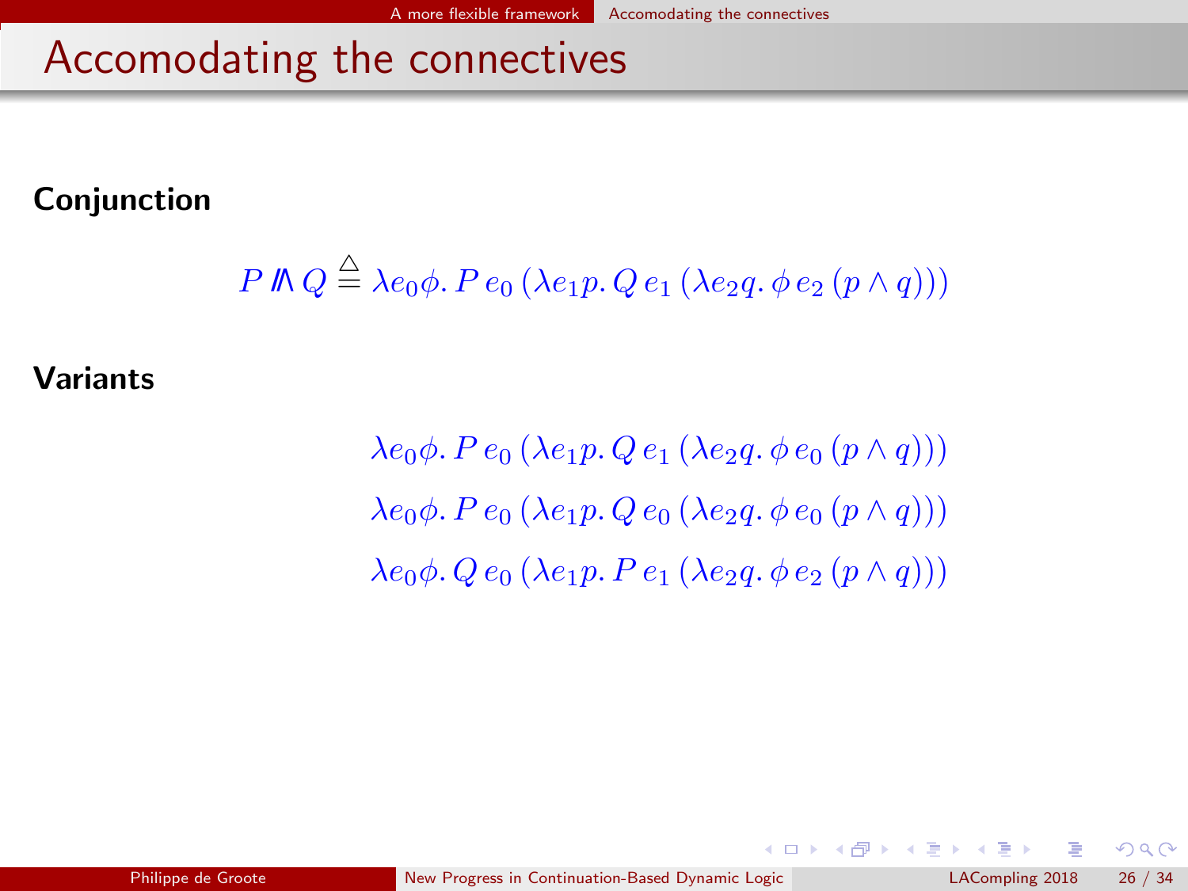# Accomodating the connectives

**Conjunction**

$$P \mathbin{/\!\!\!\wedge} Q \triangleq \lambda e_0 \phi.\, P\, e_0\, (\lambda e_1 p.\, Q\, e_1\, (\lambda e_2 q.\, \phi\, e_2\, (p \wedge q)))$$

**Variants**

$$\lambda e_0 \phi.\, P\, e_0\, (\lambda e_1 p.\, Q\, e_1\, (\lambda e_2 q.\, \phi\, e_0\, (p \wedge q)))$$

$$\lambda e_0 \phi.\, P\, e_0\, (\lambda e_1 p.\, Q\, e_0\, (\lambda e_2 q.\, \phi\, e_0\, (p \wedge q)))$$

$$\lambda e_0 \phi.\, Q\, e_0\, (\lambda e_1 p.\, P\, e_1\, (\lambda e_2 q.\, \phi\, e_2\, (p \wedge q)))$$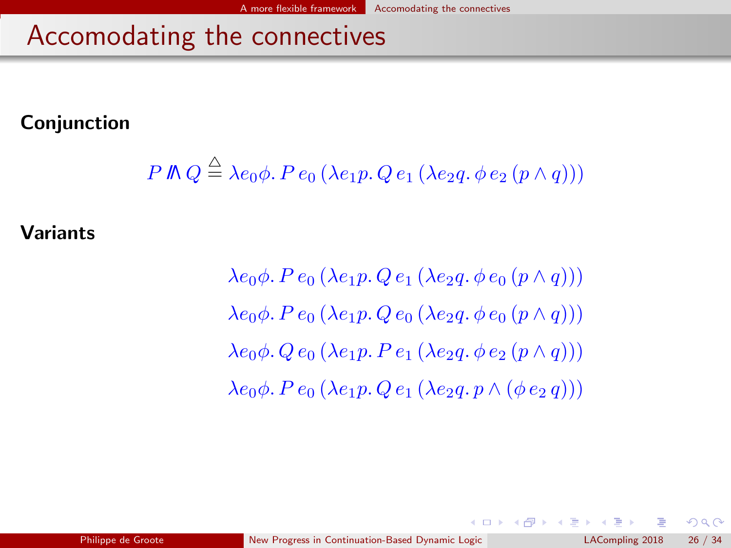# Accomodating the connectives

**Conjunction**

$$P \mathbin{/\!\!\!\wedge} Q \triangleq \lambda e_0 \phi.\, P\, e_0\, (\lambda e_1 p.\, Q\, e_1\, (\lambda e_2 q.\, \phi\, e_2\, (p \wedge q)))$$

**Variants**

$$\lambda e_0 \phi.\, P\, e_0\, (\lambda e_1 p.\, Q\, e_1\, (\lambda e_2 q.\, \phi\, e_0\, (p \wedge q)))$$

$$\lambda e_0 \phi.\, P\, e_0\, (\lambda e_1 p.\, Q\, e_0\, (\lambda e_2 q.\, \phi\, e_0\, (p \wedge q)))$$

$$\lambda e_0 \phi.\, Q\, e_0\, (\lambda e_1 p.\, P\, e_1\, (\lambda e_2 q.\, \phi\, e_2\, (p \wedge q)))$$

$$\lambda e_0 \phi.\, P\, e_0\, (\lambda e_1 p.\, Q\, e_1\, (\lambda e_2 q.\, p \wedge (\phi\, e_2\, q)))$$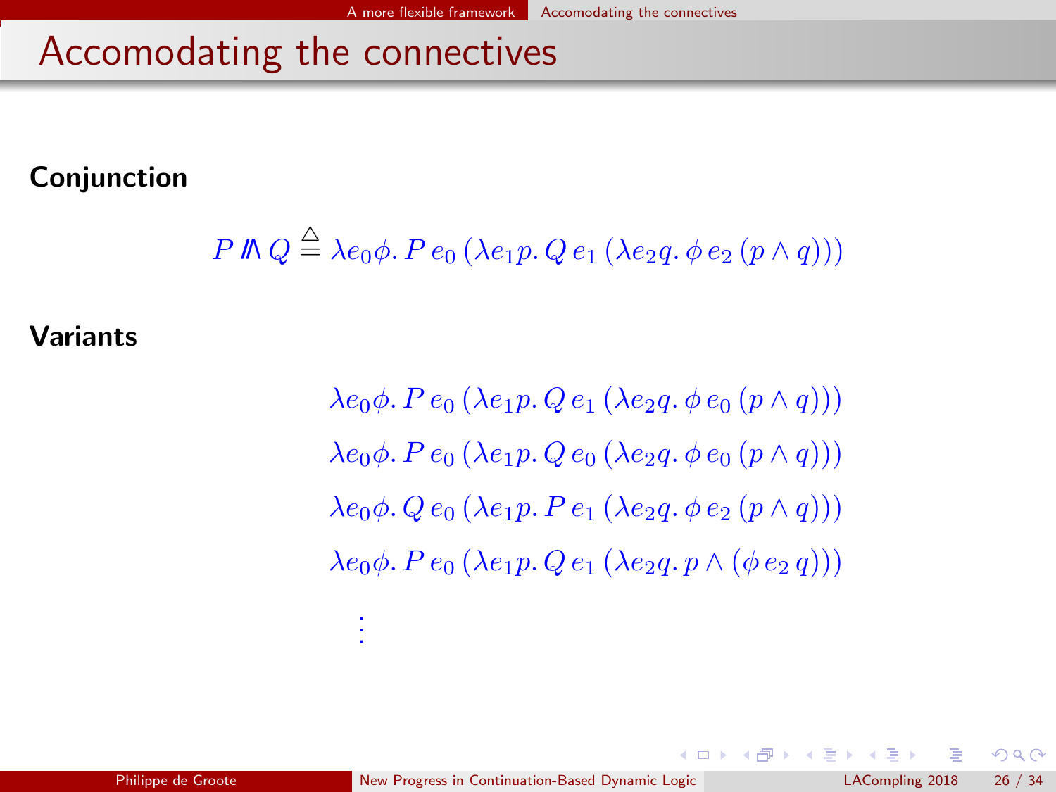# Accomodating the connectives

**Conjunction**

$$P \mathbin{/\!\!\!\wedge} Q \triangleq \lambda e_0 \phi.\, P\, e_0\, (\lambda e_1 p.\, Q\, e_1\, (\lambda e_2 q.\, \phi\, e_2\, (p \wedge q)))$$

**Variants**

$$\lambda e_0 \phi.\, P\, e_0\, (\lambda e_1 p.\, Q\, e_1\, (\lambda e_2 q.\, \phi\, e_0\, (p \wedge q)))$$

$$\lambda e_0 \phi.\, P\, e_0\, (\lambda e_1 p.\, Q\, e_0\, (\lambda e_2 q.\, \phi\, e_0\, (p \wedge q)))$$

$$\lambda e_0 \phi.\, Q\, e_0\, (\lambda e_1 p.\, P\, e_1\, (\lambda e_2 q.\, \phi\, e_2\, (p \wedge q)))$$

$$\lambda e_0 \phi.\, P\, e_0\, (\lambda e_1 p.\, Q\, e_1\, (\lambda e_2 q.\, p \wedge (\phi\, e_2\, q)))$$

$$\vdots$$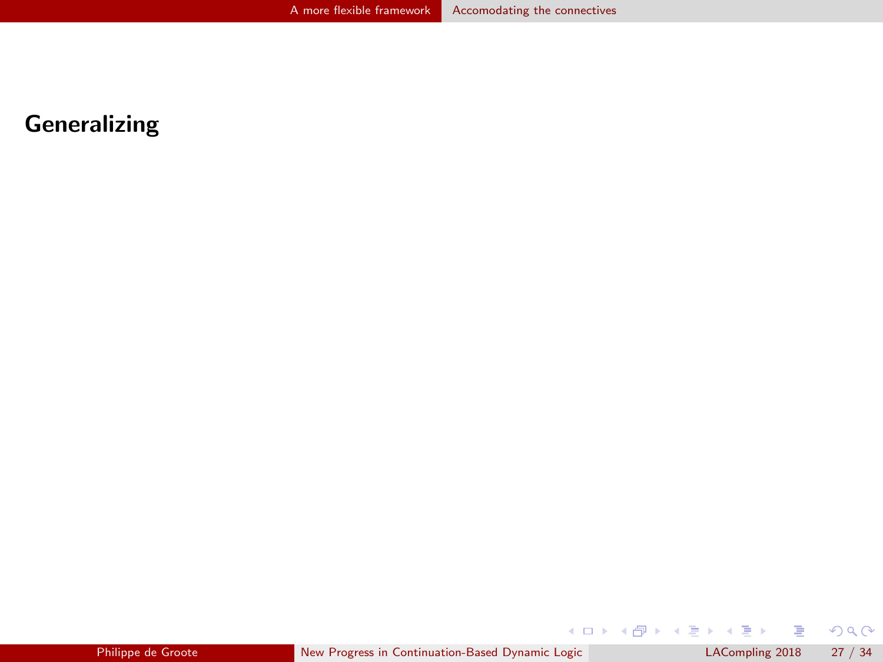## Generalizing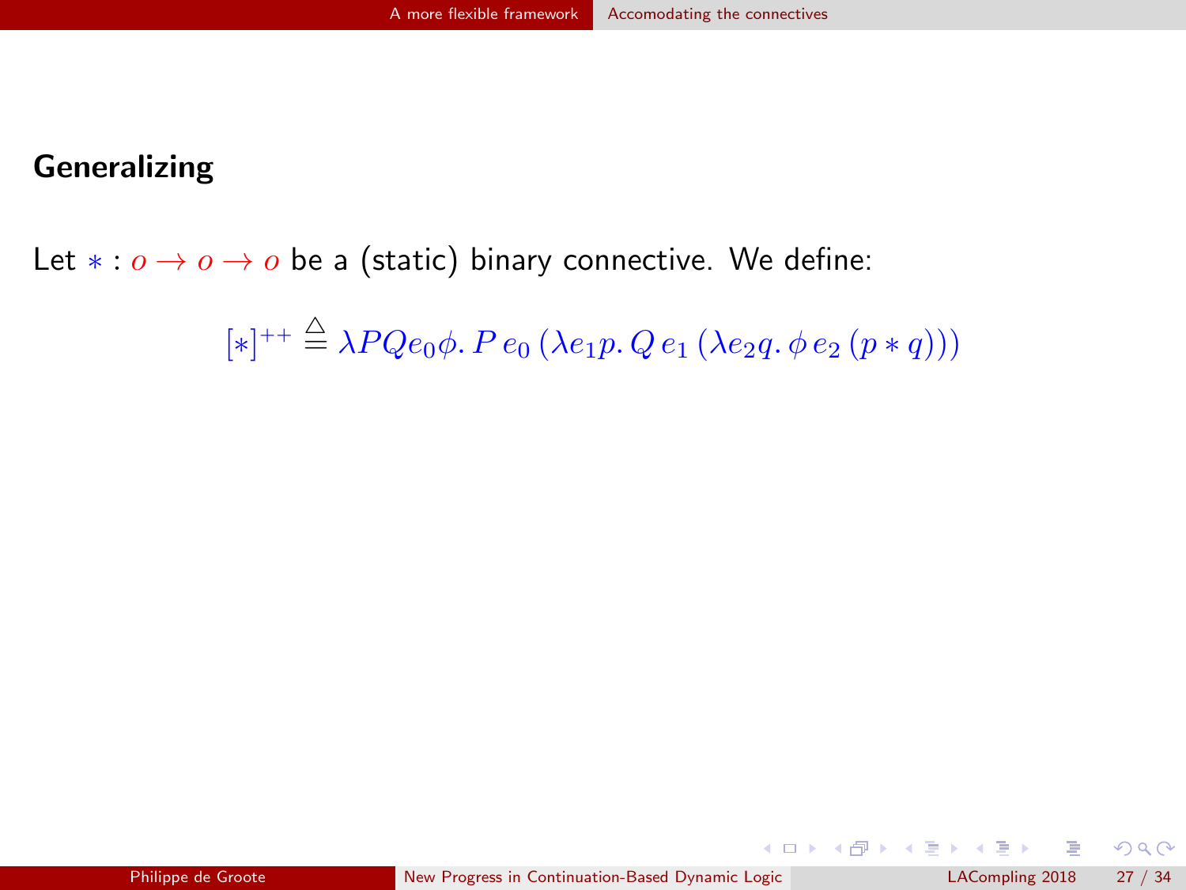## Generalizing

Let $* : o \rightarrow o \rightarrow o$ be a (static) binary connective. We define:

$$[*]^{++} \stackrel{\triangle}{=} \lambda PQe_0\phi.\, P\, e_0\, (\lambda e_1 p.\, Q\, e_1\, (\lambda e_2 q.\, \phi\, e_2\, (p * q)))$$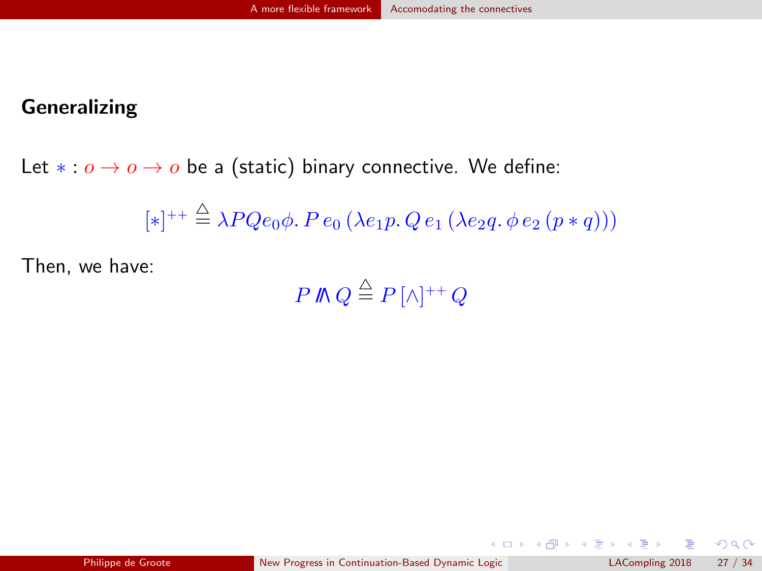## Generalizing

Let $* : o \to o \to o$ be a (static) binary connective. We define:

$$[*]^{++} \triangleq \lambda PQe_0\phi.\, P\, e_0\, (\lambda e_1 p.\, Q\, e_1\, (\lambda e_2 q.\, \phi\, e_2\, (p * q)))$$

Then, we have:

$$P \mathbin{/\!\!\!\wedge} Q \triangleq P\, [\wedge]^{++}\, Q$$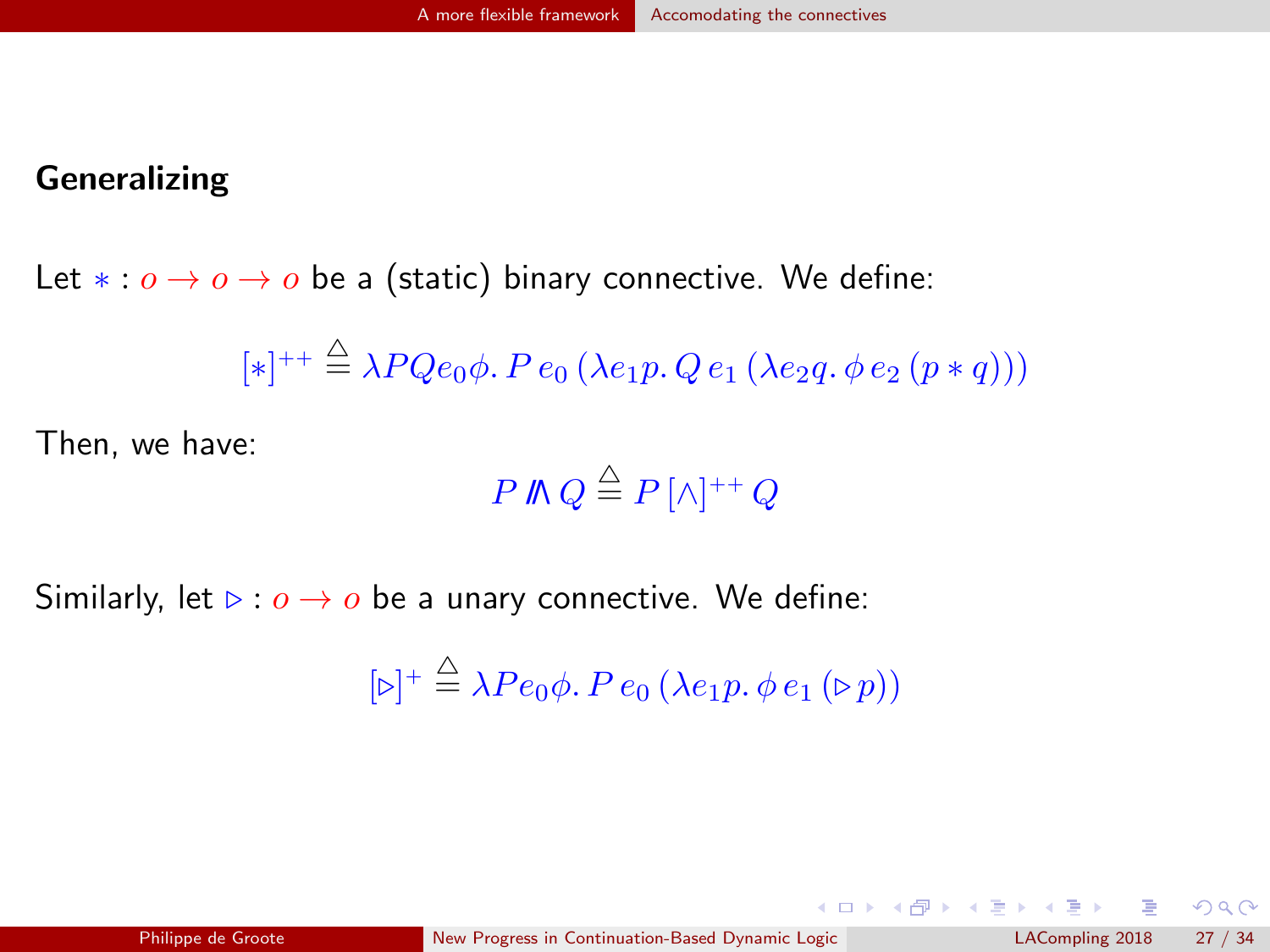## Generalizing

Let $* : o \to o \to o$ be a (static) binary connective. We define:

$$[*]^{++} \stackrel{\triangle}{=} \lambda P Q e_0 \phi .\, P\, e_0\, (\lambda e_1 p.\, Q\, e_1\, (\lambda e_2 q.\, \phi\, e_2\, (p * q)))$$

Then, we have:

$$P \mathbin{/\!\!\!\wedge} Q \stackrel{\triangle}{=} P\, [\wedge]^{++}\, Q$$

Similarly, let $\triangleright : o \to o$ be a unary connective. We define:

$$[\triangleright]^{+} \stackrel{\triangle}{=} \lambda P e_0 \phi .\, P\, e_0\, (\lambda e_1 p.\, \phi\, e_1\, (\triangleright\, p))$$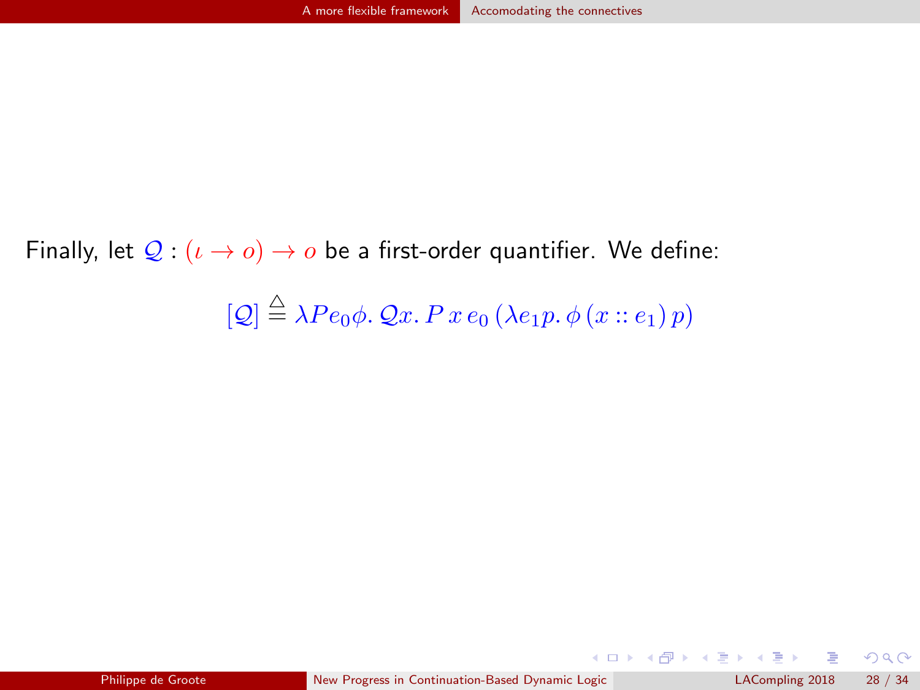Finally, let $\mathcal{Q} : (\iota \rightarrow o) \rightarrow o$ be a first-order quantifier. We define:

$$[\mathcal{Q}] \triangleq \lambda P e_0 \phi.\, \mathcal{Q}x.\, P\, x\, e_0\, (\lambda e_1 p.\, \phi\, (x :: e_1)\, p)$$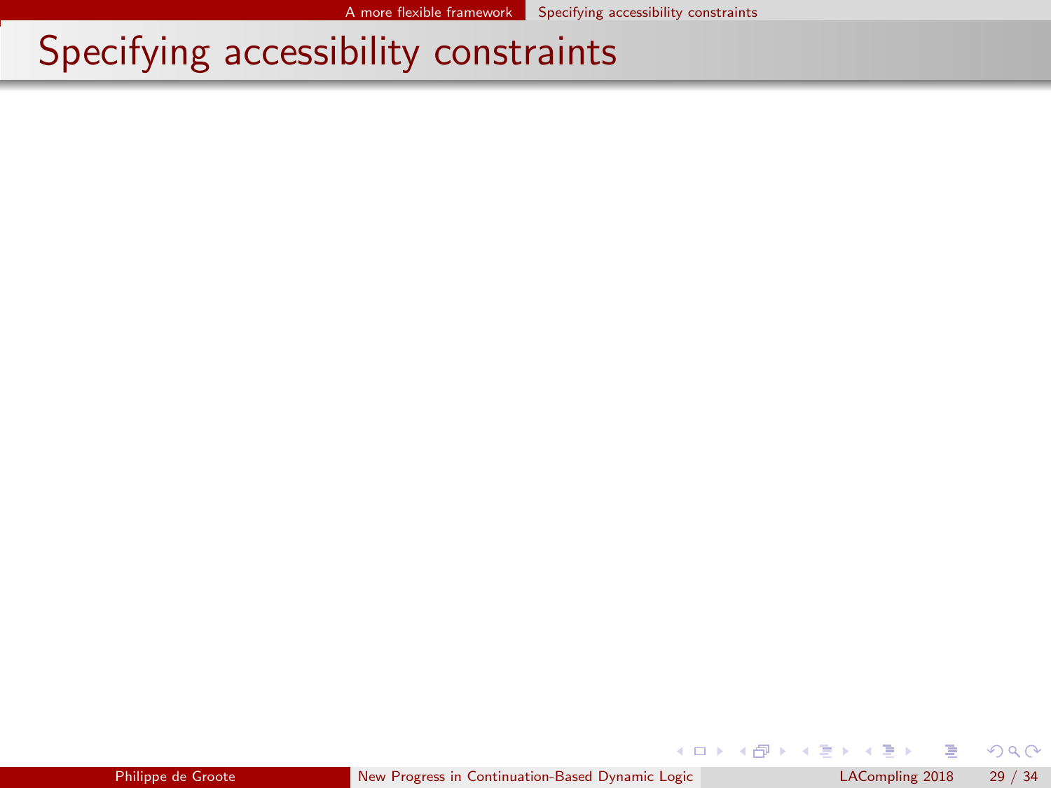# Specifying accessibility constraints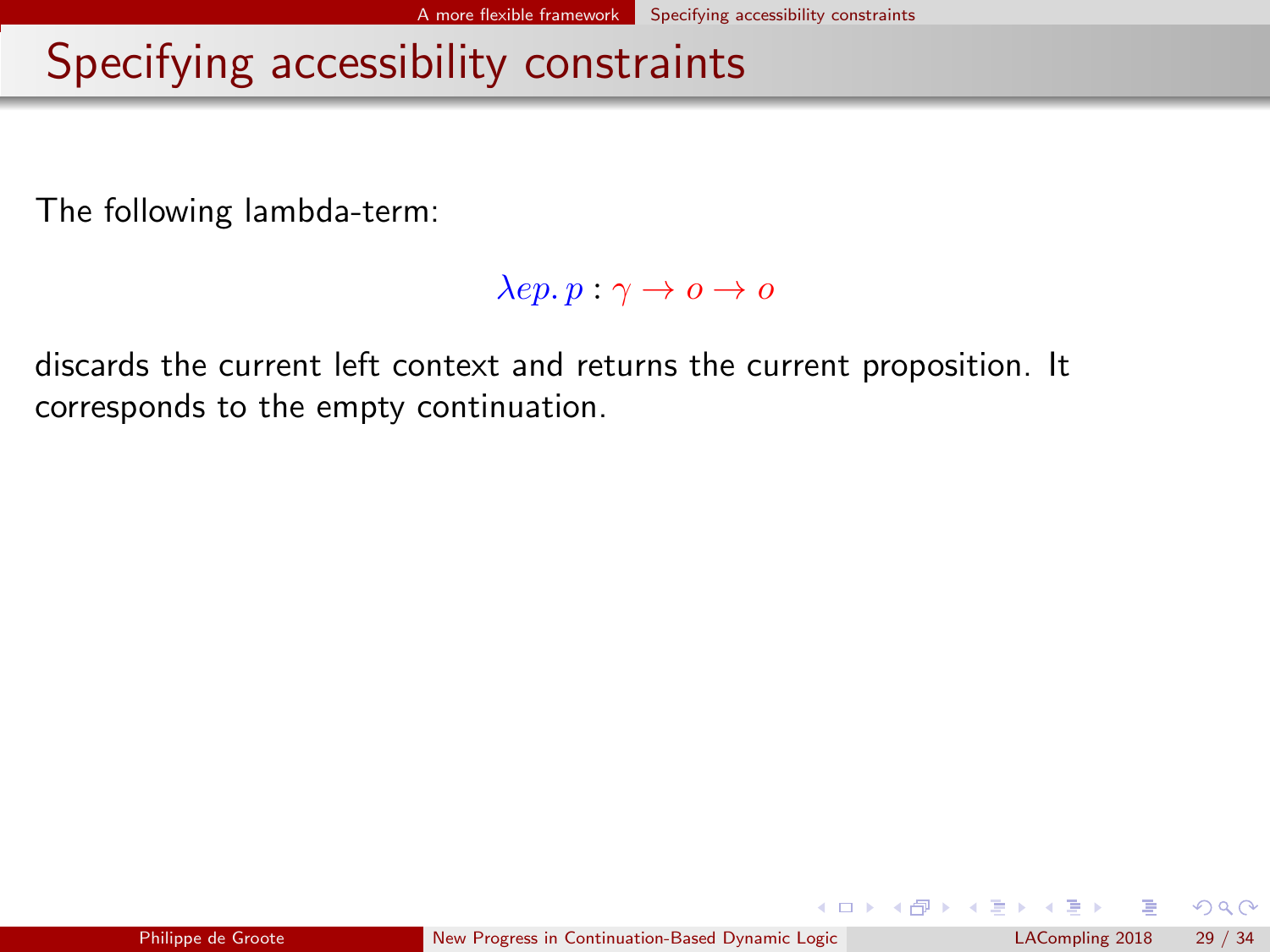# Specifying accessibility constraints

The following lambda-term:

$$\lambda ep.\, p : \gamma \rightarrow o \rightarrow o$$

discards the current left context and returns the current proposition. It corresponds to the empty continuation.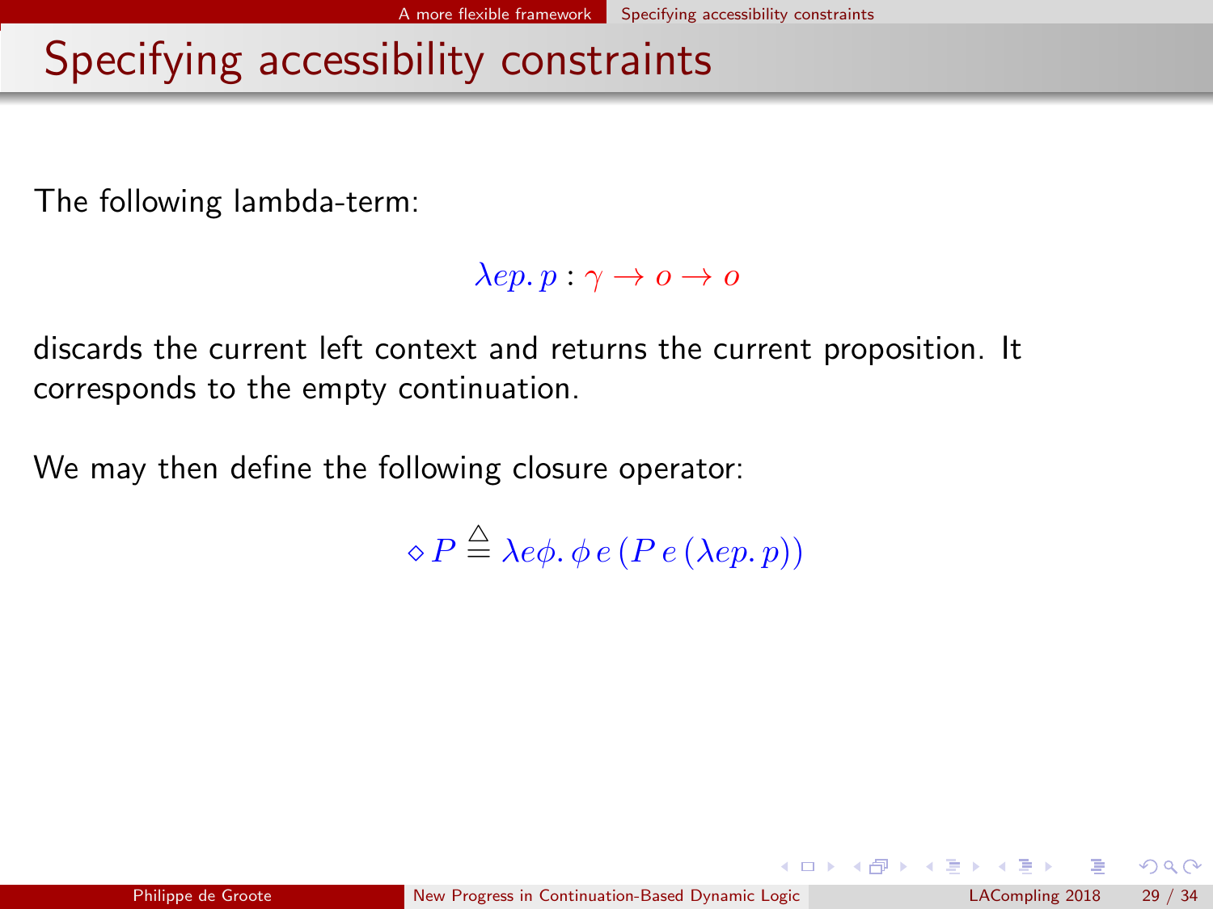# Specifying accessibility constraints

The following lambda-term:

$$\lambda ep.\, p : \gamma \to o \to o$$

discards the current left context and returns the current proposition. It corresponds to the empty continuation.

We may then define the following closure operator:

$$\diamond P \triangleq \lambda e\phi.\, \phi\, e\, (P\, e\, (\lambda ep.\, p))$$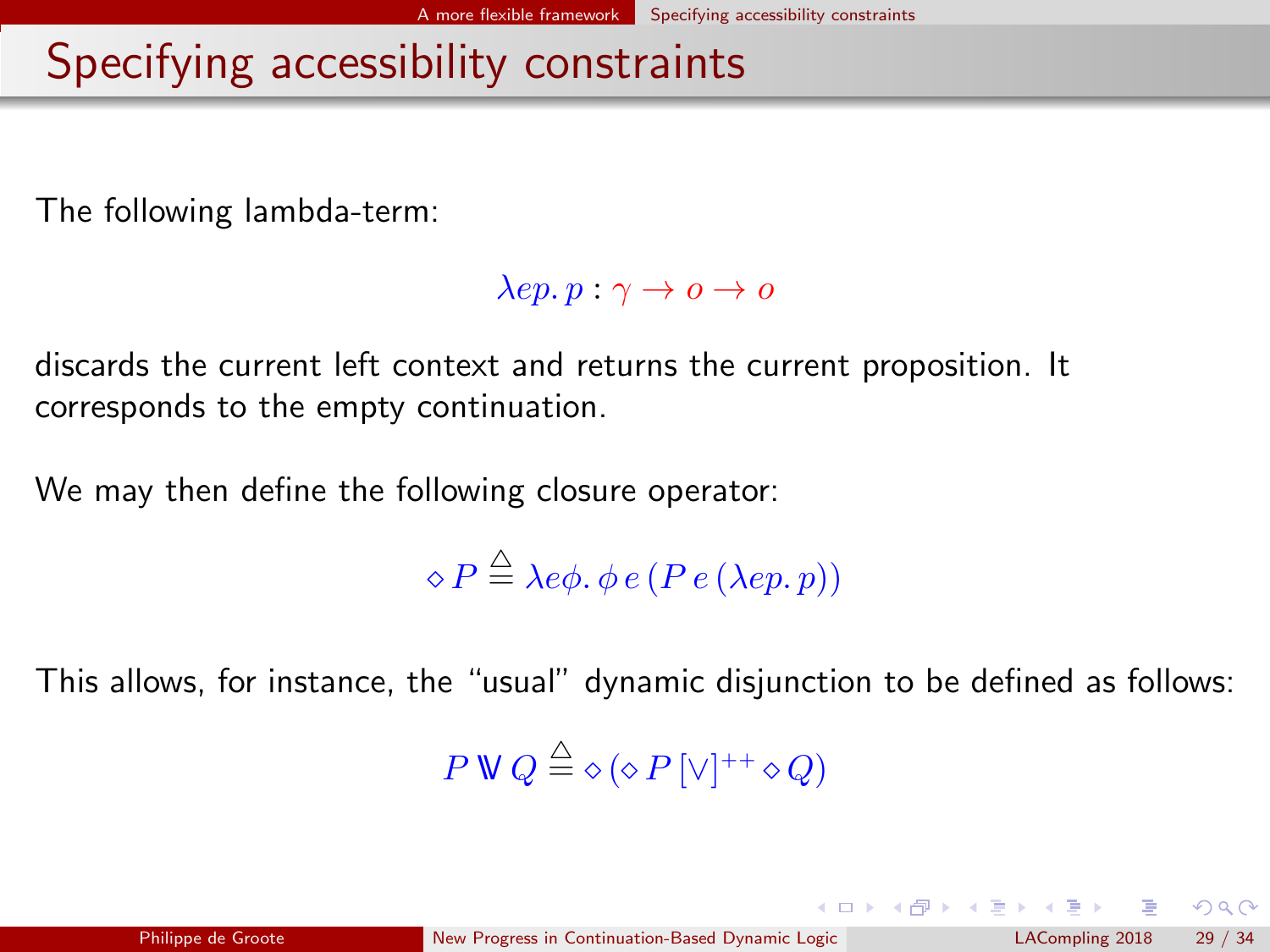# Specifying accessibility constraints

The following lambda-term:

$$\lambda ep.\, p : \gamma \to o \to o$$

discards the current left context and returns the current proposition. It corresponds to the empty continuation.

We may then define the following closure operator:

$$\diamond\, P \stackrel{\triangle}{=} \lambda e\phi.\, \phi\, e\, (P\, e\, (\lambda ep.\, p))$$

This allows, for instance, the "usual" dynamic disjunction to be defined as follows:

$$P \mathbin{\mathbb{V}} Q \stackrel{\triangle}{=} \diamond\, (\diamond\, P\, [\vee]^{++} \diamond Q)$$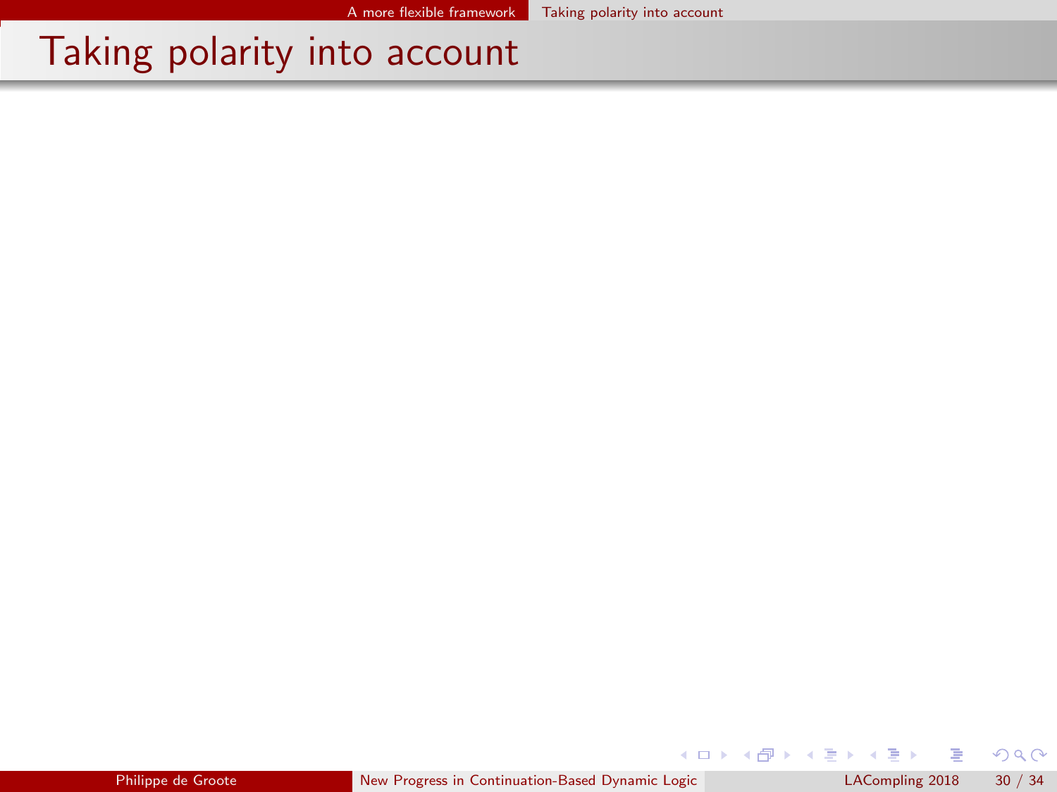# Taking polarity into account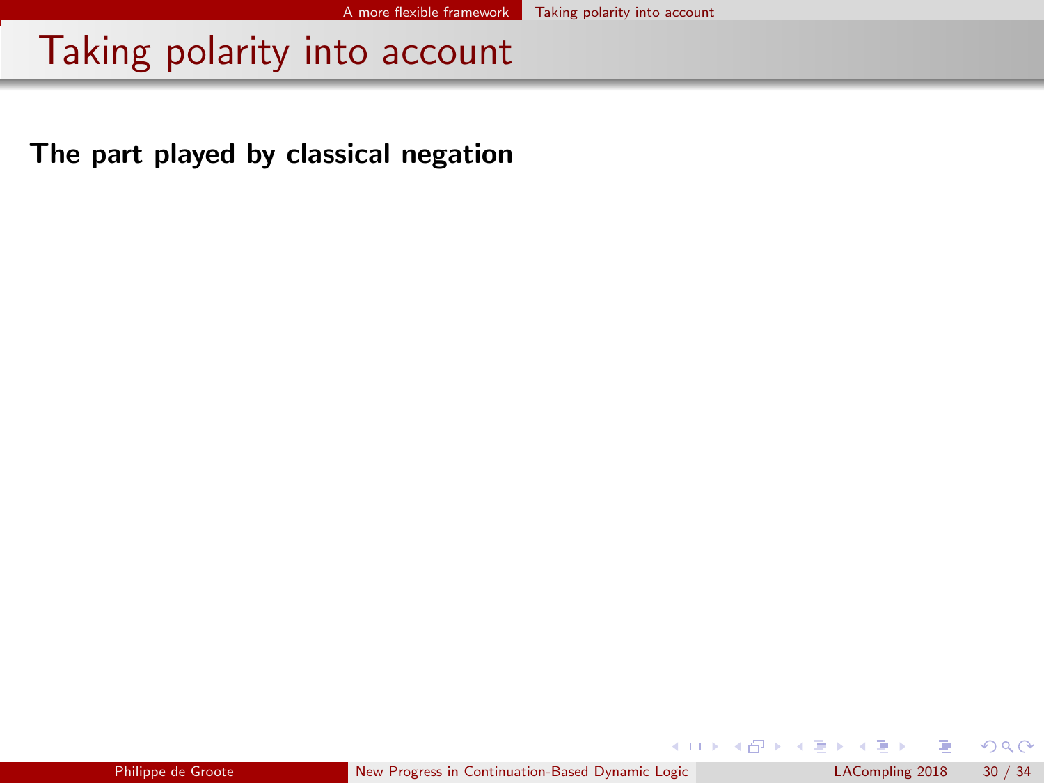# Taking polarity into account

**The part played by classical negation**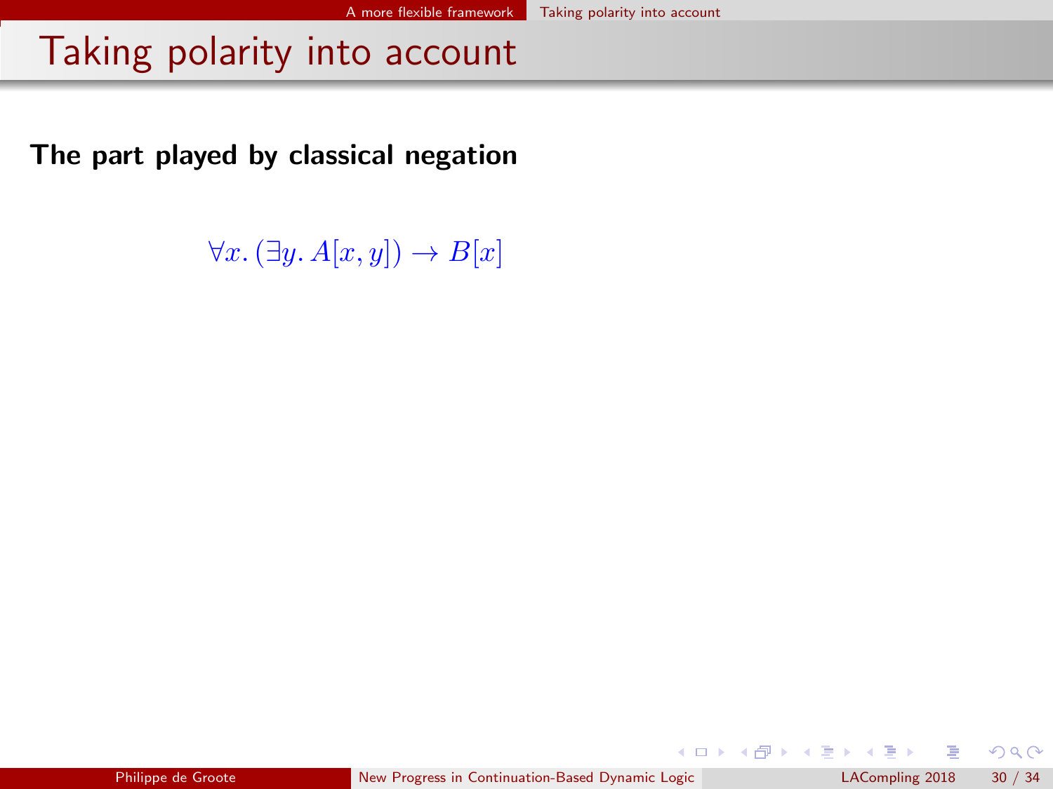# Taking polarity into account

**The part played by classical negation**

$$\forall x. (\exists y. A[x, y]) \rightarrow B[x]$$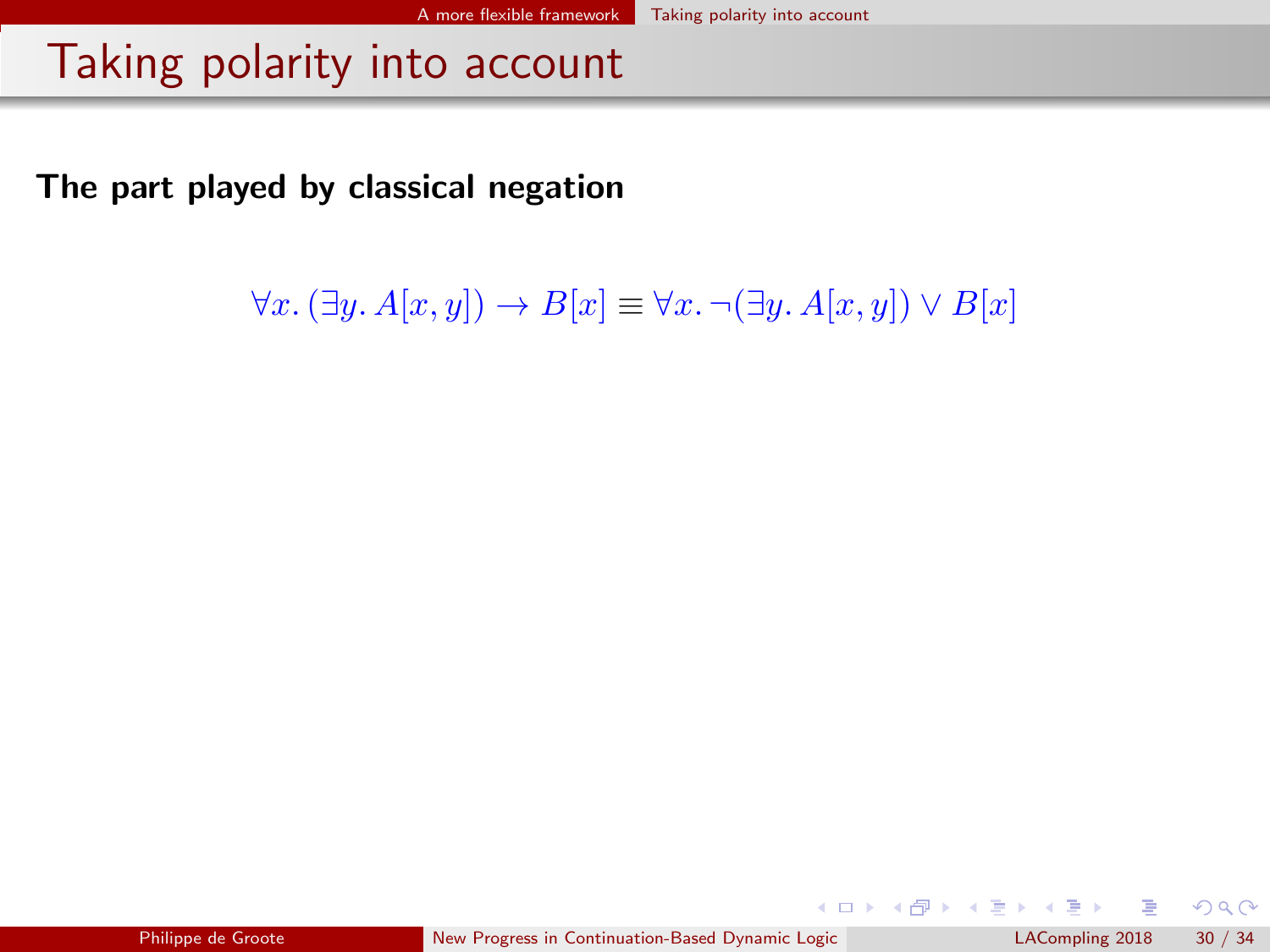# Taking polarity into account

**The part played by classical negation**

$$\forall x. (\exists y. A[x, y]) \rightarrow B[x] \equiv \forall x. \neg(\exists y. A[x, y]) \vee B[x]$$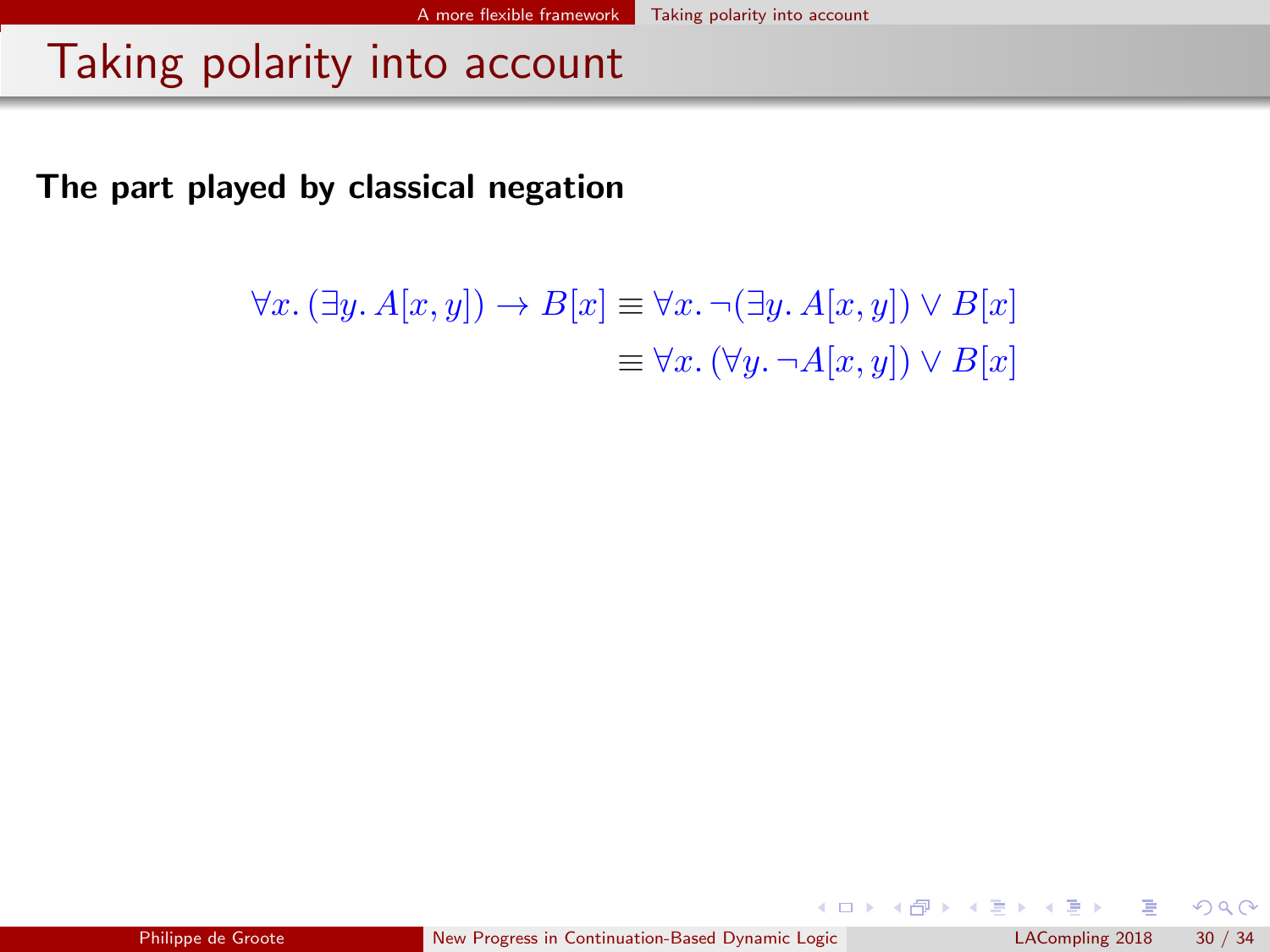# Taking polarity into account

**The part played by classical negation**

$$
\begin{aligned}
\forall x. (\exists y. A[x,y]) \rightarrow B[x] &\equiv \forall x. \neg(\exists y. A[x,y]) \vee B[x] \\
&\equiv \forall x. (\forall y. \neg A[x,y]) \vee B[x]
\end{aligned}
$$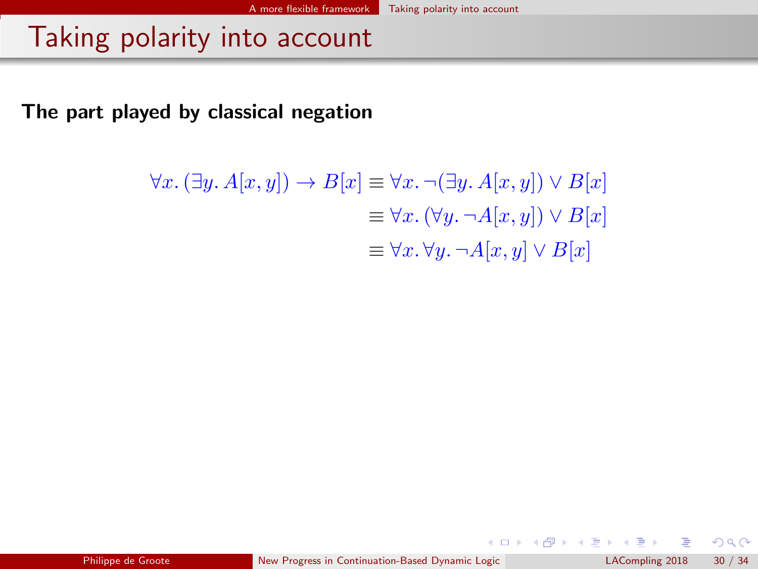# Taking polarity into account

**The part played by classical negation**

$$
\begin{aligned}
\forall x. (\exists y. A[x, y]) \rightarrow B[x] &\equiv \forall x. \neg(\exists y. A[x, y]) \vee B[x] \\
&\equiv \forall x. (\forall y. \neg A[x, y]) \vee B[x] \\
&\equiv \forall x. \forall y. \neg A[x, y] \vee B[x]
\end{aligned}
$$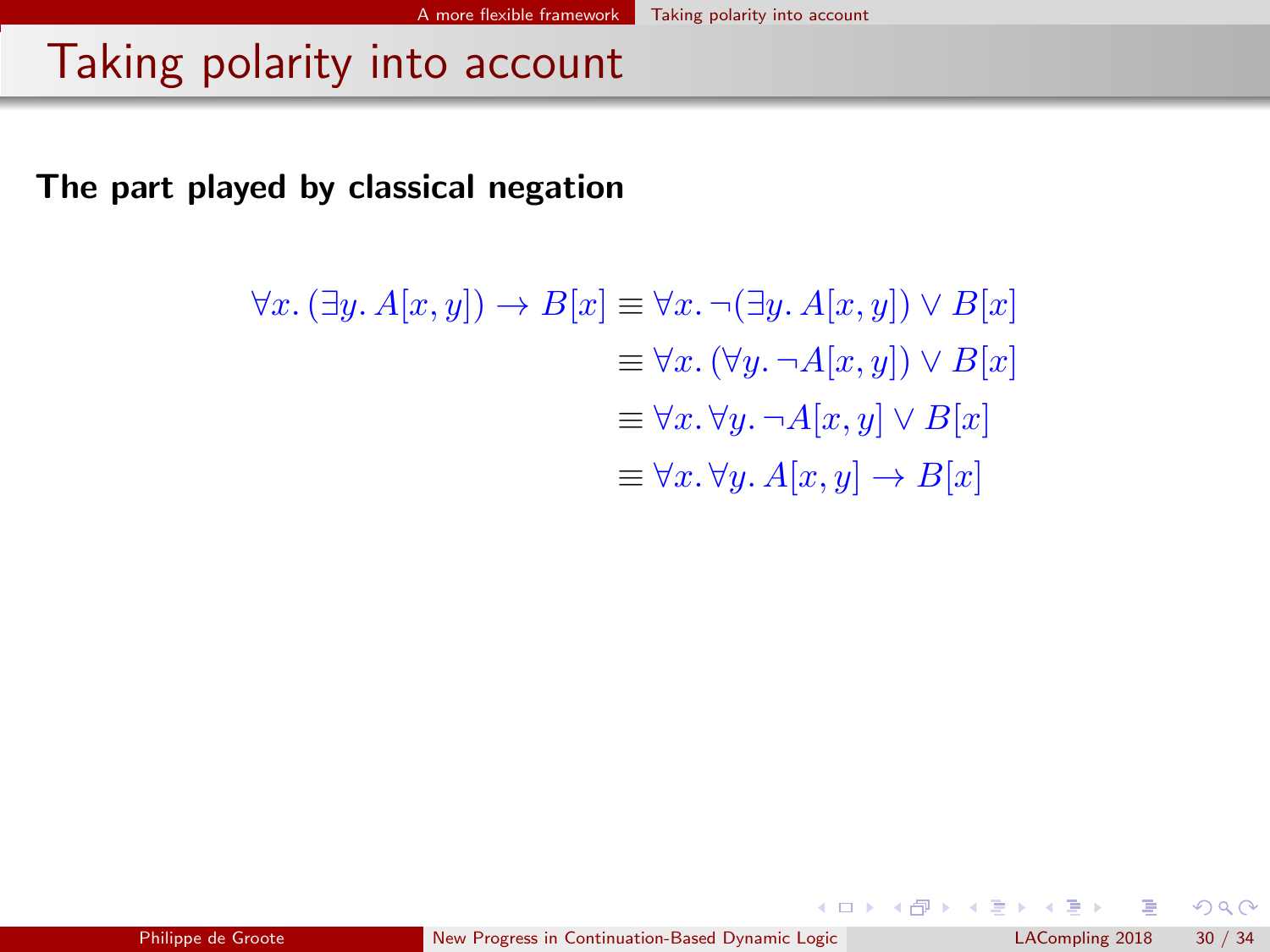# Taking polarity into account

**The part played by classical negation**

$$
\begin{aligned}
\forall x.\, (\exists y.\, A[x,y]) \to B[x] &\equiv \forall x.\, \neg(\exists y.\, A[x,y]) \lor B[x] \\
&\equiv \forall x.\, (\forall y.\, \neg A[x,y]) \lor B[x] \\
&\equiv \forall x.\, \forall y.\, \neg A[x,y] \lor B[x] \\
&\equiv \forall x.\, \forall y.\, A[x,y] \to B[x]
\end{aligned}
$$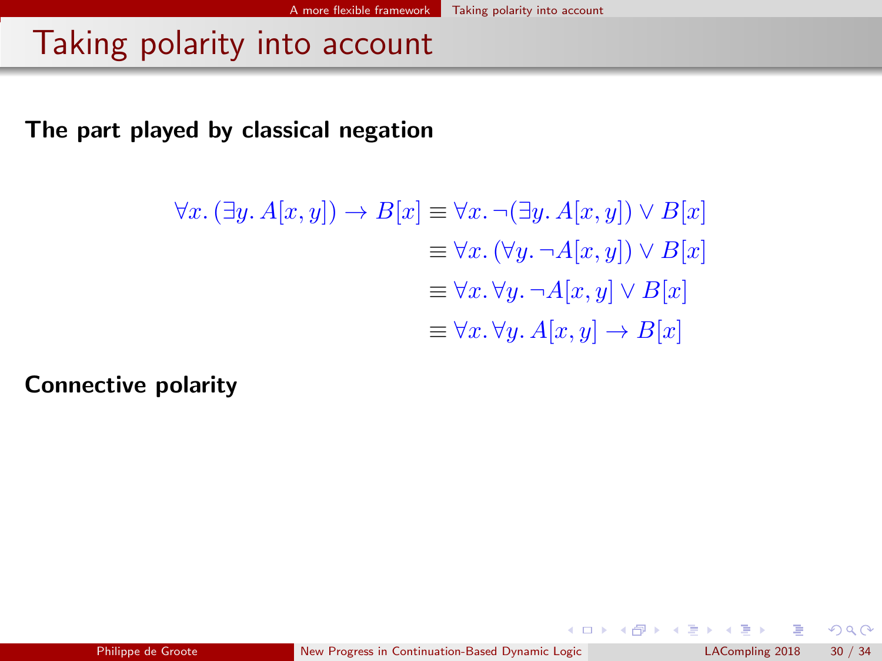# Taking polarity into account

**The part played by classical negation**

$$
\begin{aligned}
\forall x. (\exists y. A[x, y]) \rightarrow B[x] &\equiv \forall x. \neg(\exists y. A[x, y]) \vee B[x] \\
&\equiv \forall x. (\forall y. \neg A[x, y]) \vee B[x] \\
&\equiv \forall x. \forall y. \neg A[x, y] \vee B[x] \\
&\equiv \forall x. \forall y. A[x, y] \rightarrow B[x]
\end{aligned}
$$

**Connective polarity**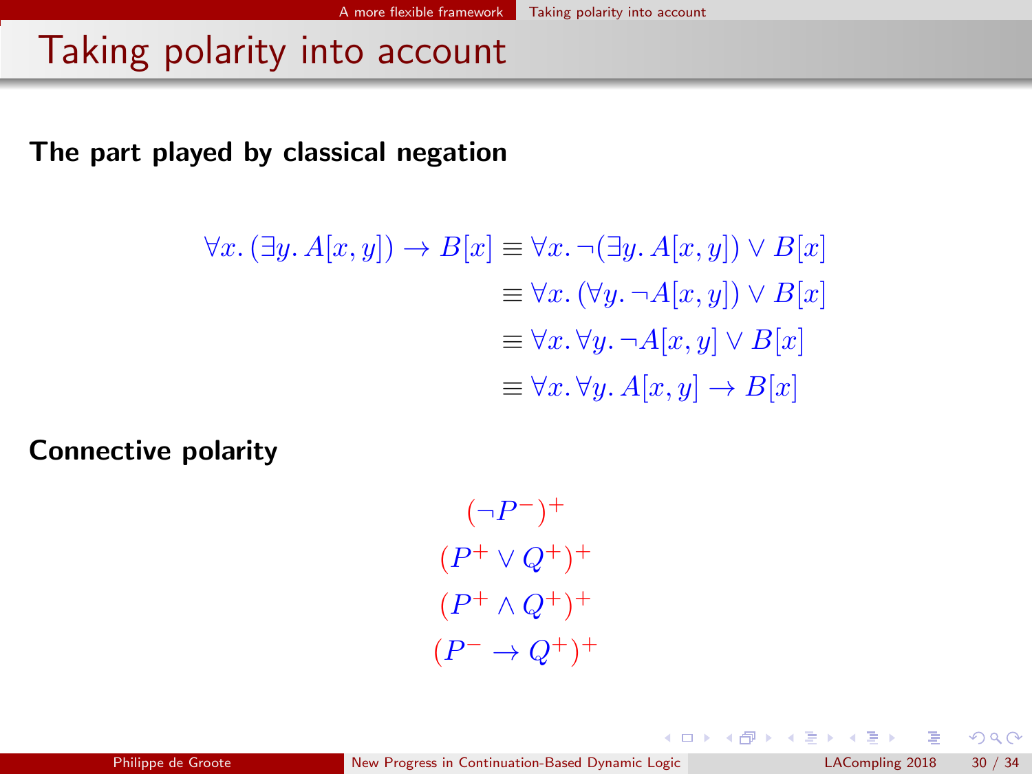# Taking polarity into account

**The part played by classical negation**

$$
\begin{aligned}
\forall x.\, (\exists y.\, A[x,y]) \rightarrow B[x] &\equiv \forall x.\, \neg(\exists y.\, A[x,y]) \vee B[x] \\
&\equiv \forall x.\, (\forall y.\, \neg A[x,y]) \vee B[x] \\
&\equiv \forall x.\, \forall y.\, \neg A[x,y] \vee B[x] \\
&\equiv \forall x.\, \forall y.\, A[x,y] \rightarrow B[x]
\end{aligned}
$$

**Connective polarity**

$$
\begin{gathered}
(\neg P^{-})^{+} \\
(P^{+} \vee Q^{+})^{+} \\
(P^{+} \wedge Q^{+})^{+} \\
(P^{-} \rightarrow Q^{+})^{+}
\end{gathered}
$$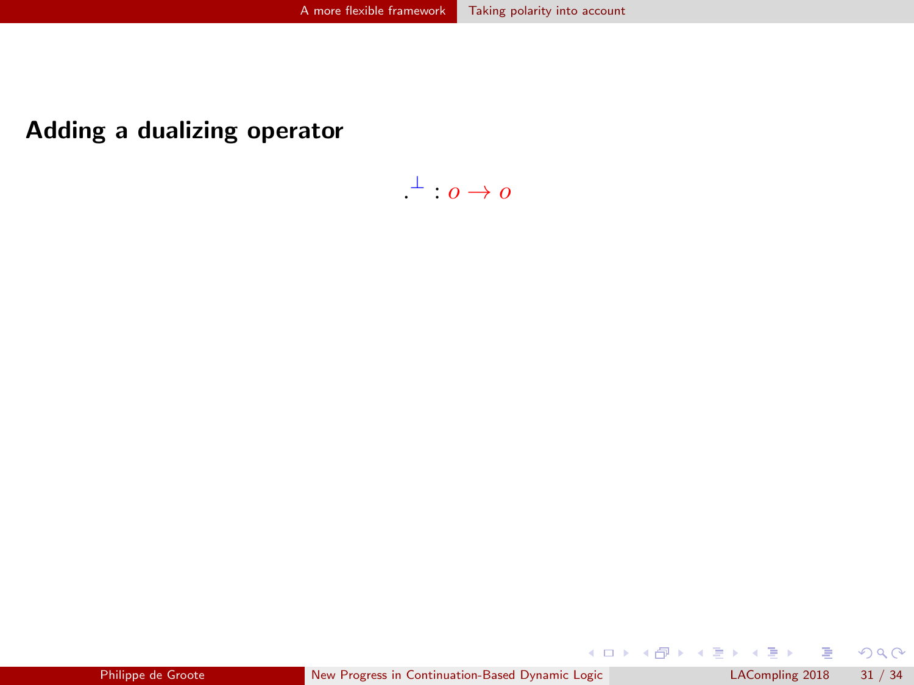## Adding a dualizing operator

$$.^{\perp} : o \rightarrow o$$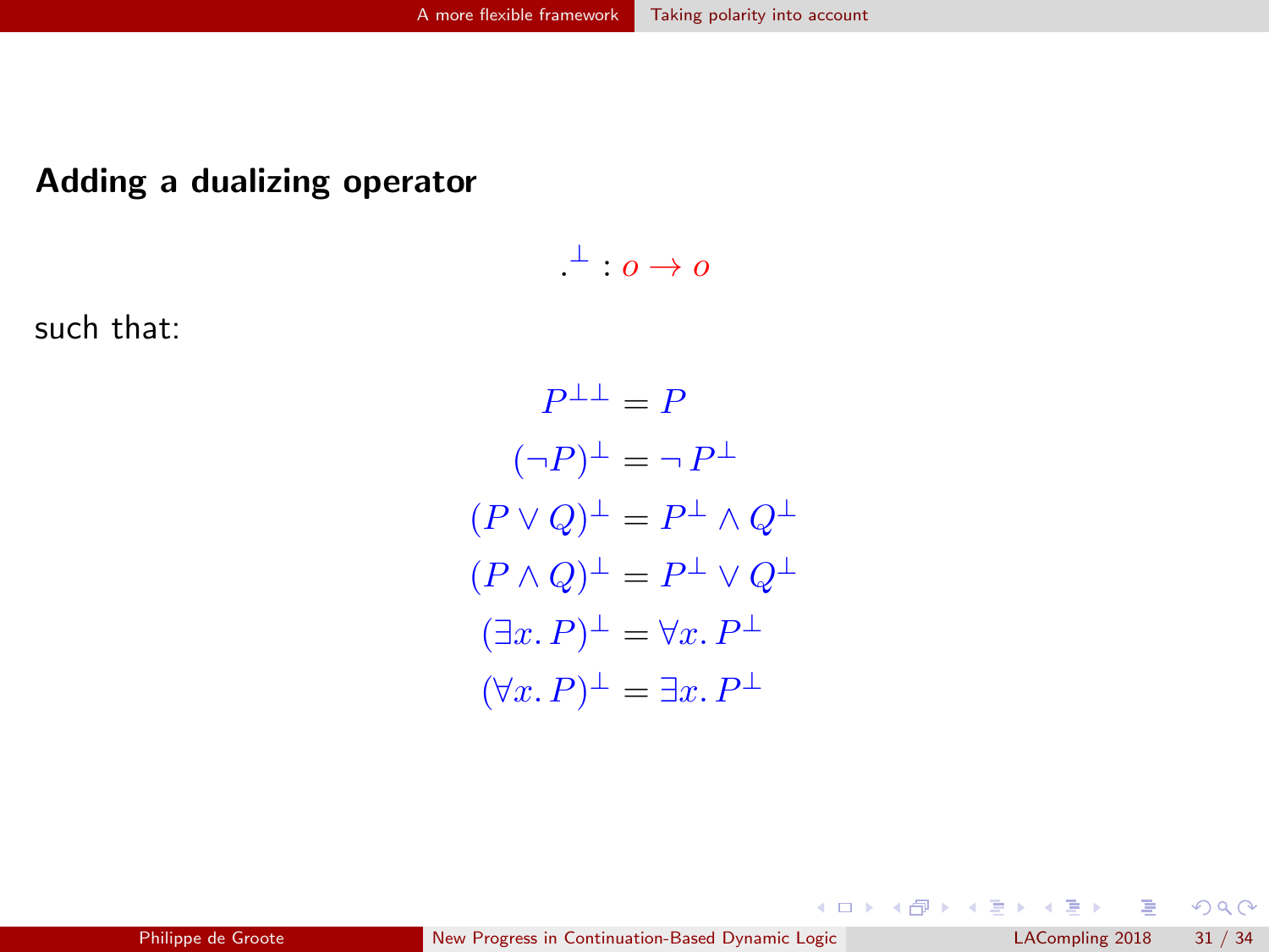## Adding a dualizing operator

$$\cdot^{\perp} : o \to o$$

such that:

$$P^{\perp\perp} = P$$

$$(\neg P)^{\perp} = \neg\, P^{\perp}$$

$$(P \vee Q)^{\perp} = P^{\perp} \wedge Q^{\perp}$$

$$(P \wedge Q)^{\perp} = P^{\perp} \vee Q^{\perp}$$

$$(\exists x.\, P)^{\perp} = \forall x.\, P^{\perp}$$

$$(\forall x.\, P)^{\perp} = \exists x.\, P^{\perp}$$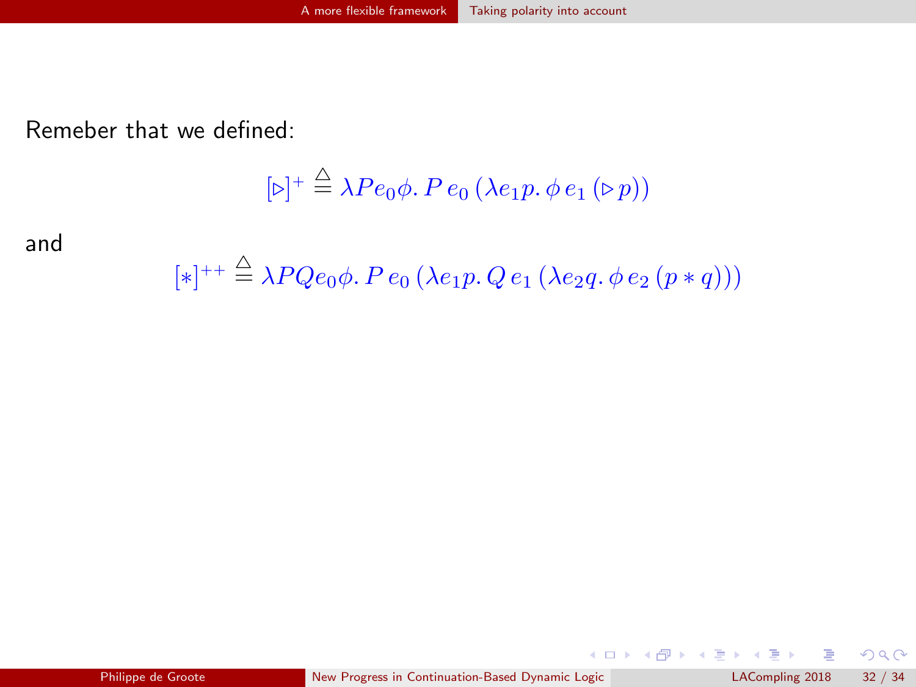Remeber that we defined:

$$[\triangleright]^{+} \stackrel{\triangle}{=} \lambda P e_0 \phi.\, P\, e_0\, (\lambda e_1 p.\, \phi\, e_1\, (\triangleright\, p))$$

and

$$[*]^{++} \stackrel{\triangle}{=} \lambda P Q e_0 \phi.\, P\, e_0\, (\lambda e_1 p.\, Q\, e_1\, (\lambda e_2 q.\, \phi\, e_2\, (p * q)))$$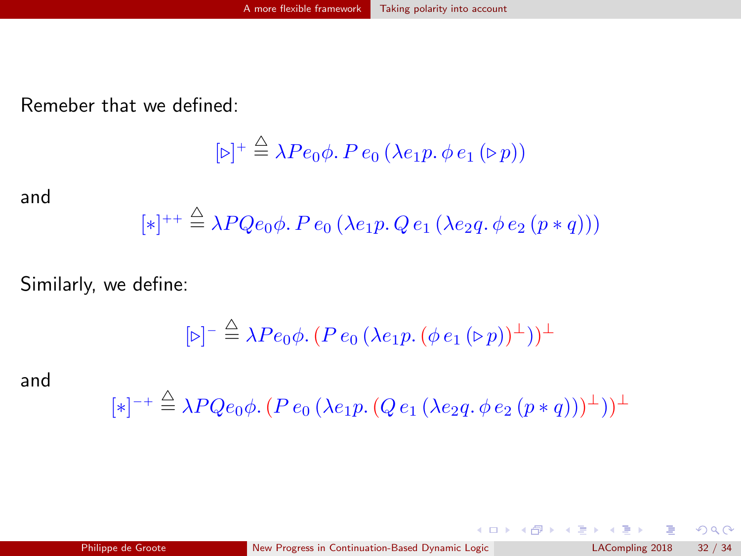Remeber that we defined:

$$[\triangleright]^{+} \overset{\triangle}{=} \lambda P e_0 \phi.\, P\, e_0\, (\lambda e_1 p.\, \phi\, e_1\, (\triangleright\, p))$$

and

$$[*]^{++} \overset{\triangle}{=} \lambda P Q e_0 \phi.\, P\, e_0\, (\lambda e_1 p.\, Q\, e_1\, (\lambda e_2 q.\, \phi\, e_2\, (p * q)))$$

Similarly, we define:

$$[\triangleright]^{-} \overset{\triangle}{=} \lambda P e_0 \phi.\, (P\, e_0\, (\lambda e_1 p.\, (\phi\, e_1\, (\triangleright\, p))^{\perp}))^{\perp}$$

and

$$[*]^{-+} \overset{\triangle}{=} \lambda P Q e_0 \phi.\, (P\, e_0\, (\lambda e_1 p.\, (Q\, e_1\, (\lambda e_2 q.\, \phi\, e_2\, (p * q)))^{\perp}))^{\perp}$$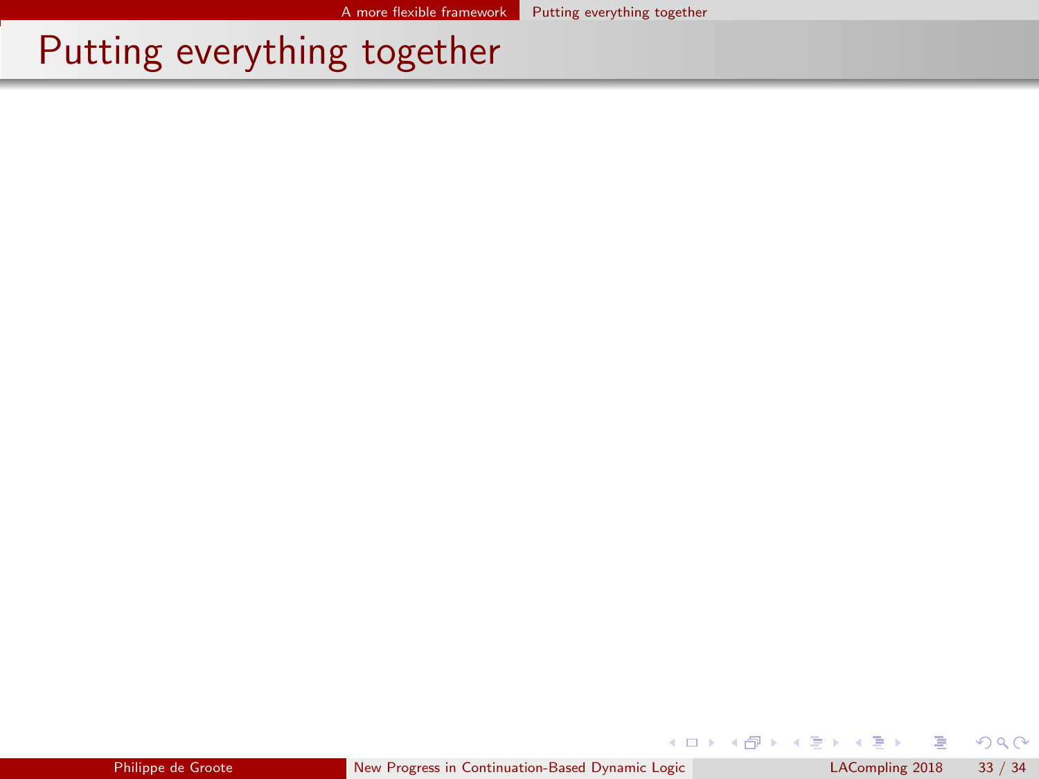# Putting everything together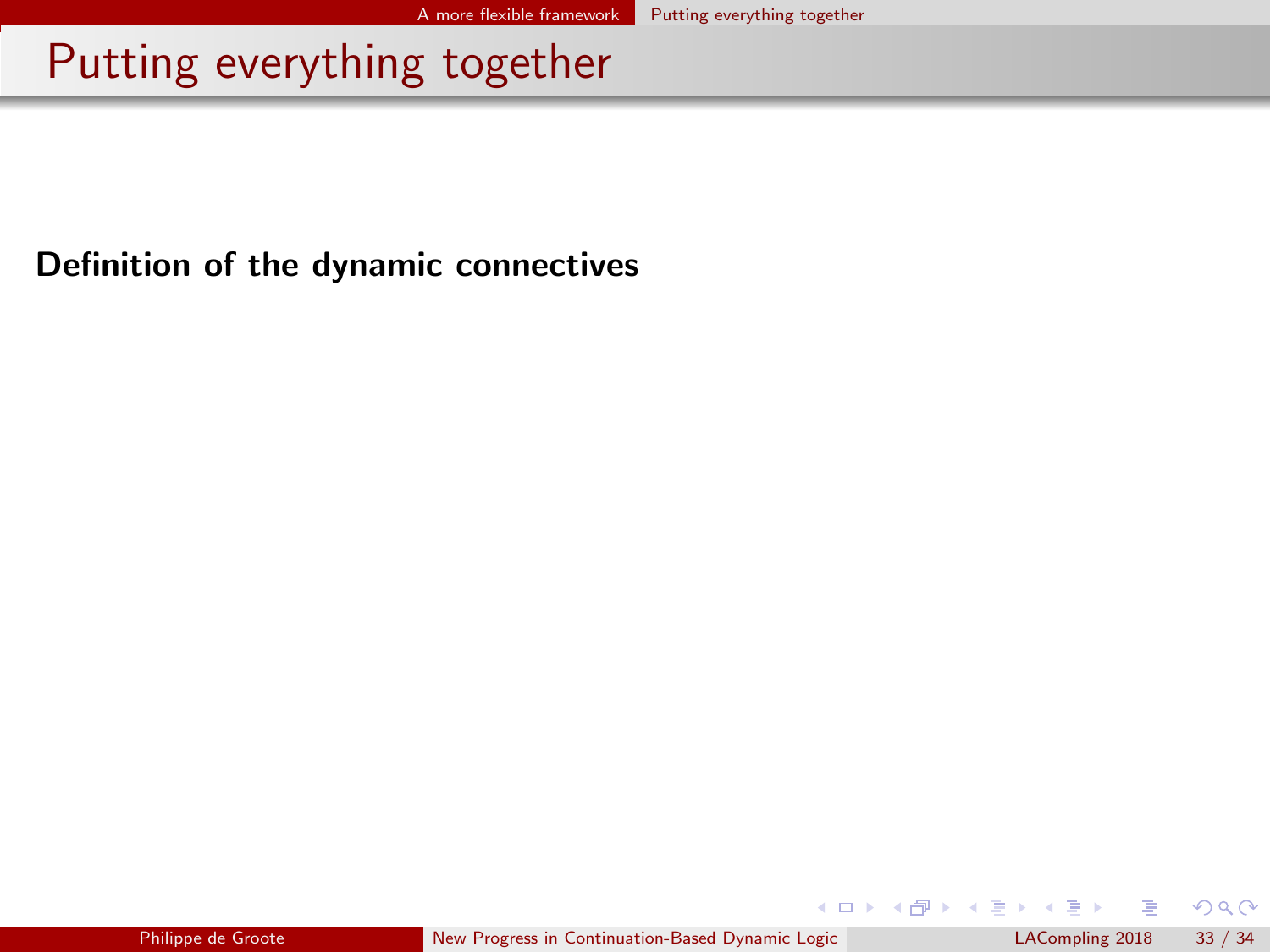# Putting everything together

**Definition of the dynamic connectives**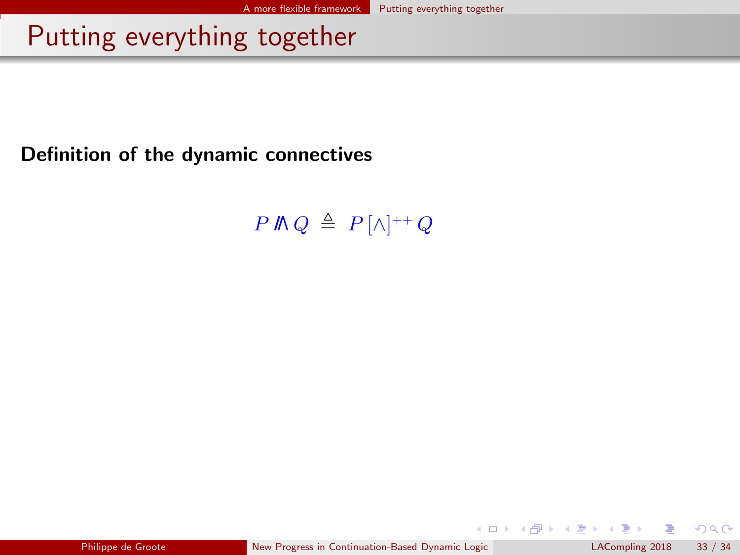# Putting everything together

**Definition of the dynamic connectives**

$$P \mathbin{/\!\!\!\wedge} Q \;\triangleq\; P \,[\wedge]^{++}\, Q$$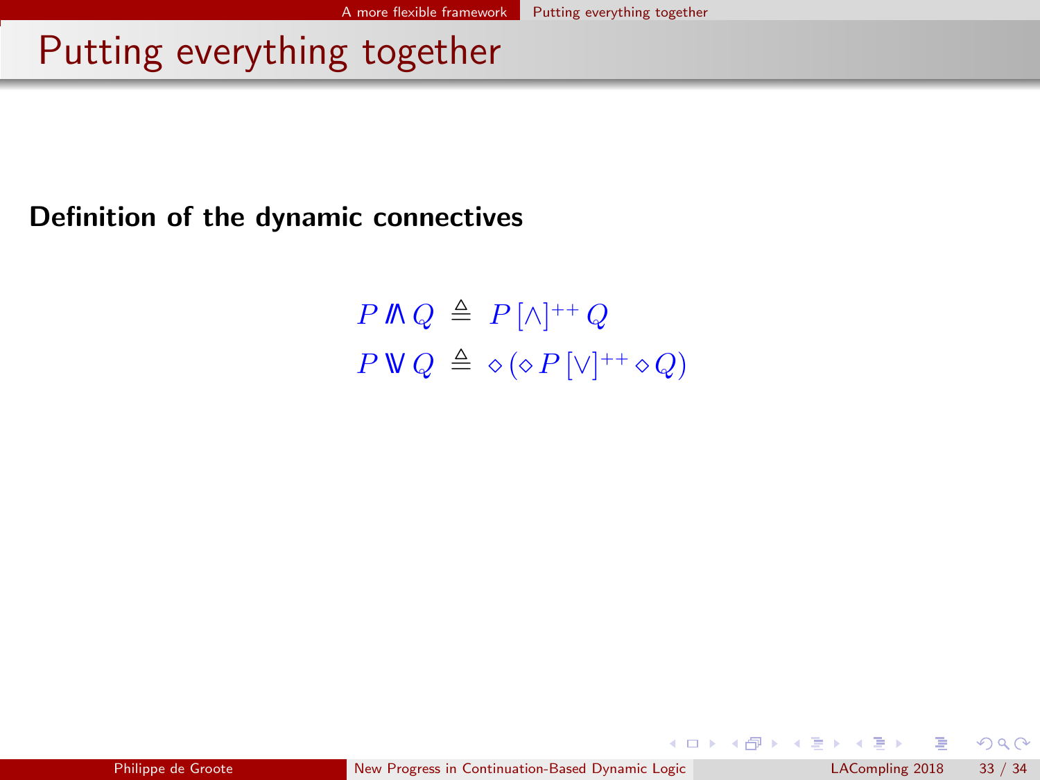# Putting everything together

**Definition of the dynamic connectives**

$$P \mathbin{/\!\!\!\wedge} Q \;\triangleq\; P\,[\wedge]^{++}\,Q$$

$$P \mathbin{\vee\!\!\!\vee} Q \;\triangleq\; \diamond\,(\diamond\,P\,[\vee]^{++}\,\diamond\,Q)$$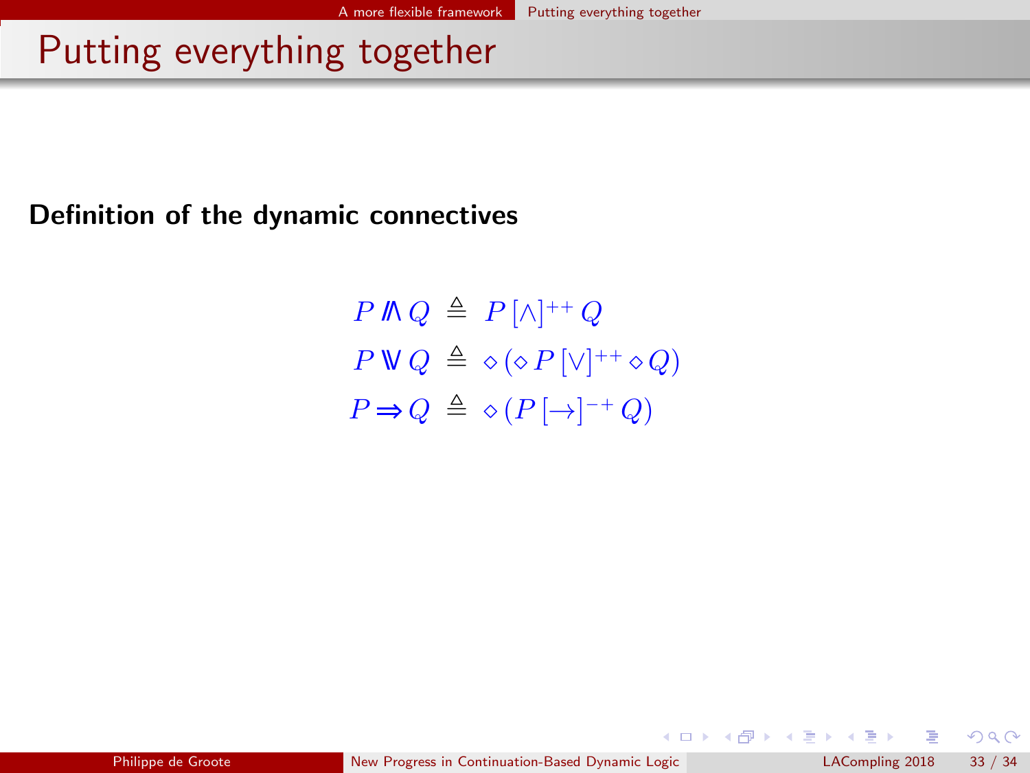# Putting everything together

**Definition of the dynamic connectives**

$$P \mathbin{/\!\!\!\wedge} Q \triangleq P\,[\wedge]^{++}\,Q$$

$$P \mathbin{\backslash\!\!\!\vee} Q \triangleq \diamond(\diamond P\,[\vee]^{++} \diamond Q)$$

$$P \Rightarrow Q \triangleq \diamond(P\,[\rightarrow]^{-+}\,Q)$$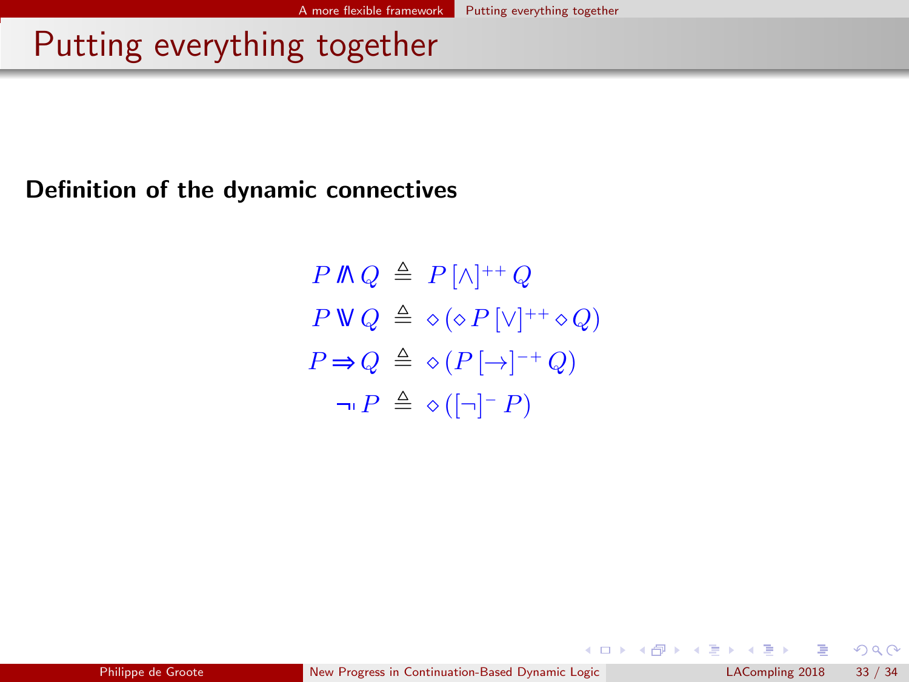# Putting everything together

**Definition of the dynamic connectives**

$$
\begin{aligned}
P \mathbin{/\!\!\!\wedge} Q &\triangleq P\,[\wedge]^{++}\,Q \\
P \mathbin{\backslash\!\!\!\vee} Q &\triangleq \diamond\,(\diamond\,P\,[\vee]^{++}\,\diamond\,Q) \\
P \Rightarrow Q &\triangleq \diamond\,(P\,[\rightarrow]^{-+}\,Q) \\
\neg\!\!\shortmid\, P &\triangleq \diamond\,([\neg]^{-}\,P)
\end{aligned}
$$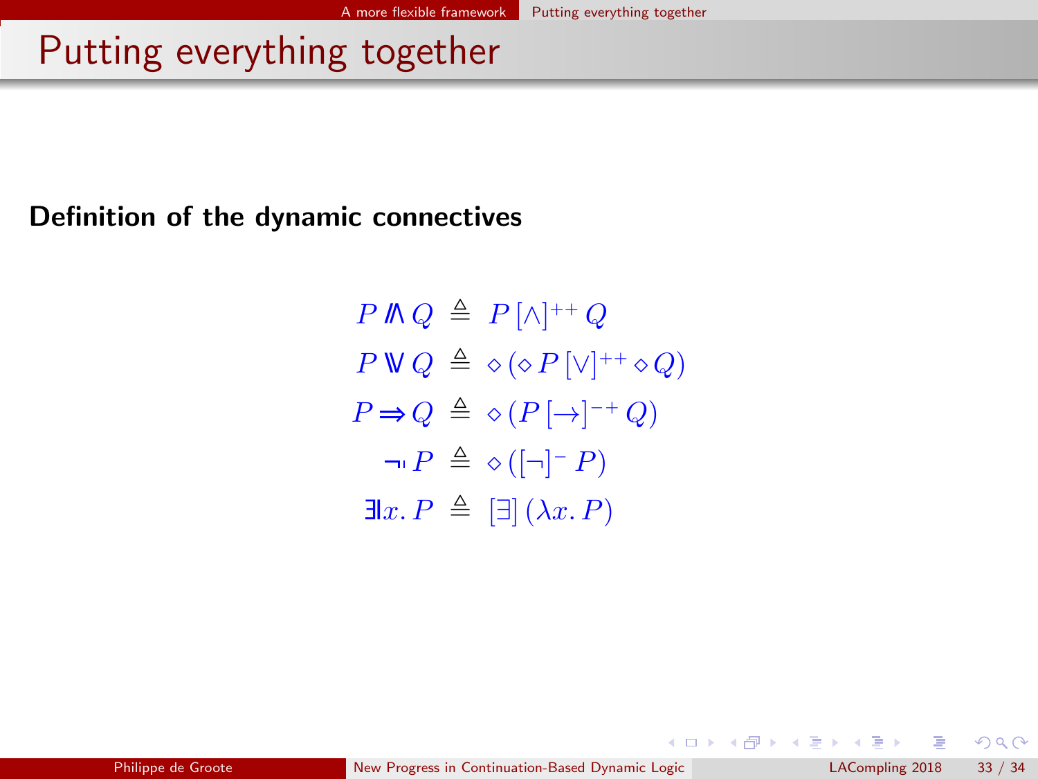# Putting everything together

**Definition of the dynamic connectives**

$$
\begin{aligned}
P \mathbin{/\!\!\!\wedge} Q &\triangleq P\,[\wedge]^{++}\,Q \\
P \mathbin{\backslash\!\!\!\vee} Q &\triangleq \diamond\,(\diamond\,P\,[\vee]^{++}\diamond Q) \\
P \Rightarrow Q &\triangleq \diamond\,(P\,[\rightarrow]^{-+}\,Q) \\
\neg\, P &\triangleq \diamond\,([\neg]^{-}\,P) \\
\exists x.\, P &\triangleq [\exists]\,(\lambda x.\, P)
\end{aligned}
$$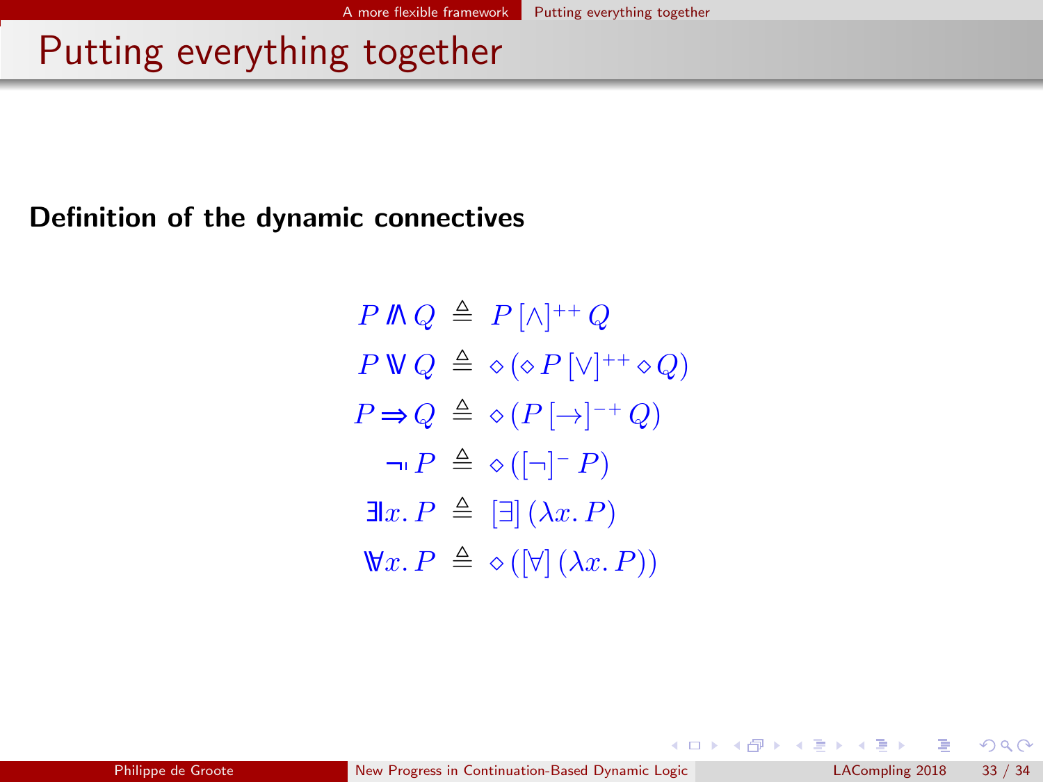# Putting everything together

**Definition of the dynamic connectives**

$$
\begin{aligned}
P \mathbin{/\!\!\!\wedge} Q &\triangleq P\,[\wedge]^{++}\,Q \\
P \mathbin{\vee\!\!\!\vee} Q &\triangleq \diamond\,(\diamond\, P\,[\vee]^{++} \diamond Q) \\
P \Rrightarrow Q &\triangleq \diamond\,(P\,[\to]^{-+}\,Q) \\
\neg\!\!\neg\, P &\triangleq \diamond\,([\neg]^{-}\,P) \\
\exists\!\!\exists x.\, P &\triangleq [\exists]\,(\lambda x.\, P) \\
\forall\!\!\forall x.\, P &\triangleq \diamond\,([\forall]\,(\lambda x.\, P))
\end{aligned}
$$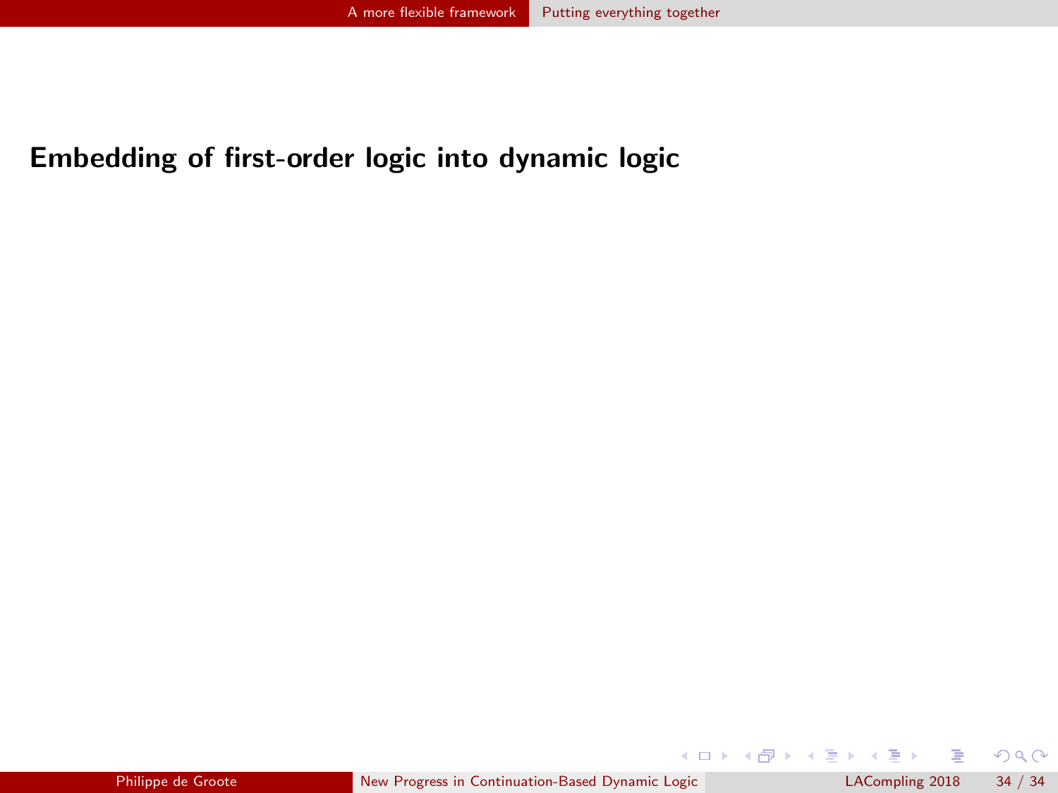## Embedding of first-order logic into dynamic logic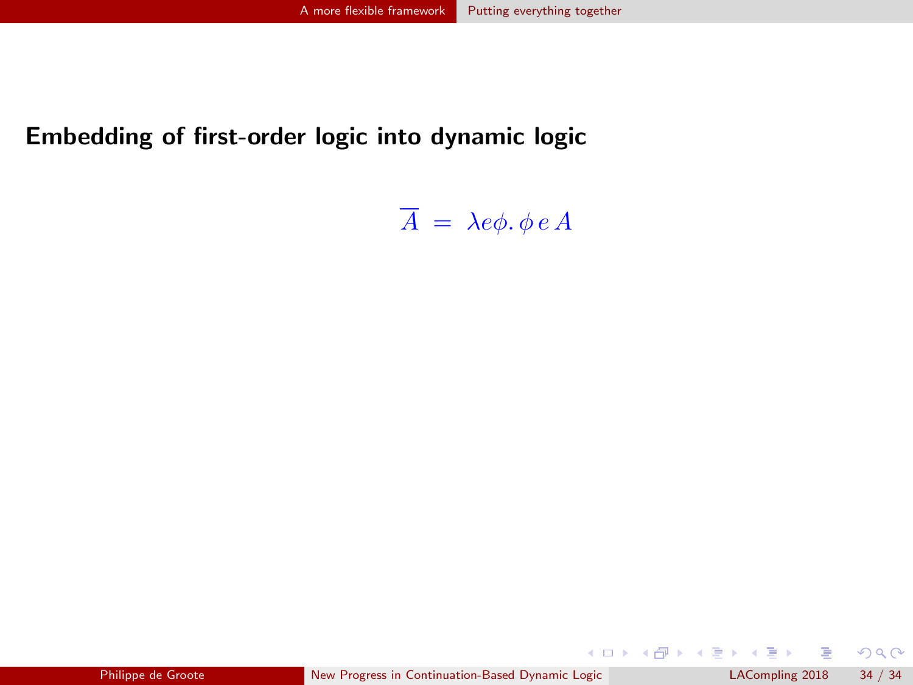## Embedding of first-order logic into dynamic logic

$$\overline{A} \;=\; \lambda e \phi .\, \phi\, e\, A$$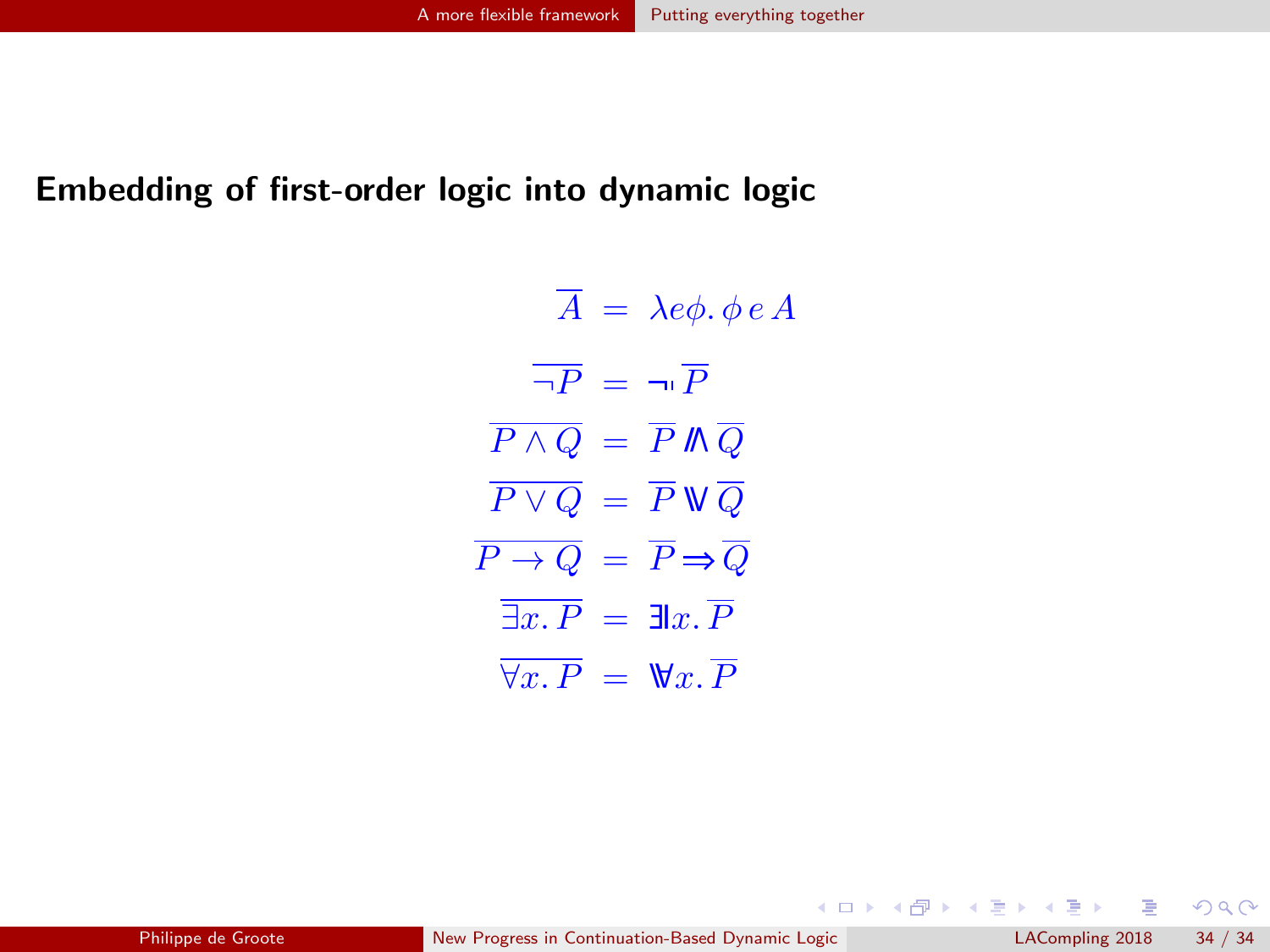# Embedding of first-order logic into dynamic logic

$$
\begin{aligned}
\overline{A} &= \lambda e \phi .\, \phi\, e\, A \\
\overline{\neg P} &= \neg\!\!\!\neg\, \overline{P} \\
\overline{P \wedge Q} &= \overline{P} \mathbin{/\!\!\!\wedge} \overline{Q} \\
\overline{P \vee Q} &= \overline{P} \mathbin{\vee\!\!\!\vee} \overline{Q} \\
\overline{P \to Q} &= \overline{P} \Rightarrow \overline{Q} \\
\overline{\exists x .\, P} &= \exists\!\!\exists x .\, \overline{P} \\
\overline{\forall x .\, P} &= \forall\!\!\forall x .\, \overline{P}
\end{aligned}
$$